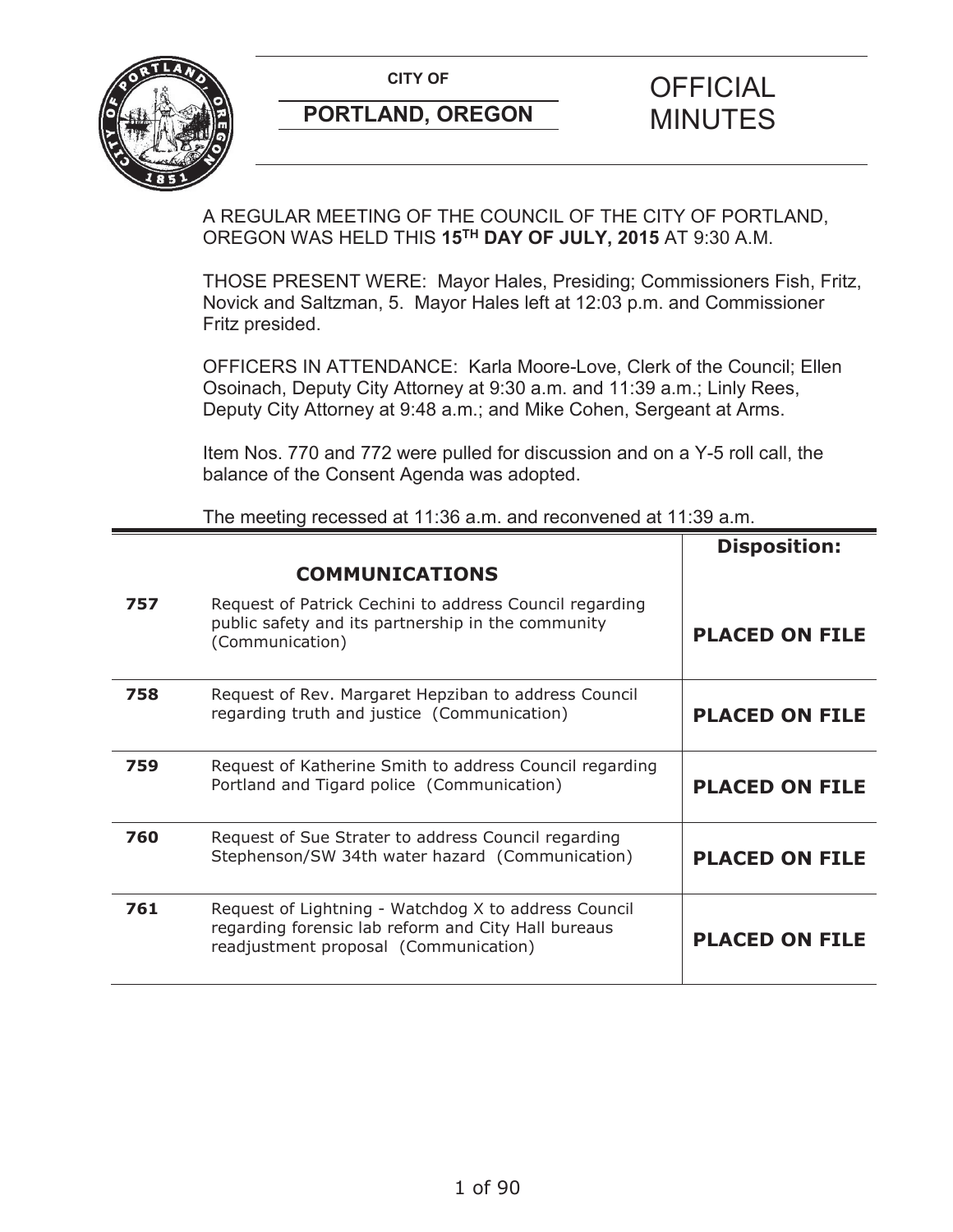**CITY OF**

**PORTLAND, OREGON**

# OFFICIAL MINUTES

A REGULAR MEETING OF THE COUNCIL OF THE CITY OF PORTLAND, OREGON WAS HELD THIS **15TH DAY OF JULY, 2015** AT 9:30 A.M.

THOSE PRESENT WERE: Mayor Hales, Presiding; Commissioners Fish, Fritz, Novick and Saltzman, 5. Mayor Hales left at 12:03 p.m. and Commissioner Fritz presided.

OFFICERS IN ATTENDANCE: Karla Moore-Love, Clerk of the Council; Ellen Osoinach, Deputy City Attorney at 9:30 a.m. and 11:39 a.m.; Linly Rees, Deputy City Attorney at 9:48 a.m.; and Mike Cohen, Sergeant at Arms.

Item Nos. 770 and 772 were pulled for discussion and on a Y-5 roll call, the balance of the Consent Agenda was adopted.

The meeting recessed at 11:36 a.m. and reconvened at 11:39 a.m.

| | | **Disposition:** |
|---|---|---|
| | **COMMUNICATIONS** | |
| **757** | Request of Patrick Cechini to address Council regarding public safety and its partnership in the community (Communication) | **PLACED ON FILE** |
| **758** | Request of Rev. Margaret Hepziban to address Council regarding truth and justice (Communication) | **PLACED ON FILE** |
| **759** | Request of Katherine Smith to address Council regarding Portland and Tigard police (Communication) | **PLACED ON FILE** |
| **760** | Request of Sue Strater to address Council regarding Stephenson/SW 34th water hazard (Communication) | **PLACED ON FILE** |
| **761** | Request of Lightning - Watchdog X to address Council regarding forensic lab reform and City Hall bureaus readjustment proposal (Communication) | **PLACED ON FILE** |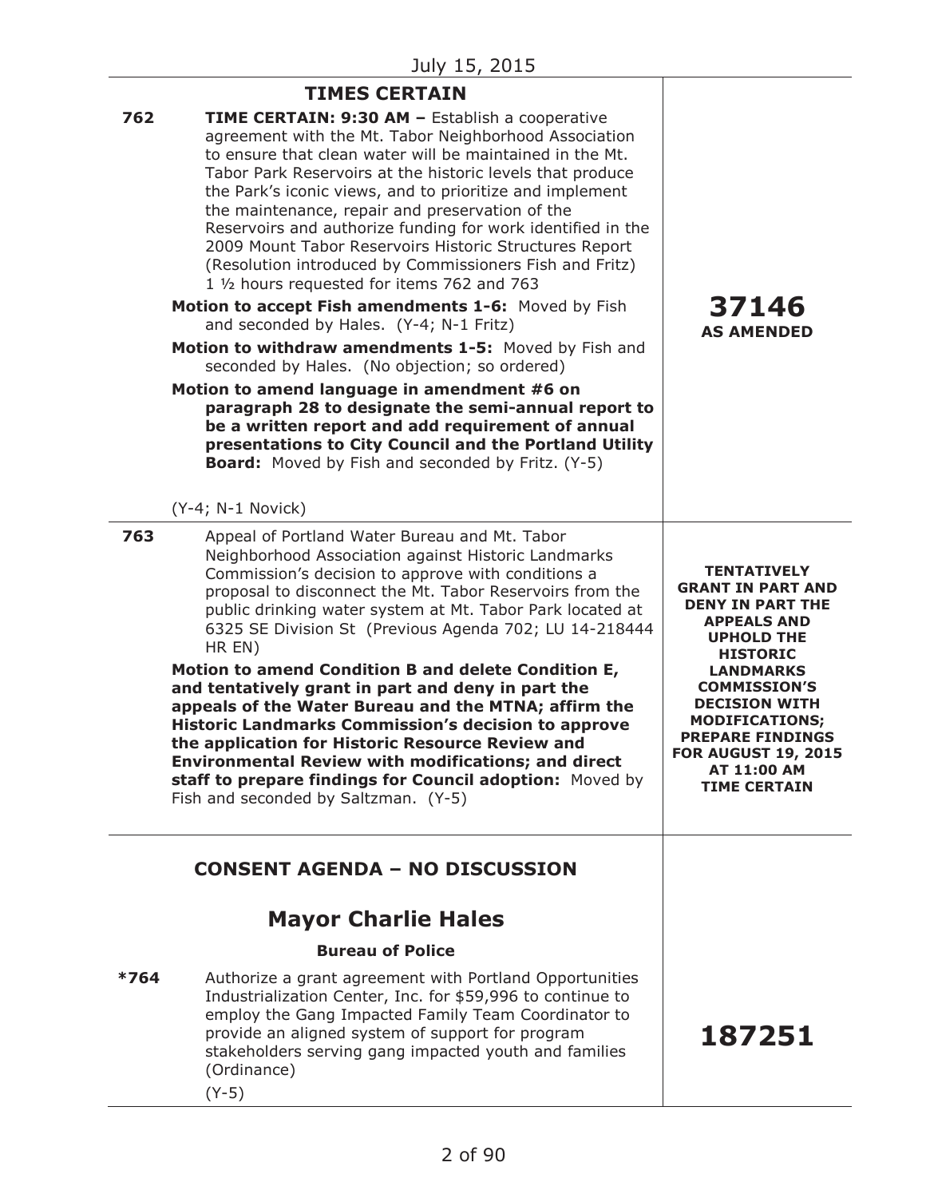July 15, 2015

## TIMES CERTAIN

| | | |
|---|---|---|
| 762 | **TIME CERTAIN: 9:30 AM –** Establish a cooperative agreement with the Mt. Tabor Neighborhood Association to ensure that clean water will be maintained in the Mt. Tabor Park Reservoirs at the historic levels that produce the Park's iconic views, and to prioritize and implement the maintenance, repair and preservation of the Reservoirs and authorize funding for work identified in the 2009 Mount Tabor Reservoirs Historic Structures Report (Resolution introduced by Commissioners Fish and Fritz) 1 ½ hours requested for items 762 and 763<br><br>**Motion to accept Fish amendments 1-6:** Moved by Fish and seconded by Hales. (Y-4; N-1 Fritz)<br><br>**Motion to withdraw amendments 1-5:** Moved by Fish and seconded by Hales. (No objection; so ordered)<br><br>**Motion to amend language in amendment #6 on paragraph 28 to designate the semi-annual report to be a written report and add requirement of annual presentations to City Council and the Portland Utility Board:** Moved by Fish and seconded by Fritz. (Y-5)<br><br>(Y-4; N-1 Novick) | **37146 AS AMENDED** |
| 763 | Appeal of Portland Water Bureau and Mt. Tabor Neighborhood Association against Historic Landmarks Commission's decision to approve with conditions a proposal to disconnect the Mt. Tabor Reservoirs from the public drinking water system at Mt. Tabor Park located at 6325 SE Division St (Previous Agenda 702; LU 14-218444 HR EN)<br><br>**Motion to amend Condition B and delete Condition E, and tentatively grant in part and deny in part the appeals of the Water Bureau and the MTNA; affirm the Historic Landmarks Commission's decision to approve the application for Historic Resource Review and Environmental Review with modifications; and direct staff to prepare findings for Council adoption:** Moved by Fish and seconded by Saltzman. (Y-5) | **TENTATIVELY GRANT IN PART AND DENY IN PART THE APPEALS AND UPHOLD THE HISTORIC LANDMARKS COMMISSION'S DECISION WITH MODIFICATIONS; PREPARE FINDINGS FOR AUGUST 19, 2015 AT 11:00 AM TIME CERTAIN** |

## CONSENT AGENDA – NO DISCUSSION

## Mayor Charlie Hales

### Bureau of Police

| | | |
|---|---|---|
| *764 | Authorize a grant agreement with Portland Opportunities Industrialization Center, Inc. for $59,996 to continue to employ the Gang Impacted Family Team Coordinator to provide an aligned system of support for program stakeholders serving gang impacted youth and families (Ordinance)<br><br>(Y-5) | **187251** |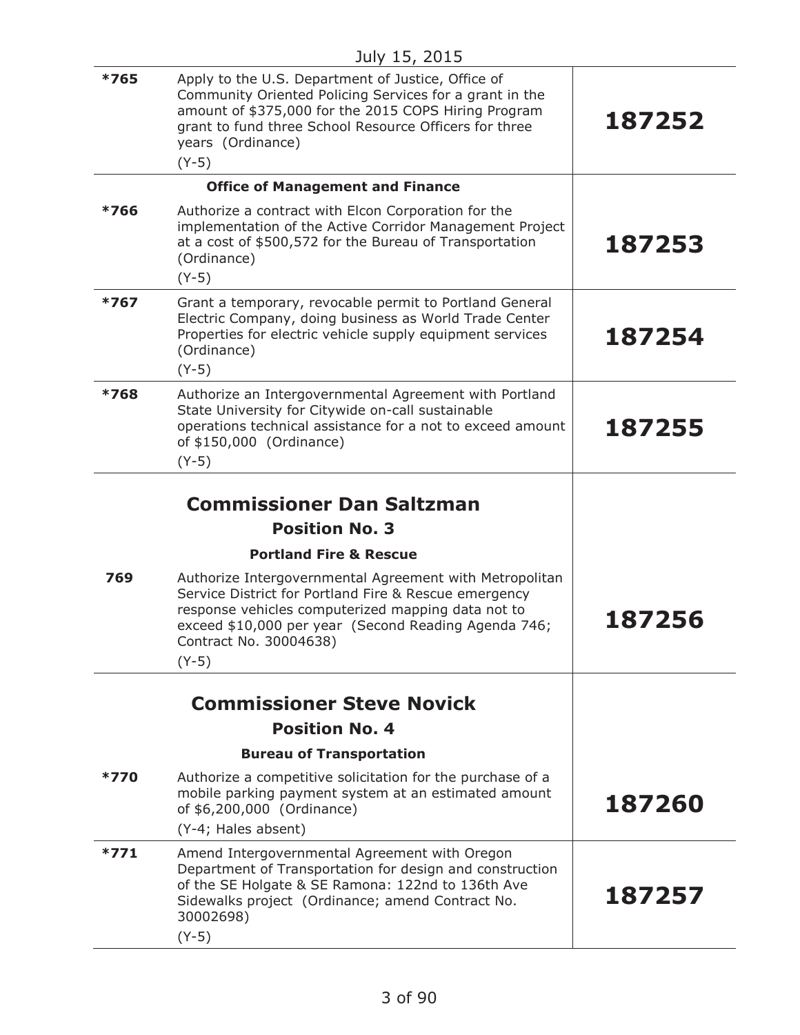July 15, 2015

| | | |
|---|---|---|
| *765 | Apply to the U.S. Department of Justice, Office of Community Oriented Policing Services for a grant in the amount of $375,000 for the 2015 COPS Hiring Program grant to fund three School Resource Officers for three years (Ordinance)<br>(Y-5) | **187252** |
| | **Office of Management and Finance** | |
| *766 | Authorize a contract with Elcon Corporation for the implementation of the Active Corridor Management Project at a cost of $500,572 for the Bureau of Transportation (Ordinance)<br>(Y-5) | **187253** |
| *767 | Grant a temporary, revocable permit to Portland General Electric Company, doing business as World Trade Center Properties for electric vehicle supply equipment services (Ordinance)<br>(Y-5) | **187254** |
| *768 | Authorize an Intergovernmental Agreement with Portland State University for Citywide on-call sustainable operations technical assistance for a not to exceed amount of $150,000 (Ordinance)<br>(Y-5) | **187255** |
| | **Commissioner Dan Saltzman**<br>**Position No. 3**<br>**Portland Fire & Rescue** | |
| 769 | Authorize Intergovernmental Agreement with Metropolitan Service District for Portland Fire & Rescue emergency response vehicles computerized mapping data not to exceed $10,000 per year (Second Reading Agenda 746; Contract No. 30004638)<br>(Y-5) | **187256** |
| | **Commissioner Steve Novick**<br>**Position No. 4**<br>**Bureau of Transportation** | |
| *770 | Authorize a competitive solicitation for the purchase of a mobile parking payment system at an estimated amount of $6,200,000 (Ordinance)<br>(Y-4; Hales absent) | **187260** |
| *771 | Amend Intergovernmental Agreement with Oregon Department of Transportation for design and construction of the SE Holgate & SE Ramona: 122nd to 136th Ave Sidewalks project (Ordinance; amend Contract No. 30002698)<br>(Y-5) | **187257** |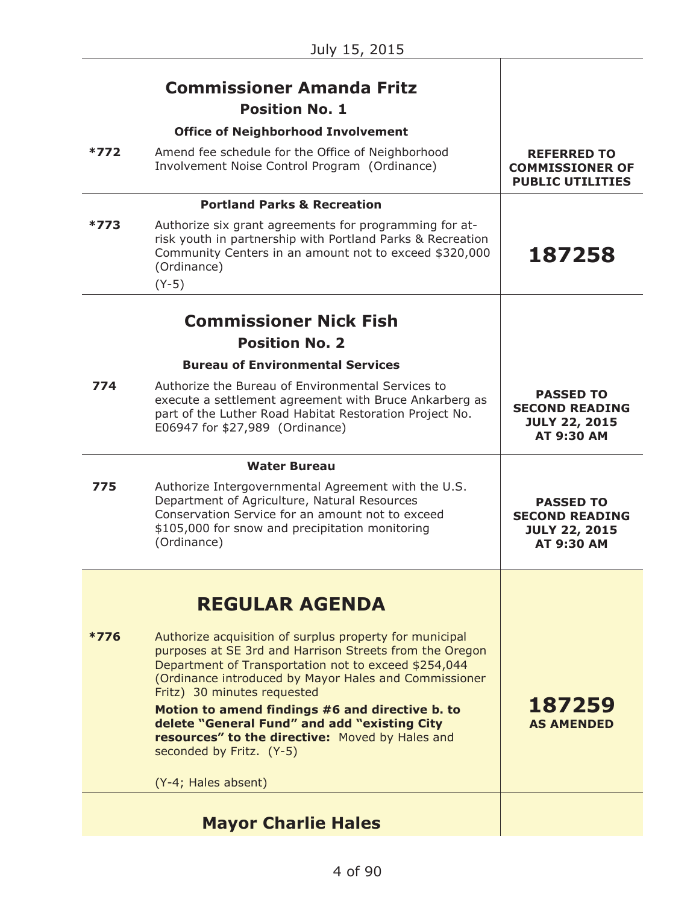July 15, 2015

| | | |
|---|---|---|
| | **Commissioner Amanda Fritz** **Position No. 1** | |
| | **Office of Neighborhood Involvement** | |
| ***772** | Amend fee schedule for the Office of Neighborhood Involvement Noise Control Program (Ordinance) | **REFERRED TO COMMISSIONER OF PUBLIC UTILITIES** |
| | **Portland Parks & Recreation** | |
| ***773** | Authorize six grant agreements for programming for at-risk youth in partnership with Portland Parks & Recreation Community Centers in an amount not to exceed $320,000 (Ordinance) (Y-5) | **187258** |
| | **Commissioner Nick Fish** **Position No. 2** | |
| | **Bureau of Environmental Services** | |
| **774** | Authorize the Bureau of Environmental Services to execute a settlement agreement with Bruce Ankarberg as part of the Luther Road Habitat Restoration Project No. E06947 for $27,989 (Ordinance) | **PASSED TO SECOND READING JULY 22, 2015 AT 9:30 AM** |
| | **Water Bureau** | |
| **775** | Authorize Intergovernmental Agreement with the U.S. Department of Agriculture, Natural Resources Conservation Service for an amount not to exceed $105,000 for snow and precipitation monitoring (Ordinance) | **PASSED TO SECOND READING JULY 22, 2015 AT 9:30 AM** |
| | **REGULAR AGENDA** | |
| ***776** | Authorize acquisition of surplus property for municipal purposes at SE 3rd and Harrison Streets from the Oregon Department of Transportation not to exceed $254,044 (Ordinance introduced by Mayor Hales and Commissioner Fritz) 30 minutes requested<br>**Motion to amend findings #6 and directive b. to delete "General Fund" and add "existing City resources" to the directive:** Moved by Hales and seconded by Fritz. (Y-5)<br>(Y-4; Hales absent) | **187259 AS AMENDED** |
| | **Mayor Charlie Hales** | |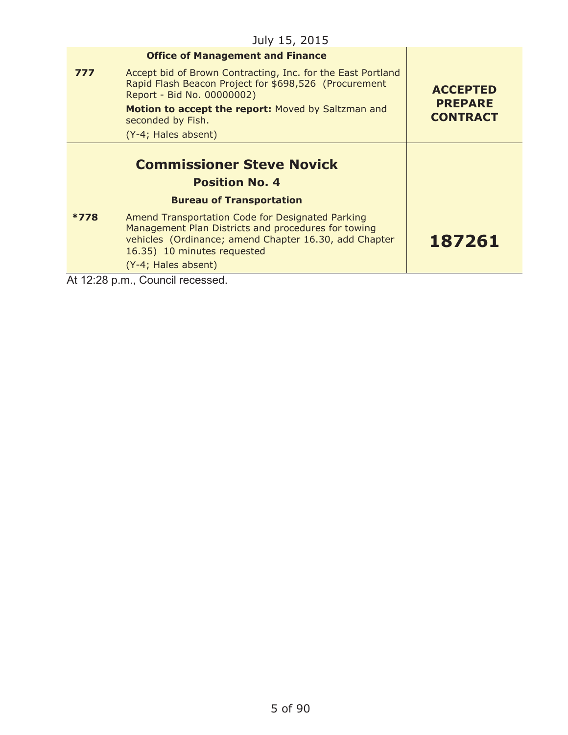July 15, 2015

| | | |
|---|---|---|
| | **Office of Management and Finance** | |
| **777** | Accept bid of Brown Contracting, Inc. for the East Portland Rapid Flash Beacon Project for $698,526 (Procurement Report - Bid No. 00000002)<br>**Motion to accept the report:** Moved by Saltzman and seconded by Fish.<br>(Y-4; Hales absent) | **ACCEPTED PREPARE CONTRACT** |
| | **Commissioner Steve Novick**<br>**Position No. 4**<br>**Bureau of Transportation** | |
| ***778** | Amend Transportation Code for Designated Parking Management Plan Districts and procedures for towing vehicles (Ordinance; amend Chapter 16.30, add Chapter 16.35) 10 minutes requested<br>(Y-4; Hales absent) | **187261** |

At 12:28 p.m., Council recessed.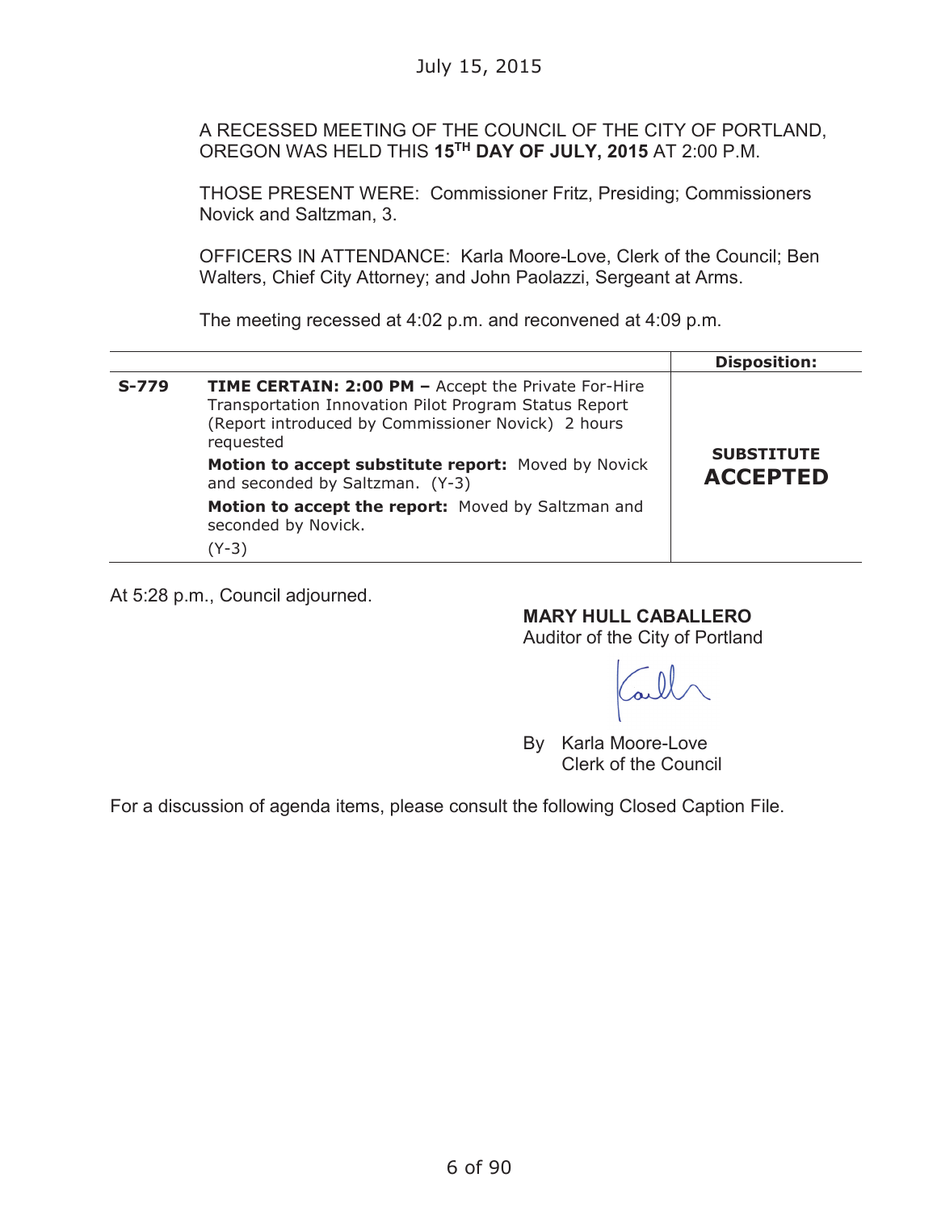July 15, 2015

A RECESSED MEETING OF THE COUNCIL OF THE CITY OF PORTLAND, OREGON WAS HELD THIS **15TH DAY OF JULY, 2015** AT 2:00 P.M.

THOSE PRESENT WERE: Commissioner Fritz, Presiding; Commissioners Novick and Saltzman, 3.

OFFICERS IN ATTENDANCE: Karla Moore-Love, Clerk of the Council; Ben Walters, Chief City Attorney; and John Paolazzi, Sergeant at Arms.

The meeting recessed at 4:02 p.m. and reconvened at 4:09 p.m.

| | | **Disposition:** |
|---|---|---|
| **S-779** | **TIME CERTAIN: 2:00 PM –** Accept the Private For-Hire Transportation Innovation Pilot Program Status Report (Report introduced by Commissioner Novick) 2 hours requested<br>**Motion to accept substitute report:** Moved by Novick and seconded by Saltzman. (Y-3)<br>**Motion to accept the report:** Moved by Saltzman and seconded by Novick.<br>(Y-3) | **SUBSTITUTE ACCEPTED** |

At 5:28 p.m., Council adjourned.

**MARY HULL CABALLERO**
Auditor of the City of Portland

By Karla Moore-Love
Clerk of the Council

For a discussion of agenda items, please consult the following Closed Caption File.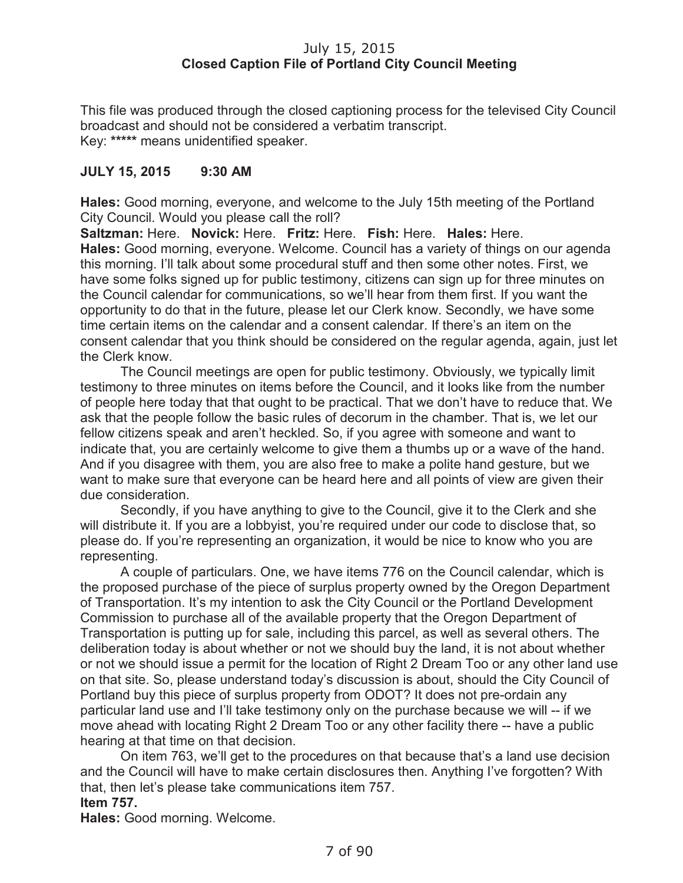July 15, 2015
**Closed Caption File of Portland City Council Meeting**

This file was produced through the closed captioning process for the televised City Council broadcast and should not be considered a verbatim transcript.
Key: ***** means unidentified speaker.

**JULY 15, 2015 9:30 AM**

**Hales:** Good morning, everyone, and welcome to the July 15th meeting of the Portland City Council. Would you please call the roll?

**Saltzman:** Here. **Novick:** Here. **Fritz:** Here. **Fish:** Here. **Hales:** Here.

**Hales:** Good morning, everyone. Welcome. Council has a variety of things on our agenda this morning. I'll talk about some procedural stuff and then some other notes. First, we have some folks signed up for public testimony, citizens can sign up for three minutes on the Council calendar for communications, so we'll hear from them first. If you want the opportunity to do that in the future, please let our Clerk know. Secondly, we have some time certain items on the calendar and a consent calendar. If there's an item on the consent calendar that you think should be considered on the regular agenda, again, just let the Clerk know.

The Council meetings are open for public testimony. Obviously, we typically limit testimony to three minutes on items before the Council, and it looks like from the number of people here today that that ought to be practical. That we don't have to reduce that. We ask that the people follow the basic rules of decorum in the chamber. That is, we let our fellow citizens speak and aren't heckled. So, if you agree with someone and want to indicate that, you are certainly welcome to give them a thumbs up or a wave of the hand. And if you disagree with them, you are also free to make a polite hand gesture, but we want to make sure that everyone can be heard here and all points of view are given their due consideration.

Secondly, if you have anything to give to the Council, give it to the Clerk and she will distribute it. If you are a lobbyist, you're required under our code to disclose that, so please do. If you're representing an organization, it would be nice to know who you are representing.

A couple of particulars. One, we have items 776 on the Council calendar, which is the proposed purchase of the piece of surplus property owned by the Oregon Department of Transportation. It's my intention to ask the City Council or the Portland Development Commission to purchase all of the available property that the Oregon Department of Transportation is putting up for sale, including this parcel, as well as several others. The deliberation today is about whether or not we should buy the land, it is not about whether or not we should issue a permit for the location of Right 2 Dream Too or any other land use on that site. So, please understand today's discussion is about, should the City Council of Portland buy this piece of surplus property from ODOT? It does not pre-ordain any particular land use and I'll take testimony only on the purchase because we will -- if we move ahead with locating Right 2 Dream Too or any other facility there -- have a public hearing at that time on that decision.

On item 763, we'll get to the procedures on that because that's a land use decision and the Council will have to make certain disclosures then. Anything I've forgotten? With that, then let's please take communications item 757.

**Item 757.**

**Hales:** Good morning. Welcome.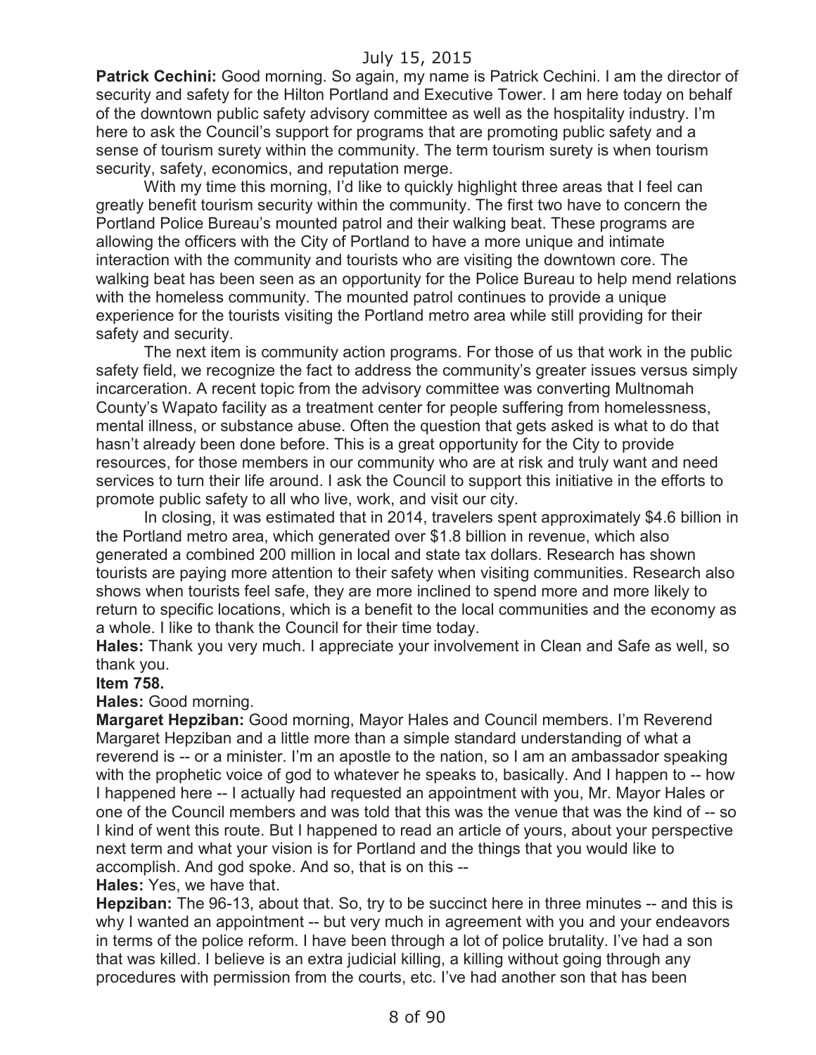**Patrick Cechini:** Good morning. So again, my name is Patrick Cechini. I am the director of security and safety for the Hilton Portland and Executive Tower. I am here today on behalf of the downtown public safety advisory committee as well as the hospitality industry. I'm here to ask the Council's support for programs that are promoting public safety and a sense of tourism surety within the community. The term tourism surety is when tourism security, safety, economics, and reputation merge.

With my time this morning, I'd like to quickly highlight three areas that I feel can greatly benefit tourism security within the community. The first two have to concern the Portland Police Bureau's mounted patrol and their walking beat. These programs are allowing the officers with the City of Portland to have a more unique and intimate interaction with the community and tourists who are visiting the downtown core. The walking beat has been seen as an opportunity for the Police Bureau to help mend relations with the homeless community. The mounted patrol continues to provide a unique experience for the tourists visiting the Portland metro area while still providing for their safety and security.

The next item is community action programs. For those of us that work in the public safety field, we recognize the fact to address the community's greater issues versus simply incarceration. A recent topic from the advisory committee was converting Multnomah County's Wapato facility as a treatment center for people suffering from homelessness, mental illness, or substance abuse. Often the question that gets asked is what to do that hasn't already been done before. This is a great opportunity for the City to provide resources, for those members in our community who are at risk and truly want and need services to turn their life around. I ask the Council to support this initiative in the efforts to promote public safety to all who live, work, and visit our city.

In closing, it was estimated that in 2014, travelers spent approximately $4.6 billion in the Portland metro area, which generated over $1.8 billion in revenue, which also generated a combined 200 million in local and state tax dollars. Research has shown tourists are paying more attention to their safety when visiting communities. Research also shows when tourists feel safe, they are more inclined to spend more and more likely to return to specific locations, which is a benefit to the local communities and the economy as a whole. I like to thank the Council for their time today.

**Hales:** Thank you very much. I appreciate your involvement in Clean and Safe as well, so thank you.

**Item 758.**

**Hales:** Good morning.

**Margaret Hepziban:** Good morning, Mayor Hales and Council members. I'm Reverend Margaret Hepziban and a little more than a simple standard understanding of what a reverend is -- or a minister. I'm an apostle to the nation, so I am an ambassador speaking with the prophetic voice of god to whatever he speaks to, basically. And I happen to -- how I happened here -- I actually had requested an appointment with you, Mr. Mayor Hales or one of the Council members and was told that this was the venue that was the kind of -- so I kind of went this route. But I happened to read an article of yours, about your perspective next term and what your vision is for Portland and the things that you would like to accomplish. And god spoke. And so, that is on this --

**Hales:** Yes, we have that.

**Hepziban:** The 96-13, about that. So, try to be succinct here in three minutes -- and this is why I wanted an appointment -- but very much in agreement with you and your endeavors in terms of the police reform. I have been through a lot of police brutality. I've had a son that was killed. I believe is an extra judicial killing, a killing without going through any procedures with permission from the courts, etc. I've had another son that has been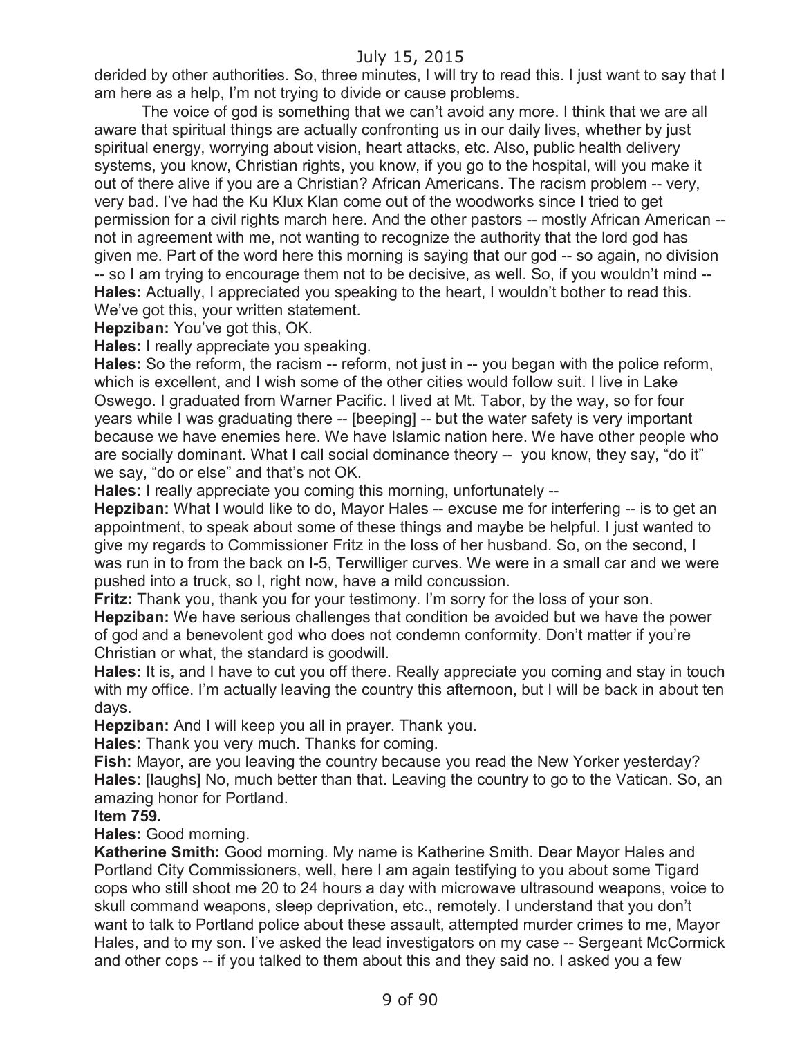derided by other authorities. So, three minutes, I will try to read this. I just want to say that I am here as a help, I'm not trying to divide or cause problems.

The voice of god is something that we can't avoid any more. I think that we are all aware that spiritual things are actually confronting us in our daily lives, whether by just spiritual energy, worrying about vision, heart attacks, etc. Also, public health delivery systems, you know, Christian rights, you know, if you go to the hospital, will you make it out of there alive if you are a Christian? African Americans. The racism problem -- very, very bad. I've had the Ku Klux Klan come out of the woodworks since I tried to get permission for a civil rights march here. And the other pastors -- mostly African American -- not in agreement with me, not wanting to recognize the authority that the lord god has given me. Part of the word here this morning is saying that our god -- so again, no division -- so I am trying to encourage them not to be decisive, as well. So, if you wouldn't mind --

**Hales:** Actually, I appreciated you speaking to the heart, I wouldn't bother to read this. We've got this, your written statement.

**Hepziban:** You've got this, OK.

**Hales:** I really appreciate you speaking.

**Hales:** So the reform, the racism -- reform, not just in -- you began with the police reform, which is excellent, and I wish some of the other cities would follow suit. I live in Lake Oswego. I graduated from Warner Pacific. I lived at Mt. Tabor, by the way, so for four years while I was graduating there -- [beeping] -- but the water safety is very important because we have enemies here. We have Islamic nation here. We have other people who are socially dominant. What I call social dominance theory -- you know, they say, "do it" we say, "do or else" and that's not OK.

**Hales:** I really appreciate you coming this morning, unfortunately --

**Hepziban:** What I would like to do, Mayor Hales -- excuse me for interfering -- is to get an appointment, to speak about some of these things and maybe be helpful. I just wanted to give my regards to Commissioner Fritz in the loss of her husband. So, on the second, I was run in to from the back on I-5, Terwilliger curves. We were in a small car and we were pushed into a truck, so I, right now, have a mild concussion.

**Fritz:** Thank you, thank you for your testimony. I'm sorry for the loss of your son.

**Hepziban:** We have serious challenges that condition be avoided but we have the power of god and a benevolent god who does not condemn conformity. Don't matter if you're Christian or what, the standard is goodwill.

**Hales:** It is, and I have to cut you off there. Really appreciate you coming and stay in touch with my office. I'm actually leaving the country this afternoon, but I will be back in about ten days.

**Hepziban:** And I will keep you all in prayer. Thank you.

**Hales:** Thank you very much. Thanks for coming.

**Fish:** Mayor, are you leaving the country because you read the New Yorker yesterday?

**Hales:** [laughs] No, much better than that. Leaving the country to go to the Vatican. So, an amazing honor for Portland.

**Item 759.**

**Hales:** Good morning.

**Katherine Smith:** Good morning. My name is Katherine Smith. Dear Mayor Hales and Portland City Commissioners, well, here I am again testifying to you about some Tigard cops who still shoot me 20 to 24 hours a day with microwave ultrasound weapons, voice to skull command weapons, sleep deprivation, etc., remotely. I understand that you don't want to talk to Portland police about these assault, attempted murder crimes to me, Mayor Hales, and to my son. I've asked the lead investigators on my case -- Sergeant McCormick and other cops -- if you talked to them about this and they said no. I asked you a few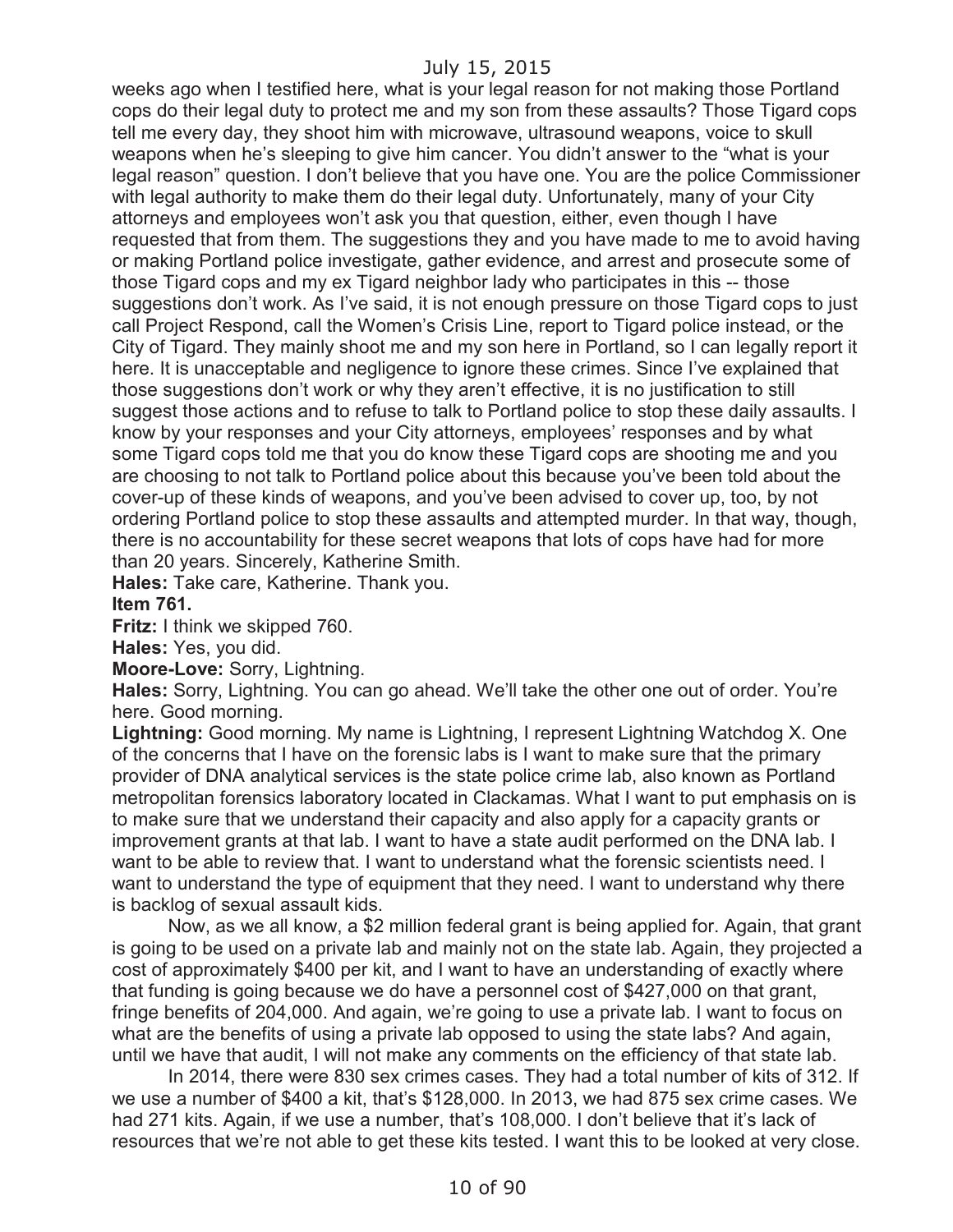weeks ago when I testified here, what is your legal reason for not making those Portland cops do their legal duty to protect me and my son from these assaults? Those Tigard cops tell me every day, they shoot him with microwave, ultrasound weapons, voice to skull weapons when he's sleeping to give him cancer. You didn't answer to the "what is your legal reason" question. I don't believe that you have one. You are the police Commissioner with legal authority to make them do their legal duty. Unfortunately, many of your City attorneys and employees won't ask you that question, either, even though I have requested that from them. The suggestions they and you have made to me to avoid having or making Portland police investigate, gather evidence, and arrest and prosecute some of those Tigard cops and my ex Tigard neighbor lady who participates in this -- those suggestions don't work. As I've said, it is not enough pressure on those Tigard cops to just call Project Respond, call the Women's Crisis Line, report to Tigard police instead, or the City of Tigard. They mainly shoot me and my son here in Portland, so I can legally report it here. It is unacceptable and negligence to ignore these crimes. Since I've explained that those suggestions don't work or why they aren't effective, it is no justification to still suggest those actions and to refuse to talk to Portland police to stop these daily assaults. I know by your responses and your City attorneys, employees' responses and by what some Tigard cops told me that you do know these Tigard cops are shooting me and you are choosing to not talk to Portland police about this because you've been told about the cover-up of these kinds of weapons, and you've been advised to cover up, too, by not ordering Portland police to stop these assaults and attempted murder. In that way, though, there is no accountability for these secret weapons that lots of cops have had for more than 20 years. Sincerely, Katherine Smith.

**Hales:** Take care, Katherine. Thank you.

**Item 761.**

**Fritz:** I think we skipped 760.

**Hales:** Yes, you did.

**Moore-Love:** Sorry, Lightning.

**Hales:** Sorry, Lightning. You can go ahead. We'll take the other one out of order. You're here. Good morning.

**Lightning:** Good morning. My name is Lightning, I represent Lightning Watchdog X. One of the concerns that I have on the forensic labs is I want to make sure that the primary provider of DNA analytical services is the state police crime lab, also known as Portland metropolitan forensics laboratory located in Clackamas. What I want to put emphasis on is to make sure that we understand their capacity and also apply for a capacity grants or improvement grants at that lab. I want to have a state audit performed on the DNA lab. I want to be able to review that. I want to understand what the forensic scientists need. I want to understand the type of equipment that they need. I want to understand why there is backlog of sexual assault kids.

Now, as we all know, a $2 million federal grant is being applied for. Again, that grant is going to be used on a private lab and mainly not on the state lab. Again, they projected a cost of approximately $400 per kit, and I want to have an understanding of exactly where that funding is going because we do have a personnel cost of $427,000 on that grant, fringe benefits of 204,000. And again, we're going to use a private lab. I want to focus on what are the benefits of using a private lab opposed to using the state labs? And again, until we have that audit, I will not make any comments on the efficiency of that state lab.

In 2014, there were 830 sex crimes cases. They had a total number of kits of 312. If we use a number of $400 a kit, that's $128,000. In 2013, we had 875 sex crime cases. We had 271 kits. Again, if we use a number, that's 108,000. I don't believe that it's lack of resources that we're not able to get these kits tested. I want this to be looked at very close.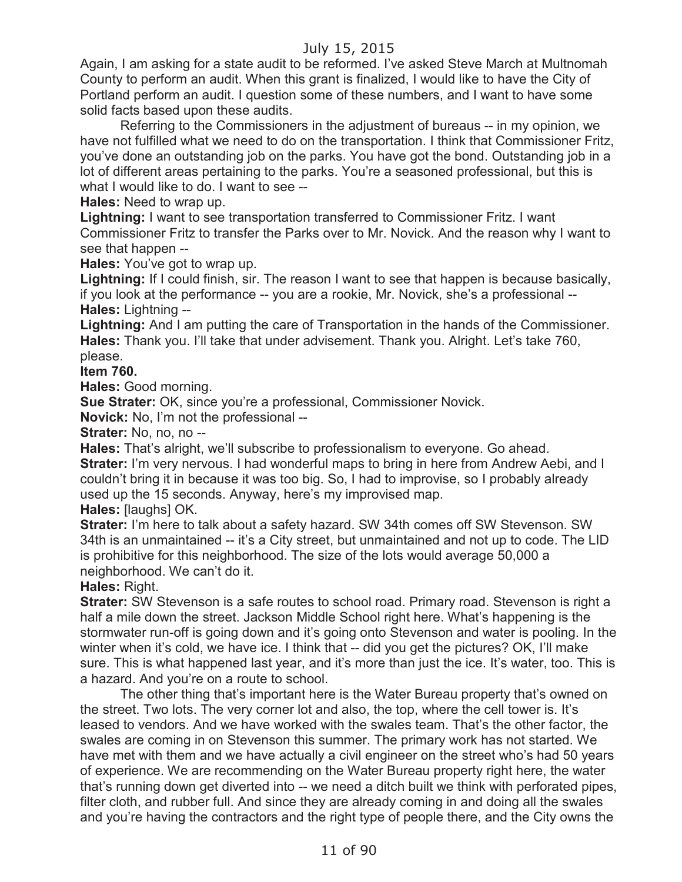Again, I am asking for a state audit to be reformed. I've asked Steve March at Multnomah County to perform an audit. When this grant is finalized, I would like to have the City of Portland perform an audit. I question some of these numbers, and I want to have some solid facts based upon these audits.

Referring to the Commissioners in the adjustment of bureaus -- in my opinion, we have not fulfilled what we need to do on the transportation. I think that Commissioner Fritz, you've done an outstanding job on the parks. You have got the bond. Outstanding job in a lot of different areas pertaining to the parks. You're a seasoned professional, but this is what I would like to do. I want to see --

**Hales:** Need to wrap up.

**Lightning:** I want to see transportation transferred to Commissioner Fritz. I want Commissioner Fritz to transfer the Parks over to Mr. Novick. And the reason why I want to see that happen --

**Hales:** You've got to wrap up.

**Lightning:** If I could finish, sir. The reason I want to see that happen is because basically, if you look at the performance -- you are a rookie, Mr. Novick, she's a professional --

**Hales:** Lightning --

**Lightning:** And I am putting the care of Transportation in the hands of the Commissioner.

**Hales:** Thank you. I'll take that under advisement. Thank you. Alright. Let's take 760, please.

**Item 760.**

**Hales:** Good morning.

**Sue Strater:** OK, since you're a professional, Commissioner Novick.

**Novick:** No, I'm not the professional --

**Strater:** No, no, no --

**Hales:** That's alright, we'll subscribe to professionalism to everyone. Go ahead.

**Strater:** I'm very nervous. I had wonderful maps to bring in here from Andrew Aebi, and I couldn't bring it in because it was too big. So, I had to improvise, so I probably already used up the 15 seconds. Anyway, here's my improvised map.

**Hales:** [laughs] OK.

**Strater:** I'm here to talk about a safety hazard. SW 34th comes off SW Stevenson. SW 34th is an unmaintained -- it's a City street, but unmaintained and not up to code. The LID is prohibitive for this neighborhood. The size of the lots would average 50,000 a neighborhood. We can't do it.

**Hales:** Right.

**Strater:** SW Stevenson is a safe routes to school road. Primary road. Stevenson is right a half a mile down the street. Jackson Middle School right here. What's happening is the stormwater run-off is going down and it's going onto Stevenson and water is pooling. In the winter when it's cold, we have ice. I think that -- did you get the pictures? OK, I'll make sure. This is what happened last year, and it's more than just the ice. It's water, too. This is a hazard. And you're on a route to school.

The other thing that's important here is the Water Bureau property that's owned on the street. Two lots. The very corner lot and also, the top, where the cell tower is. It's leased to vendors. And we have worked with the swales team. That's the other factor, the swales are coming in on Stevenson this summer. The primary work has not started. We have met with them and we have actually a civil engineer on the street who's had 50 years of experience. We are recommending on the Water Bureau property right here, the water that's running down get diverted into -- we need a ditch built we think with perforated pipes, filter cloth, and rubber full. And since they are already coming in and doing all the swales and you're having the contractors and the right type of people there, and the City owns the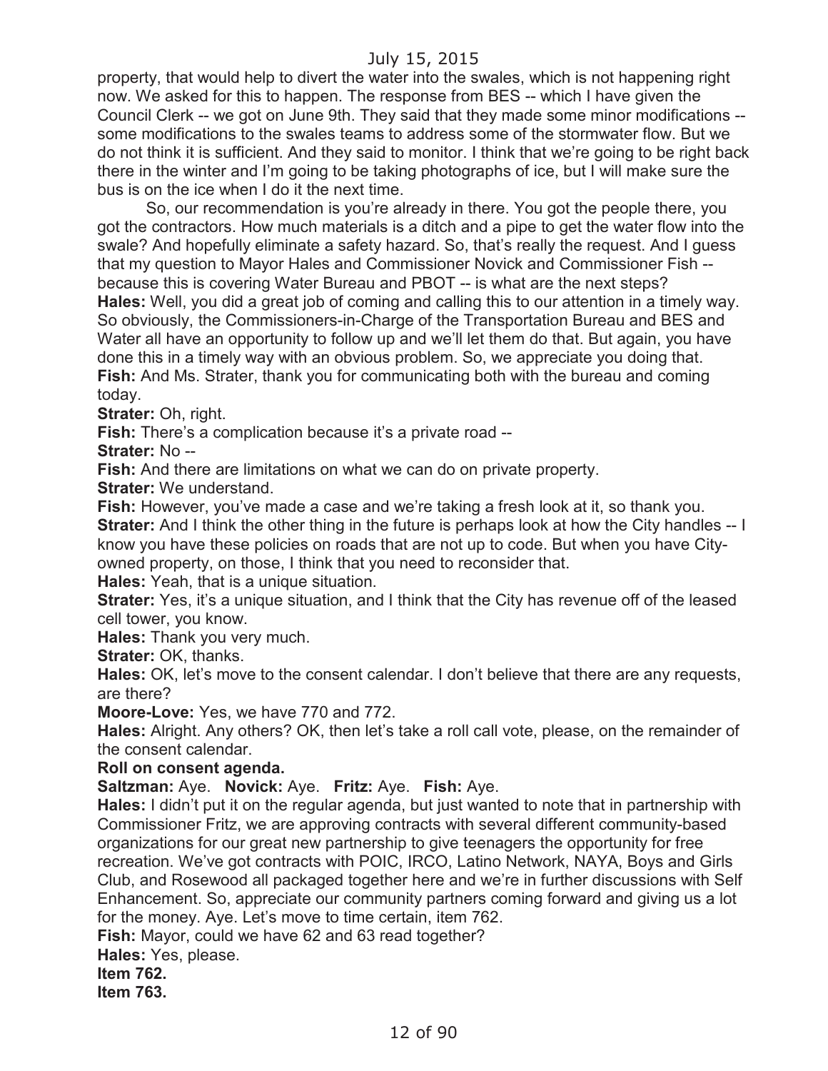property, that would help to divert the water into the swales, which is not happening right now. We asked for this to happen. The response from BES -- which I have given the Council Clerk -- we got on June 9th. They said that they made some minor modifications -- some modifications to the swales teams to address some of the stormwater flow. But we do not think it is sufficient. And they said to monitor. I think that we're going to be right back there in the winter and I'm going to be taking photographs of ice, but I will make sure the bus is on the ice when I do it the next time.

So, our recommendation is you're already in there. You got the people there, you got the contractors. How much materials is a ditch and a pipe to get the water flow into the swale? And hopefully eliminate a safety hazard. So, that's really the request. And I guess that my question to Mayor Hales and Commissioner Novick and Commissioner Fish -- because this is covering Water Bureau and PBOT -- is what are the next steps?

**Hales:** Well, you did a great job of coming and calling this to our attention in a timely way. So obviously, the Commissioners-in-Charge of the Transportation Bureau and BES and Water all have an opportunity to follow up and we'll let them do that. But again, you have done this in a timely way with an obvious problem. So, we appreciate you doing that.

**Fish:** And Ms. Strater, thank you for communicating both with the bureau and coming today.

**Strater:** Oh, right.

**Fish:** There's a complication because it's a private road --

**Strater:** No --

**Fish:** And there are limitations on what we can do on private property.

**Strater:** We understand.

**Fish:** However, you've made a case and we're taking a fresh look at it, so thank you.

**Strater:** And I think the other thing in the future is perhaps look at how the City handles -- I know you have these policies on roads that are not up to code. But when you have City-owned property, on those, I think that you need to reconsider that.

**Hales:** Yeah, that is a unique situation.

**Strater:** Yes, it's a unique situation, and I think that the City has revenue off of the leased cell tower, you know.

**Hales:** Thank you very much.

**Strater:** OK, thanks.

**Hales:** OK, let's move to the consent calendar. I don't believe that there are any requests, are there?

**Moore-Love:** Yes, we have 770 and 772.

**Hales:** Alright. Any others? OK, then let's take a roll call vote, please, on the remainder of the consent calendar.

**Roll on consent agenda.**

**Saltzman:** Aye. **Novick:** Aye. **Fritz:** Aye. **Fish:** Aye.

**Hales:** I didn't put it on the regular agenda, but just wanted to note that in partnership with Commissioner Fritz, we are approving contracts with several different community-based organizations for our great new partnership to give teenagers the opportunity for free recreation. We've got contracts with POIC, IRCO, Latino Network, NAYA, Boys and Girls Club, and Rosewood all packaged together here and we're in further discussions with Self Enhancement. So, appreciate our community partners coming forward and giving us a lot for the money. Aye. Let's move to time certain, item 762.

**Fish:** Mayor, could we have 62 and 63 read together?

**Hales:** Yes, please.

**Item 762.**

**Item 763.**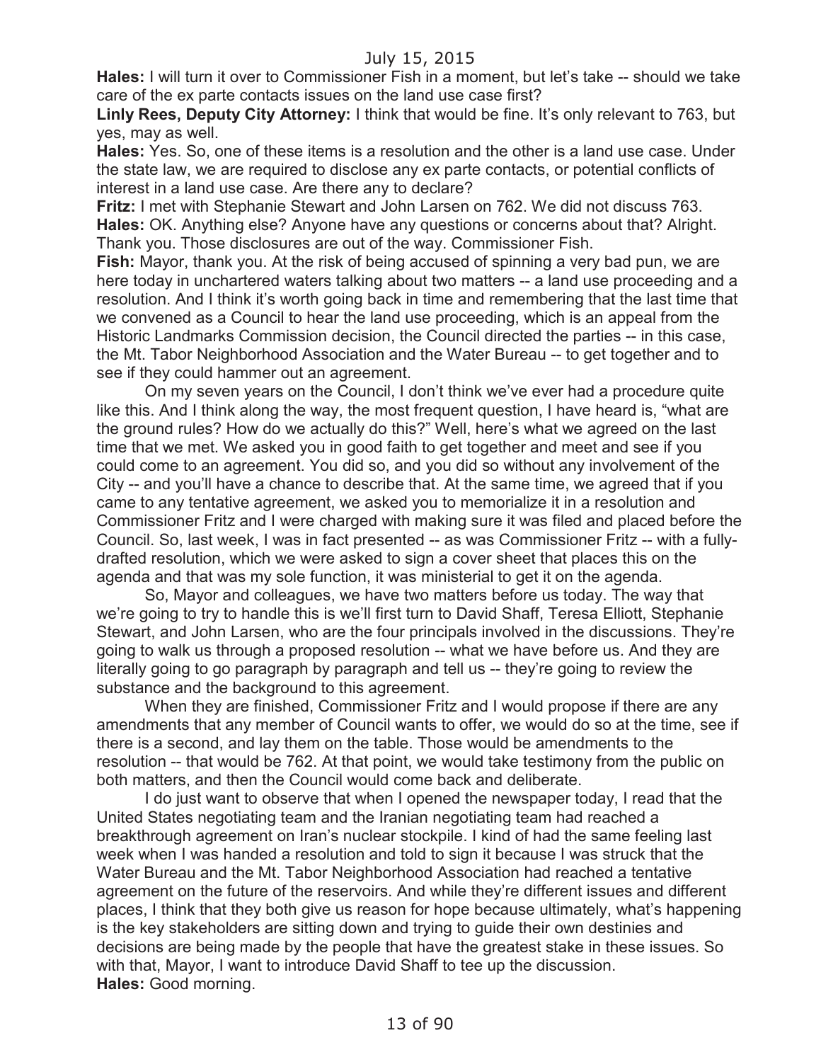**Hales:** I will turn it over to Commissioner Fish in a moment, but let's take -- should we take care of the ex parte contacts issues on the land use case first?

**Linly Rees, Deputy City Attorney:** I think that would be fine. It's only relevant to 763, but yes, may as well.

**Hales:** Yes. So, one of these items is a resolution and the other is a land use case. Under the state law, we are required to disclose any ex parte contacts, or potential conflicts of interest in a land use case. Are there any to declare?

**Fritz:** I met with Stephanie Stewart and John Larsen on 762. We did not discuss 763.

**Hales:** OK. Anything else? Anyone have any questions or concerns about that? Alright. Thank you. Those disclosures are out of the way. Commissioner Fish.

**Fish:** Mayor, thank you. At the risk of being accused of spinning a very bad pun, we are here today in unchartered waters talking about two matters -- a land use proceeding and a resolution. And I think it's worth going back in time and remembering that the last time that we convened as a Council to hear the land use proceeding, which is an appeal from the Historic Landmarks Commission decision, the Council directed the parties -- in this case, the Mt. Tabor Neighborhood Association and the Water Bureau -- to get together and to see if they could hammer out an agreement.

On my seven years on the Council, I don't think we've ever had a procedure quite like this. And I think along the way, the most frequent question, I have heard is, "what are the ground rules? How do we actually do this?" Well, here's what we agreed on the last time that we met. We asked you in good faith to get together and meet and see if you could come to an agreement. You did so, and you did so without any involvement of the City -- and you'll have a chance to describe that. At the same time, we agreed that if you came to any tentative agreement, we asked you to memorialize it in a resolution and Commissioner Fritz and I were charged with making sure it was filed and placed before the Council. So, last week, I was in fact presented -- as was Commissioner Fritz -- with a fully-drafted resolution, which we were asked to sign a cover sheet that places this on the agenda and that was my sole function, it was ministerial to get it on the agenda.

So, Mayor and colleagues, we have two matters before us today. The way that we're going to try to handle this is we'll first turn to David Shaff, Teresa Elliott, Stephanie Stewart, and John Larsen, who are the four principals involved in the discussions. They're going to walk us through a proposed resolution -- what we have before us. And they are literally going to go paragraph by paragraph and tell us -- they're going to review the substance and the background to this agreement.

When they are finished, Commissioner Fritz and I would propose if there are any amendments that any member of Council wants to offer, we would do so at the time, see if there is a second, and lay them on the table. Those would be amendments to the resolution -- that would be 762. At that point, we would take testimony from the public on both matters, and then the Council would come back and deliberate.

I do just want to observe that when I opened the newspaper today, I read that the United States negotiating team and the Iranian negotiating team had reached a breakthrough agreement on Iran's nuclear stockpile. I kind of had the same feeling last week when I was handed a resolution and told to sign it because I was struck that the Water Bureau and the Mt. Tabor Neighborhood Association had reached a tentative agreement on the future of the reservoirs. And while they're different issues and different places, I think that they both give us reason for hope because ultimately, what's happening is the key stakeholders are sitting down and trying to guide their own destinies and decisions are being made by the people that have the greatest stake in these issues. So with that, Mayor, I want to introduce David Shaff to tee up the discussion.

**Hales:** Good morning.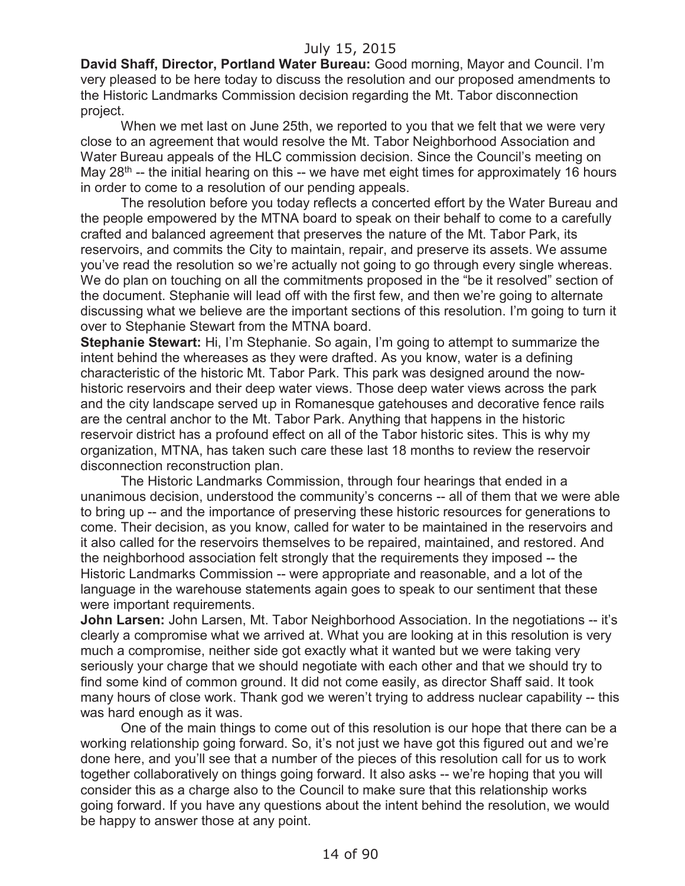**David Shaff, Director, Portland Water Bureau:** Good morning, Mayor and Council. I'm very pleased to be here today to discuss the resolution and our proposed amendments to the Historic Landmarks Commission decision regarding the Mt. Tabor disconnection project.

When we met last on June 25th, we reported to you that we felt that we were very close to an agreement that would resolve the Mt. Tabor Neighborhood Association and Water Bureau appeals of the HLC commission decision. Since the Council's meeting on May 28th -- the initial hearing on this -- we have met eight times for approximately 16 hours in order to come to a resolution of our pending appeals.

The resolution before you today reflects a concerted effort by the Water Bureau and the people empowered by the MTNA board to speak on their behalf to come to a carefully crafted and balanced agreement that preserves the nature of the Mt. Tabor Park, its reservoirs, and commits the City to maintain, repair, and preserve its assets. We assume you've read the resolution so we're actually not going to go through every single whereas. We do plan on touching on all the commitments proposed in the "be it resolved" section of the document. Stephanie will lead off with the first few, and then we're going to alternate discussing what we believe are the important sections of this resolution. I'm going to turn it over to Stephanie Stewart from the MTNA board.

**Stephanie Stewart:** Hi, I'm Stephanie. So again, I'm going to attempt to summarize the intent behind the whereases as they were drafted. As you know, water is a defining characteristic of the historic Mt. Tabor Park. This park was designed around the now-historic reservoirs and their deep water views. Those deep water views across the park and the city landscape served up in Romanesque gatehouses and decorative fence rails are the central anchor to the Mt. Tabor Park. Anything that happens in the historic reservoir district has a profound effect on all of the Tabor historic sites. This is why my organization, MTNA, has taken such care these last 18 months to review the reservoir disconnection reconstruction plan.

The Historic Landmarks Commission, through four hearings that ended in a unanimous decision, understood the community's concerns -- all of them that we were able to bring up -- and the importance of preserving these historic resources for generations to come. Their decision, as you know, called for water to be maintained in the reservoirs and it also called for the reservoirs themselves to be repaired, maintained, and restored. And the neighborhood association felt strongly that the requirements they imposed -- the Historic Landmarks Commission -- were appropriate and reasonable, and a lot of the language in the warehouse statements again goes to speak to our sentiment that these were important requirements.

**John Larsen:** John Larsen, Mt. Tabor Neighborhood Association. In the negotiations -- it's clearly a compromise what we arrived at. What you are looking at in this resolution is very much a compromise, neither side got exactly what it wanted but we were taking very seriously your charge that we should negotiate with each other and that we should try to find some kind of common ground. It did not come easily, as director Shaff said. It took many hours of close work. Thank god we weren't trying to address nuclear capability -- this was hard enough as it was.

One of the main things to come out of this resolution is our hope that there can be a working relationship going forward. So, it's not just we have got this figured out and we're done here, and you'll see that a number of the pieces of this resolution call for us to work together collaboratively on things going forward. It also asks -- we're hoping that you will consider this as a charge also to the Council to make sure that this relationship works going forward. If you have any questions about the intent behind the resolution, we would be happy to answer those at any point.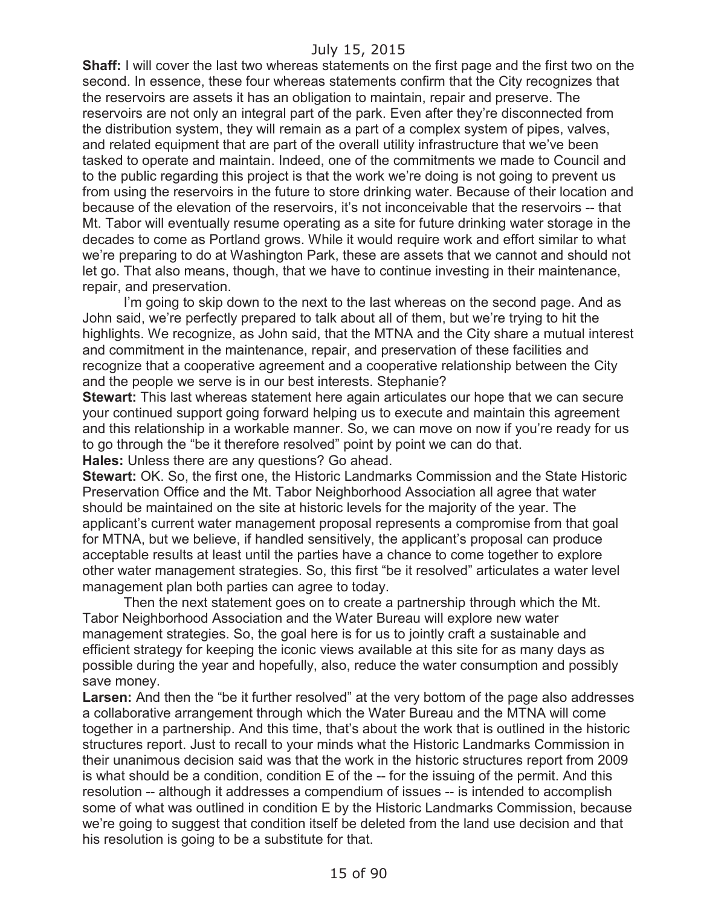**Shaff:** I will cover the last two whereas statements on the first page and the first two on the second. In essence, these four whereas statements confirm that the City recognizes that the reservoirs are assets it has an obligation to maintain, repair and preserve. The reservoirs are not only an integral part of the park. Even after they're disconnected from the distribution system, they will remain as a part of a complex system of pipes, valves, and related equipment that are part of the overall utility infrastructure that we've been tasked to operate and maintain. Indeed, one of the commitments we made to Council and to the public regarding this project is that the work we're doing is not going to prevent us from using the reservoirs in the future to store drinking water. Because of their location and because of the elevation of the reservoirs, it's not inconceivable that the reservoirs -- that Mt. Tabor will eventually resume operating as a site for future drinking water storage in the decades to come as Portland grows. While it would require work and effort similar to what we're preparing to do at Washington Park, these are assets that we cannot and should not let go. That also means, though, that we have to continue investing in their maintenance, repair, and preservation.

I'm going to skip down to the next to the last whereas on the second page. And as John said, we're perfectly prepared to talk about all of them, but we're trying to hit the highlights. We recognize, as John said, that the MTNA and the City share a mutual interest and commitment in the maintenance, repair, and preservation of these facilities and recognize that a cooperative agreement and a cooperative relationship between the City and the people we serve is in our best interests. Stephanie?

**Stewart:** This last whereas statement here again articulates our hope that we can secure your continued support going forward helping us to execute and maintain this agreement and this relationship in a workable manner. So, we can move on now if you're ready for us to go through the "be it therefore resolved" point by point we can do that.

**Hales:** Unless there are any questions? Go ahead.

**Stewart:** OK. So, the first one, the Historic Landmarks Commission and the State Historic Preservation Office and the Mt. Tabor Neighborhood Association all agree that water should be maintained on the site at historic levels for the majority of the year. The applicant's current water management proposal represents a compromise from that goal for MTNA, but we believe, if handled sensitively, the applicant's proposal can produce acceptable results at least until the parties have a chance to come together to explore other water management strategies. So, this first "be it resolved" articulates a water level management plan both parties can agree to today.

Then the next statement goes on to create a partnership through which the Mt. Tabor Neighborhood Association and the Water Bureau will explore new water management strategies. So, the goal here is for us to jointly craft a sustainable and efficient strategy for keeping the iconic views available at this site for as many days as possible during the year and hopefully, also, reduce the water consumption and possibly save money.

**Larsen:** And then the "be it further resolved" at the very bottom of the page also addresses a collaborative arrangement through which the Water Bureau and the MTNA will come together in a partnership. And this time, that's about the work that is outlined in the historic structures report. Just to recall to your minds what the Historic Landmarks Commission in their unanimous decision said was that the work in the historic structures report from 2009 is what should be a condition, condition E of the -- for the issuing of the permit. And this resolution -- although it addresses a compendium of issues -- is intended to accomplish some of what was outlined in condition E by the Historic Landmarks Commission, because we're going to suggest that condition itself be deleted from the land use decision and that his resolution is going to be a substitute for that.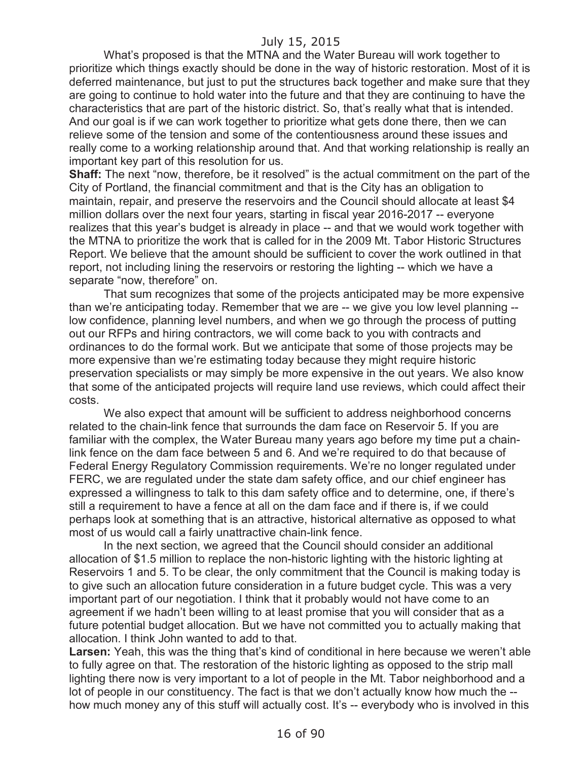What's proposed is that the MTNA and the Water Bureau will work together to prioritize which things exactly should be done in the way of historic restoration. Most of it is deferred maintenance, but just to put the structures back together and make sure that they are going to continue to hold water into the future and that they are continuing to have the characteristics that are part of the historic district. So, that's really what that is intended. And our goal is if we can work together to prioritize what gets done there, then we can relieve some of the tension and some of the contentiousness around these issues and really come to a working relationship around that. And that working relationship is really an important key part of this resolution for us.

**Shaff:** The next "now, therefore, be it resolved" is the actual commitment on the part of the City of Portland, the financial commitment and that is the City has an obligation to maintain, repair, and preserve the reservoirs and the Council should allocate at least $4 million dollars over the next four years, starting in fiscal year 2016-2017 -- everyone realizes that this year's budget is already in place -- and that we would work together with the MTNA to prioritize the work that is called for in the 2009 Mt. Tabor Historic Structures Report. We believe that the amount should be sufficient to cover the work outlined in that report, not including lining the reservoirs or restoring the lighting -- which we have a separate "now, therefore" on.

That sum recognizes that some of the projects anticipated may be more expensive than we're anticipating today. Remember that we are -- we give you low level planning -- low confidence, planning level numbers, and when we go through the process of putting out our RFPs and hiring contractors, we will come back to you with contracts and ordinances to do the formal work. But we anticipate that some of those projects may be more expensive than we're estimating today because they might require historic preservation specialists or may simply be more expensive in the out years. We also know that some of the anticipated projects will require land use reviews, which could affect their costs.

We also expect that amount will be sufficient to address neighborhood concerns related to the chain-link fence that surrounds the dam face on Reservoir 5. If you are familiar with the complex, the Water Bureau many years ago before my time put a chain-link fence on the dam face between 5 and 6. And we're required to do that because of Federal Energy Regulatory Commission requirements. We're no longer regulated under FERC, we are regulated under the state dam safety office, and our chief engineer has expressed a willingness to talk to this dam safety office and to determine, one, if there's still a requirement to have a fence at all on the dam face and if there is, if we could perhaps look at something that is an attractive, historical alternative as opposed to what most of us would call a fairly unattractive chain-link fence.

In the next section, we agreed that the Council should consider an additional allocation of $1.5 million to replace the non-historic lighting with the historic lighting at Reservoirs 1 and 5. To be clear, the only commitment that the Council is making today is to give such an allocation future consideration in a future budget cycle. This was a very important part of our negotiation. I think that it probably would not have come to an agreement if we hadn't been willing to at least promise that you will consider that as a future potential budget allocation. But we have not committed you to actually making that allocation. I think John wanted to add to that.

**Larsen:** Yeah, this was the thing that's kind of conditional in here because we weren't able to fully agree on that. The restoration of the historic lighting as opposed to the strip mall lighting there now is very important to a lot of people in the Mt. Tabor neighborhood and a lot of people in our constituency. The fact is that we don't actually know how much the -- how much money any of this stuff will actually cost. It's -- everybody who is involved in this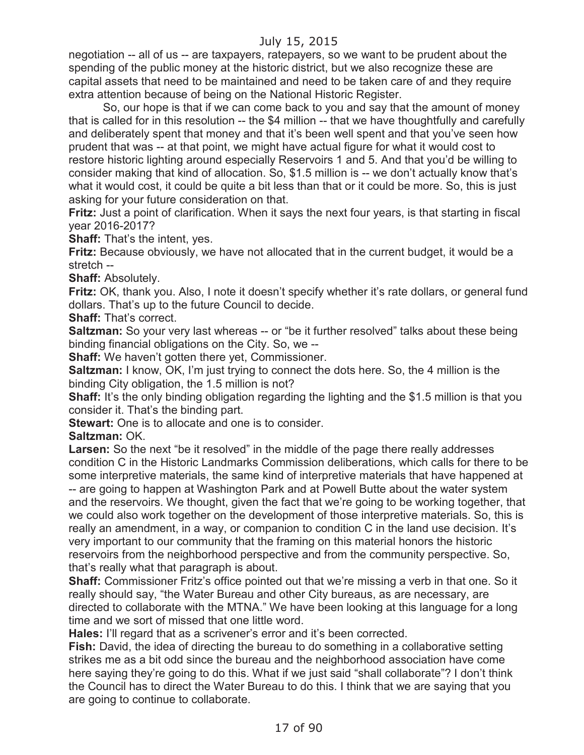negotiation -- all of us -- are taxpayers, ratepayers, so we want to be prudent about the spending of the public money at the historic district, but we also recognize these are capital assets that need to be maintained and need to be taken care of and they require extra attention because of being on the National Historic Register.

So, our hope is that if we can come back to you and say that the amount of money that is called for in this resolution -- the $4 million -- that we have thoughtfully and carefully and deliberately spent that money and that it's been well spent and that you've seen how prudent that was -- at that point, we might have actual figure for what it would cost to restore historic lighting around especially Reservoirs 1 and 5. And that you'd be willing to consider making that kind of allocation. So, $1.5 million is -- we don't actually know that's what it would cost, it could be quite a bit less than that or it could be more. So, this is just asking for your future consideration on that.

**Fritz:** Just a point of clarification. When it says the next four years, is that starting in fiscal year 2016-2017?

**Shaff:** That's the intent, yes.

**Fritz:** Because obviously, we have not allocated that in the current budget, it would be a stretch --

**Shaff:** Absolutely.

**Fritz:** OK, thank you. Also, I note it doesn't specify whether it's rate dollars, or general fund dollars. That's up to the future Council to decide.

**Shaff:** That's correct.

**Saltzman:** So your very last whereas -- or "be it further resolved" talks about these being binding financial obligations on the City. So, we --

**Shaff:** We haven't gotten there yet, Commissioner.

**Saltzman:** I know, OK, I'm just trying to connect the dots here. So, the 4 million is the binding City obligation, the 1.5 million is not?

**Shaff:** It's the only binding obligation regarding the lighting and the $1.5 million is that you consider it. That's the binding part.

**Stewart:** One is to allocate and one is to consider.

**Saltzman:** OK.

**Larsen:** So the next "be it resolved" in the middle of the page there really addresses condition C in the Historic Landmarks Commission deliberations, which calls for there to be some interpretive materials, the same kind of interpretive materials that have happened at -- are going to happen at Washington Park and at Powell Butte about the water system and the reservoirs. We thought, given the fact that we're going to be working together, that we could also work together on the development of those interpretive materials. So, this is really an amendment, in a way, or companion to condition C in the land use decision. It's very important to our community that the framing on this material honors the historic reservoirs from the neighborhood perspective and from the community perspective. So, that's really what that paragraph is about.

**Shaff:** Commissioner Fritz's office pointed out that we're missing a verb in that one. So it really should say, "the Water Bureau and other City bureaus, as are necessary, are directed to collaborate with the MTNA." We have been looking at this language for a long time and we sort of missed that one little word.

**Hales:** I'll regard that as a scrivener's error and it's been corrected.

**Fish:** David, the idea of directing the bureau to do something in a collaborative setting strikes me as a bit odd since the bureau and the neighborhood association have come here saying they're going to do this. What if we just said "shall collaborate"? I don't think the Council has to direct the Water Bureau to do this. I think that we are saying that you are going to continue to collaborate.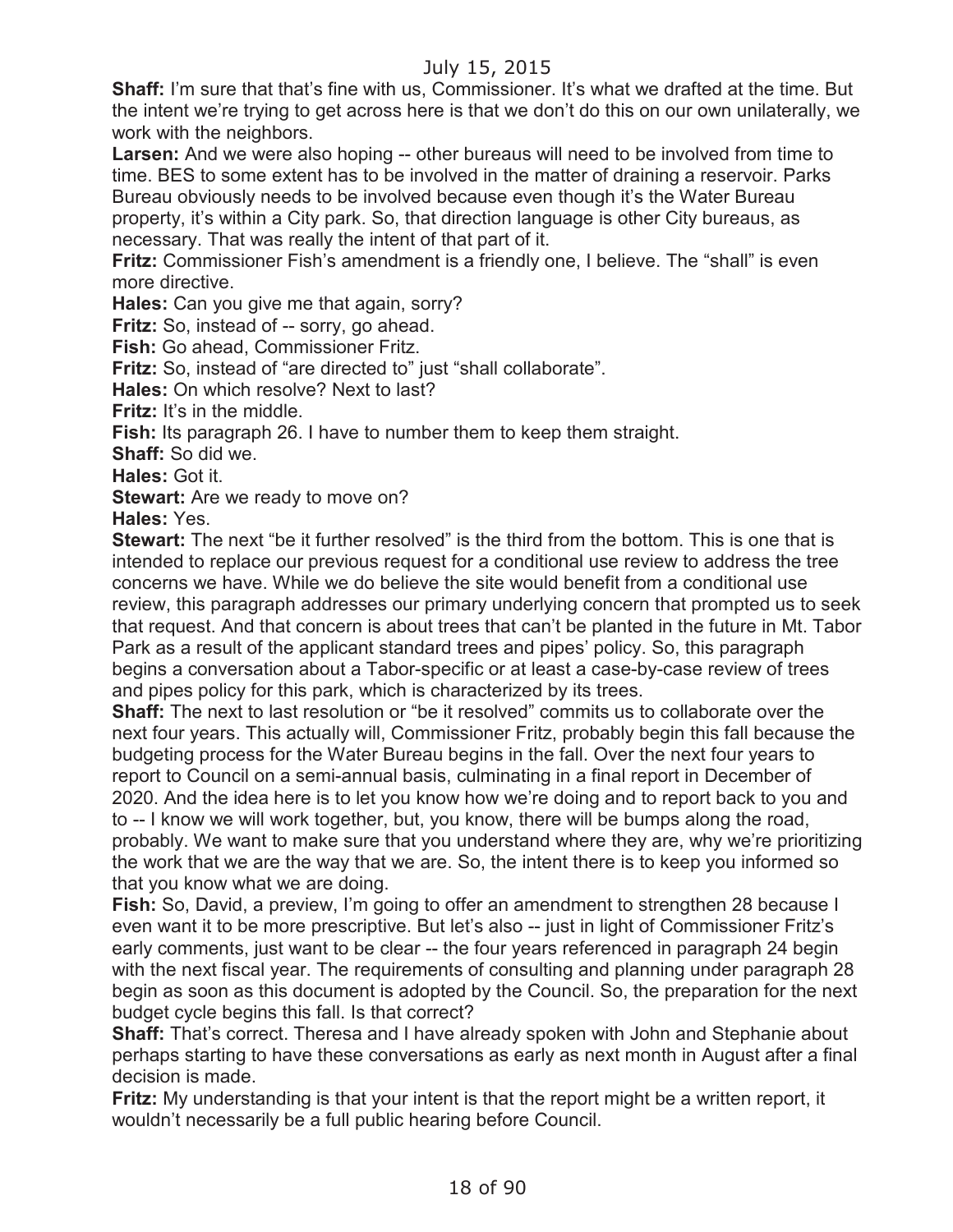**Shaff:** I'm sure that that's fine with us, Commissioner. It's what we drafted at the time. But the intent we're trying to get across here is that we don't do this on our own unilaterally, we work with the neighbors.

**Larsen:** And we were also hoping -- other bureaus will need to be involved from time to time. BES to some extent has to be involved in the matter of draining a reservoir. Parks Bureau obviously needs to be involved because even though it's the Water Bureau property, it's within a City park. So, that direction language is other City bureaus, as necessary. That was really the intent of that part of it.

**Fritz:** Commissioner Fish's amendment is a friendly one, I believe. The "shall" is even more directive.

**Hales:** Can you give me that again, sorry?

**Fritz:** So, instead of -- sorry, go ahead.

**Fish:** Go ahead, Commissioner Fritz.

**Fritz:** So, instead of "are directed to" just "shall collaborate".

**Hales:** On which resolve? Next to last?

**Fritz:** It's in the middle.

**Fish:** Its paragraph 26. I have to number them to keep them straight.

**Shaff:** So did we.

**Hales:** Got it.

**Stewart:** Are we ready to move on?

**Hales:** Yes.

**Stewart:** The next "be it further resolved" is the third from the bottom. This is one that is intended to replace our previous request for a conditional use review to address the tree concerns we have. While we do believe the site would benefit from a conditional use review, this paragraph addresses our primary underlying concern that prompted us to seek that request. And that concern is about trees that can't be planted in the future in Mt. Tabor Park as a result of the applicant standard trees and pipes' policy. So, this paragraph begins a conversation about a Tabor-specific or at least a case-by-case review of trees and pipes policy for this park, which is characterized by its trees.

**Shaff:** The next to last resolution or "be it resolved" commits us to collaborate over the next four years. This actually will, Commissioner Fritz, probably begin this fall because the budgeting process for the Water Bureau begins in the fall. Over the next four years to report to Council on a semi-annual basis, culminating in a final report in December of 2020. And the idea here is to let you know how we're doing and to report back to you and to -- I know we will work together, but, you know, there will be bumps along the road, probably. We want to make sure that you understand where they are, why we're prioritizing the work that we are the way that we are. So, the intent there is to keep you informed so that you know what we are doing.

**Fish:** So, David, a preview, I'm going to offer an amendment to strengthen 28 because I even want it to be more prescriptive. But let's also -- just in light of Commissioner Fritz's early comments, just want to be clear -- the four years referenced in paragraph 24 begin with the next fiscal year. The requirements of consulting and planning under paragraph 28 begin as soon as this document is adopted by the Council. So, the preparation for the next budget cycle begins this fall. Is that correct?

**Shaff:** That's correct. Theresa and I have already spoken with John and Stephanie about perhaps starting to have these conversations as early as next month in August after a final decision is made.

**Fritz:** My understanding is that your intent is that the report might be a written report, it wouldn't necessarily be a full public hearing before Council.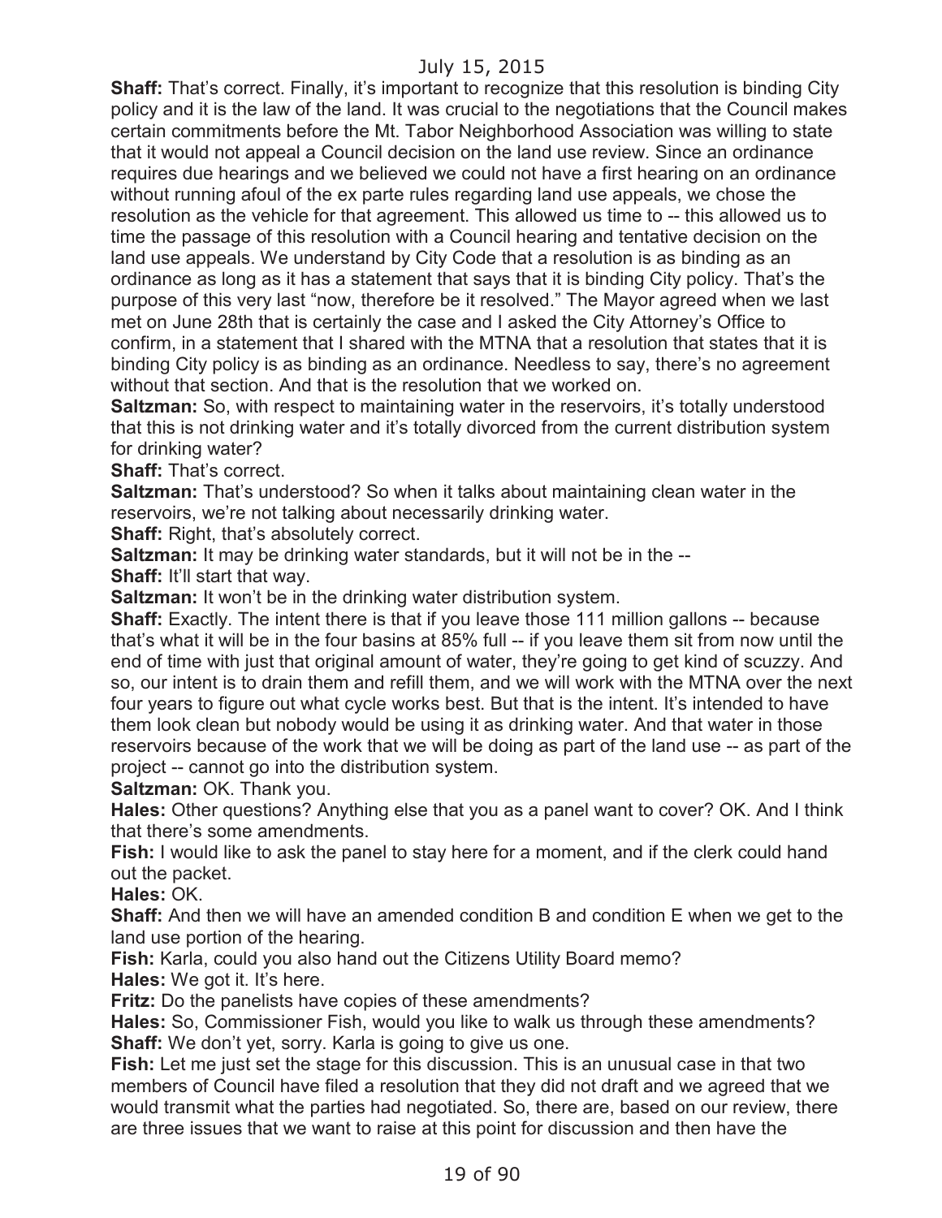**Shaff:** That's correct. Finally, it's important to recognize that this resolution is binding City policy and it is the law of the land. It was crucial to the negotiations that the Council makes certain commitments before the Mt. Tabor Neighborhood Association was willing to state that it would not appeal a Council decision on the land use review. Since an ordinance requires due hearings and we believed we could not have a first hearing on an ordinance without running afoul of the ex parte rules regarding land use appeals, we chose the resolution as the vehicle for that agreement. This allowed us time to -- this allowed us to time the passage of this resolution with a Council hearing and tentative decision on the land use appeals. We understand by City Code that a resolution is as binding as an ordinance as long as it has a statement that says that it is binding City policy. That's the purpose of this very last "now, therefore be it resolved." The Mayor agreed when we last met on June 28th that is certainly the case and I asked the City Attorney's Office to confirm, in a statement that I shared with the MTNA that a resolution that states that it is binding City policy is as binding as an ordinance. Needless to say, there's no agreement without that section. And that is the resolution that we worked on.

**Saltzman:** So, with respect to maintaining water in the reservoirs, it's totally understood that this is not drinking water and it's totally divorced from the current distribution system for drinking water?

**Shaff:** That's correct.

**Saltzman:** That's understood? So when it talks about maintaining clean water in the reservoirs, we're not talking about necessarily drinking water.

**Shaff:** Right, that's absolutely correct.

**Saltzman:** It may be drinking water standards, but it will not be in the --

**Shaff:** It'll start that way.

**Saltzman:** It won't be in the drinking water distribution system.

**Shaff:** Exactly. The intent there is that if you leave those 111 million gallons -- because that's what it will be in the four basins at 85% full -- if you leave them sit from now until the end of time with just that original amount of water, they're going to get kind of scuzzy. And so, our intent is to drain them and refill them, and we will work with the MTNA over the next four years to figure out what cycle works best. But that is the intent. It's intended to have them look clean but nobody would be using it as drinking water. And that water in those reservoirs because of the work that we will be doing as part of the land use -- as part of the project -- cannot go into the distribution system.

**Saltzman:** OK. Thank you.

**Hales:** Other questions? Anything else that you as a panel want to cover? OK. And I think that there's some amendments.

**Fish:** I would like to ask the panel to stay here for a moment, and if the clerk could hand out the packet.

**Hales:** OK.

**Shaff:** And then we will have an amended condition B and condition E when we get to the land use portion of the hearing.

**Fish:** Karla, could you also hand out the Citizens Utility Board memo?

**Hales:** We got it. It's here.

**Fritz:** Do the panelists have copies of these amendments?

**Hales:** So, Commissioner Fish, would you like to walk us through these amendments?

**Shaff:** We don't yet, sorry. Karla is going to give us one.

**Fish:** Let me just set the stage for this discussion. This is an unusual case in that two members of Council have filed a resolution that they did not draft and we agreed that we would transmit what the parties had negotiated. So, there are, based on our review, there are three issues that we want to raise at this point for discussion and then have the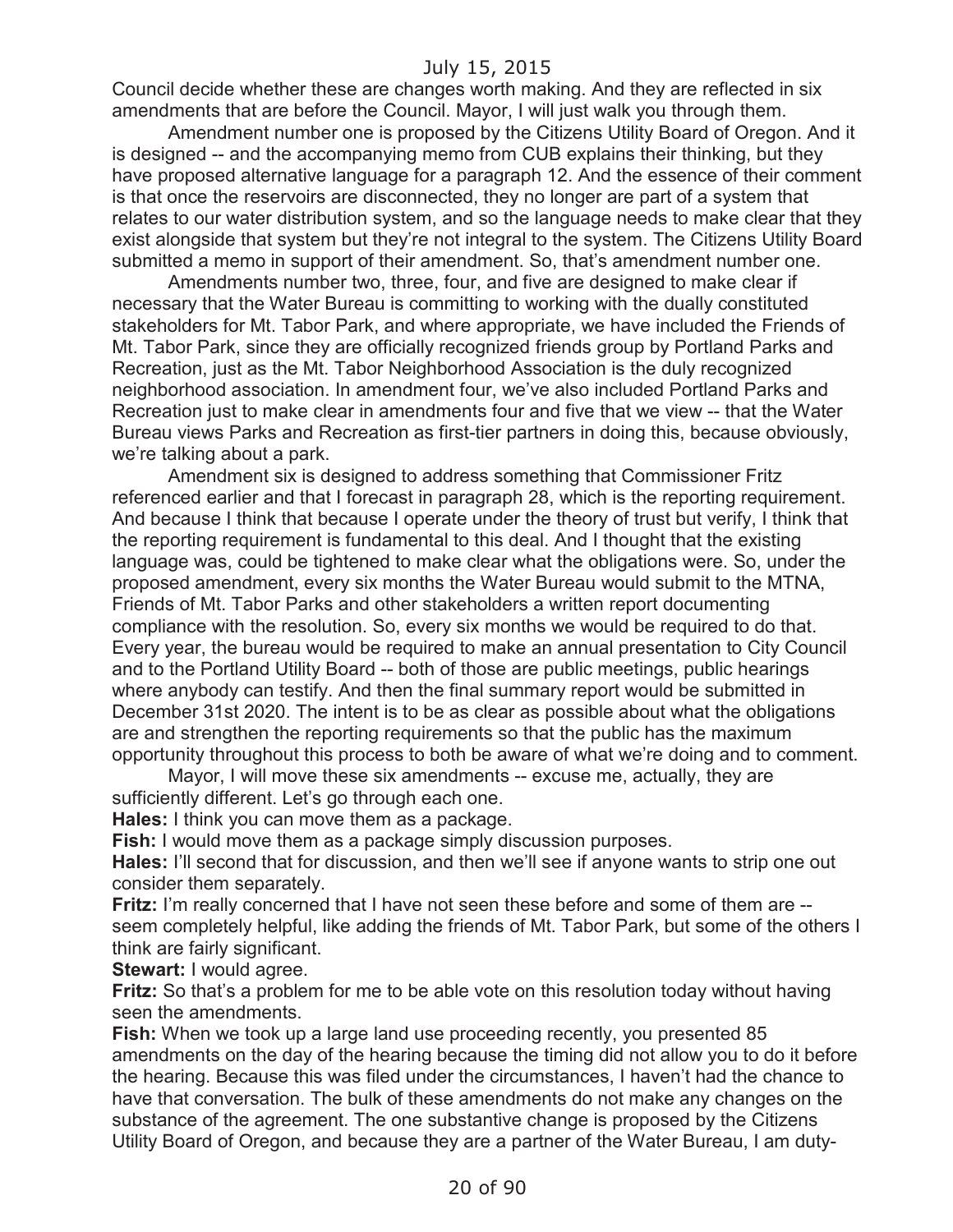Council decide whether these are changes worth making. And they are reflected in six amendments that are before the Council. Mayor, I will just walk you through them.

Amendment number one is proposed by the Citizens Utility Board of Oregon. And it is designed -- and the accompanying memo from CUB explains their thinking, but they have proposed alternative language for a paragraph 12. And the essence of their comment is that once the reservoirs are disconnected, they no longer are part of a system that relates to our water distribution system, and so the language needs to make clear that they exist alongside that system but they're not integral to the system. The Citizens Utility Board submitted a memo in support of their amendment. So, that's amendment number one.

Amendments number two, three, four, and five are designed to make clear if necessary that the Water Bureau is committing to working with the dually constituted stakeholders for Mt. Tabor Park, and where appropriate, we have included the Friends of Mt. Tabor Park, since they are officially recognized friends group by Portland Parks and Recreation, just as the Mt. Tabor Neighborhood Association is the duly recognized neighborhood association. In amendment four, we've also included Portland Parks and Recreation just to make clear in amendments four and five that we view -- that the Water Bureau views Parks and Recreation as first-tier partners in doing this, because obviously, we're talking about a park.

Amendment six is designed to address something that Commissioner Fritz referenced earlier and that I forecast in paragraph 28, which is the reporting requirement. And because I think that because I operate under the theory of trust but verify, I think that the reporting requirement is fundamental to this deal. And I thought that the existing language was, could be tightened to make clear what the obligations were. So, under the proposed amendment, every six months the Water Bureau would submit to the MTNA, Friends of Mt. Tabor Parks and other stakeholders a written report documenting compliance with the resolution. So, every six months we would be required to do that. Every year, the bureau would be required to make an annual presentation to City Council and to the Portland Utility Board -- both of those are public meetings, public hearings where anybody can testify. And then the final summary report would be submitted in December 31st 2020. The intent is to be as clear as possible about what the obligations are and strengthen the reporting requirements so that the public has the maximum opportunity throughout this process to both be aware of what we're doing and to comment.

Mayor, I will move these six amendments -- excuse me, actually, they are sufficiently different. Let's go through each one.

**Hales:** I think you can move them as a package.

**Fish:** I would move them as a package simply discussion purposes.

**Hales:** I'll second that for discussion, and then we'll see if anyone wants to strip one out consider them separately.

**Fritz:** I'm really concerned that I have not seen these before and some of them are -- seem completely helpful, like adding the friends of Mt. Tabor Park, but some of the others I think are fairly significant.

**Stewart:** I would agree.

**Fritz:** So that's a problem for me to be able vote on this resolution today without having seen the amendments.

**Fish:** When we took up a large land use proceeding recently, you presented 85 amendments on the day of the hearing because the timing did not allow you to do it before the hearing. Because this was filed under the circumstances, I haven't had the chance to have that conversation. The bulk of these amendments do not make any changes on the substance of the agreement. The one substantive change is proposed by the Citizens Utility Board of Oregon, and because they are a partner of the Water Bureau, I am duty-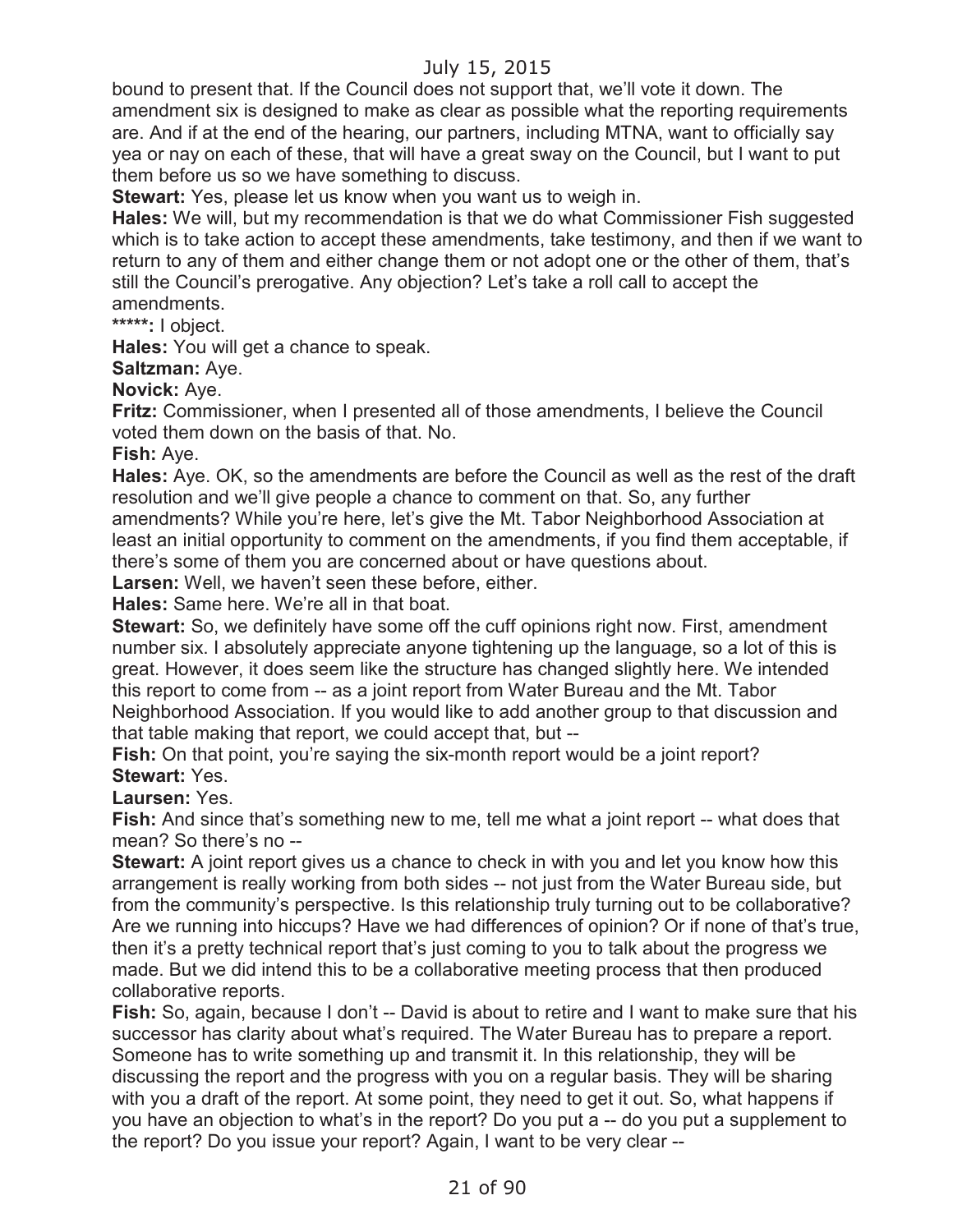bound to present that. If the Council does not support that, we'll vote it down. The amendment six is designed to make as clear as possible what the reporting requirements are. And if at the end of the hearing, our partners, including MTNA, want to officially say yea or nay on each of these, that will have a great sway on the Council, but I want to put them before us so we have something to discuss.

**Stewart:** Yes, please let us know when you want us to weigh in.

**Hales:** We will, but my recommendation is that we do what Commissioner Fish suggested which is to take action to accept these amendments, take testimony, and then if we want to return to any of them and either change them or not adopt one or the other of them, that's still the Council's prerogative. Any objection? Let's take a roll call to accept the amendments.

**\*\*\*\*\*:** I object.

**Hales:** You will get a chance to speak.

**Saltzman:** Aye.

**Novick:** Aye.

**Fritz:** Commissioner, when I presented all of those amendments, I believe the Council voted them down on the basis of that. No.

**Fish:** Aye.

**Hales:** Aye. OK, so the amendments are before the Council as well as the rest of the draft resolution and we'll give people a chance to comment on that. So, any further amendments? While you're here, let's give the Mt. Tabor Neighborhood Association at least an initial opportunity to comment on the amendments, if you find them acceptable, if there's some of them you are concerned about or have questions about.

**Larsen:** Well, we haven't seen these before, either.

**Hales:** Same here. We're all in that boat.

**Stewart:** So, we definitely have some off the cuff opinions right now. First, amendment number six. I absolutely appreciate anyone tightening up the language, so a lot of this is great. However, it does seem like the structure has changed slightly here. We intended this report to come from -- as a joint report from Water Bureau and the Mt. Tabor Neighborhood Association. If you would like to add another group to that discussion and that table making that report, we could accept that, but --

**Fish:** On that point, you're saying the six-month report would be a joint report?

**Stewart:** Yes.

**Laursen:** Yes.

**Fish:** And since that's something new to me, tell me what a joint report -- what does that mean? So there's no --

**Stewart:** A joint report gives us a chance to check in with you and let you know how this arrangement is really working from both sides -- not just from the Water Bureau side, but from the community's perspective. Is this relationship truly turning out to be collaborative? Are we running into hiccups? Have we had differences of opinion? Or if none of that's true, then it's a pretty technical report that's just coming to you to talk about the progress we made. But we did intend this to be a collaborative meeting process that then produced collaborative reports.

**Fish:** So, again, because I don't -- David is about to retire and I want to make sure that his successor has clarity about what's required. The Water Bureau has to prepare a report. Someone has to write something up and transmit it. In this relationship, they will be discussing the report and the progress with you on a regular basis. They will be sharing with you a draft of the report. At some point, they need to get it out. So, what happens if you have an objection to what's in the report? Do you put a -- do you put a supplement to the report? Do you issue your report? Again, I want to be very clear --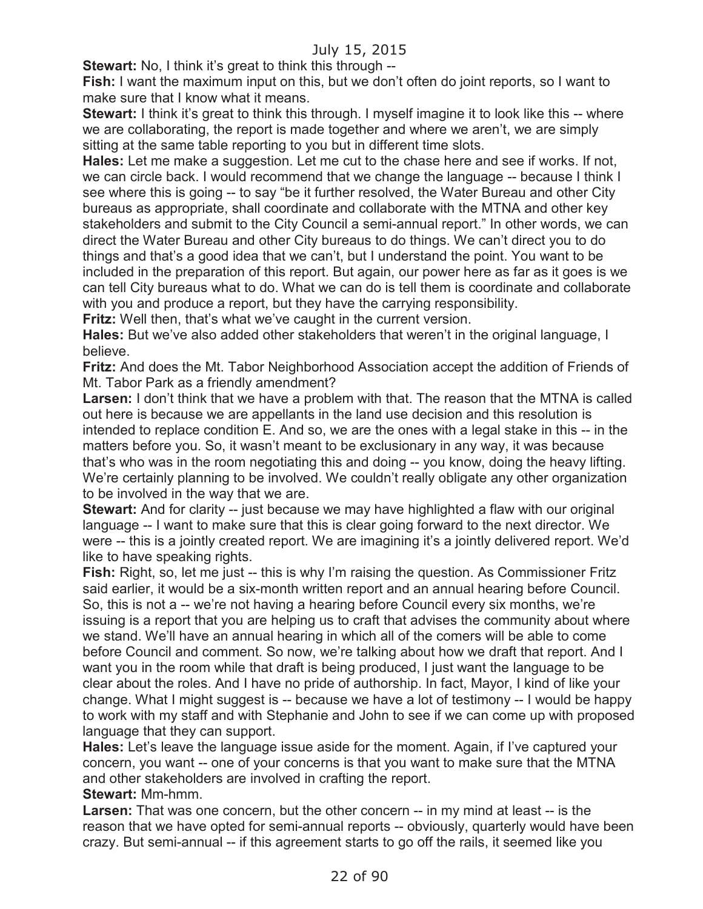**Stewart:** No, I think it's great to think this through --

**Fish:** I want the maximum input on this, but we don't often do joint reports, so I want to make sure that I know what it means.

**Stewart:** I think it's great to think this through. I myself imagine it to look like this -- where we are collaborating, the report is made together and where we aren't, we are simply sitting at the same table reporting to you but in different time slots.

**Hales:** Let me make a suggestion. Let me cut to the chase here and see if works. If not, we can circle back. I would recommend that we change the language -- because I think I see where this is going -- to say "be it further resolved, the Water Bureau and other City bureaus as appropriate, shall coordinate and collaborate with the MTNA and other key stakeholders and submit to the City Council a semi-annual report." In other words, we can direct the Water Bureau and other City bureaus to do things. We can't direct you to do things and that's a good idea that we can't, but I understand the point. You want to be included in the preparation of this report. But again, our power here as far as it goes is we can tell City bureaus what to do. What we can do is tell them is coordinate and collaborate with you and produce a report, but they have the carrying responsibility.

**Fritz:** Well then, that's what we've caught in the current version.

**Hales:** But we've also added other stakeholders that weren't in the original language, I believe.

**Fritz:** And does the Mt. Tabor Neighborhood Association accept the addition of Friends of Mt. Tabor Park as a friendly amendment?

**Larsen:** I don't think that we have a problem with that. The reason that the MTNA is called out here is because we are appellants in the land use decision and this resolution is intended to replace condition E. And so, we are the ones with a legal stake in this -- in the matters before you. So, it wasn't meant to be exclusionary in any way, it was because that's who was in the room negotiating this and doing -- you know, doing the heavy lifting. We're certainly planning to be involved. We couldn't really obligate any other organization to be involved in the way that we are.

**Stewart:** And for clarity -- just because we may have highlighted a flaw with our original language -- I want to make sure that this is clear going forward to the next director. We were -- this is a jointly created report. We are imagining it's a jointly delivered report. We'd like to have speaking rights.

**Fish:** Right, so, let me just -- this is why I'm raising the question. As Commissioner Fritz said earlier, it would be a six-month written report and an annual hearing before Council. So, this is not a -- we're not having a hearing before Council every six months, we're issuing is a report that you are helping us to craft that advises the community about where we stand. We'll have an annual hearing in which all of the comers will be able to come before Council and comment. So now, we're talking about how we draft that report. And I want you in the room while that draft is being produced, I just want the language to be clear about the roles. And I have no pride of authorship. In fact, Mayor, I kind of like your change. What I might suggest is -- because we have a lot of testimony -- I would be happy to work with my staff and with Stephanie and John to see if we can come up with proposed language that they can support.

**Hales:** Let's leave the language issue aside for the moment. Again, if I've captured your concern, you want -- one of your concerns is that you want to make sure that the MTNA and other stakeholders are involved in crafting the report.

**Stewart:** Mm-hmm.

**Larsen:** That was one concern, but the other concern -- in my mind at least -- is the reason that we have opted for semi-annual reports -- obviously, quarterly would have been crazy. But semi-annual -- if this agreement starts to go off the rails, it seemed like you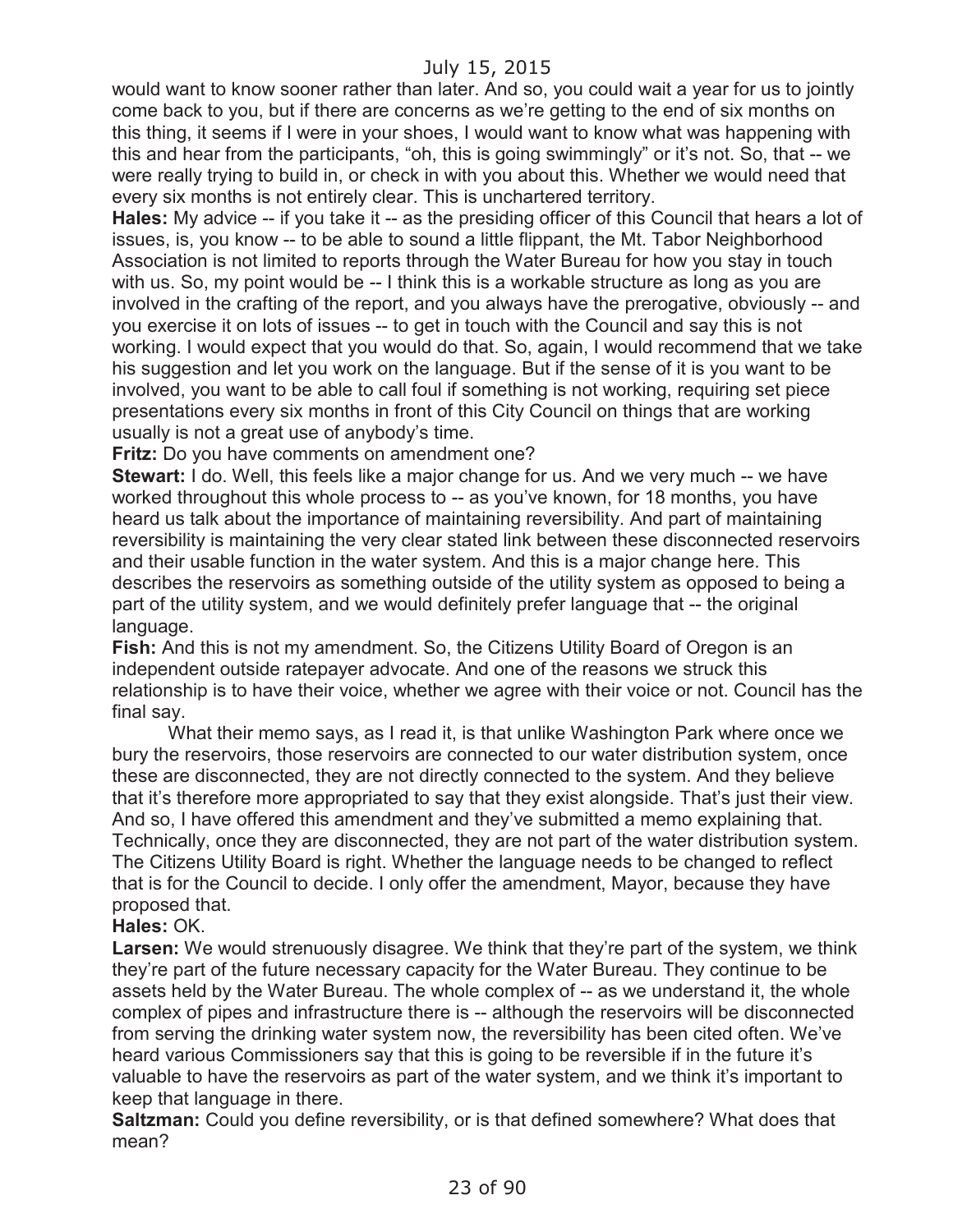would want to know sooner rather than later. And so, you could wait a year for us to jointly come back to you, but if there are concerns as we're getting to the end of six months on this thing, it seems if I were in your shoes, I would want to know what was happening with this and hear from the participants, "oh, this is going swimmingly" or it's not. So, that -- we were really trying to build in, or check in with you about this. Whether we would need that every six months is not entirely clear. This is unchartered territory.

**Hales:** My advice -- if you take it -- as the presiding officer of this Council that hears a lot of issues, is, you know -- to be able to sound a little flippant, the Mt. Tabor Neighborhood Association is not limited to reports through the Water Bureau for how you stay in touch with us. So, my point would be -- I think this is a workable structure as long as you are involved in the crafting of the report, and you always have the prerogative, obviously -- and you exercise it on lots of issues -- to get in touch with the Council and say this is not working. I would expect that you would do that. So, again, I would recommend that we take his suggestion and let you work on the language. But if the sense of it is you want to be involved, you want to be able to call foul if something is not working, requiring set piece presentations every six months in front of this City Council on things that are working usually is not a great use of anybody's time.

**Fritz:** Do you have comments on amendment one?

**Stewart:** I do. Well, this feels like a major change for us. And we very much -- we have worked throughout this whole process to -- as you've known, for 18 months, you have heard us talk about the importance of maintaining reversibility. And part of maintaining reversibility is maintaining the very clear stated link between these disconnected reservoirs and their usable function in the water system. And this is a major change here. This describes the reservoirs as something outside of the utility system as opposed to being a part of the utility system, and we would definitely prefer language that -- the original language.

**Fish:** And this is not my amendment. So, the Citizens Utility Board of Oregon is an independent outside ratepayer advocate. And one of the reasons we struck this relationship is to have their voice, whether we agree with their voice or not. Council has the final say.

What their memo says, as I read it, is that unlike Washington Park where once we bury the reservoirs, those reservoirs are connected to our water distribution system, once these are disconnected, they are not directly connected to the system. And they believe that it's therefore more appropriated to say that they exist alongside. That's just their view. And so, I have offered this amendment and they've submitted a memo explaining that. Technically, once they are disconnected, they are not part of the water distribution system. The Citizens Utility Board is right. Whether the language needs to be changed to reflect that is for the Council to decide. I only offer the amendment, Mayor, because they have proposed that.

**Hales:** OK.

**Larsen:** We would strenuously disagree. We think that they're part of the system, we think they're part of the future necessary capacity for the Water Bureau. They continue to be assets held by the Water Bureau. The whole complex of -- as we understand it, the whole complex of pipes and infrastructure there is -- although the reservoirs will be disconnected from serving the drinking water system now, the reversibility has been cited often. We've heard various Commissioners say that this is going to be reversible if in the future it's valuable to have the reservoirs as part of the water system, and we think it's important to keep that language in there.

**Saltzman:** Could you define reversibility, or is that defined somewhere? What does that mean?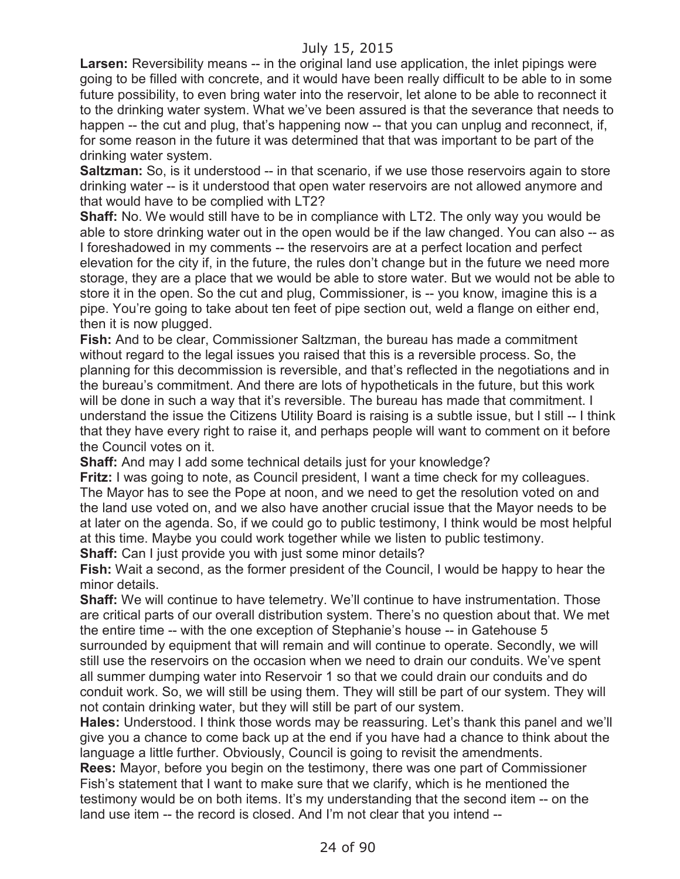**Larsen:** Reversibility means -- in the original land use application, the inlet pipings were going to be filled with concrete, and it would have been really difficult to be able to in some future possibility, to even bring water into the reservoir, let alone to be able to reconnect it to the drinking water system. What we've been assured is that the severance that needs to happen -- the cut and plug, that's happening now -- that you can unplug and reconnect, if, for some reason in the future it was determined that that was important to be part of the drinking water system.

**Saltzman:** So, is it understood -- in that scenario, if we use those reservoirs again to store drinking water -- is it understood that open water reservoirs are not allowed anymore and that would have to be complied with LT2?

**Shaff:** No. We would still have to be in compliance with LT2. The only way you would be able to store drinking water out in the open would be if the law changed. You can also -- as I foreshadowed in my comments -- the reservoirs are at a perfect location and perfect elevation for the city if, in the future, the rules don't change but in the future we need more storage, they are a place that we would be able to store water. But we would not be able to store it in the open. So the cut and plug, Commissioner, is -- you know, imagine this is a pipe. You're going to take about ten feet of pipe section out, weld a flange on either end, then it is now plugged.

**Fish:** And to be clear, Commissioner Saltzman, the bureau has made a commitment without regard to the legal issues you raised that this is a reversible process. So, the planning for this decommission is reversible, and that's reflected in the negotiations and in the bureau's commitment. And there are lots of hypotheticals in the future, but this work will be done in such a way that it's reversible. The bureau has made that commitment. I understand the issue the Citizens Utility Board is raising is a subtle issue, but I still -- I think that they have every right to raise it, and perhaps people will want to comment on it before the Council votes on it.

**Shaff:** And may I add some technical details just for your knowledge?

**Fritz:** I was going to note, as Council president, I want a time check for my colleagues. The Mayor has to see the Pope at noon, and we need to get the resolution voted on and the land use voted on, and we also have another crucial issue that the Mayor needs to be at later on the agenda. So, if we could go to public testimony, I think would be most helpful at this time. Maybe you could work together while we listen to public testimony.

**Shaff:** Can I just provide you with just some minor details?

**Fish:** Wait a second, as the former president of the Council, I would be happy to hear the minor details.

**Shaff:** We will continue to have telemetry. We'll continue to have instrumentation. Those are critical parts of our overall distribution system. There's no question about that. We met the entire time -- with the one exception of Stephanie's house -- in Gatehouse 5 surrounded by equipment that will remain and will continue to operate. Secondly, we will still use the reservoirs on the occasion when we need to drain our conduits. We've spent all summer dumping water into Reservoir 1 so that we could drain our conduits and do conduit work. So, we will still be using them. They will still be part of our system. They will not contain drinking water, but they will still be part of our system.

**Hales:** Understood. I think those words may be reassuring. Let's thank this panel and we'll give you a chance to come back up at the end if you have had a chance to think about the language a little further. Obviously, Council is going to revisit the amendments.

**Rees:** Mayor, before you begin on the testimony, there was one part of Commissioner Fish's statement that I want to make sure that we clarify, which is he mentioned the testimony would be on both items. It's my understanding that the second item -- on the land use item -- the record is closed. And I'm not clear that you intend --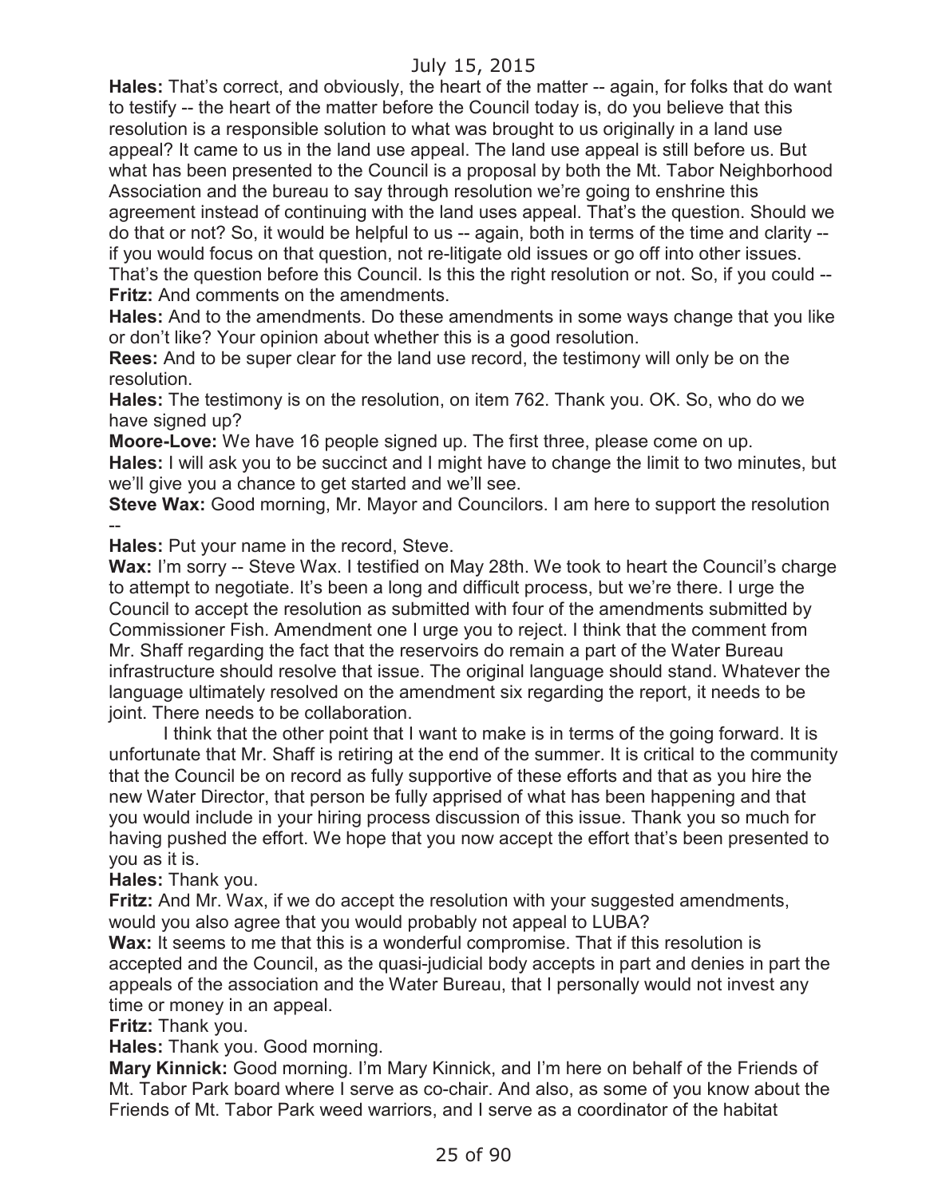**Hales:** That's correct, and obviously, the heart of the matter -- again, for folks that do want to testify -- the heart of the matter before the Council today is, do you believe that this resolution is a responsible solution to what was brought to us originally in a land use appeal? It came to us in the land use appeal. The land use appeal is still before us. But what has been presented to the Council is a proposal by both the Mt. Tabor Neighborhood Association and the bureau to say through resolution we're going to enshrine this agreement instead of continuing with the land uses appeal. That's the question. Should we do that or not? So, it would be helpful to us -- again, both in terms of the time and clarity -- if you would focus on that question, not re-litigate old issues or go off into other issues. That's the question before this Council. Is this the right resolution or not. So, if you could --

**Fritz:** And comments on the amendments.

**Hales:** And to the amendments. Do these amendments in some ways change that you like or don't like? Your opinion about whether this is a good resolution.

**Rees:** And to be super clear for the land use record, the testimony will only be on the resolution.

**Hales:** The testimony is on the resolution, on item 762. Thank you. OK. So, who do we have signed up?

**Moore-Love:** We have 16 people signed up. The first three, please come on up.

**Hales:** I will ask you to be succinct and I might have to change the limit to two minutes, but we'll give you a chance to get started and we'll see.

**Steve Wax:** Good morning, Mr. Mayor and Councilors. I am here to support the resolution --

**Hales:** Put your name in the record, Steve.

**Wax:** I'm sorry -- Steve Wax. I testified on May 28th. We took to heart the Council's charge to attempt to negotiate. It's been a long and difficult process, but we're there. I urge the Council to accept the resolution as submitted with four of the amendments submitted by Commissioner Fish. Amendment one I urge you to reject. I think that the comment from Mr. Shaff regarding the fact that the reservoirs do remain a part of the Water Bureau infrastructure should resolve that issue. The original language should stand. Whatever the language ultimately resolved on the amendment six regarding the report, it needs to be joint. There needs to be collaboration.

I think that the other point that I want to make is in terms of the going forward. It is unfortunate that Mr. Shaff is retiring at the end of the summer. It is critical to the community that the Council be on record as fully supportive of these efforts and that as you hire the new Water Director, that person be fully apprised of what has been happening and that you would include in your hiring process discussion of this issue. Thank you so much for having pushed the effort. We hope that you now accept the effort that's been presented to you as it is.

**Hales:** Thank you.

**Fritz:** And Mr. Wax, if we do accept the resolution with your suggested amendments, would you also agree that you would probably not appeal to LUBA?

**Wax:** It seems to me that this is a wonderful compromise. That if this resolution is accepted and the Council, as the quasi-judicial body accepts in part and denies in part the appeals of the association and the Water Bureau, that I personally would not invest any time or money in an appeal.

**Fritz:** Thank you.

**Hales:** Thank you. Good morning.

**Mary Kinnick:** Good morning. I'm Mary Kinnick, and I'm here on behalf of the Friends of Mt. Tabor Park board where I serve as co-chair. And also, as some of you know about the Friends of Mt. Tabor Park weed warriors, and I serve as a coordinator of the habitat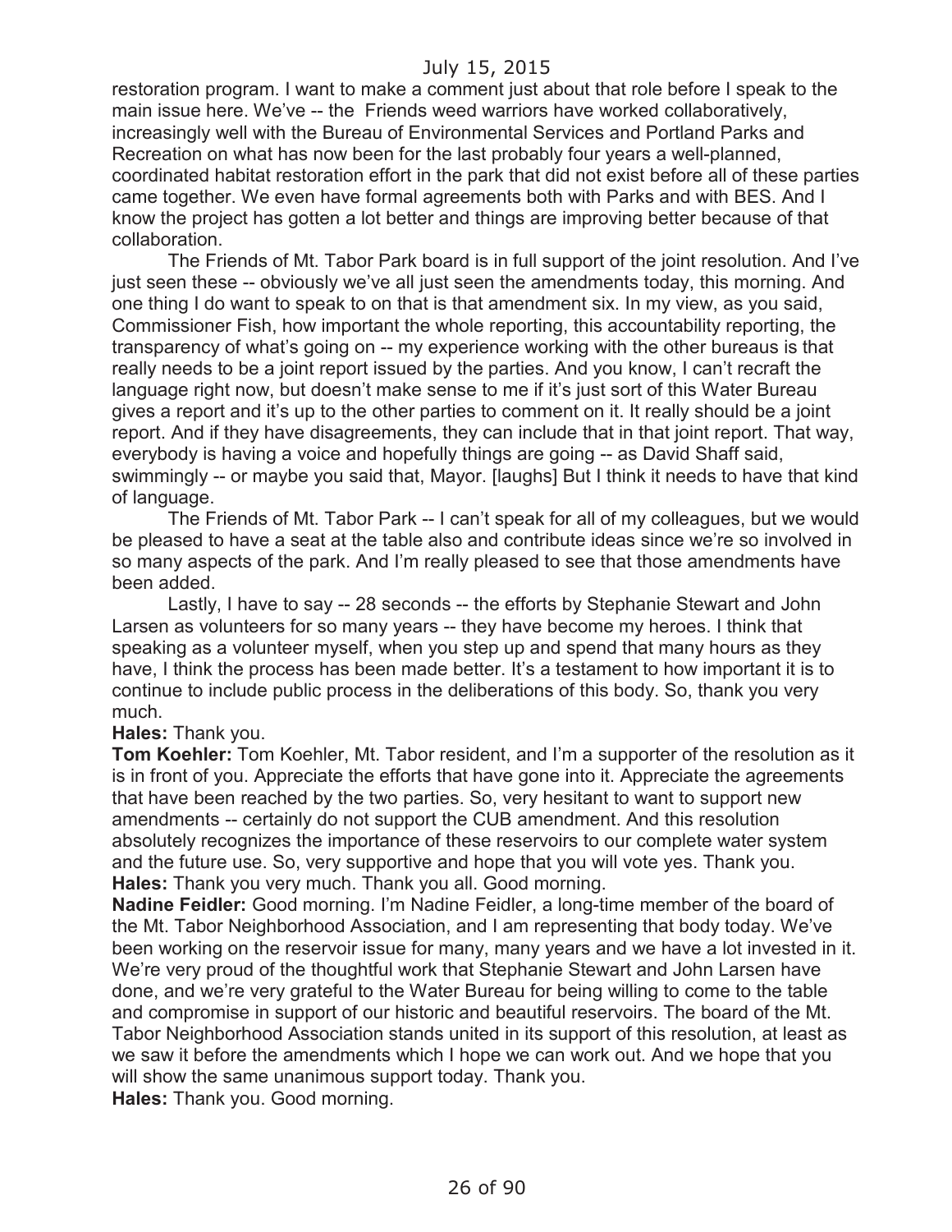restoration program. I want to make a comment just about that role before I speak to the main issue here. We've -- the Friends weed warriors have worked collaboratively, increasingly well with the Bureau of Environmental Services and Portland Parks and Recreation on what has now been for the last probably four years a well-planned, coordinated habitat restoration effort in the park that did not exist before all of these parties came together. We even have formal agreements both with Parks and with BES. And I know the project has gotten a lot better and things are improving better because of that collaboration.

The Friends of Mt. Tabor Park board is in full support of the joint resolution. And I've just seen these -- obviously we've all just seen the amendments today, this morning. And one thing I do want to speak to on that is that amendment six. In my view, as you said, Commissioner Fish, how important the whole reporting, this accountability reporting, the transparency of what's going on -- my experience working with the other bureaus is that really needs to be a joint report issued by the parties. And you know, I can't recraft the language right now, but doesn't make sense to me if it's just sort of this Water Bureau gives a report and it's up to the other parties to comment on it. It really should be a joint report. And if they have disagreements, they can include that in that joint report. That way, everybody is having a voice and hopefully things are going -- as David Shaff said, swimmingly -- or maybe you said that, Mayor. [laughs] But I think it needs to have that kind of language.

The Friends of Mt. Tabor Park -- I can't speak for all of my colleagues, but we would be pleased to have a seat at the table also and contribute ideas since we're so involved in so many aspects of the park. And I'm really pleased to see that those amendments have been added.

Lastly, I have to say -- 28 seconds -- the efforts by Stephanie Stewart and John Larsen as volunteers for so many years -- they have become my heroes. I think that speaking as a volunteer myself, when you step up and spend that many hours as they have, I think the process has been made better. It's a testament to how important it is to continue to include public process in the deliberations of this body. So, thank you very much.

**Hales:** Thank you.

**Tom Koehler:** Tom Koehler, Mt. Tabor resident, and I'm a supporter of the resolution as it is in front of you. Appreciate the efforts that have gone into it. Appreciate the agreements that have been reached by the two parties. So, very hesitant to want to support new amendments -- certainly do not support the CUB amendment. And this resolution absolutely recognizes the importance of these reservoirs to our complete water system and the future use. So, very supportive and hope that you will vote yes. Thank you.

**Hales:** Thank you very much. Thank you all. Good morning.

**Nadine Feidler:** Good morning. I'm Nadine Feidler, a long-time member of the board of the Mt. Tabor Neighborhood Association, and I am representing that body today. We've been working on the reservoir issue for many, many years and we have a lot invested in it. We're very proud of the thoughtful work that Stephanie Stewart and John Larsen have done, and we're very grateful to the Water Bureau for being willing to come to the table and compromise in support of our historic and beautiful reservoirs. The board of the Mt. Tabor Neighborhood Association stands united in its support of this resolution, at least as we saw it before the amendments which I hope we can work out. And we hope that you will show the same unanimous support today. Thank you.

**Hales:** Thank you. Good morning.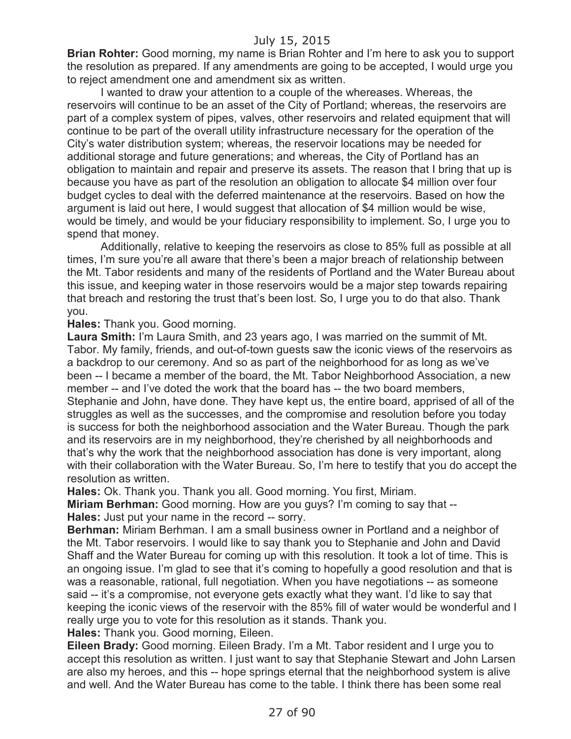**Brian Rohter:** Good morning, my name is Brian Rohter and I'm here to ask you to support the resolution as prepared. If any amendments are going to be accepted, I would urge you to reject amendment one and amendment six as written.

I wanted to draw your attention to a couple of the whereases. Whereas, the reservoirs will continue to be an asset of the City of Portland; whereas, the reservoirs are part of a complex system of pipes, valves, other reservoirs and related equipment that will continue to be part of the overall utility infrastructure necessary for the operation of the City's water distribution system; whereas, the reservoir locations may be needed for additional storage and future generations; and whereas, the City of Portland has an obligation to maintain and repair and preserve its assets. The reason that I bring that up is because you have as part of the resolution an obligation to allocate $4 million over four budget cycles to deal with the deferred maintenance at the reservoirs. Based on how the argument is laid out here, I would suggest that allocation of $4 million would be wise, would be timely, and would be your fiduciary responsibility to implement. So, I urge you to spend that money.

Additionally, relative to keeping the reservoirs as close to 85% full as possible at all times, I'm sure you're all aware that there's been a major breach of relationship between the Mt. Tabor residents and many of the residents of Portland and the Water Bureau about this issue, and keeping water in those reservoirs would be a major step towards repairing that breach and restoring the trust that's been lost. So, I urge you to do that also. Thank you.

**Hales:** Thank you. Good morning.

**Laura Smith:** I'm Laura Smith, and 23 years ago, I was married on the summit of Mt. Tabor. My family, friends, and out-of-town guests saw the iconic views of the reservoirs as a backdrop to our ceremony. And so as part of the neighborhood for as long as we've been -- I became a member of the board, the Mt. Tabor Neighborhood Association, a new member -- and I've doted the work that the board has -- the two board members, Stephanie and John, have done. They have kept us, the entire board, apprised of all of the struggles as well as the successes, and the compromise and resolution before you today is success for both the neighborhood association and the Water Bureau. Though the park and its reservoirs are in my neighborhood, they're cherished by all neighborhoods and that's why the work that the neighborhood association has done is very important, along with their collaboration with the Water Bureau. So, I'm here to testify that you do accept the resolution as written.

**Hales:** Ok. Thank you. Thank you all. Good morning. You first, Miriam.

**Miriam Berhman:** Good morning. How are you guys? I'm coming to say that --

**Hales:** Just put your name in the record -- sorry.

**Berhman:** Miriam Berhman. I am a small business owner in Portland and a neighbor of the Mt. Tabor reservoirs. I would like to say thank you to Stephanie and John and David Shaff and the Water Bureau for coming up with this resolution. It took a lot of time. This is an ongoing issue. I'm glad to see that it's coming to hopefully a good resolution and that is was a reasonable, rational, full negotiation. When you have negotiations -- as someone said -- it's a compromise, not everyone gets exactly what they want. I'd like to say that keeping the iconic views of the reservoir with the 85% fill of water would be wonderful and I really urge you to vote for this resolution as it stands. Thank you.

**Hales:** Thank you. Good morning, Eileen.

**Eileen Brady:** Good morning. Eileen Brady. I'm a Mt. Tabor resident and I urge you to accept this resolution as written. I just want to say that Stephanie Stewart and John Larsen are also my heroes, and this -- hope springs eternal that the neighborhood system is alive and well. And the Water Bureau has come to the table. I think there has been some real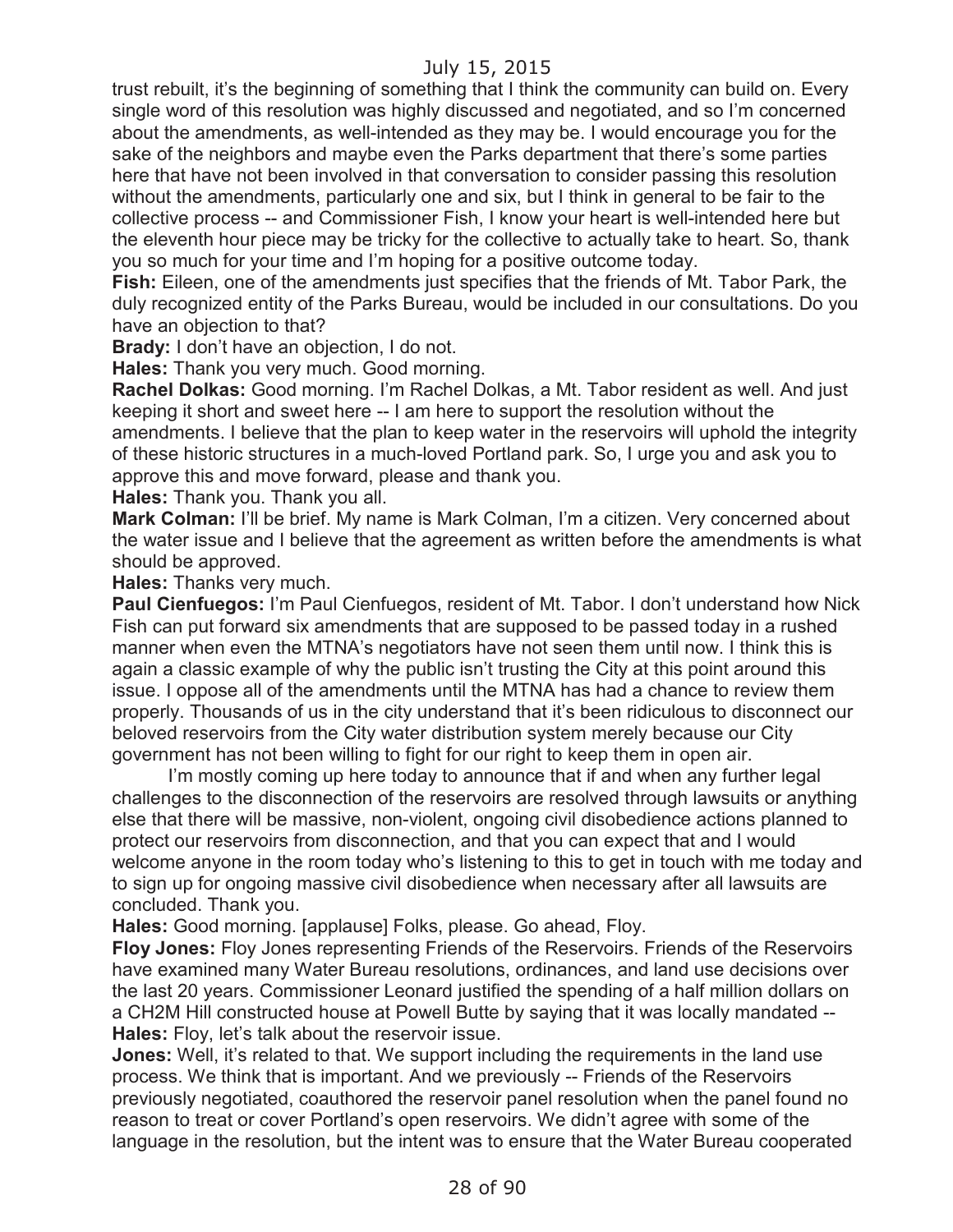trust rebuilt, it's the beginning of something that I think the community can build on. Every single word of this resolution was highly discussed and negotiated, and so I'm concerned about the amendments, as well-intended as they may be. I would encourage you for the sake of the neighbors and maybe even the Parks department that there's some parties here that have not been involved in that conversation to consider passing this resolution without the amendments, particularly one and six, but I think in general to be fair to the collective process -- and Commissioner Fish, I know your heart is well-intended here but the eleventh hour piece may be tricky for the collective to actually take to heart. So, thank you so much for your time and I'm hoping for a positive outcome today.

**Fish:** Eileen, one of the amendments just specifies that the friends of Mt. Tabor Park, the duly recognized entity of the Parks Bureau, would be included in our consultations. Do you have an objection to that?

**Brady:** I don't have an objection, I do not.

**Hales:** Thank you very much. Good morning.

**Rachel Dolkas:** Good morning. I'm Rachel Dolkas, a Mt. Tabor resident as well. And just keeping it short and sweet here -- I am here to support the resolution without the amendments. I believe that the plan to keep water in the reservoirs will uphold the integrity of these historic structures in a much-loved Portland park. So, I urge you and ask you to approve this and move forward, please and thank you.

**Hales:** Thank you. Thank you all.

**Mark Colman:** I'll be brief. My name is Mark Colman, I'm a citizen. Very concerned about the water issue and I believe that the agreement as written before the amendments is what should be approved.

**Hales:** Thanks very much.

**Paul Cienfuegos:** I'm Paul Cienfuegos, resident of Mt. Tabor. I don't understand how Nick Fish can put forward six amendments that are supposed to be passed today in a rushed manner when even the MTNA's negotiators have not seen them until now. I think this is again a classic example of why the public isn't trusting the City at this point around this issue. I oppose all of the amendments until the MTNA has had a chance to review them properly. Thousands of us in the city understand that it's been ridiculous to disconnect our beloved reservoirs from the City water distribution system merely because our City government has not been willing to fight for our right to keep them in open air.

I'm mostly coming up here today to announce that if and when any further legal challenges to the disconnection of the reservoirs are resolved through lawsuits or anything else that there will be massive, non-violent, ongoing civil disobedience actions planned to protect our reservoirs from disconnection, and that you can expect that and I would welcome anyone in the room today who's listening to this to get in touch with me today and to sign up for ongoing massive civil disobedience when necessary after all lawsuits are concluded. Thank you.

**Hales:** Good morning. [applause] Folks, please. Go ahead, Floy.

**Floy Jones:** Floy Jones representing Friends of the Reservoirs. Friends of the Reservoirs have examined many Water Bureau resolutions, ordinances, and land use decisions over the last 20 years. Commissioner Leonard justified the spending of a half million dollars on a CH2M Hill constructed house at Powell Butte by saying that it was locally mandated --

**Hales:** Floy, let's talk about the reservoir issue.

**Jones:** Well, it's related to that. We support including the requirements in the land use process. We think that is important. And we previously -- Friends of the Reservoirs previously negotiated, coauthored the reservoir panel resolution when the panel found no reason to treat or cover Portland's open reservoirs. We didn't agree with some of the language in the resolution, but the intent was to ensure that the Water Bureau cooperated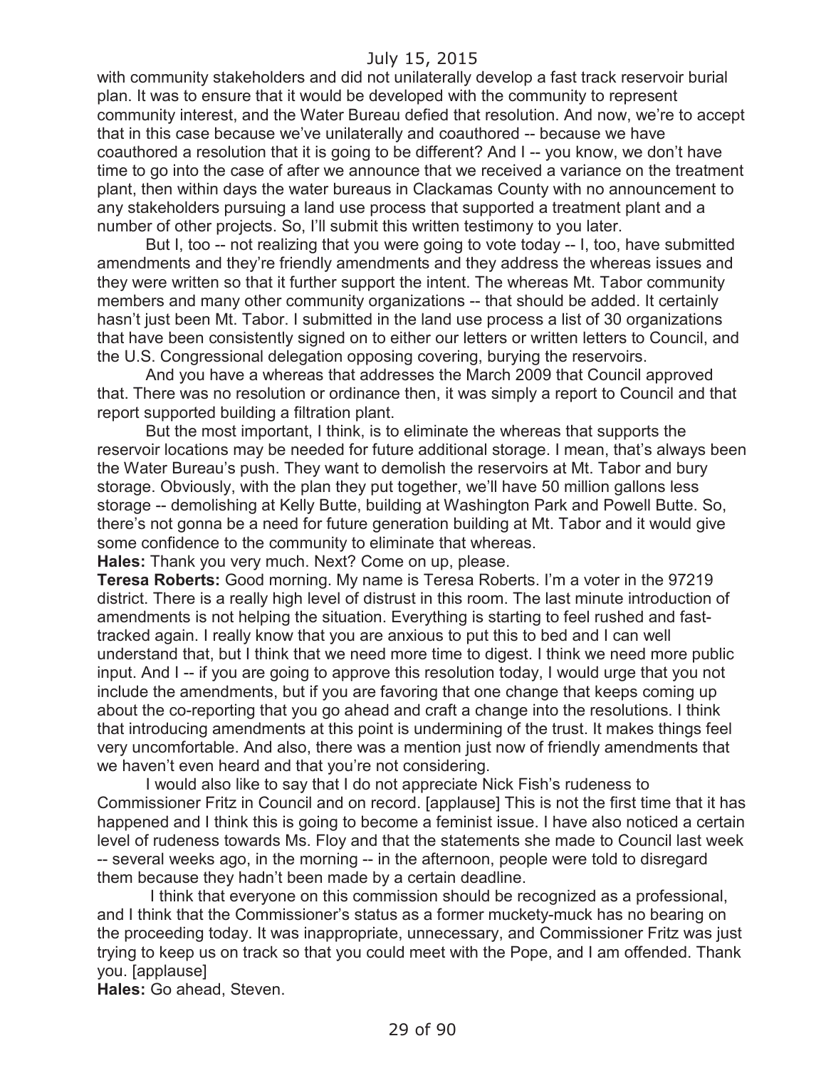with community stakeholders and did not unilaterally develop a fast track reservoir burial plan. It was to ensure that it would be developed with the community to represent community interest, and the Water Bureau defied that resolution. And now, we're to accept that in this case because we've unilaterally and coauthored -- because we have coauthored a resolution that it is going to be different? And I -- you know, we don't have time to go into the case of after we announce that we received a variance on the treatment plant, then within days the water bureaus in Clackamas County with no announcement to any stakeholders pursuing a land use process that supported a treatment plant and a number of other projects. So, I'll submit this written testimony to you later.

But I, too -- not realizing that you were going to vote today -- I, too, have submitted amendments and they're friendly amendments and they address the whereas issues and they were written so that it further support the intent. The whereas Mt. Tabor community members and many other community organizations -- that should be added. It certainly hasn't just been Mt. Tabor. I submitted in the land use process a list of 30 organizations that have been consistently signed on to either our letters or written letters to Council, and the U.S. Congressional delegation opposing covering, burying the reservoirs.

And you have a whereas that addresses the March 2009 that Council approved that. There was no resolution or ordinance then, it was simply a report to Council and that report supported building a filtration plant.

But the most important, I think, is to eliminate the whereas that supports the reservoir locations may be needed for future additional storage. I mean, that's always been the Water Bureau's push. They want to demolish the reservoirs at Mt. Tabor and bury storage. Obviously, with the plan they put together, we'll have 50 million gallons less storage -- demolishing at Kelly Butte, building at Washington Park and Powell Butte. So, there's not gonna be a need for future generation building at Mt. Tabor and it would give some confidence to the community to eliminate that whereas.

**Hales:** Thank you very much. Next? Come on up, please.

**Teresa Roberts:** Good morning. My name is Teresa Roberts. I'm a voter in the 97219 district. There is a really high level of distrust in this room. The last minute introduction of amendments is not helping the situation. Everything is starting to feel rushed and fast-tracked again. I really know that you are anxious to put this to bed and I can well understand that, but I think that we need more time to digest. I think we need more public input. And I -- if you are going to approve this resolution today, I would urge that you not include the amendments, but if you are favoring that one change that keeps coming up about the co-reporting that you go ahead and craft a change into the resolutions. I think that introducing amendments at this point is undermining of the trust. It makes things feel very uncomfortable. And also, there was a mention just now of friendly amendments that we haven't even heard and that you're not considering.

I would also like to say that I do not appreciate Nick Fish's rudeness to Commissioner Fritz in Council and on record. [applause] This is not the first time that it has happened and I think this is going to become a feminist issue. I have also noticed a certain level of rudeness towards Ms. Floy and that the statements she made to Council last week -- several weeks ago, in the morning -- in the afternoon, people were told to disregard them because they hadn't been made by a certain deadline.

I think that everyone on this commission should be recognized as a professional, and I think that the Commissioner's status as a former muckety-muck has no bearing on the proceeding today. It was inappropriate, unnecessary, and Commissioner Fritz was just trying to keep us on track so that you could meet with the Pope, and I am offended. Thank you. [applause]

**Hales:** Go ahead, Steven.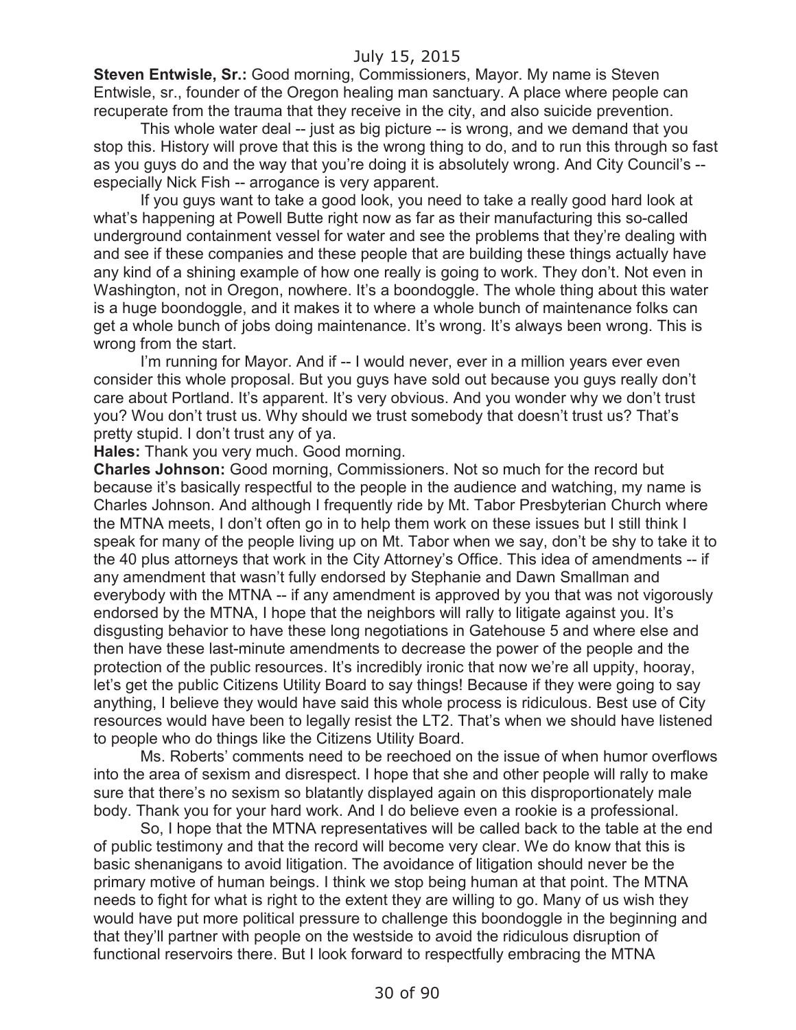July 15, 2015

**Steven Entwisle, Sr.:** Good morning, Commissioners, Mayor. My name is Steven Entwisle, sr., founder of the Oregon healing man sanctuary. A place where people can recuperate from the trauma that they receive in the city, and also suicide prevention.

This whole water deal -- just as big picture -- is wrong, and we demand that you stop this. History will prove that this is the wrong thing to do, and to run this through so fast as you guys do and the way that you're doing it is absolutely wrong. And City Council's -- especially Nick Fish -- arrogance is very apparent.

If you guys want to take a good look, you need to take a really good hard look at what's happening at Powell Butte right now as far as their manufacturing this so-called underground containment vessel for water and see the problems that they're dealing with and see if these companies and these people that are building these things actually have any kind of a shining example of how one really is going to work. They don't. Not even in Washington, not in Oregon, nowhere. It's a boondoggle. The whole thing about this water is a huge boondoggle, and it makes it to where a whole bunch of maintenance folks can get a whole bunch of jobs doing maintenance. It's wrong. It's always been wrong. This is wrong from the start.

I'm running for Mayor. And if -- I would never, ever in a million years ever even consider this whole proposal. But you guys have sold out because you guys really don't care about Portland. It's apparent. It's very obvious. And you wonder why we don't trust you? Wou don't trust us. Why should we trust somebody that doesn't trust us? That's pretty stupid. I don't trust any of ya.

**Hales:** Thank you very much. Good morning.

**Charles Johnson:** Good morning, Commissioners. Not so much for the record but because it's basically respectful to the people in the audience and watching, my name is Charles Johnson. And although I frequently ride by Mt. Tabor Presbyterian Church where the MTNA meets, I don't often go in to help them work on these issues but I still think I speak for many of the people living up on Mt. Tabor when we say, don't be shy to take it to the 40 plus attorneys that work in the City Attorney's Office. This idea of amendments -- if any amendment that wasn't fully endorsed by Stephanie and Dawn Smallman and everybody with the MTNA -- if any amendment is approved by you that was not vigorously endorsed by the MTNA, I hope that the neighbors will rally to litigate against you. It's disgusting behavior to have these long negotiations in Gatehouse 5 and where else and then have these last-minute amendments to decrease the power of the people and the protection of the public resources. It's incredibly ironic that now we're all uppity, hooray, let's get the public Citizens Utility Board to say things! Because if they were going to say anything, I believe they would have said this whole process is ridiculous. Best use of City resources would have been to legally resist the LT2. That's when we should have listened to people who do things like the Citizens Utility Board.

Ms. Roberts' comments need to be reechoed on the issue of when humor overflows into the area of sexism and disrespect. I hope that she and other people will rally to make sure that there's no sexism so blatantly displayed again on this disproportionately male body. Thank you for your hard work. And I do believe even a rookie is a professional.

So, I hope that the MTNA representatives will be called back to the table at the end of public testimony and that the record will become very clear. We do know that this is basic shenanigans to avoid litigation. The avoidance of litigation should never be the primary motive of human beings. I think we stop being human at that point. The MTNA needs to fight for what is right to the extent they are willing to go. Many of us wish they would have put more political pressure to challenge this boondoggle in the beginning and that they'll partner with people on the westside to avoid the ridiculous disruption of functional reservoirs there. But I look forward to respectfully embracing the MTNA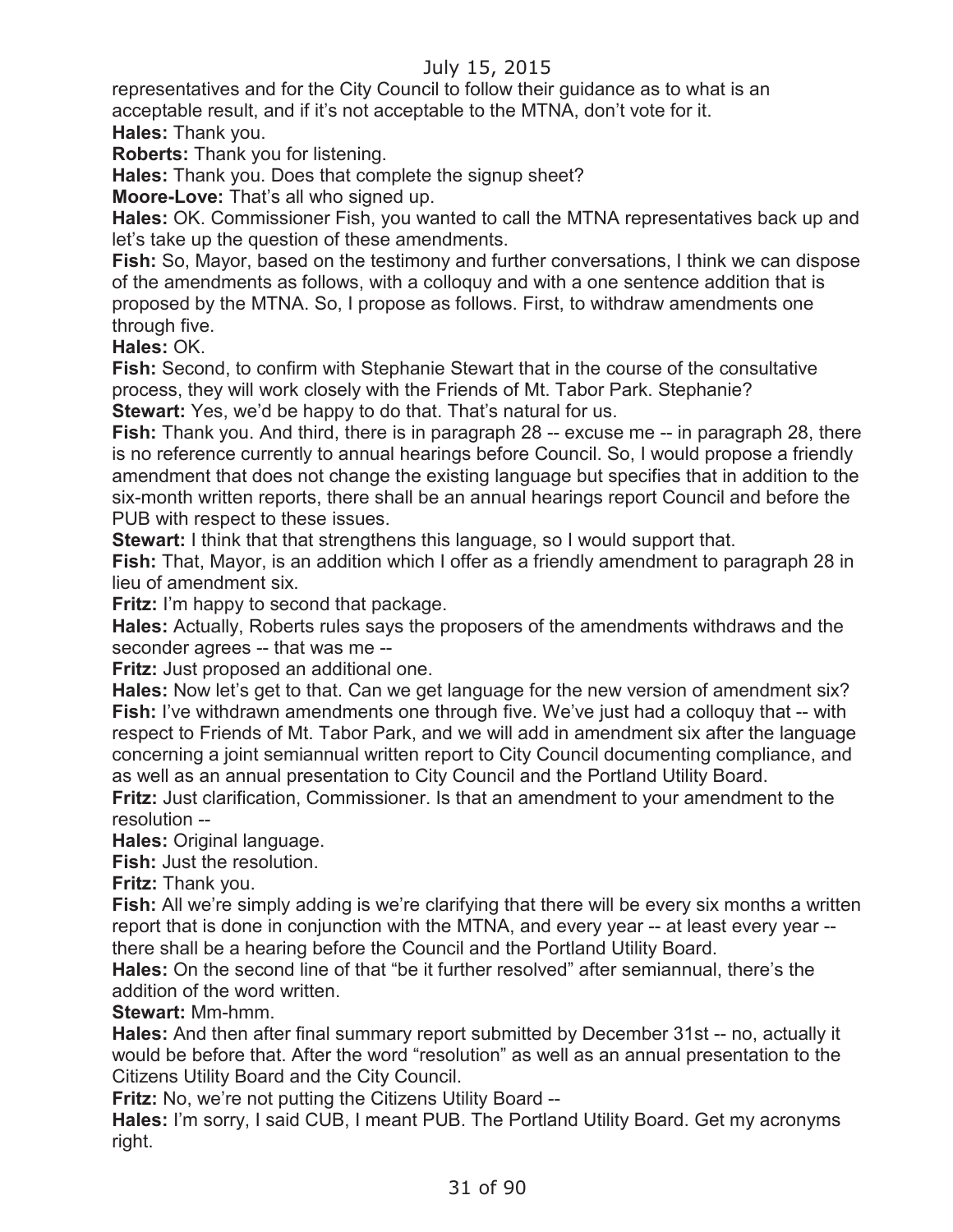representatives and for the City Council to follow their guidance as to what is an acceptable result, and if it's not acceptable to the MTNA, don't vote for it.

**Hales:** Thank you.

**Roberts:** Thank you for listening.

**Hales:** Thank you. Does that complete the signup sheet?

**Moore-Love:** That's all who signed up.

**Hales:** OK. Commissioner Fish, you wanted to call the MTNA representatives back up and let's take up the question of these amendments.

**Fish:** So, Mayor, based on the testimony and further conversations, I think we can dispose of the amendments as follows, with a colloquy and with a one sentence addition that is proposed by the MTNA. So, I propose as follows. First, to withdraw amendments one through five.

**Hales:** OK.

**Fish:** Second, to confirm with Stephanie Stewart that in the course of the consultative process, they will work closely with the Friends of Mt. Tabor Park. Stephanie?

**Stewart:** Yes, we'd be happy to do that. That's natural for us.

**Fish:** Thank you. And third, there is in paragraph 28 -- excuse me -- in paragraph 28, there is no reference currently to annual hearings before Council. So, I would propose a friendly amendment that does not change the existing language but specifies that in addition to the six-month written reports, there shall be an annual hearings report Council and before the PUB with respect to these issues.

**Stewart:** I think that that strengthens this language, so I would support that.

**Fish:** That, Mayor, is an addition which I offer as a friendly amendment to paragraph 28 in lieu of amendment six.

**Fritz:** I'm happy to second that package.

**Hales:** Actually, Roberts rules says the proposers of the amendments withdraws and the seconder agrees -- that was me --

**Fritz:** Just proposed an additional one.

**Hales:** Now let's get to that. Can we get language for the new version of amendment six?

**Fish:** I've withdrawn amendments one through five. We've just had a colloquy that -- with respect to Friends of Mt. Tabor Park, and we will add in amendment six after the language concerning a joint semiannual written report to City Council documenting compliance, and as well as an annual presentation to City Council and the Portland Utility Board.

**Fritz:** Just clarification, Commissioner. Is that an amendment to your amendment to the resolution --

**Hales:** Original language.

**Fish:** Just the resolution.

**Fritz:** Thank you.

**Fish:** All we're simply adding is we're clarifying that there will be every six months a written report that is done in conjunction with the MTNA, and every year -- at least every year -- there shall be a hearing before the Council and the Portland Utility Board.

**Hales:** On the second line of that "be it further resolved" after semiannual, there's the addition of the word written.

**Stewart:** Mm-hmm.

**Hales:** And then after final summary report submitted by December 31st -- no, actually it would be before that. After the word "resolution" as well as an annual presentation to the Citizens Utility Board and the City Council.

**Fritz:** No, we're not putting the Citizens Utility Board --

**Hales:** I'm sorry, I said CUB, I meant PUB. The Portland Utility Board. Get my acronyms right.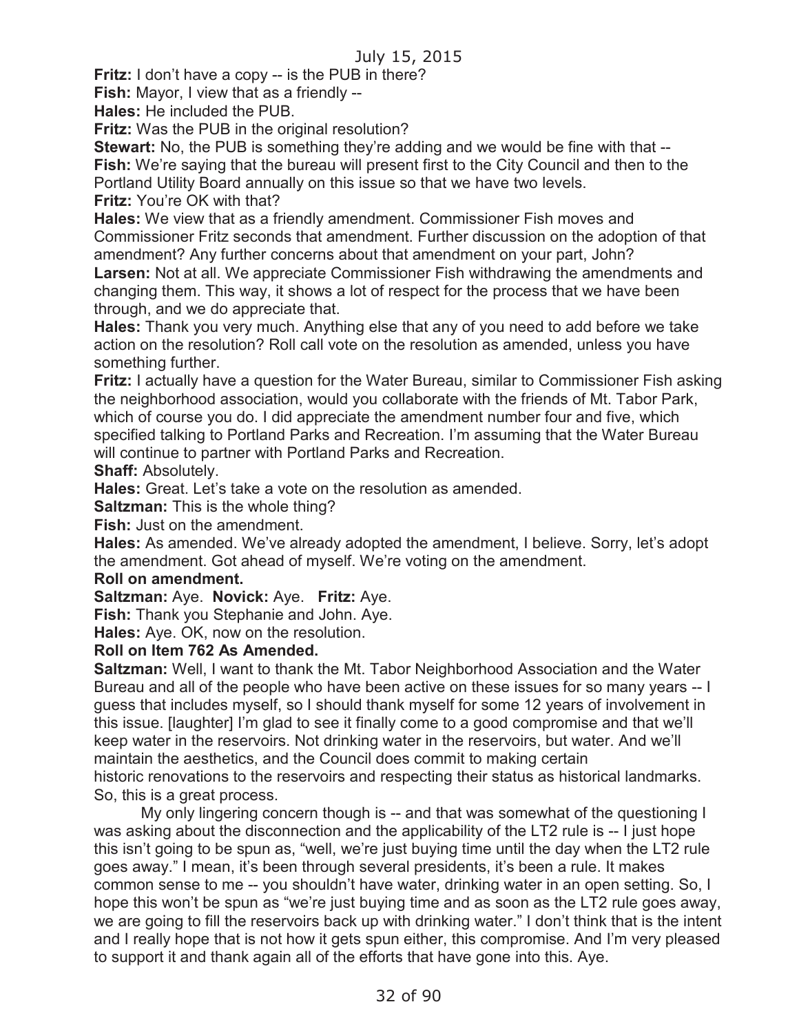**Fritz:** I don't have a copy -- is the PUB in there?

**Fish:** Mayor, I view that as a friendly --

**Hales:** He included the PUB.

**Fritz:** Was the PUB in the original resolution?

**Stewart:** No, the PUB is something they're adding and we would be fine with that --

**Fish:** We're saying that the bureau will present first to the City Council and then to the Portland Utility Board annually on this issue so that we have two levels.

**Fritz:** You're OK with that?

**Hales:** We view that as a friendly amendment. Commissioner Fish moves and Commissioner Fritz seconds that amendment. Further discussion on the adoption of that amendment? Any further concerns about that amendment on your part, John?

**Larsen:** Not at all. We appreciate Commissioner Fish withdrawing the amendments and changing them. This way, it shows a lot of respect for the process that we have been through, and we do appreciate that.

**Hales:** Thank you very much. Anything else that any of you need to add before we take action on the resolution? Roll call vote on the resolution as amended, unless you have something further.

**Fritz:** I actually have a question for the Water Bureau, similar to Commissioner Fish asking the neighborhood association, would you collaborate with the friends of Mt. Tabor Park, which of course you do. I did appreciate the amendment number four and five, which specified talking to Portland Parks and Recreation. I'm assuming that the Water Bureau will continue to partner with Portland Parks and Recreation.

**Shaff:** Absolutely.

**Hales:** Great. Let's take a vote on the resolution as amended.

**Saltzman:** This is the whole thing?

**Fish:** Just on the amendment.

**Hales:** As amended. We've already adopted the amendment, I believe. Sorry, let's adopt the amendment. Got ahead of myself. We're voting on the amendment.

**Roll on amendment.**

**Saltzman:** Aye. **Novick:** Aye. **Fritz:** Aye.

**Fish:** Thank you Stephanie and John. Aye.

**Hales:** Aye. OK, now on the resolution.

**Roll on Item 762 As Amended.**

**Saltzman:** Well, I want to thank the Mt. Tabor Neighborhood Association and the Water Bureau and all of the people who have been active on these issues for so many years -- I guess that includes myself, so I should thank myself for some 12 years of involvement in this issue. [laughter] I'm glad to see it finally come to a good compromise and that we'll keep water in the reservoirs. Not drinking water in the reservoirs, but water. And we'll maintain the aesthetics, and the Council does commit to making certain historic renovations to the reservoirs and respecting their status as historical landmarks. So, this is a great process.

My only lingering concern though is -- and that was somewhat of the questioning I was asking about the disconnection and the applicability of the LT2 rule is -- I just hope this isn't going to be spun as, "well, we're just buying time until the day when the LT2 rule goes away." I mean, it's been through several presidents, it's been a rule. It makes common sense to me -- you shouldn't have water, drinking water in an open setting. So, I hope this won't be spun as "we're just buying time and as soon as the LT2 rule goes away, we are going to fill the reservoirs back up with drinking water." I don't think that is the intent and I really hope that is not how it gets spun either, this compromise. And I'm very pleased to support it and thank again all of the efforts that have gone into this. Aye.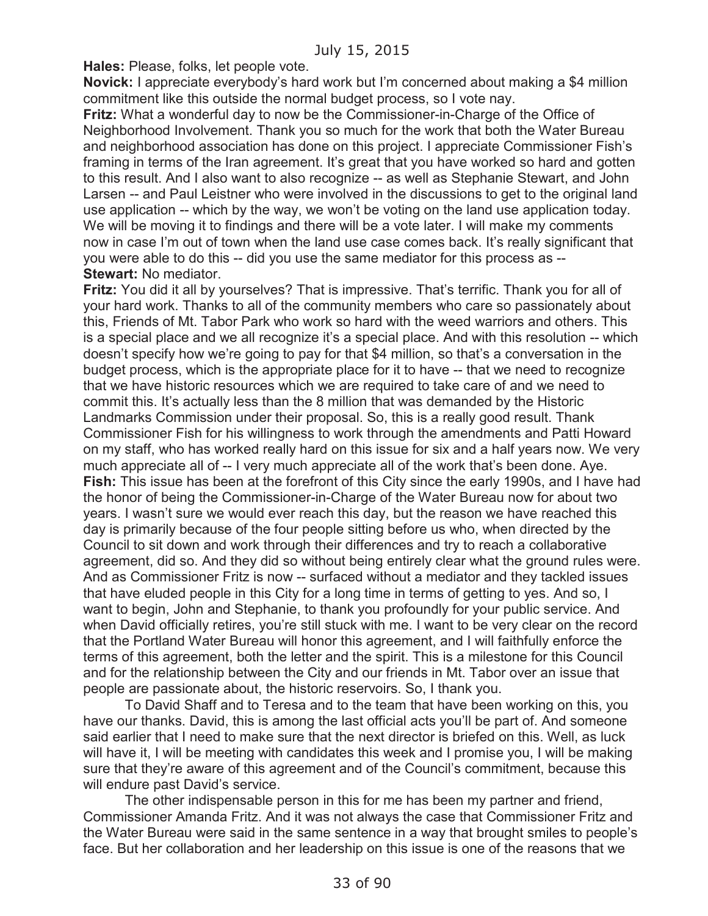**Hales:** Please, folks, let people vote.

**Novick:** I appreciate everybody's hard work but I'm concerned about making a $4 million commitment like this outside the normal budget process, so I vote nay.

**Fritz:** What a wonderful day to now be the Commissioner-in-Charge of the Office of Neighborhood Involvement. Thank you so much for the work that both the Water Bureau and neighborhood association has done on this project. I appreciate Commissioner Fish's framing in terms of the Iran agreement. It's great that you have worked so hard and gotten to this result. And I also want to also recognize -- as well as Stephanie Stewart, and John Larsen -- and Paul Leistner who were involved in the discussions to get to the original land use application -- which by the way, we won't be voting on the land use application today. We will be moving it to findings and there will be a vote later. I will make my comments now in case I'm out of town when the land use case comes back. It's really significant that you were able to do this -- did you use the same mediator for this process as --

**Stewart:** No mediator.

**Fritz:** You did it all by yourselves? That is impressive. That's terrific. Thank you for all of your hard work. Thanks to all of the community members who care so passionately about this, Friends of Mt. Tabor Park who work so hard with the weed warriors and others. This is a special place and we all recognize it's a special place. And with this resolution -- which doesn't specify how we're going to pay for that $4 million, so that's a conversation in the budget process, which is the appropriate place for it to have -- that we need to recognize that we have historic resources which we are required to take care of and we need to commit this. It's actually less than the 8 million that was demanded by the Historic Landmarks Commission under their proposal. So, this is a really good result. Thank Commissioner Fish for his willingness to work through the amendments and Patti Howard on my staff, who has worked really hard on this issue for six and a half years now. We very much appreciate all of -- I very much appreciate all of the work that's been done. Aye.

**Fish:** This issue has been at the forefront of this City since the early 1990s, and I have had the honor of being the Commissioner-in-Charge of the Water Bureau now for about two years. I wasn't sure we would ever reach this day, but the reason we have reached this day is primarily because of the four people sitting before us who, when directed by the Council to sit down and work through their differences and try to reach a collaborative agreement, did so. And they did so without being entirely clear what the ground rules were. And as Commissioner Fritz is now -- surfaced without a mediator and they tackled issues that have eluded people in this City for a long time in terms of getting to yes. And so, I want to begin, John and Stephanie, to thank you profoundly for your public service. And when David officially retires, you're still stuck with me. I want to be very clear on the record that the Portland Water Bureau will honor this agreement, and I will faithfully enforce the terms of this agreement, both the letter and the spirit. This is a milestone for this Council and for the relationship between the City and our friends in Mt. Tabor over an issue that people are passionate about, the historic reservoirs. So, I thank you.

To David Shaff and to Teresa and to the team that have been working on this, you have our thanks. David, this is among the last official acts you'll be part of. And someone said earlier that I need to make sure that the next director is briefed on this. Well, as luck will have it, I will be meeting with candidates this week and I promise you, I will be making sure that they're aware of this agreement and of the Council's commitment, because this will endure past David's service.

The other indispensable person in this for me has been my partner and friend, Commissioner Amanda Fritz. And it was not always the case that Commissioner Fritz and the Water Bureau were said in the same sentence in a way that brought smiles to people's face. But her collaboration and her leadership on this issue is one of the reasons that we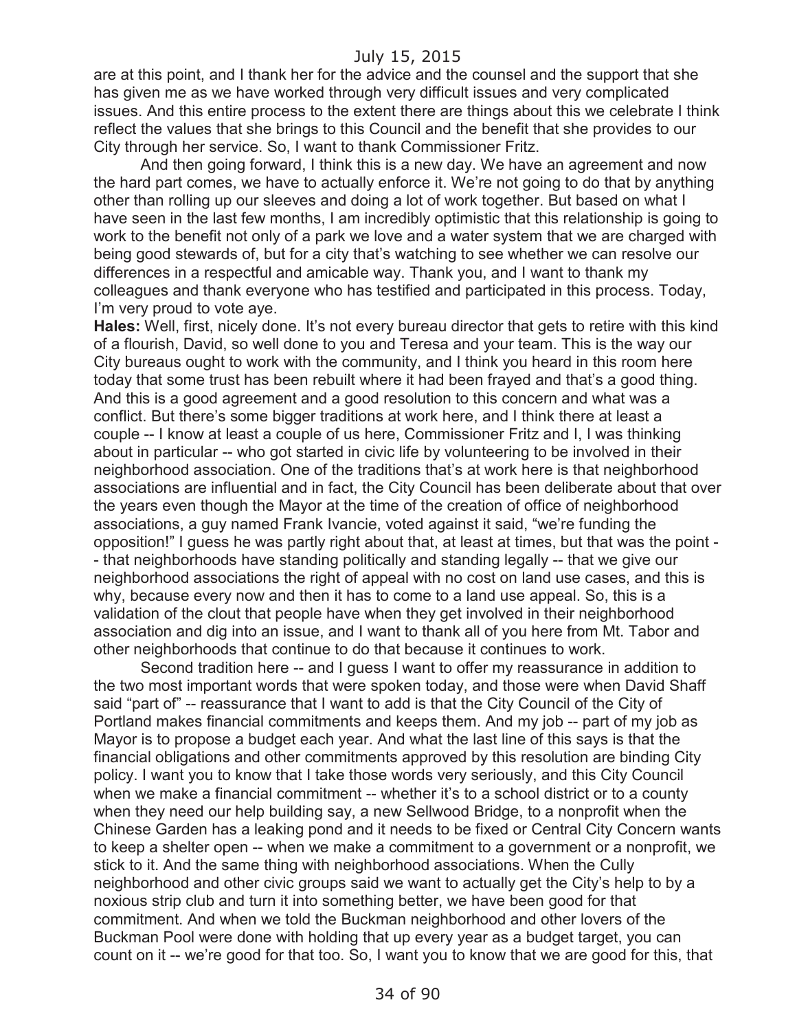are at this point, and I thank her for the advice and the counsel and the support that she has given me as we have worked through very difficult issues and very complicated issues. And this entire process to the extent there are things about this we celebrate I think reflect the values that she brings to this Council and the benefit that she provides to our City through her service. So, I want to thank Commissioner Fritz.

And then going forward, I think this is a new day. We have an agreement and now the hard part comes, we have to actually enforce it. We're not going to do that by anything other than rolling up our sleeves and doing a lot of work together. But based on what I have seen in the last few months, I am incredibly optimistic that this relationship is going to work to the benefit not only of a park we love and a water system that we are charged with being good stewards of, but for a city that's watching to see whether we can resolve our differences in a respectful and amicable way. Thank you, and I want to thank my colleagues and thank everyone who has testified and participated in this process. Today, I'm very proud to vote aye.

**Hales:** Well, first, nicely done. It's not every bureau director that gets to retire with this kind of a flourish, David, so well done to you and Teresa and your team. This is the way our City bureaus ought to work with the community, and I think you heard in this room here today that some trust has been rebuilt where it had been frayed and that's a good thing. And this is a good agreement and a good resolution to this concern and what was a conflict. But there's some bigger traditions at work here, and I think there at least a couple -- I know at least a couple of us here, Commissioner Fritz and I, I was thinking about in particular -- who got started in civic life by volunteering to be involved in their neighborhood association. One of the traditions that's at work here is that neighborhood associations are influential and in fact, the City Council has been deliberate about that over the years even though the Mayor at the time of the creation of office of neighborhood associations, a guy named Frank Ivancie, voted against it said, "we're funding the opposition!" I guess he was partly right about that, at least at times, but that was the point -- that neighborhoods have standing politically and standing legally -- that we give our neighborhood associations the right of appeal with no cost on land use cases, and this is why, because every now and then it has to come to a land use appeal. So, this is a validation of the clout that people have when they get involved in their neighborhood association and dig into an issue, and I want to thank all of you here from Mt. Tabor and other neighborhoods that continue to do that because it continues to work.

Second tradition here -- and I guess I want to offer my reassurance in addition to the two most important words that were spoken today, and those were when David Shaff said "part of" -- reassurance that I want to add is that the City Council of the City of Portland makes financial commitments and keeps them. And my job -- part of my job as Mayor is to propose a budget each year. And what the last line of this says is that the financial obligations and other commitments approved by this resolution are binding City policy. I want you to know that I take those words very seriously, and this City Council when we make a financial commitment -- whether it's to a school district or to a county when they need our help building say, a new Sellwood Bridge, to a nonprofit when the Chinese Garden has a leaking pond and it needs to be fixed or Central City Concern wants to keep a shelter open -- when we make a commitment to a government or a nonprofit, we stick to it. And the same thing with neighborhood associations. When the Cully neighborhood and other civic groups said we want to actually get the City's help to by a noxious strip club and turn it into something better, we have been good for that commitment. And when we told the Buckman neighborhood and other lovers of the Buckman Pool were done with holding that up every year as a budget target, you can count on it -- we're good for that too. So, I want you to know that we are good for this, that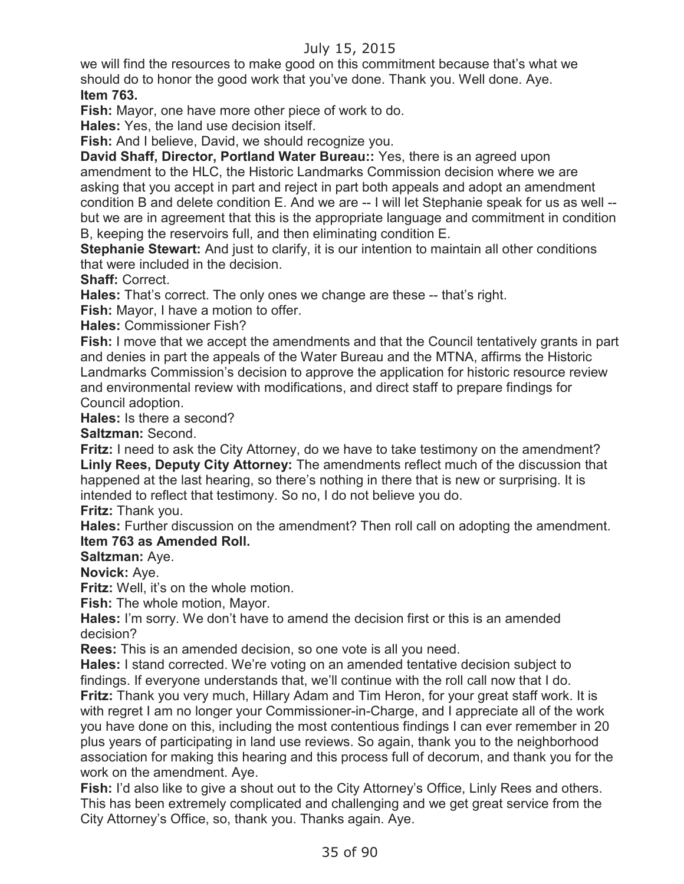we will find the resources to make good on this commitment because that's what we should do to honor the good work that you've done. Thank you. Well done. Aye.

**Item 763.**

**Fish:** Mayor, one have more other piece of work to do.

**Hales:** Yes, the land use decision itself.

**Fish:** And I believe, David, we should recognize you.

**David Shaff, Director, Portland Water Bureau::** Yes, there is an agreed upon amendment to the HLC, the Historic Landmarks Commission decision where we are asking that you accept in part and reject in part both appeals and adopt an amendment condition B and delete condition E. And we are -- I will let Stephanie speak for us as well -- but we are in agreement that this is the appropriate language and commitment in condition B, keeping the reservoirs full, and then eliminating condition E.

**Stephanie Stewart:** And just to clarify, it is our intention to maintain all other conditions that were included in the decision.

**Shaff:** Correct.

**Hales:** That's correct. The only ones we change are these -- that's right.

**Fish:** Mayor, I have a motion to offer.

**Hales:** Commissioner Fish?

**Fish:** I move that we accept the amendments and that the Council tentatively grants in part and denies in part the appeals of the Water Bureau and the MTNA, affirms the Historic Landmarks Commission's decision to approve the application for historic resource review and environmental review with modifications, and direct staff to prepare findings for Council adoption.

**Hales:** Is there a second?

**Saltzman:** Second.

**Fritz:** I need to ask the City Attorney, do we have to take testimony on the amendment?

**Linly Rees, Deputy City Attorney:** The amendments reflect much of the discussion that happened at the last hearing, so there's nothing in there that is new or surprising. It is intended to reflect that testimony. So no, I do not believe you do.

**Fritz:** Thank you.

**Hales:** Further discussion on the amendment? Then roll call on adopting the amendment.

**Item 763 as Amended Roll.**

**Saltzman:** Aye.

**Novick:** Aye.

**Fritz:** Well, it's on the whole motion.

**Fish:** The whole motion, Mayor.

**Hales:** I'm sorry. We don't have to amend the decision first or this is an amended decision?

**Rees:** This is an amended decision, so one vote is all you need.

**Hales:** I stand corrected. We're voting on an amended tentative decision subject to findings. If everyone understands that, we'll continue with the roll call now that I do.

**Fritz:** Thank you very much, Hillary Adam and Tim Heron, for your great staff work. It is with regret I am no longer your Commissioner-in-Charge, and I appreciate all of the work you have done on this, including the most contentious findings I can ever remember in 20 plus years of participating in land use reviews. So again, thank you to the neighborhood association for making this hearing and this process full of decorum, and thank you for the work on the amendment. Aye.

**Fish:** I'd also like to give a shout out to the City Attorney's Office, Linly Rees and others. This has been extremely complicated and challenging and we get great service from the City Attorney's Office, so, thank you. Thanks again. Aye.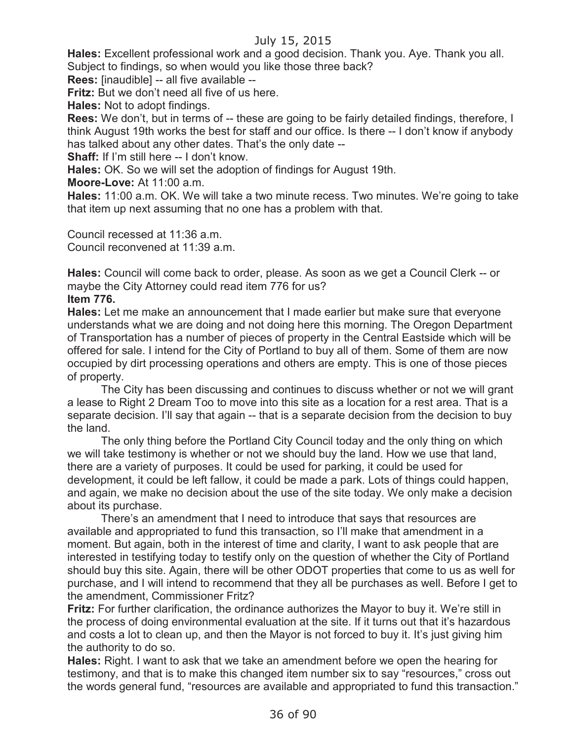**Hales:** Excellent professional work and a good decision. Thank you. Aye. Thank you all. Subject to findings, so when would you like those three back?

**Rees:** [inaudible] -- all five available --

**Fritz:** But we don't need all five of us here.

**Hales:** Not to adopt findings.

**Rees:** We don't, but in terms of -- these are going to be fairly detailed findings, therefore, I think August 19th works the best for staff and our office. Is there -- I don't know if anybody has talked about any other dates. That's the only date --

**Shaff:** If I'm still here -- I don't know.

**Hales:** OK. So we will set the adoption of findings for August 19th.

**Moore-Love:** At 11:00 a.m.

**Hales:** 11:00 a.m. OK. We will take a two minute recess. Two minutes. We're going to take that item up next assuming that no one has a problem with that.

Council recessed at 11:36 a.m.
Council reconvened at 11:39 a.m.

**Hales:** Council will come back to order, please. As soon as we get a Council Clerk -- or maybe the City Attorney could read item 776 for us?

**Item 776.**

**Hales:** Let me make an announcement that I made earlier but make sure that everyone understands what we are doing and not doing here this morning. The Oregon Department of Transportation has a number of pieces of property in the Central Eastside which will be offered for sale. I intend for the City of Portland to buy all of them. Some of them are now occupied by dirt processing operations and others are empty. This is one of those pieces of property.

The City has been discussing and continues to discuss whether or not we will grant a lease to Right 2 Dream Too to move into this site as a location for a rest area. That is a separate decision. I'll say that again -- that is a separate decision from the decision to buy the land.

The only thing before the Portland City Council today and the only thing on which we will take testimony is whether or not we should buy the land. How we use that land, there are a variety of purposes. It could be used for parking, it could be used for development, it could be left fallow, it could be made a park. Lots of things could happen, and again, we make no decision about the use of the site today. We only make a decision about its purchase.

There's an amendment that I need to introduce that says that resources are available and appropriated to fund this transaction, so I'll make that amendment in a moment. But again, both in the interest of time and clarity, I want to ask people that are interested in testifying today to testify only on the question of whether the City of Portland should buy this site. Again, there will be other ODOT properties that come to us as well for purchase, and I will intend to recommend that they all be purchases as well. Before I get to the amendment, Commissioner Fritz?

**Fritz:** For further clarification, the ordinance authorizes the Mayor to buy it. We're still in the process of doing environmental evaluation at the site. If it turns out that it's hazardous and costs a lot to clean up, and then the Mayor is not forced to buy it. It's just giving him the authority to do so.

**Hales:** Right. I want to ask that we take an amendment before we open the hearing for testimony, and that is to make this changed item number six to say "resources," cross out the words general fund, "resources are available and appropriated to fund this transaction."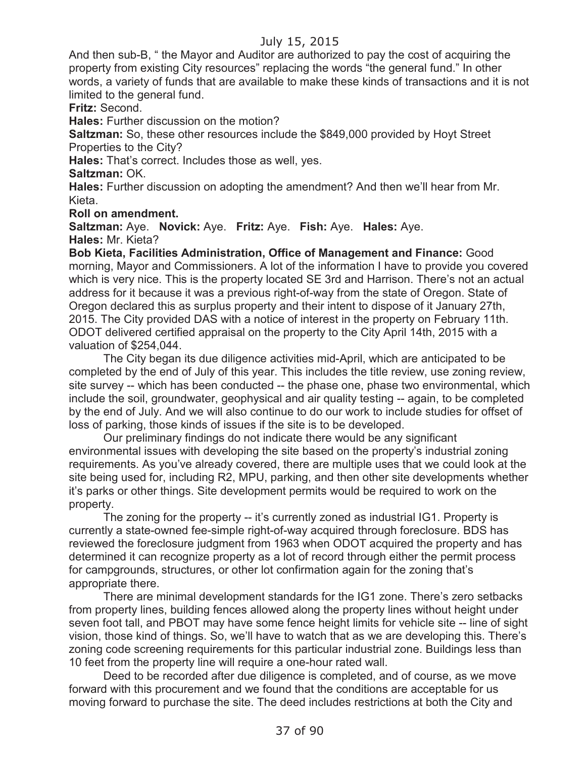And then sub-B, " the Mayor and Auditor are authorized to pay the cost of acquiring the property from existing City resources" replacing the words "the general fund." In other words, a variety of funds that are available to make these kinds of transactions and it is not limited to the general fund.

**Fritz:** Second.

**Hales:** Further discussion on the motion?

**Saltzman:** So, these other resources include the $849,000 provided by Hoyt Street Properties to the City?

**Hales:** That's correct. Includes those as well, yes.

**Saltzman:** OK.

**Hales:** Further discussion on adopting the amendment? And then we'll hear from Mr. Kieta.

**Roll on amendment.**

**Saltzman:** Aye. **Novick:** Aye. **Fritz:** Aye. **Fish:** Aye. **Hales:** Aye.

**Hales:** Mr. Kieta?

**Bob Kieta, Facilities Administration, Office of Management and Finance:** Good morning, Mayor and Commissioners. A lot of the information I have to provide you covered which is very nice. This is the property located SE 3rd and Harrison. There's not an actual address for it because it was a previous right-of-way from the state of Oregon. State of Oregon declared this as surplus property and their intent to dispose of it January 27th, 2015. The City provided DAS with a notice of interest in the property on February 11th. ODOT delivered certified appraisal on the property to the City April 14th, 2015 with a valuation of $254,044.

The City began its due diligence activities mid-April, which are anticipated to be completed by the end of July of this year. This includes the title review, use zoning review, site survey -- which has been conducted -- the phase one, phase two environmental, which include the soil, groundwater, geophysical and air quality testing -- again, to be completed by the end of July. And we will also continue to do our work to include studies for offset of loss of parking, those kinds of issues if the site is to be developed.

Our preliminary findings do not indicate there would be any significant environmental issues with developing the site based on the property's industrial zoning requirements. As you've already covered, there are multiple uses that we could look at the site being used for, including R2, MPU, parking, and then other site developments whether it's parks or other things. Site development permits would be required to work on the property.

The zoning for the property -- it's currently zoned as industrial IG1. Property is currently a state-owned fee-simple right-of-way acquired through foreclosure. BDS has reviewed the foreclosure judgment from 1963 when ODOT acquired the property and has determined it can recognize property as a lot of record through either the permit process for campgrounds, structures, or other lot confirmation again for the zoning that's appropriate there.

There are minimal development standards for the IG1 zone. There's zero setbacks from property lines, building fences allowed along the property lines without height under seven foot tall, and PBOT may have some fence height limits for vehicle site -- line of sight vision, those kind of things. So, we'll have to watch that as we are developing this. There's zoning code screening requirements for this particular industrial zone. Buildings less than 10 feet from the property line will require a one-hour rated wall.

Deed to be recorded after due diligence is completed, and of course, as we move forward with this procurement and we found that the conditions are acceptable for us moving forward to purchase the site. The deed includes restrictions at both the City and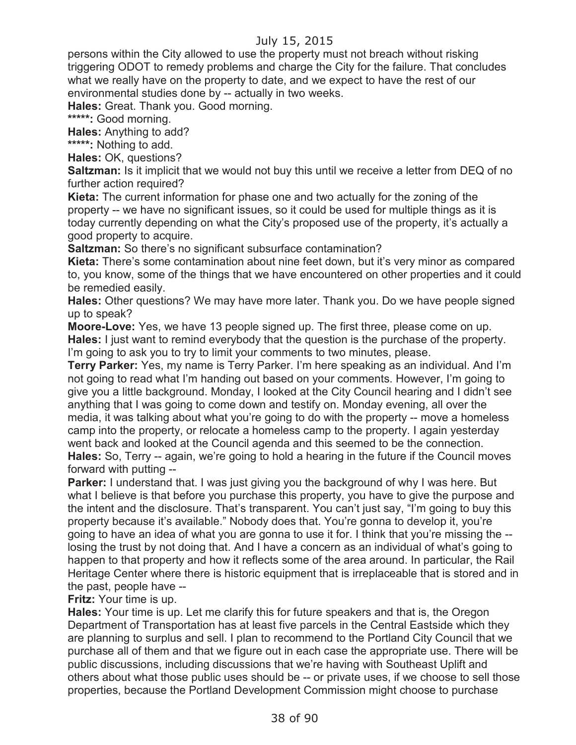persons within the City allowed to use the property must not breach without risking triggering ODOT to remedy problems and charge the City for the failure. That concludes what we really have on the property to date, and we expect to have the rest of our environmental studies done by -- actually in two weeks.

**Hales:** Great. Thank you. Good morning.

**\*\*\*\*\*:** Good morning.

**Hales:** Anything to add?

**\*\*\*\*\*:** Nothing to add.

**Hales:** OK, questions?

**Saltzman:** Is it implicit that we would not buy this until we receive a letter from DEQ of no further action required?

**Kieta:** The current information for phase one and two actually for the zoning of the property -- we have no significant issues, so it could be used for multiple things as it is today currently depending on what the City's proposed use of the property, it's actually a good property to acquire.

**Saltzman:** So there's no significant subsurface contamination?

**Kieta:** There's some contamination about nine feet down, but it's very minor as compared to, you know, some of the things that we have encountered on other properties and it could be remedied easily.

**Hales:** Other questions? We may have more later. Thank you. Do we have people signed up to speak?

**Moore-Love:** Yes, we have 13 people signed up. The first three, please come on up.

**Hales:** I just want to remind everybody that the question is the purchase of the property. I'm going to ask you to try to limit your comments to two minutes, please.

**Terry Parker:** Yes, my name is Terry Parker. I'm here speaking as an individual. And I'm not going to read what I'm handing out based on your comments. However, I'm going to give you a little background. Monday, I looked at the City Council hearing and I didn't see anything that I was going to come down and testify on. Monday evening, all over the media, it was talking about what you're going to do with the property -- move a homeless camp into the property, or relocate a homeless camp to the property. I again yesterday went back and looked at the Council agenda and this seemed to be the connection.

**Hales:** So, Terry -- again, we're going to hold a hearing in the future if the Council moves forward with putting --

**Parker:** I understand that. I was just giving you the background of why I was here. But what I believe is that before you purchase this property, you have to give the purpose and the intent and the disclosure. That's transparent. You can't just say, "I'm going to buy this property because it's available." Nobody does that. You're gonna to develop it, you're going to have an idea of what you are gonna to use it for. I think that you're missing the -- losing the trust by not doing that. And I have a concern as an individual of what's going to happen to that property and how it reflects some of the area around. In particular, the Rail Heritage Center where there is historic equipment that is irreplaceable that is stored and in the past, people have --

**Fritz:** Your time is up.

**Hales:** Your time is up. Let me clarify this for future speakers and that is, the Oregon Department of Transportation has at least five parcels in the Central Eastside which they are planning to surplus and sell. I plan to recommend to the Portland City Council that we purchase all of them and that we figure out in each case the appropriate use. There will be public discussions, including discussions that we're having with Southeast Uplift and others about what those public uses should be -- or private uses, if we choose to sell those properties, because the Portland Development Commission might choose to purchase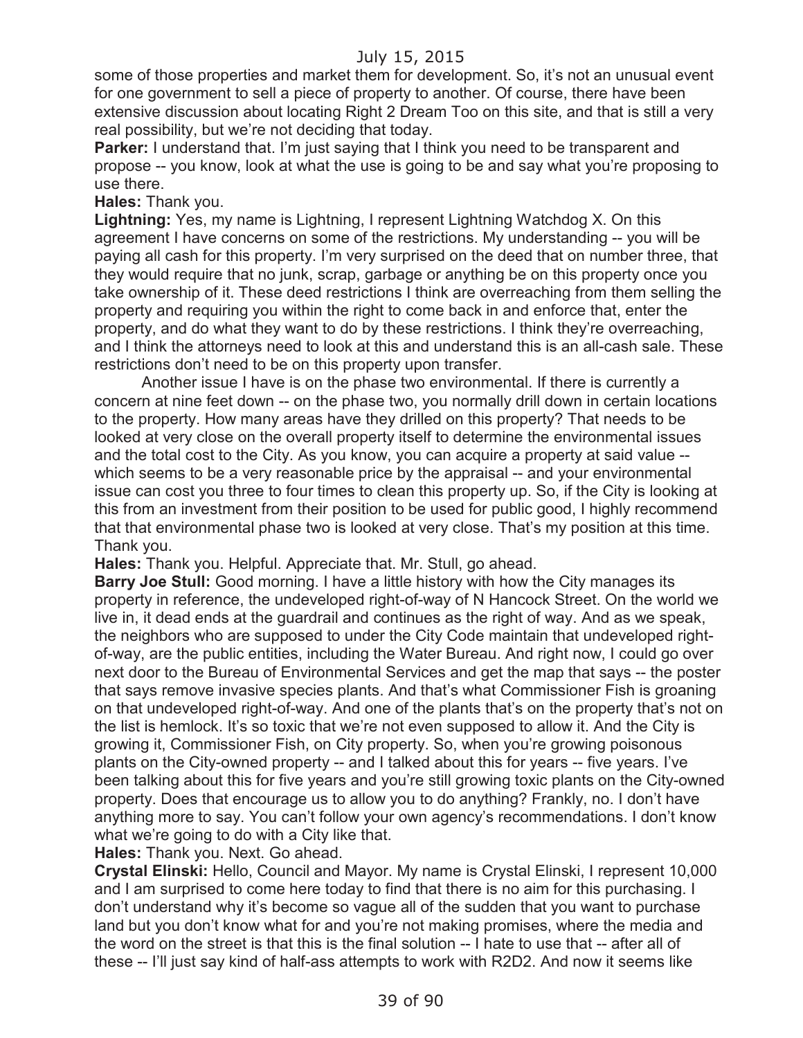some of those properties and market them for development. So, it's not an unusual event for one government to sell a piece of property to another. Of course, there have been extensive discussion about locating Right 2 Dream Too on this site, and that is still a very real possibility, but we're not deciding that today.

**Parker:** I understand that. I'm just saying that I think you need to be transparent and propose -- you know, look at what the use is going to be and say what you're proposing to use there.

**Hales:** Thank you.

**Lightning:** Yes, my name is Lightning, I represent Lightning Watchdog X. On this agreement I have concerns on some of the restrictions. My understanding -- you will be paying all cash for this property. I'm very surprised on the deed that on number three, that they would require that no junk, scrap, garbage or anything be on this property once you take ownership of it. These deed restrictions I think are overreaching from them selling the property and requiring you within the right to come back in and enforce that, enter the property, and do what they want to do by these restrictions. I think they're overreaching, and I think the attorneys need to look at this and understand this is an all-cash sale. These restrictions don't need to be on this property upon transfer.

Another issue I have is on the phase two environmental. If there is currently a concern at nine feet down -- on the phase two, you normally drill down in certain locations to the property. How many areas have they drilled on this property? That needs to be looked at very close on the overall property itself to determine the environmental issues and the total cost to the City. As you know, you can acquire a property at said value -- which seems to be a very reasonable price by the appraisal -- and your environmental issue can cost you three to four times to clean this property up. So, if the City is looking at this from an investment from their position to be used for public good, I highly recommend that that environmental phase two is looked at very close. That's my position at this time. Thank you.

**Hales:** Thank you. Helpful. Appreciate that. Mr. Stull, go ahead.

**Barry Joe Stull:** Good morning. I have a little history with how the City manages its property in reference, the undeveloped right-of-way of N Hancock Street. On the world we live in, it dead ends at the guardrail and continues as the right of way. And as we speak, the neighbors who are supposed to under the City Code maintain that undeveloped right-of-way, are the public entities, including the Water Bureau. And right now, I could go over next door to the Bureau of Environmental Services and get the map that says -- the poster that says remove invasive species plants. And that's what Commissioner Fish is groaning on that undeveloped right-of-way. And one of the plants that's on the property that's not on the list is hemlock. It's so toxic that we're not even supposed to allow it. And the City is growing it, Commissioner Fish, on City property. So, when you're growing poisonous plants on the City-owned property -- and I talked about this for years -- five years. I've been talking about this for five years and you're still growing toxic plants on the City-owned property. Does that encourage us to allow you to do anything? Frankly, no. I don't have anything more to say. You can't follow your own agency's recommendations. I don't know what we're going to do with a City like that.

**Hales:** Thank you. Next. Go ahead.

**Crystal Elinski:** Hello, Council and Mayor. My name is Crystal Elinski, I represent 10,000 and I am surprised to come here today to find that there is no aim for this purchasing. I don't understand why it's become so vague all of the sudden that you want to purchase land but you don't know what for and you're not making promises, where the media and the word on the street is that this is the final solution -- I hate to use that -- after all of these -- I'll just say kind of half-ass attempts to work with R2D2. And now it seems like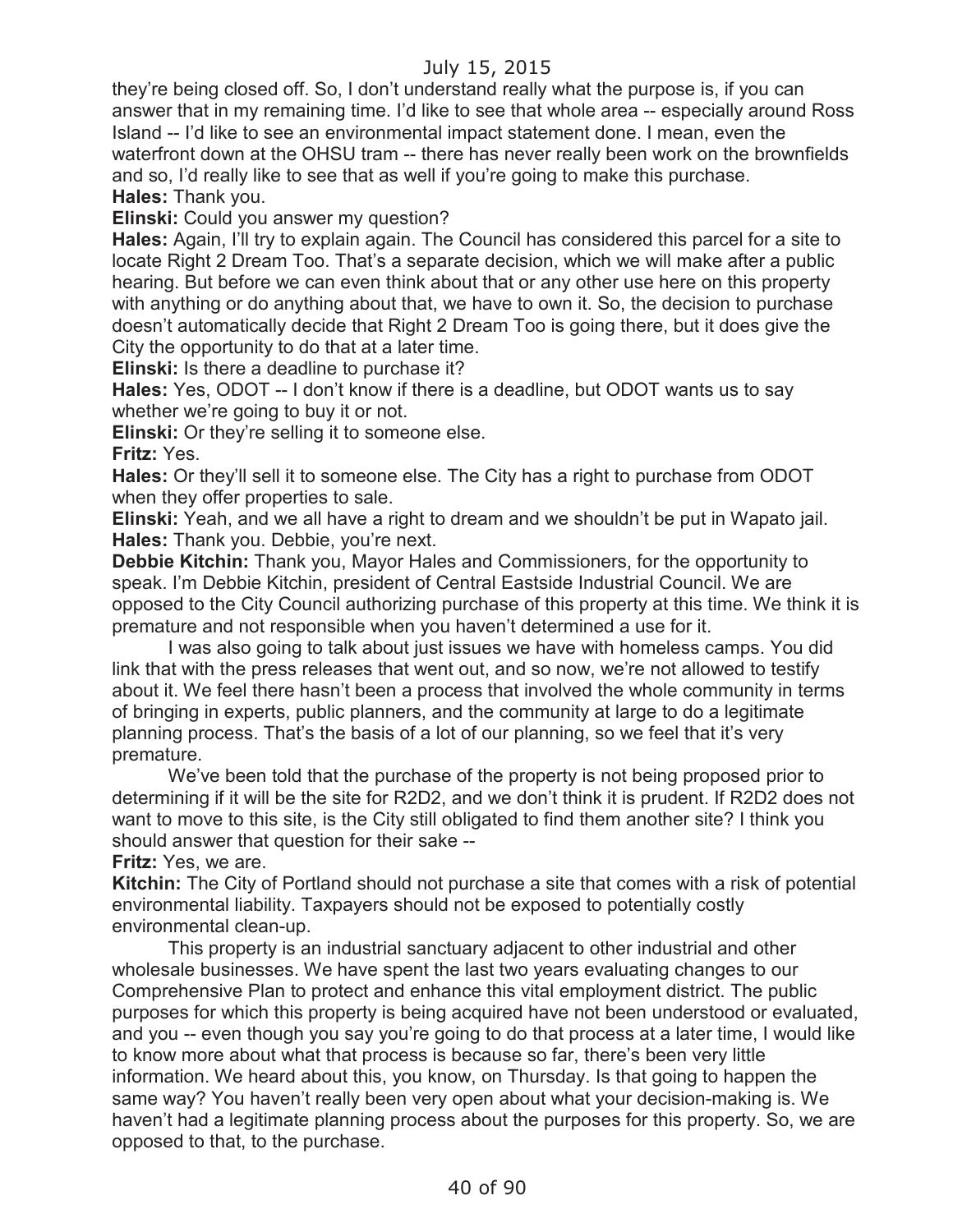they're being closed off. So, I don't understand really what the purpose is, if you can answer that in my remaining time. I'd like to see that whole area -- especially around Ross Island -- I'd like to see an environmental impact statement done. I mean, even the waterfront down at the OHSU tram -- there has never really been work on the brownfields and so, I'd really like to see that as well if you're going to make this purchase.

**Hales:** Thank you.

**Elinski:** Could you answer my question?

**Hales:** Again, I'll try to explain again. The Council has considered this parcel for a site to locate Right 2 Dream Too. That's a separate decision, which we will make after a public hearing. But before we can even think about that or any other use here on this property with anything or do anything about that, we have to own it. So, the decision to purchase doesn't automatically decide that Right 2 Dream Too is going there, but it does give the City the opportunity to do that at a later time.

**Elinski:** Is there a deadline to purchase it?

**Hales:** Yes, ODOT -- I don't know if there is a deadline, but ODOT wants us to say whether we're going to buy it or not.

**Elinski:** Or they're selling it to someone else.

**Fritz:** Yes.

**Hales:** Or they'll sell it to someone else. The City has a right to purchase from ODOT when they offer properties to sale.

**Elinski:** Yeah, and we all have a right to dream and we shouldn't be put in Wapato jail.

**Hales:** Thank you. Debbie, you're next.

**Debbie Kitchin:** Thank you, Mayor Hales and Commissioners, for the opportunity to speak. I'm Debbie Kitchin, president of Central Eastside Industrial Council. We are opposed to the City Council authorizing purchase of this property at this time. We think it is premature and not responsible when you haven't determined a use for it.

I was also going to talk about just issues we have with homeless camps. You did link that with the press releases that went out, and so now, we're not allowed to testify about it. We feel there hasn't been a process that involved the whole community in terms of bringing in experts, public planners, and the community at large to do a legitimate planning process. That's the basis of a lot of our planning, so we feel that it's very premature.

We've been told that the purchase of the property is not being proposed prior to determining if it will be the site for R2D2, and we don't think it is prudent. If R2D2 does not want to move to this site, is the City still obligated to find them another site? I think you should answer that question for their sake --

**Fritz:** Yes, we are.

**Kitchin:** The City of Portland should not purchase a site that comes with a risk of potential environmental liability. Taxpayers should not be exposed to potentially costly environmental clean-up.

This property is an industrial sanctuary adjacent to other industrial and other wholesale businesses. We have spent the last two years evaluating changes to our Comprehensive Plan to protect and enhance this vital employment district. The public purposes for which this property is being acquired have not been understood or evaluated, and you -- even though you say you're going to do that process at a later time, I would like to know more about what that process is because so far, there's been very little information. We heard about this, you know, on Thursday. Is that going to happen the same way? You haven't really been very open about what your decision-making is. We haven't had a legitimate planning process about the purposes for this property. So, we are opposed to that, to the purchase.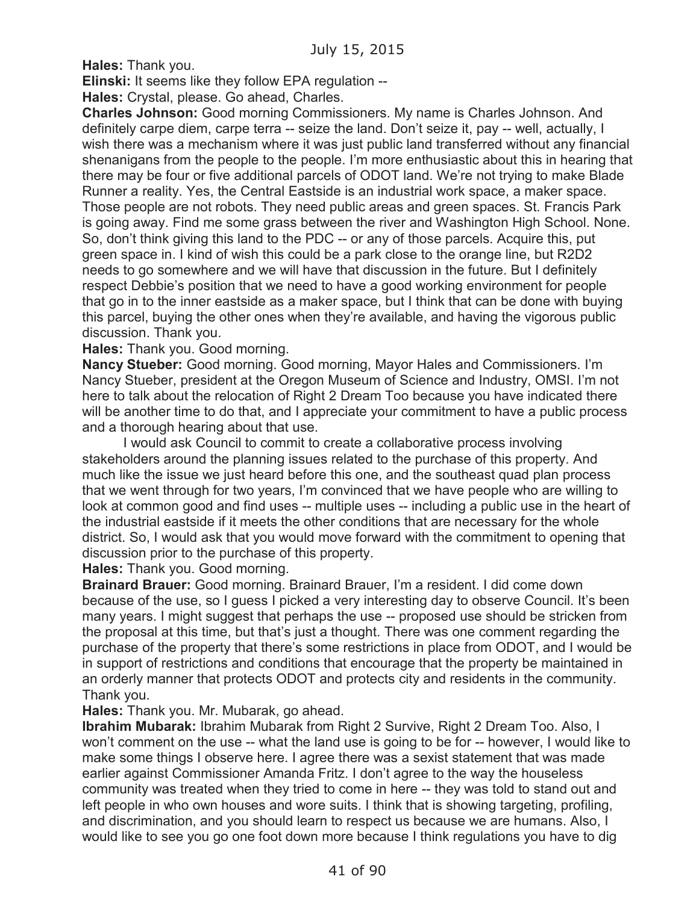**Hales:** Thank you.

**Elinski:** It seems like they follow EPA regulation --

**Hales:** Crystal, please. Go ahead, Charles.

**Charles Johnson:** Good morning Commissioners. My name is Charles Johnson. And definitely carpe diem, carpe terra -- seize the land. Don't seize it, pay -- well, actually, I wish there was a mechanism where it was just public land transferred without any financial shenanigans from the people to the people. I'm more enthusiastic about this in hearing that there may be four or five additional parcels of ODOT land. We're not trying to make Blade Runner a reality. Yes, the Central Eastside is an industrial work space, a maker space. Those people are not robots. They need public areas and green spaces. St. Francis Park is going away. Find me some grass between the river and Washington High School. None. So, don't think giving this land to the PDC -- or any of those parcels. Acquire this, put green space in. I kind of wish this could be a park close to the orange line, but R2D2 needs to go somewhere and we will have that discussion in the future. But I definitely respect Debbie's position that we need to have a good working environment for people that go in to the inner eastside as a maker space, but I think that can be done with buying this parcel, buying the other ones when they're available, and having the vigorous public discussion. Thank you.

**Hales:** Thank you. Good morning.

**Nancy Stueber:** Good morning. Good morning, Mayor Hales and Commissioners. I'm Nancy Stueber, president at the Oregon Museum of Science and Industry, OMSI. I'm not here to talk about the relocation of Right 2 Dream Too because you have indicated there will be another time to do that, and I appreciate your commitment to have a public process and a thorough hearing about that use.

I would ask Council to commit to create a collaborative process involving stakeholders around the planning issues related to the purchase of this property. And much like the issue we just heard before this one, and the southeast quad plan process that we went through for two years, I'm convinced that we have people who are willing to look at common good and find uses -- multiple uses -- including a public use in the heart of the industrial eastside if it meets the other conditions that are necessary for the whole district. So, I would ask that you would move forward with the commitment to opening that discussion prior to the purchase of this property.

**Hales:** Thank you. Good morning.

**Brainard Brauer:** Good morning. Brainard Brauer, I'm a resident. I did come down because of the use, so I guess I picked a very interesting day to observe Council. It's been many years. I might suggest that perhaps the use -- proposed use should be stricken from the proposal at this time, but that's just a thought. There was one comment regarding the purchase of the property that there's some restrictions in place from ODOT, and I would be in support of restrictions and conditions that encourage that the property be maintained in an orderly manner that protects ODOT and protects city and residents in the community. Thank you.

**Hales:** Thank you. Mr. Mubarak, go ahead.

**Ibrahim Mubarak:** Ibrahim Mubarak from Right 2 Survive, Right 2 Dream Too. Also, I won't comment on the use -- what the land use is going to be for -- however, I would like to make some things I observe here. I agree there was a sexist statement that was made earlier against Commissioner Amanda Fritz. I don't agree to the way the houseless community was treated when they tried to come in here -- they was told to stand out and left people in who own houses and wore suits. I think that is showing targeting, profiling, and discrimination, and you should learn to respect us because we are humans. Also, I would like to see you go one foot down more because I think regulations you have to dig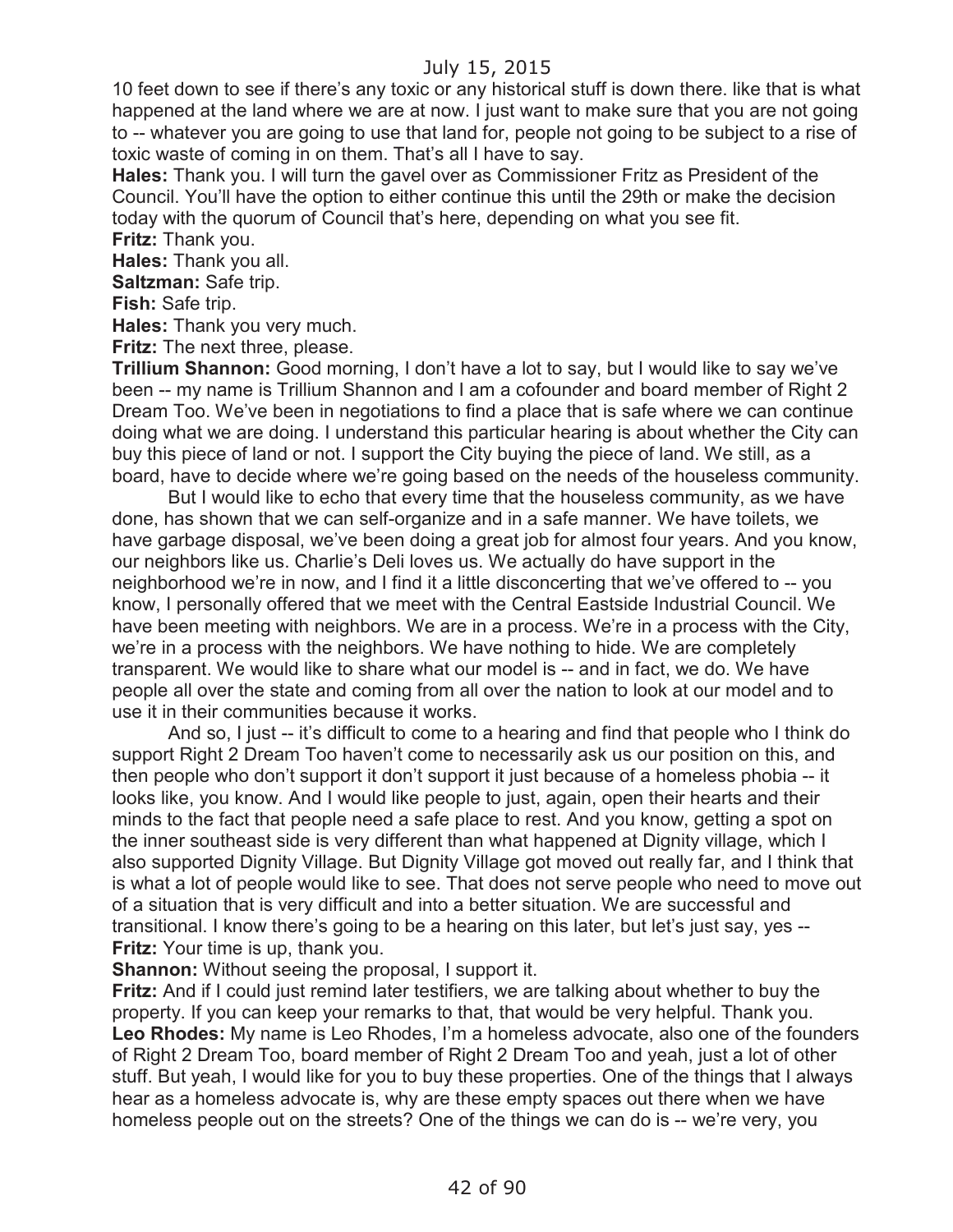10 feet down to see if there's any toxic or any historical stuff is down there. like that is what happened at the land where we are at now. I just want to make sure that you are not going to -- whatever you are going to use that land for, people not going to be subject to a rise of toxic waste of coming in on them. That's all I have to say.

**Hales:** Thank you. I will turn the gavel over as Commissioner Fritz as President of the Council. You'll have the option to either continue this until the 29th or make the decision today with the quorum of Council that's here, depending on what you see fit.

**Fritz:** Thank you.

**Hales:** Thank you all.

**Saltzman:** Safe trip.

**Fish:** Safe trip.

**Hales:** Thank you very much.

**Fritz:** The next three, please.

**Trillium Shannon:** Good morning, I don't have a lot to say, but I would like to say we've been -- my name is Trillium Shannon and I am a cofounder and board member of Right 2 Dream Too. We've been in negotiations to find a place that is safe where we can continue doing what we are doing. I understand this particular hearing is about whether the City can buy this piece of land or not. I support the City buying the piece of land. We still, as a board, have to decide where we're going based on the needs of the houseless community.

But I would like to echo that every time that the houseless community, as we have done, has shown that we can self-organize and in a safe manner. We have toilets, we have garbage disposal, we've been doing a great job for almost four years. And you know, our neighbors like us. Charlie's Deli loves us. We actually do have support in the neighborhood we're in now, and I find it a little disconcerting that we've offered to -- you know, I personally offered that we meet with the Central Eastside Industrial Council. We have been meeting with neighbors. We are in a process. We're in a process with the City, we're in a process with the neighbors. We have nothing to hide. We are completely transparent. We would like to share what our model is -- and in fact, we do. We have people all over the state and coming from all over the nation to look at our model and to use it in their communities because it works.

And so, I just -- it's difficult to come to a hearing and find that people who I think do support Right 2 Dream Too haven't come to necessarily ask us our position on this, and then people who don't support it don't support it just because of a homeless phobia -- it looks like, you know. And I would like people to just, again, open their hearts and their minds to the fact that people need a safe place to rest. And you know, getting a spot on the inner southeast side is very different than what happened at Dignity village, which I also supported Dignity Village. But Dignity Village got moved out really far, and I think that is what a lot of people would like to see. That does not serve people who need to move out of a situation that is very difficult and into a better situation. We are successful and transitional. I know there's going to be a hearing on this later, but let's just say, yes --

**Fritz:** Your time is up, thank you.

**Shannon:** Without seeing the proposal, I support it.

**Fritz:** And if I could just remind later testifiers, we are talking about whether to buy the property. If you can keep your remarks to that, that would be very helpful. Thank you.

**Leo Rhodes:** My name is Leo Rhodes, I'm a homeless advocate, also one of the founders of Right 2 Dream Too, board member of Right 2 Dream Too and yeah, just a lot of other stuff. But yeah, I would like for you to buy these properties. One of the things that I always hear as a homeless advocate is, why are these empty spaces out there when we have homeless people out on the streets? One of the things we can do is -- we're very, you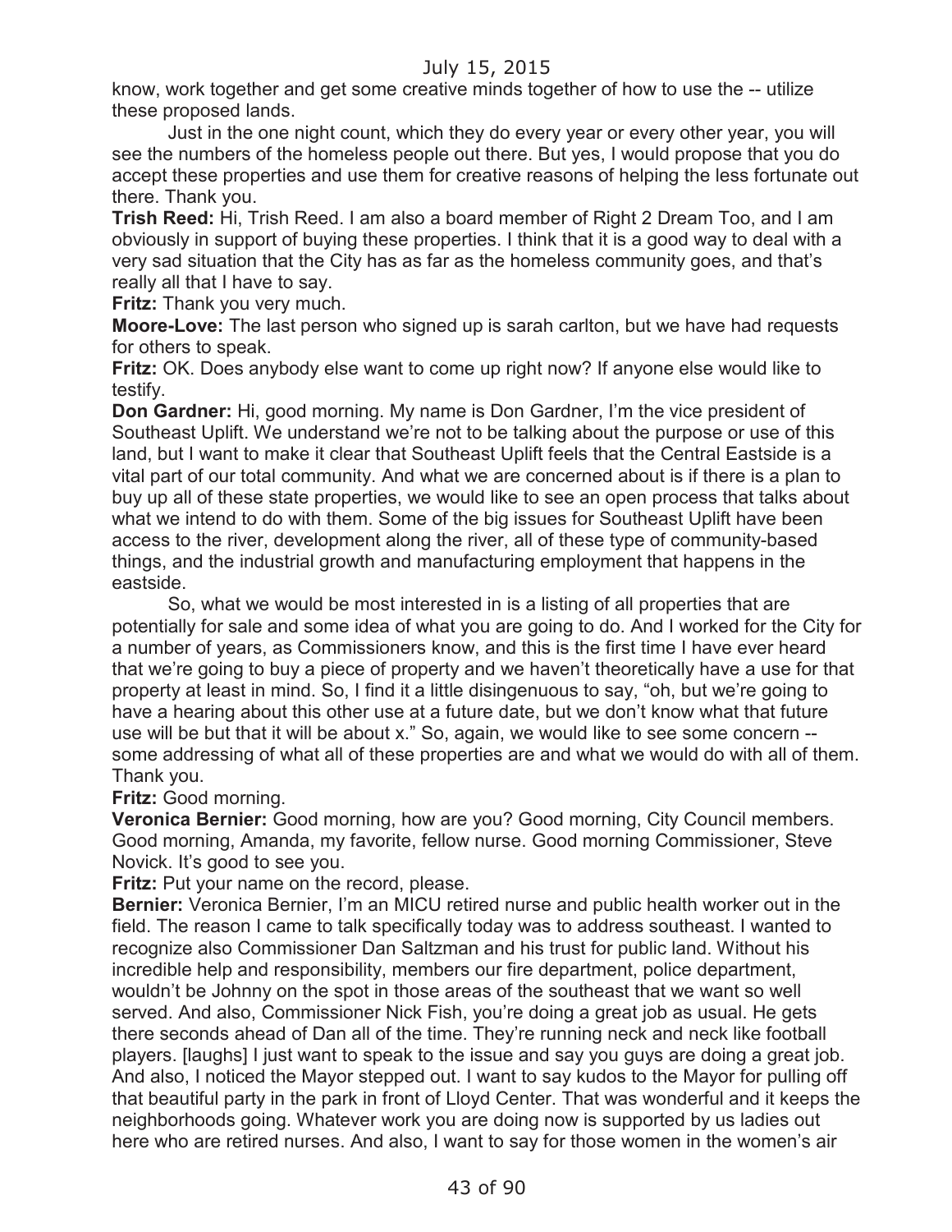know, work together and get some creative minds together of how to use the -- utilize these proposed lands.

Just in the one night count, which they do every year or every other year, you will see the numbers of the homeless people out there. But yes, I would propose that you do accept these properties and use them for creative reasons of helping the less fortunate out there. Thank you.

**Trish Reed:** Hi, Trish Reed. I am also a board member of Right 2 Dream Too, and I am obviously in support of buying these properties. I think that it is a good way to deal with a very sad situation that the City has as far as the homeless community goes, and that's really all that I have to say.

**Fritz:** Thank you very much.

**Moore-Love:** The last person who signed up is sarah carlton, but we have had requests for others to speak.

**Fritz:** OK. Does anybody else want to come up right now? If anyone else would like to testify.

**Don Gardner:** Hi, good morning. My name is Don Gardner, I'm the vice president of Southeast Uplift. We understand we're not to be talking about the purpose or use of this land, but I want to make it clear that Southeast Uplift feels that the Central Eastside is a vital part of our total community. And what we are concerned about is if there is a plan to buy up all of these state properties, we would like to see an open process that talks about what we intend to do with them. Some of the big issues for Southeast Uplift have been access to the river, development along the river, all of these type of community-based things, and the industrial growth and manufacturing employment that happens in the eastside.

So, what we would be most interested in is a listing of all properties that are potentially for sale and some idea of what you are going to do. And I worked for the City for a number of years, as Commissioners know, and this is the first time I have ever heard that we're going to buy a piece of property and we haven't theoretically have a use for that property at least in mind. So, I find it a little disingenuous to say, "oh, but we're going to have a hearing about this other use at a future date, but we don't know what that future use will be but that it will be about x." So, again, we would like to see some concern -- some addressing of what all of these properties are and what we would do with all of them. Thank you.

**Fritz:** Good morning.

**Veronica Bernier:** Good morning, how are you? Good morning, City Council members. Good morning, Amanda, my favorite, fellow nurse. Good morning Commissioner, Steve Novick. It's good to see you.

**Fritz:** Put your name on the record, please.

**Bernier:** Veronica Bernier, I'm an MICU retired nurse and public health worker out in the field. The reason I came to talk specifically today was to address southeast. I wanted to recognize also Commissioner Dan Saltzman and his trust for public land. Without his incredible help and responsibility, members our fire department, police department, wouldn't be Johnny on the spot in those areas of the southeast that we want so well served. And also, Commissioner Nick Fish, you're doing a great job as usual. He gets there seconds ahead of Dan all of the time. They're running neck and neck like football players. [laughs] I just want to speak to the issue and say you guys are doing a great job. And also, I noticed the Mayor stepped out. I want to say kudos to the Mayor for pulling off that beautiful party in the park in front of Lloyd Center. That was wonderful and it keeps the neighborhoods going. Whatever work you are doing now is supported by us ladies out here who are retired nurses. And also, I want to say for those women in the women's air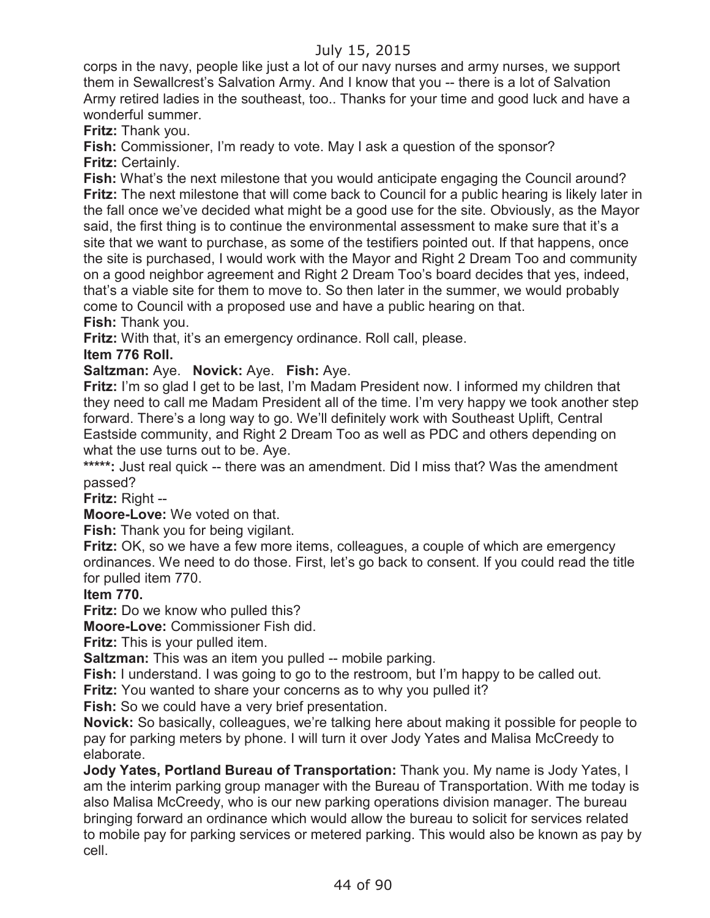corps in the navy, people like just a lot of our navy nurses and army nurses, we support them in Sewallcrest's Salvation Army. And I know that you -- there is a lot of Salvation Army retired ladies in the southeast, too.. Thanks for your time and good luck and have a wonderful summer.

**Fritz:** Thank you.

**Fish:** Commissioner, I'm ready to vote. May I ask a question of the sponsor?

**Fritz:** Certainly.

**Fish:** What's the next milestone that you would anticipate engaging the Council around?

**Fritz:** The next milestone that will come back to Council for a public hearing is likely later in the fall once we've decided what might be a good use for the site. Obviously, as the Mayor said, the first thing is to continue the environmental assessment to make sure that it's a site that we want to purchase, as some of the testifiers pointed out. If that happens, once the site is purchased, I would work with the Mayor and Right 2 Dream Too and community on a good neighbor agreement and Right 2 Dream Too's board decides that yes, indeed, that's a viable site for them to move to. So then later in the summer, we would probably come to Council with a proposed use and have a public hearing on that.

**Fish:** Thank you.

**Fritz:** With that, it's an emergency ordinance. Roll call, please.

**Item 776 Roll.**

**Saltzman:** Aye. **Novick:** Aye. **Fish:** Aye.

**Fritz:** I'm so glad I get to be last, I'm Madam President now. I informed my children that they need to call me Madam President all of the time. I'm very happy we took another step forward. There's a long way to go. We'll definitely work with Southeast Uplift, Central Eastside community, and Right 2 Dream Too as well as PDC and others depending on what the use turns out to be. Aye.

**\*\*\*\*\*:** Just real quick -- there was an amendment. Did I miss that? Was the amendment passed?

**Fritz:** Right --

**Moore-Love:** We voted on that.

**Fish:** Thank you for being vigilant.

**Fritz:** OK, so we have a few more items, colleagues, a couple of which are emergency ordinances. We need to do those. First, let's go back to consent. If you could read the title for pulled item 770.

**Item 770.**

**Fritz:** Do we know who pulled this?

**Moore-Love:** Commissioner Fish did.

**Fritz:** This is your pulled item.

**Saltzman:** This was an item you pulled -- mobile parking.

**Fish:** I understand. I was going to go to the restroom, but I'm happy to be called out.

**Fritz:** You wanted to share your concerns as to why you pulled it?

**Fish:** So we could have a very brief presentation.

**Novick:** So basically, colleagues, we're talking here about making it possible for people to pay for parking meters by phone. I will turn it over Jody Yates and Malisa McCreedy to elaborate.

**Jody Yates, Portland Bureau of Transportation:** Thank you. My name is Jody Yates, I am the interim parking group manager with the Bureau of Transportation. With me today is also Malisa McCreedy, who is our new parking operations division manager. The bureau bringing forward an ordinance which would allow the bureau to solicit for services related to mobile pay for parking services or metered parking. This would also be known as pay by cell.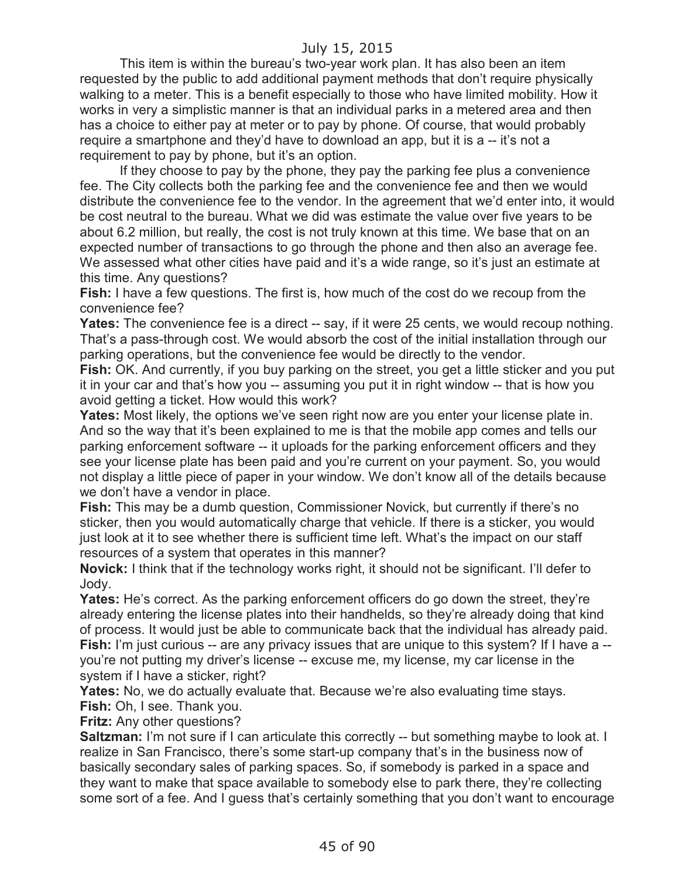This item is within the bureau's two-year work plan. It has also been an item requested by the public to add additional payment methods that don't require physically walking to a meter. This is a benefit especially to those who have limited mobility. How it works in very a simplistic manner is that an individual parks in a metered area and then has a choice to either pay at meter or to pay by phone. Of course, that would probably require a smartphone and they'd have to download an app, but it is a -- it's not a requirement to pay by phone, but it's an option.

If they choose to pay by the phone, they pay the parking fee plus a convenience fee. The City collects both the parking fee and the convenience fee and then we would distribute the convenience fee to the vendor. In the agreement that we'd enter into, it would be cost neutral to the bureau. What we did was estimate the value over five years to be about 6.2 million, but really, the cost is not truly known at this time. We base that on an expected number of transactions to go through the phone and then also an average fee. We assessed what other cities have paid and it's a wide range, so it's just an estimate at this time. Any questions?

**Fish:** I have a few questions. The first is, how much of the cost do we recoup from the convenience fee?

**Yates:** The convenience fee is a direct -- say, if it were 25 cents, we would recoup nothing. That's a pass-through cost. We would absorb the cost of the initial installation through our parking operations, but the convenience fee would be directly to the vendor.

**Fish:** OK. And currently, if you buy parking on the street, you get a little sticker and you put it in your car and that's how you -- assuming you put it in right window -- that is how you avoid getting a ticket. How would this work?

**Yates:** Most likely, the options we've seen right now are you enter your license plate in. And so the way that it's been explained to me is that the mobile app comes and tells our parking enforcement software -- it uploads for the parking enforcement officers and they see your license plate has been paid and you're current on your payment. So, you would not display a little piece of paper in your window. We don't know all of the details because we don't have a vendor in place.

**Fish:** This may be a dumb question, Commissioner Novick, but currently if there's no sticker, then you would automatically charge that vehicle. If there is a sticker, you would just look at it to see whether there is sufficient time left. What's the impact on our staff resources of a system that operates in this manner?

**Novick:** I think that if the technology works right, it should not be significant. I'll defer to Jody.

**Yates:** He's correct. As the parking enforcement officers do go down the street, they're already entering the license plates into their handhelds, so they're already doing that kind of process. It would just be able to communicate back that the individual has already paid.

**Fish:** I'm just curious -- are any privacy issues that are unique to this system? If I have a -- you're not putting my driver's license -- excuse me, my license, my car license in the system if I have a sticker, right?

**Yates:** No, we do actually evaluate that. Because we're also evaluating time stays.

**Fish:** Oh, I see. Thank you.

**Fritz:** Any other questions?

**Saltzman:** I'm not sure if I can articulate this correctly -- but something maybe to look at. I realize in San Francisco, there's some start-up company that's in the business now of basically secondary sales of parking spaces. So, if somebody is parked in a space and they want to make that space available to somebody else to park there, they're collecting some sort of a fee. And I guess that's certainly something that you don't want to encourage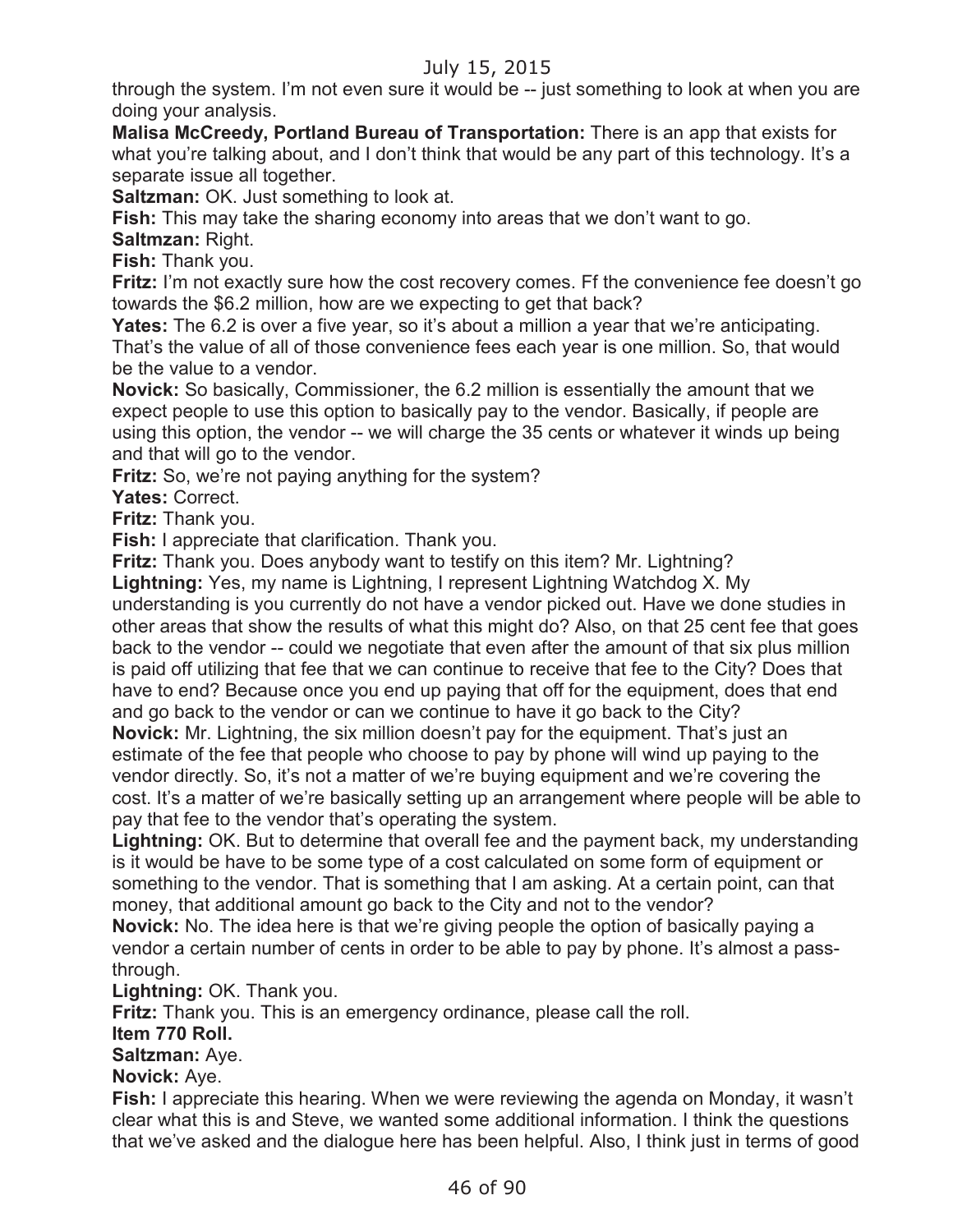through the system. I'm not even sure it would be -- just something to look at when you are doing your analysis.

**Malisa McCreedy, Portland Bureau of Transportation:** There is an app that exists for what you're talking about, and I don't think that would be any part of this technology. It's a separate issue all together.

**Saltzman:** OK. Just something to look at.

**Fish:** This may take the sharing economy into areas that we don't want to go.

**Saltmzan:** Right.

**Fish:** Thank you.

**Fritz:** I'm not exactly sure how the cost recovery comes. Ff the convenience fee doesn't go towards the $6.2 million, how are we expecting to get that back?

**Yates:** The 6.2 is over a five year, so it's about a million a year that we're anticipating. That's the value of all of those convenience fees each year is one million. So, that would be the value to a vendor.

**Novick:** So basically, Commissioner, the 6.2 million is essentially the amount that we expect people to use this option to basically pay to the vendor. Basically, if people are using this option, the vendor -- we will charge the 35 cents or whatever it winds up being and that will go to the vendor.

**Fritz:** So, we're not paying anything for the system?

**Yates:** Correct.

**Fritz:** Thank you.

**Fish:** I appreciate that clarification. Thank you.

**Fritz:** Thank you. Does anybody want to testify on this item? Mr. Lightning?

**Lightning:** Yes, my name is Lightning, I represent Lightning Watchdog X. My understanding is you currently do not have a vendor picked out. Have we done studies in other areas that show the results of what this might do? Also, on that 25 cent fee that goes back to the vendor -- could we negotiate that even after the amount of that six plus million is paid off utilizing that fee that we can continue to receive that fee to the City? Does that have to end? Because once you end up paying that off for the equipment, does that end and go back to the vendor or can we continue to have it go back to the City?

**Novick:** Mr. Lightning, the six million doesn't pay for the equipment. That's just an estimate of the fee that people who choose to pay by phone will wind up paying to the vendor directly. So, it's not a matter of we're buying equipment and we're covering the cost. It's a matter of we're basically setting up an arrangement where people will be able to pay that fee to the vendor that's operating the system.

**Lightning:** OK. But to determine that overall fee and the payment back, my understanding is it would be have to be some type of a cost calculated on some form of equipment or something to the vendor. That is something that I am asking. At a certain point, can that money, that additional amount go back to the City and not to the vendor?

**Novick:** No. The idea here is that we're giving people the option of basically paying a vendor a certain number of cents in order to be able to pay by phone. It's almost a pass-through.

**Lightning:** OK. Thank you.

**Fritz:** Thank you. This is an emergency ordinance, please call the roll.

**Item 770 Roll.**

**Saltzman:** Aye.

**Novick:** Aye.

**Fish:** I appreciate this hearing. When we were reviewing the agenda on Monday, it wasn't clear what this is and Steve, we wanted some additional information. I think the questions that we've asked and the dialogue here has been helpful. Also, I think just in terms of good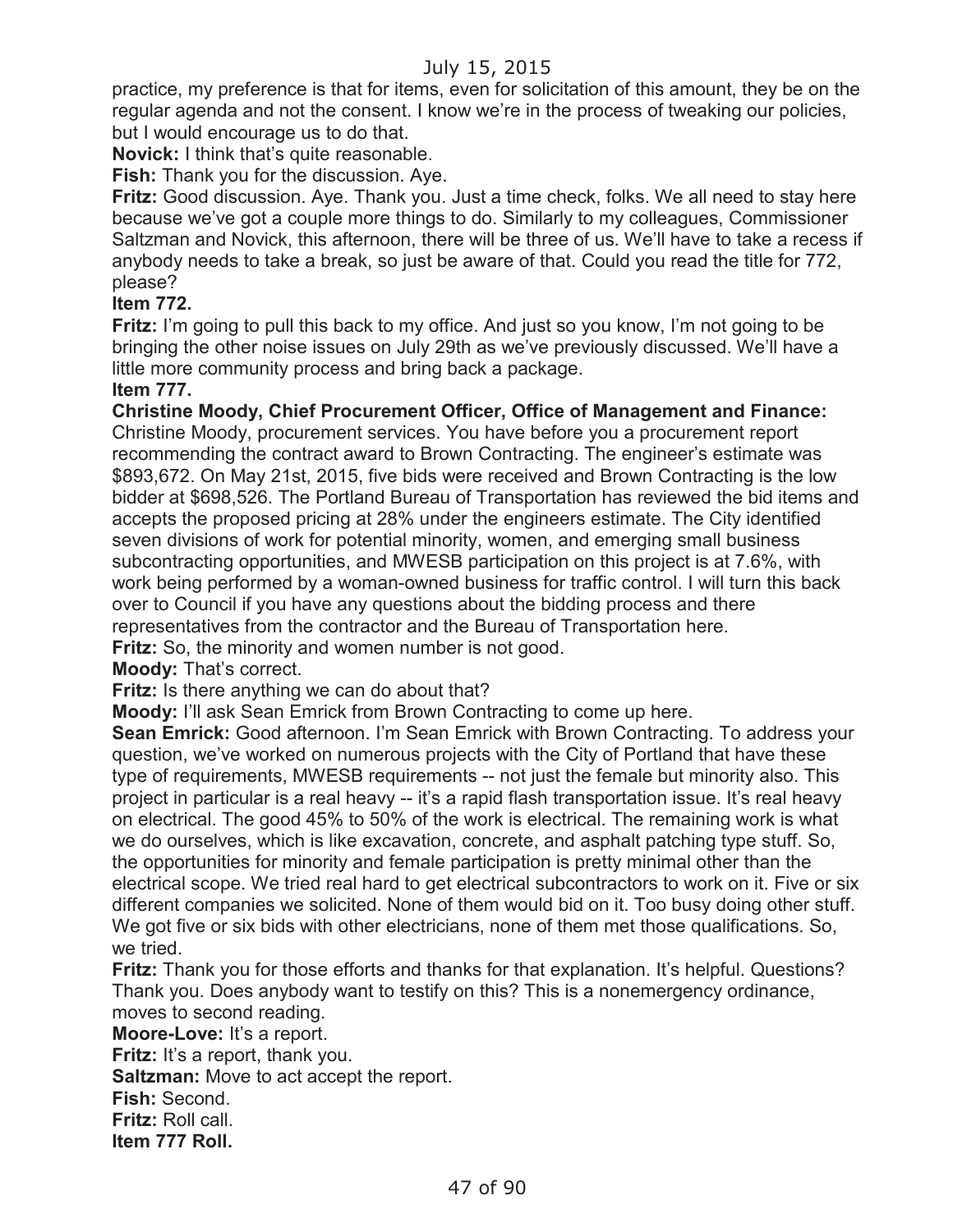practice, my preference is that for items, even for solicitation of this amount, they be on the regular agenda and not the consent. I know we're in the process of tweaking our policies, but I would encourage us to do that.

**Novick:** I think that's quite reasonable.

**Fish:** Thank you for the discussion. Aye.

**Fritz:** Good discussion. Aye. Thank you. Just a time check, folks. We all need to stay here because we've got a couple more things to do. Similarly to my colleagues, Commissioner Saltzman and Novick, this afternoon, there will be three of us. We'll have to take a recess if anybody needs to take a break, so just be aware of that. Could you read the title for 772, please?

**Item 772.**

**Fritz:** I'm going to pull this back to my office. And just so you know, I'm not going to be bringing the other noise issues on July 29th as we've previously discussed. We'll have a little more community process and bring back a package.

**Item 777.**

**Christine Moody, Chief Procurement Officer, Office of Management and Finance:** Christine Moody, procurement services. You have before you a procurement report recommending the contract award to Brown Contracting. The engineer's estimate was $893,672. On May 21st, 2015, five bids were received and Brown Contracting is the low bidder at $698,526. The Portland Bureau of Transportation has reviewed the bid items and accepts the proposed pricing at 28% under the engineers estimate. The City identified seven divisions of work for potential minority, women, and emerging small business subcontracting opportunities, and MWESB participation on this project is at 7.6%, with work being performed by a woman-owned business for traffic control. I will turn this back over to Council if you have any questions about the bidding process and there representatives from the contractor and the Bureau of Transportation here.

**Fritz:** So, the minority and women number is not good.

**Moody:** That's correct.

**Fritz:** Is there anything we can do about that?

**Moody:** I'll ask Sean Emrick from Brown Contracting to come up here.

**Sean Emrick:** Good afternoon. I'm Sean Emrick with Brown Contracting. To address your question, we've worked on numerous projects with the City of Portland that have these type of requirements, MWESB requirements -- not just the female but minority also. This project in particular is a real heavy -- it's a rapid flash transportation issue. It's real heavy on electrical. The good 45% to 50% of the work is electrical. The remaining work is what we do ourselves, which is like excavation, concrete, and asphalt patching type stuff. So, the opportunities for minority and female participation is pretty minimal other than the electrical scope. We tried real hard to get electrical subcontractors to work on it. Five or six different companies we solicited. None of them would bid on it. Too busy doing other stuff. We got five or six bids with other electricians, none of them met those qualifications. So, we tried.

**Fritz:** Thank you for those efforts and thanks for that explanation. It's helpful. Questions? Thank you. Does anybody want to testify on this? This is a nonemergency ordinance, moves to second reading.

**Moore-Love:** It's a report.

**Fritz:** It's a report, thank you.

**Saltzman:** Move to act accept the report.

**Fish:** Second.

**Fritz:** Roll call.

**Item 777 Roll.**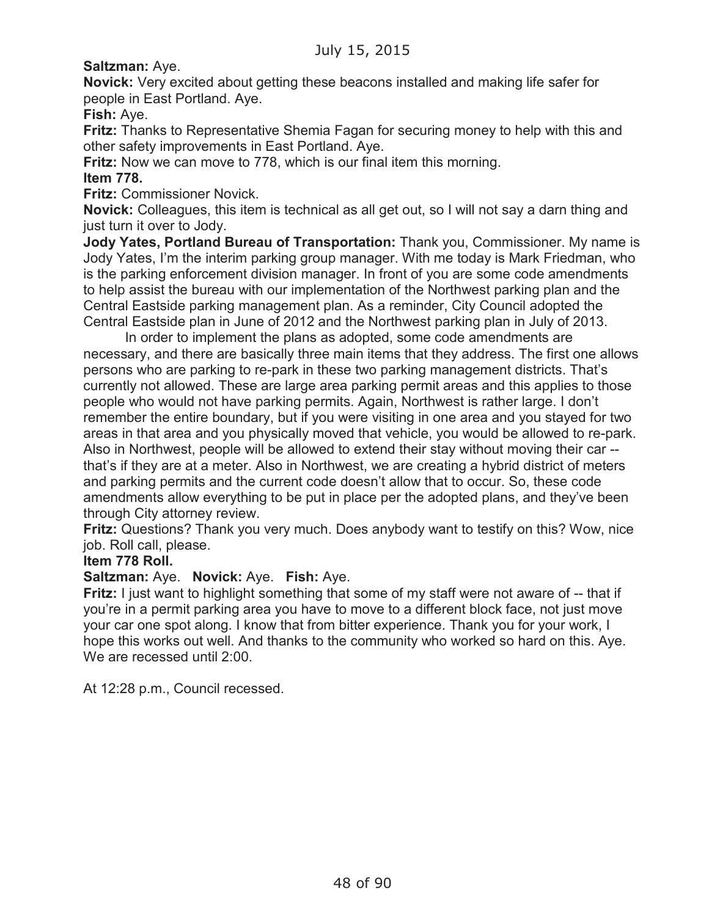**Saltzman:** Aye.

**Novick:** Very excited about getting these beacons installed and making life safer for people in East Portland. Aye.

**Fish:** Aye.

**Fritz:** Thanks to Representative Shemia Fagan for securing money to help with this and other safety improvements in East Portland. Aye.

**Fritz:** Now we can move to 778, which is our final item this morning.

**Item 778.**

**Fritz:** Commissioner Novick.

**Novick:** Colleagues, this item is technical as all get out, so I will not say a darn thing and just turn it over to Jody.

**Jody Yates, Portland Bureau of Transportation:** Thank you, Commissioner. My name is Jody Yates, I'm the interim parking group manager. With me today is Mark Friedman, who is the parking enforcement division manager. In front of you are some code amendments to help assist the bureau with our implementation of the Northwest parking plan and the Central Eastside parking management plan. As a reminder, City Council adopted the Central Eastside plan in June of 2012 and the Northwest parking plan in July of 2013.

In order to implement the plans as adopted, some code amendments are necessary, and there are basically three main items that they address. The first one allows persons who are parking to re-park in these two parking management districts. That's currently not allowed. These are large area parking permit areas and this applies to those people who would not have parking permits. Again, Northwest is rather large. I don't remember the entire boundary, but if you were visiting in one area and you stayed for two areas in that area and you physically moved that vehicle, you would be allowed to re-park. Also in Northwest, people will be allowed to extend their stay without moving their car -- that's if they are at a meter. Also in Northwest, we are creating a hybrid district of meters and parking permits and the current code doesn't allow that to occur. So, these code amendments allow everything to be put in place per the adopted plans, and they've been through City attorney review.

**Fritz:** Questions? Thank you very much. Does anybody want to testify on this? Wow, nice job. Roll call, please.

**Item 778 Roll.**

**Saltzman:** Aye. **Novick:** Aye. **Fish:** Aye.

**Fritz:** I just want to highlight something that some of my staff were not aware of -- that if you're in a permit parking area you have to move to a different block face, not just move your car one spot along. I know that from bitter experience. Thank you for your work, I hope this works out well. And thanks to the community who worked so hard on this. Aye. We are recessed until 2:00.

At 12:28 p.m., Council recessed.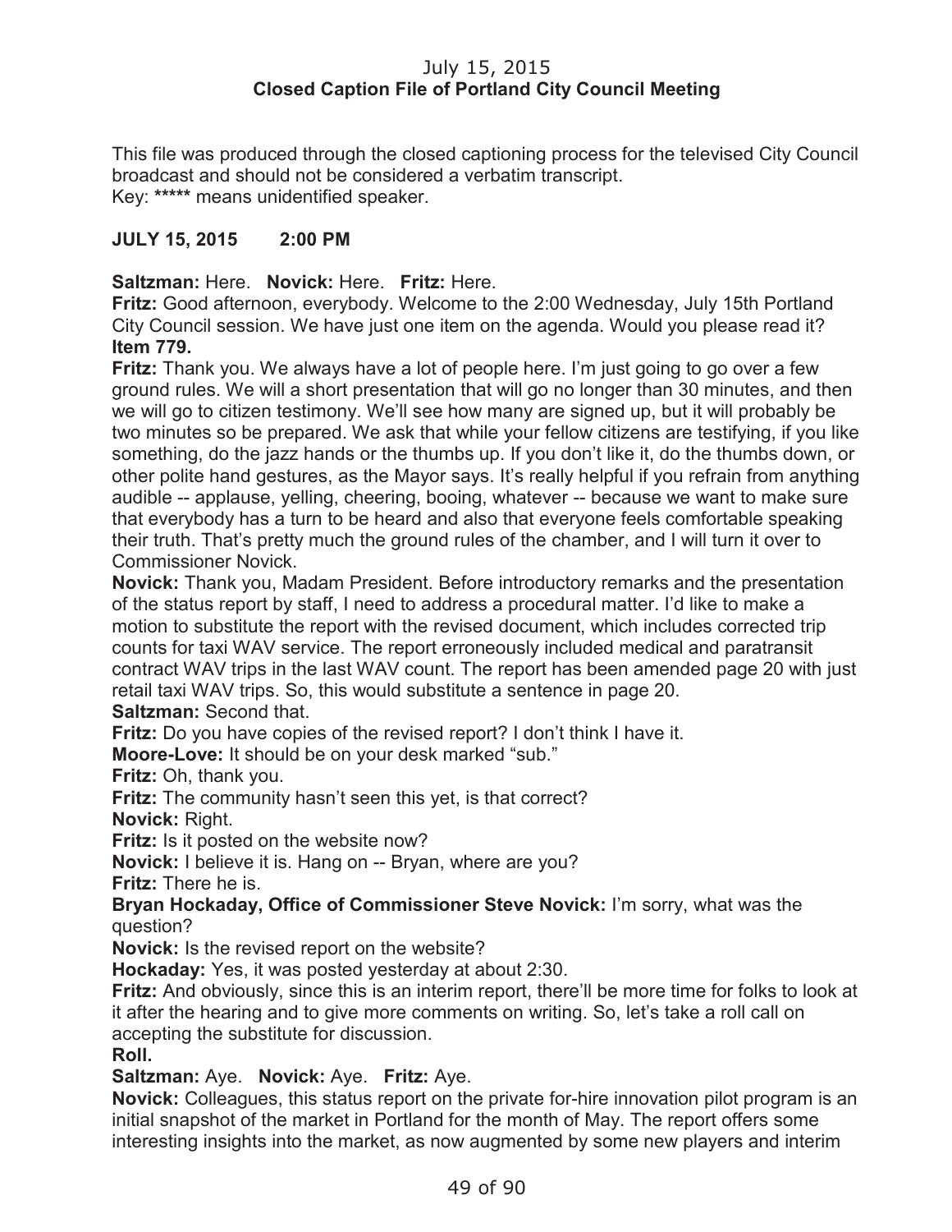July 15, 2015
**Closed Caption File of Portland City Council Meeting**

This file was produced through the closed captioning process for the televised City Council broadcast and should not be considered a verbatim transcript.
Key: ***** means unidentified speaker.

**JULY 15, 2015 2:00 PM**

**Saltzman:** Here. **Novick:** Here. **Fritz:** Here.

**Fritz:** Good afternoon, everybody. Welcome to the 2:00 Wednesday, July 15th Portland City Council session. We have just one item on the agenda. Would you please read it?

**Item 779.**

**Fritz:** Thank you. We always have a lot of people here. I'm just going to go over a few ground rules. We will a short presentation that will go no longer than 30 minutes, and then we will go to citizen testimony. We'll see how many are signed up, but it will probably be two minutes so be prepared. We ask that while your fellow citizens are testifying, if you like something, do the jazz hands or the thumbs up. If you don't like it, do the thumbs down, or other polite hand gestures, as the Mayor says. It's really helpful if you refrain from anything audible -- applause, yelling, cheering, booing, whatever -- because we want to make sure that everybody has a turn to be heard and also that everyone feels comfortable speaking their truth. That's pretty much the ground rules of the chamber, and I will turn it over to Commissioner Novick.

**Novick:** Thank you, Madam President. Before introductory remarks and the presentation of the status report by staff, I need to address a procedural matter. I'd like to make a motion to substitute the report with the revised document, which includes corrected trip counts for taxi WAV service. The report erroneously included medical and paratransit contract WAV trips in the last WAV count. The report has been amended page 20 with just retail taxi WAV trips. So, this would substitute a sentence in page 20.

**Saltzman:** Second that.

**Fritz:** Do you have copies of the revised report? I don't think I have it.

**Moore-Love:** It should be on your desk marked "sub."

**Fritz:** Oh, thank you.

**Fritz:** The community hasn't seen this yet, is that correct?

**Novick:** Right.

**Fritz:** Is it posted on the website now?

**Novick:** I believe it is. Hang on -- Bryan, where are you?

**Fritz:** There he is.

**Bryan Hockaday, Office of Commissioner Steve Novick:** I'm sorry, what was the question?

**Novick:** Is the revised report on the website?

**Hockaday:** Yes, it was posted yesterday at about 2:30.

**Fritz:** And obviously, since this is an interim report, there'll be more time for folks to look at it after the hearing and to give more comments on writing. So, let's take a roll call on accepting the substitute for discussion.

**Roll.**

**Saltzman:** Aye. **Novick:** Aye. **Fritz:** Aye.

**Novick:** Colleagues, this status report on the private for-hire innovation pilot program is an initial snapshot of the market in Portland for the month of May. The report offers some interesting insights into the market, as now augmented by some new players and interim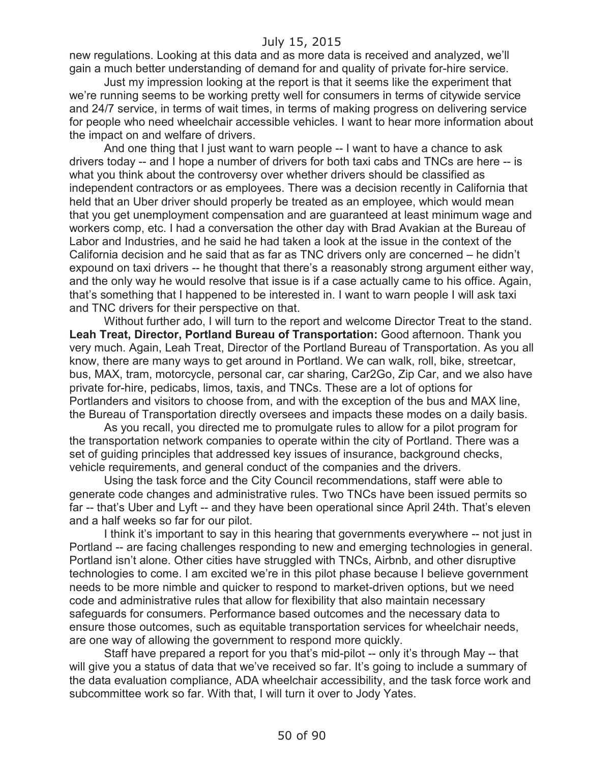new regulations. Looking at this data and as more data is received and analyzed, we'll gain a much better understanding of demand for and quality of private for-hire service.

Just my impression looking at the report is that it seems like the experiment that we're running seems to be working pretty well for consumers in terms of citywide service and 24/7 service, in terms of wait times, in terms of making progress on delivering service for people who need wheelchair accessible vehicles. I want to hear more information about the impact on and welfare of drivers.

And one thing that I just want to warn people -- I want to have a chance to ask drivers today -- and I hope a number of drivers for both taxi cabs and TNCs are here -- is what you think about the controversy over whether drivers should be classified as independent contractors or as employees. There was a decision recently in California that held that an Uber driver should properly be treated as an employee, which would mean that you get unemployment compensation and are guaranteed at least minimum wage and workers comp, etc. I had a conversation the other day with Brad Avakian at the Bureau of Labor and Industries, and he said he had taken a look at the issue in the context of the California decision and he said that as far as TNC drivers only are concerned – he didn't expound on taxi drivers -- he thought that there's a reasonably strong argument either way, and the only way he would resolve that issue is if a case actually came to his office. Again, that's something that I happened to be interested in. I want to warn people I will ask taxi and TNC drivers for their perspective on that.

Without further ado, I will turn to the report and welcome Director Treat to the stand.

**Leah Treat, Director, Portland Bureau of Transportation:** Good afternoon. Thank you very much. Again, Leah Treat, Director of the Portland Bureau of Transportation. As you all know, there are many ways to get around in Portland. We can walk, roll, bike, streetcar, bus, MAX, tram, motorcycle, personal car, car sharing, Car2Go, Zip Car, and we also have private for-hire, pedicabs, limos, taxis, and TNCs. These are a lot of options for Portlanders and visitors to choose from, and with the exception of the bus and MAX line, the Bureau of Transportation directly oversees and impacts these modes on a daily basis.

As you recall, you directed me to promulgate rules to allow for a pilot program for the transportation network companies to operate within the city of Portland. There was a set of guiding principles that addressed key issues of insurance, background checks, vehicle requirements, and general conduct of the companies and the drivers.

Using the task force and the City Council recommendations, staff were able to generate code changes and administrative rules. Two TNCs have been issued permits so far -- that's Uber and Lyft -- and they have been operational since April 24th. That's eleven and a half weeks so far for our pilot.

I think it's important to say in this hearing that governments everywhere -- not just in Portland -- are facing challenges responding to new and emerging technologies in general. Portland isn't alone. Other cities have struggled with TNCs, Airbnb, and other disruptive technologies to come. I am excited we're in this pilot phase because I believe government needs to be more nimble and quicker to respond to market-driven options, but we need code and administrative rules that allow for flexibility that also maintain necessary safeguards for consumers. Performance based outcomes and the necessary data to ensure those outcomes, such as equitable transportation services for wheelchair needs, are one way of allowing the government to respond more quickly.

Staff have prepared a report for you that's mid-pilot -- only it's through May -- that will give you a status of data that we've received so far. It's going to include a summary of the data evaluation compliance, ADA wheelchair accessibility, and the task force work and subcommittee work so far. With that, I will turn it over to Jody Yates.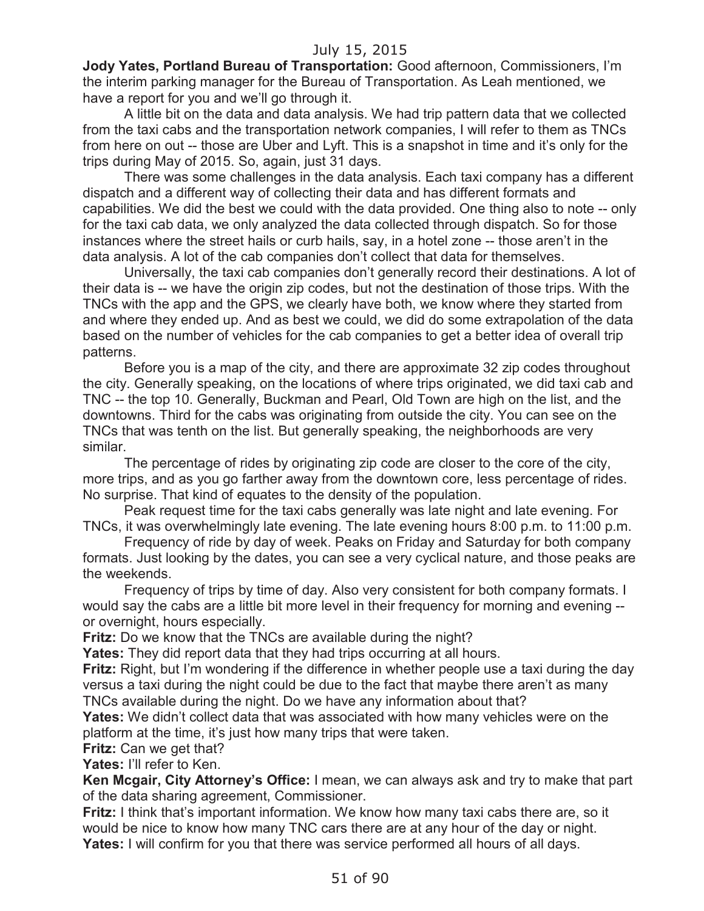**Jody Yates, Portland Bureau of Transportation:** Good afternoon, Commissioners, I'm the interim parking manager for the Bureau of Transportation. As Leah mentioned, we have a report for you and we'll go through it.

A little bit on the data and data analysis. We had trip pattern data that we collected from the taxi cabs and the transportation network companies, I will refer to them as TNCs from here on out -- those are Uber and Lyft. This is a snapshot in time and it's only for the trips during May of 2015. So, again, just 31 days.

There was some challenges in the data analysis. Each taxi company has a different dispatch and a different way of collecting their data and has different formats and capabilities. We did the best we could with the data provided. One thing also to note -- only for the taxi cab data, we only analyzed the data collected through dispatch. So for those instances where the street hails or curb hails, say, in a hotel zone -- those aren't in the data analysis. A lot of the cab companies don't collect that data for themselves.

Universally, the taxi cab companies don't generally record their destinations. A lot of their data is -- we have the origin zip codes, but not the destination of those trips. With the TNCs with the app and the GPS, we clearly have both, we know where they started from and where they ended up. And as best we could, we did do some extrapolation of the data based on the number of vehicles for the cab companies to get a better idea of overall trip patterns.

Before you is a map of the city, and there are approximate 32 zip codes throughout the city. Generally speaking, on the locations of where trips originated, we did taxi cab and TNC -- the top 10. Generally, Buckman and Pearl, Old Town are high on the list, and the downtowns. Third for the cabs was originating from outside the city. You can see on the TNCs that was tenth on the list. But generally speaking, the neighborhoods are very similar.

The percentage of rides by originating zip code are closer to the core of the city, more trips, and as you go farther away from the downtown core, less percentage of rides. No surprise. That kind of equates to the density of the population.

Peak request time for the taxi cabs generally was late night and late evening. For TNCs, it was overwhelmingly late evening. The late evening hours 8:00 p.m. to 11:00 p.m.

Frequency of ride by day of week. Peaks on Friday and Saturday for both company formats. Just looking by the dates, you can see a very cyclical nature, and those peaks are the weekends.

Frequency of trips by time of day. Also very consistent for both company formats. I would say the cabs are a little bit more level in their frequency for morning and evening -- or overnight, hours especially.

**Fritz:** Do we know that the TNCs are available during the night?

**Yates:** They did report data that they had trips occurring at all hours.

**Fritz:** Right, but I'm wondering if the difference in whether people use a taxi during the day versus a taxi during the night could be due to the fact that maybe there aren't as many TNCs available during the night. Do we have any information about that?

**Yates:** We didn't collect data that was associated with how many vehicles were on the platform at the time, it's just how many trips that were taken.

**Fritz:** Can we get that?

**Yates:** I'll refer to Ken.

**Ken Mcgair, City Attorney's Office:** I mean, we can always ask and try to make that part of the data sharing agreement, Commissioner.

**Fritz:** I think that's important information. We know how many taxi cabs there are, so it would be nice to know how many TNC cars there are at any hour of the day or night.

**Yates:** I will confirm for you that there was service performed all hours of all days.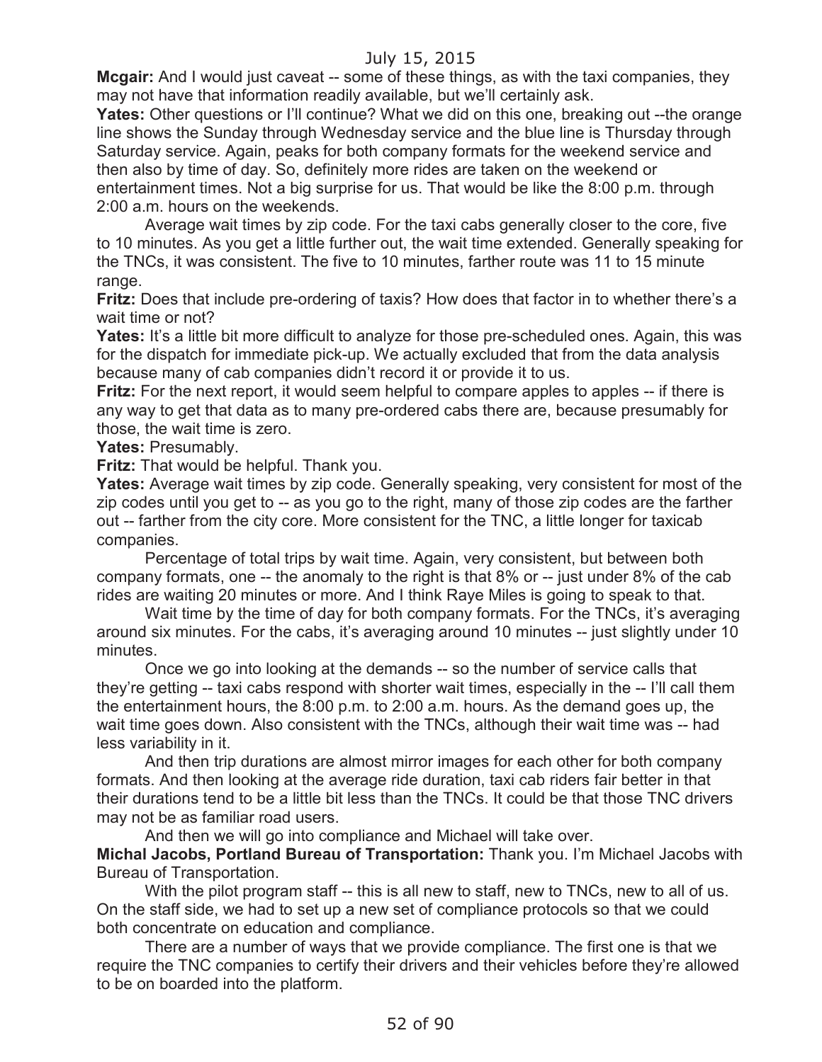**Mcgair:** And I would just caveat -- some of these things, as with the taxi companies, they may not have that information readily available, but we'll certainly ask.

**Yates:** Other questions or I'll continue? What we did on this one, breaking out --the orange line shows the Sunday through Wednesday service and the blue line is Thursday through Saturday service. Again, peaks for both company formats for the weekend service and then also by time of day. So, definitely more rides are taken on the weekend or entertainment times. Not a big surprise for us. That would be like the 8:00 p.m. through 2:00 a.m. hours on the weekends.

Average wait times by zip code. For the taxi cabs generally closer to the core, five to 10 minutes. As you get a little further out, the wait time extended. Generally speaking for the TNCs, it was consistent. The five to 10 minutes, farther route was 11 to 15 minute range.

**Fritz:** Does that include pre-ordering of taxis? How does that factor in to whether there's a wait time or not?

**Yates:** It's a little bit more difficult to analyze for those pre-scheduled ones. Again, this was for the dispatch for immediate pick-up. We actually excluded that from the data analysis because many of cab companies didn't record it or provide it to us.

**Fritz:** For the next report, it would seem helpful to compare apples to apples -- if there is any way to get that data as to many pre-ordered cabs there are, because presumably for those, the wait time is zero.

**Yates:** Presumably.

**Fritz:** That would be helpful. Thank you.

**Yates:** Average wait times by zip code. Generally speaking, very consistent for most of the zip codes until you get to -- as you go to the right, many of those zip codes are the farther out -- farther from the city core. More consistent for the TNC, a little longer for taxicab companies.

Percentage of total trips by wait time. Again, very consistent, but between both company formats, one -- the anomaly to the right is that 8% or -- just under 8% of the cab rides are waiting 20 minutes or more. And I think Raye Miles is going to speak to that.

Wait time by the time of day for both company formats. For the TNCs, it's averaging around six minutes. For the cabs, it's averaging around 10 minutes -- just slightly under 10 minutes.

Once we go into looking at the demands -- so the number of service calls that they're getting -- taxi cabs respond with shorter wait times, especially in the -- I'll call them the entertainment hours, the 8:00 p.m. to 2:00 a.m. hours. As the demand goes up, the wait time goes down. Also consistent with the TNCs, although their wait time was -- had less variability in it.

And then trip durations are almost mirror images for each other for both company formats. And then looking at the average ride duration, taxi cab riders fair better in that their durations tend to be a little bit less than the TNCs. It could be that those TNC drivers may not be as familiar road users.

And then we will go into compliance and Michael will take over.

**Michal Jacobs, Portland Bureau of Transportation:** Thank you. I'm Michael Jacobs with Bureau of Transportation.

With the pilot program staff -- this is all new to staff, new to TNCs, new to all of us. On the staff side, we had to set up a new set of compliance protocols so that we could both concentrate on education and compliance.

There are a number of ways that we provide compliance. The first one is that we require the TNC companies to certify their drivers and their vehicles before they're allowed to be on boarded into the platform.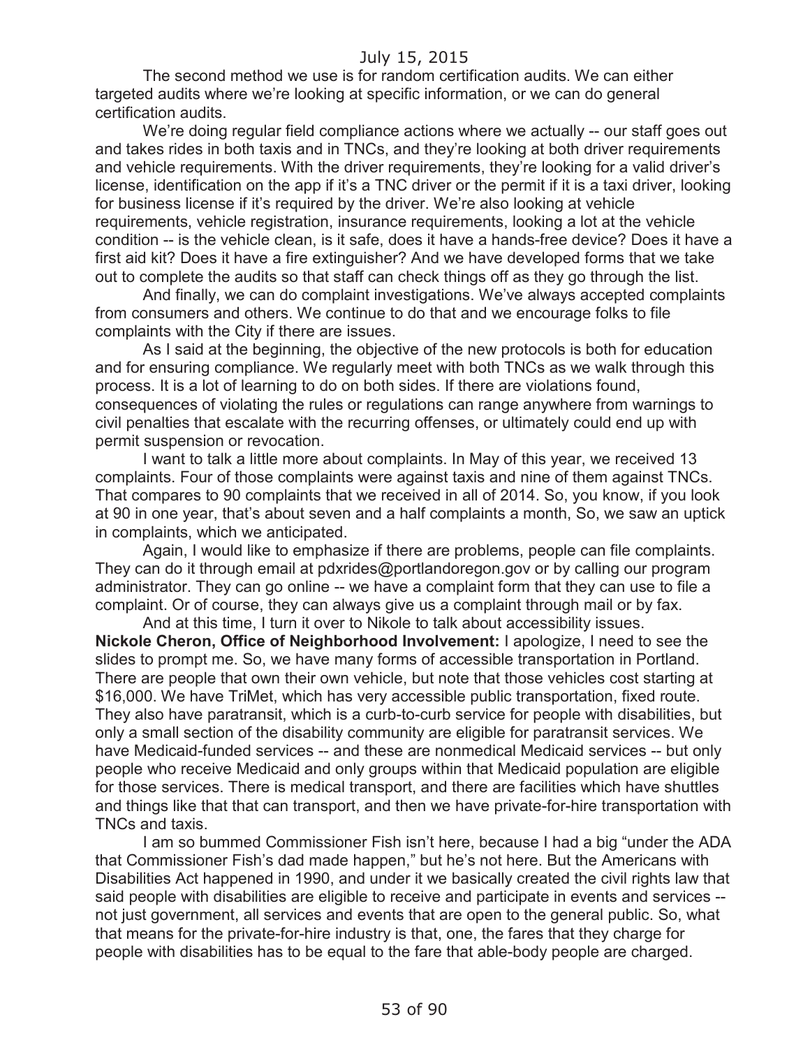The second method we use is for random certification audits. We can either targeted audits where we're looking at specific information, or we can do general certification audits.

We're doing regular field compliance actions where we actually -- our staff goes out and takes rides in both taxis and in TNCs, and they're looking at both driver requirements and vehicle requirements. With the driver requirements, they're looking for a valid driver's license, identification on the app if it's a TNC driver or the permit if it is a taxi driver, looking for business license if it's required by the driver. We're also looking at vehicle requirements, vehicle registration, insurance requirements, looking a lot at the vehicle condition -- is the vehicle clean, is it safe, does it have a hands-free device? Does it have a first aid kit? Does it have a fire extinguisher? And we have developed forms that we take out to complete the audits so that staff can check things off as they go through the list.

And finally, we can do complaint investigations. We've always accepted complaints from consumers and others. We continue to do that and we encourage folks to file complaints with the City if there are issues.

As I said at the beginning, the objective of the new protocols is both for education and for ensuring compliance. We regularly meet with both TNCs as we walk through this process. It is a lot of learning to do on both sides. If there are violations found, consequences of violating the rules or regulations can range anywhere from warnings to civil penalties that escalate with the recurring offenses, or ultimately could end up with permit suspension or revocation.

I want to talk a little more about complaints. In May of this year, we received 13 complaints. Four of those complaints were against taxis and nine of them against TNCs. That compares to 90 complaints that we received in all of 2014. So, you know, if you look at 90 in one year, that's about seven and a half complaints a month, So, we saw an uptick in complaints, which we anticipated.

Again, I would like to emphasize if there are problems, people can file complaints. They can do it through email at pdxrides@portlandoregon.gov or by calling our program administrator. They can go online -- we have a complaint form that they can use to file a complaint. Or of course, they can always give us a complaint through mail or by fax.

And at this time, I turn it over to Nikole to talk about accessibility issues.

**Nickole Cheron, Office of Neighborhood Involvement:** I apologize, I need to see the slides to prompt me. So, we have many forms of accessible transportation in Portland. There are people that own their own vehicle, but note that those vehicles cost starting at $16,000. We have TriMet, which has very accessible public transportation, fixed route. They also have paratransit, which is a curb-to-curb service for people with disabilities, but only a small section of the disability community are eligible for paratransit services. We have Medicaid-funded services -- and these are nonmedical Medicaid services -- but only people who receive Medicaid and only groups within that Medicaid population are eligible for those services. There is medical transport, and there are facilities which have shuttles and things like that that can transport, and then we have private-for-hire transportation with TNCs and taxis.

I am so bummed Commissioner Fish isn't here, because I had a big "under the ADA that Commissioner Fish's dad made happen," but he's not here. But the Americans with Disabilities Act happened in 1990, and under it we basically created the civil rights law that said people with disabilities are eligible to receive and participate in events and services -- not just government, all services and events that are open to the general public. So, what that means for the private-for-hire industry is that, one, the fares that they charge for people with disabilities has to be equal to the fare that able-body people are charged.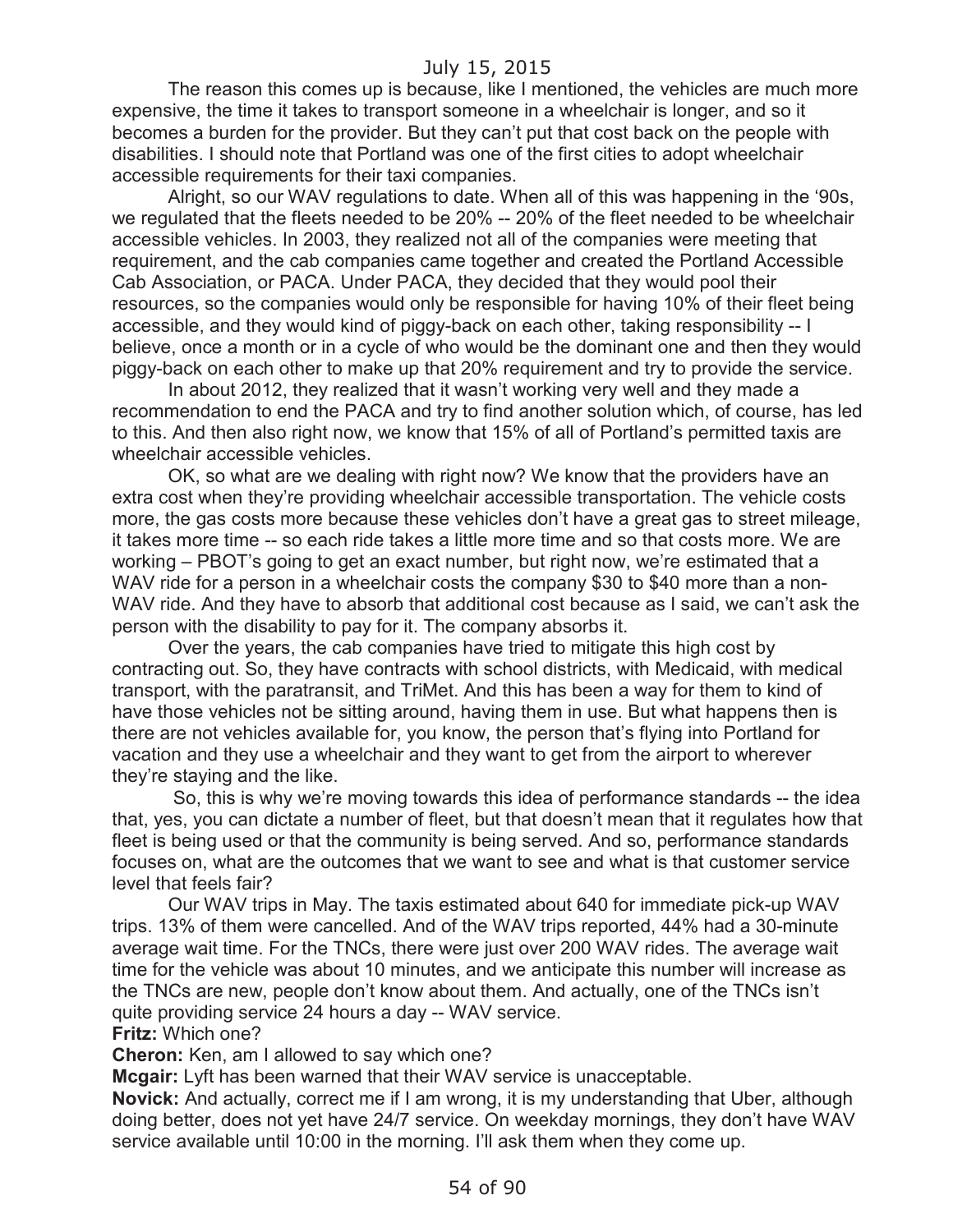The reason this comes up is because, like I mentioned, the vehicles are much more expensive, the time it takes to transport someone in a wheelchair is longer, and so it becomes a burden for the provider. But they can't put that cost back on the people with disabilities. I should note that Portland was one of the first cities to adopt wheelchair accessible requirements for their taxi companies.

Alright, so our WAV regulations to date. When all of this was happening in the '90s, we regulated that the fleets needed to be 20% -- 20% of the fleet needed to be wheelchair accessible vehicles. In 2003, they realized not all of the companies were meeting that requirement, and the cab companies came together and created the Portland Accessible Cab Association, or PACA. Under PACA, they decided that they would pool their resources, so the companies would only be responsible for having 10% of their fleet being accessible, and they would kind of piggy-back on each other, taking responsibility -- I believe, once a month or in a cycle of who would be the dominant one and then they would piggy-back on each other to make up that 20% requirement and try to provide the service.

In about 2012, they realized that it wasn't working very well and they made a recommendation to end the PACA and try to find another solution which, of course, has led to this. And then also right now, we know that 15% of all of Portland's permitted taxis are wheelchair accessible vehicles.

OK, so what are we dealing with right now? We know that the providers have an extra cost when they're providing wheelchair accessible transportation. The vehicle costs more, the gas costs more because these vehicles don't have a great gas to street mileage, it takes more time -- so each ride takes a little more time and so that costs more. We are working – PBOT's going to get an exact number, but right now, we're estimated that a WAV ride for a person in a wheelchair costs the company $30 to $40 more than a non-WAV ride. And they have to absorb that additional cost because as I said, we can't ask the person with the disability to pay for it. The company absorbs it.

Over the years, the cab companies have tried to mitigate this high cost by contracting out. So, they have contracts with school districts, with Medicaid, with medical transport, with the paratransit, and TriMet. And this has been a way for them to kind of have those vehicles not be sitting around, having them in use. But what happens then is there are not vehicles available for, you know, the person that's flying into Portland for vacation and they use a wheelchair and they want to get from the airport to wherever they're staying and the like.

So, this is why we're moving towards this idea of performance standards -- the idea that, yes, you can dictate a number of fleet, but that doesn't mean that it regulates how that fleet is being used or that the community is being served. And so, performance standards focuses on, what are the outcomes that we want to see and what is that customer service level that feels fair?

Our WAV trips in May. The taxis estimated about 640 for immediate pick-up WAV trips. 13% of them were cancelled. And of the WAV trips reported, 44% had a 30-minute average wait time. For the TNCs, there were just over 200 WAV rides. The average wait time for the vehicle was about 10 minutes, and we anticipate this number will increase as the TNCs are new, people don't know about them. And actually, one of the TNCs isn't quite providing service 24 hours a day -- WAV service.

**Fritz:** Which one?

**Cheron:** Ken, am I allowed to say which one?

**Mcgair:** Lyft has been warned that their WAV service is unacceptable.

**Novick:** And actually, correct me if I am wrong, it is my understanding that Uber, although doing better, does not yet have 24/7 service. On weekday mornings, they don't have WAV service available until 10:00 in the morning. I'll ask them when they come up.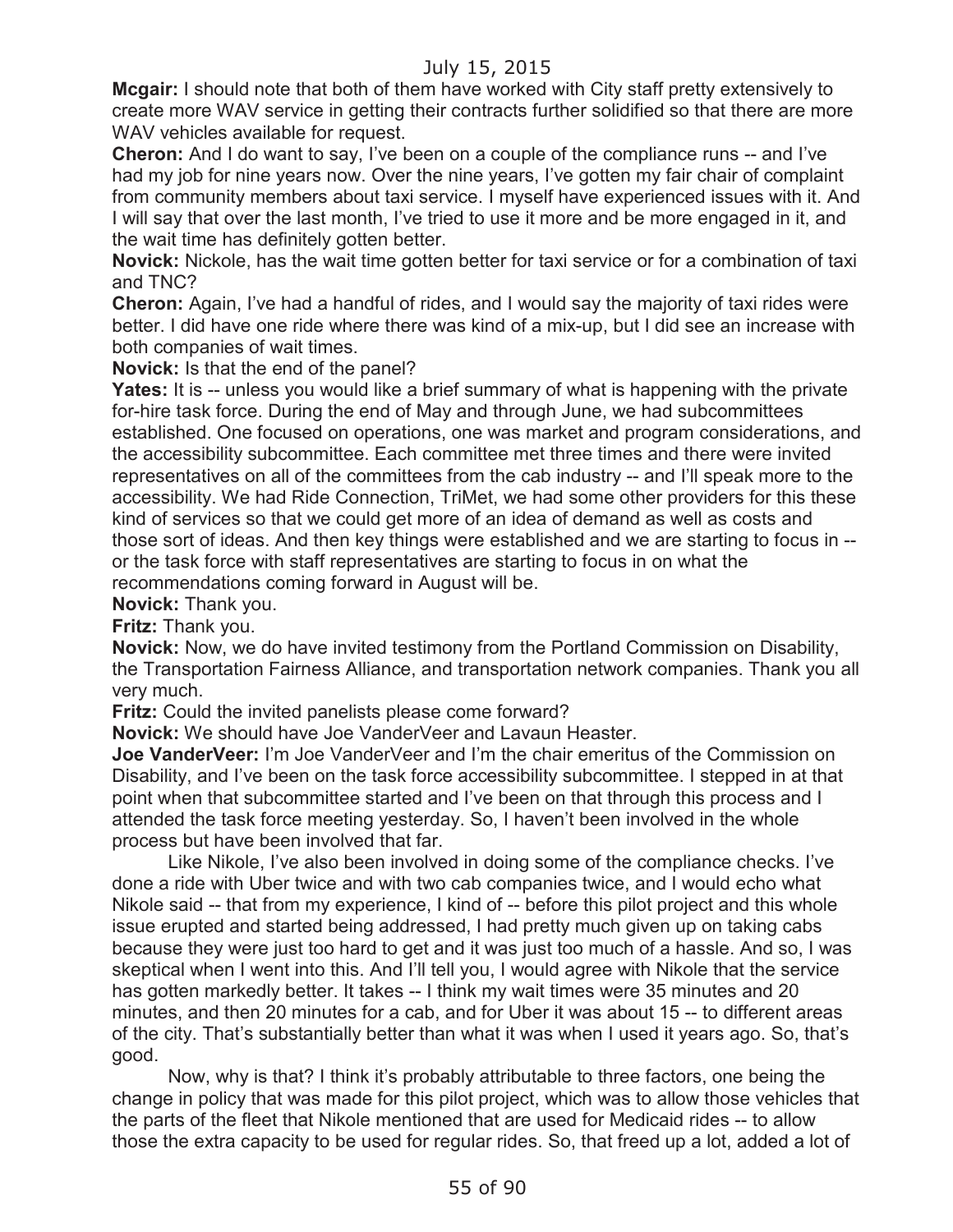**Mcgair:** I should note that both of them have worked with City staff pretty extensively to create more WAV service in getting their contracts further solidified so that there are more WAV vehicles available for request.

**Cheron:** And I do want to say, I've been on a couple of the compliance runs -- and I've had my job for nine years now. Over the nine years, I've gotten my fair chair of complaint from community members about taxi service. I myself have experienced issues with it. And I will say that over the last month, I've tried to use it more and be more engaged in it, and the wait time has definitely gotten better.

**Novick:** Nickole, has the wait time gotten better for taxi service or for a combination of taxi and TNC?

**Cheron:** Again, I've had a handful of rides, and I would say the majority of taxi rides were better. I did have one ride where there was kind of a mix-up, but I did see an increase with both companies of wait times.

**Novick:** Is that the end of the panel?

**Yates:** It is -- unless you would like a brief summary of what is happening with the private for-hire task force. During the end of May and through June, we had subcommittees established. One focused on operations, one was market and program considerations, and the accessibility subcommittee. Each committee met three times and there were invited representatives on all of the committees from the cab industry -- and I'll speak more to the accessibility. We had Ride Connection, TriMet, we had some other providers for this these kind of services so that we could get more of an idea of demand as well as costs and those sort of ideas. And then key things were established and we are starting to focus in -- or the task force with staff representatives are starting to focus in on what the recommendations coming forward in August will be.

**Novick:** Thank you.

**Fritz:** Thank you.

**Novick:** Now, we do have invited testimony from the Portland Commission on Disability, the Transportation Fairness Alliance, and transportation network companies. Thank you all very much.

**Fritz:** Could the invited panelists please come forward?

**Novick:** We should have Joe VanderVeer and Lavaun Heaster.

**Joe VanderVeer:** I'm Joe VanderVeer and I'm the chair emeritus of the Commission on Disability, and I've been on the task force accessibility subcommittee. I stepped in at that point when that subcommittee started and I've been on that through this process and I attended the task force meeting yesterday. So, I haven't been involved in the whole process but have been involved that far.

Like Nikole, I've also been involved in doing some of the compliance checks. I've done a ride with Uber twice and with two cab companies twice, and I would echo what Nikole said -- that from my experience, I kind of -- before this pilot project and this whole issue erupted and started being addressed, I had pretty much given up on taking cabs because they were just too hard to get and it was just too much of a hassle. And so, I was skeptical when I went into this. And I'll tell you, I would agree with Nikole that the service has gotten markedly better. It takes -- I think my wait times were 35 minutes and 20 minutes, and then 20 minutes for a cab, and for Uber it was about 15 -- to different areas of the city. That's substantially better than what it was when I used it years ago. So, that's good.

Now, why is that? I think it's probably attributable to three factors, one being the change in policy that was made for this pilot project, which was to allow those vehicles that the parts of the fleet that Nikole mentioned that are used for Medicaid rides -- to allow those the extra capacity to be used for regular rides. So, that freed up a lot, added a lot of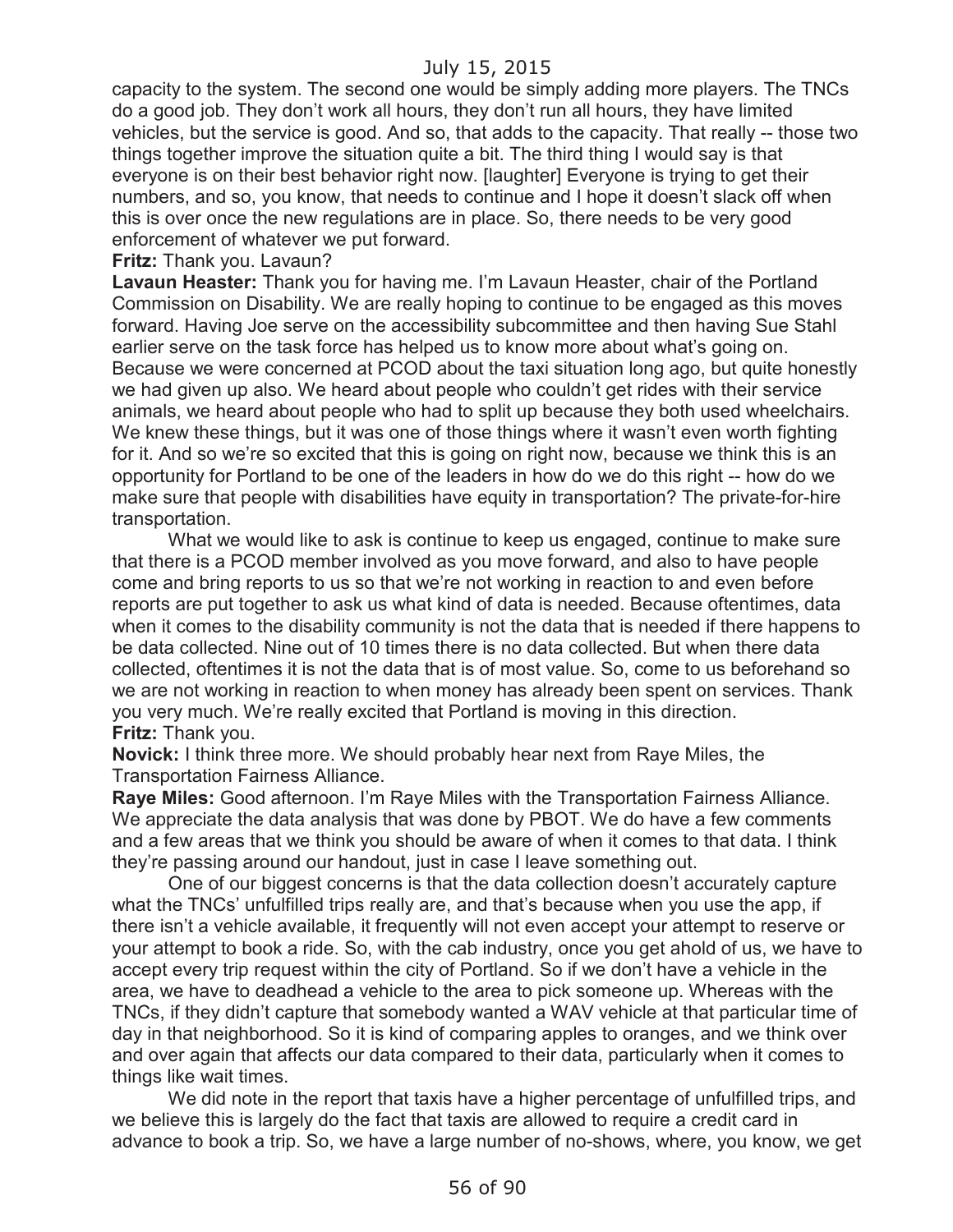capacity to the system. The second one would be simply adding more players. The TNCs do a good job. They don't work all hours, they don't run all hours, they have limited vehicles, but the service is good. And so, that adds to the capacity. That really -- those two things together improve the situation quite a bit. The third thing I would say is that everyone is on their best behavior right now. [laughter] Everyone is trying to get their numbers, and so, you know, that needs to continue and I hope it doesn't slack off when this is over once the new regulations are in place. So, there needs to be very good enforcement of whatever we put forward.

**Fritz:** Thank you. Lavaun?

**Lavaun Heaster:** Thank you for having me. I'm Lavaun Heaster, chair of the Portland Commission on Disability. We are really hoping to continue to be engaged as this moves forward. Having Joe serve on the accessibility subcommittee and then having Sue Stahl earlier serve on the task force has helped us to know more about what's going on. Because we were concerned at PCOD about the taxi situation long ago, but quite honestly we had given up also. We heard about people who couldn't get rides with their service animals, we heard about people who had to split up because they both used wheelchairs. We knew these things, but it was one of those things where it wasn't even worth fighting for it. And so we're so excited that this is going on right now, because we think this is an opportunity for Portland to be one of the leaders in how do we do this right -- how do we make sure that people with disabilities have equity in transportation? The private-for-hire transportation.

What we would like to ask is continue to keep us engaged, continue to make sure that there is a PCOD member involved as you move forward, and also to have people come and bring reports to us so that we're not working in reaction to and even before reports are put together to ask us what kind of data is needed. Because oftentimes, data when it comes to the disability community is not the data that is needed if there happens to be data collected. Nine out of 10 times there is no data collected. But when there data collected, oftentimes it is not the data that is of most value. So, come to us beforehand so we are not working in reaction to when money has already been spent on services. Thank you very much. We're really excited that Portland is moving in this direction.

**Fritz:** Thank you.

**Novick:** I think three more. We should probably hear next from Raye Miles, the Transportation Fairness Alliance.

**Raye Miles:** Good afternoon. I'm Raye Miles with the Transportation Fairness Alliance. We appreciate the data analysis that was done by PBOT. We do have a few comments and a few areas that we think you should be aware of when it comes to that data. I think they're passing around our handout, just in case I leave something out.

One of our biggest concerns is that the data collection doesn't accurately capture what the TNCs' unfulfilled trips really are, and that's because when you use the app, if there isn't a vehicle available, it frequently will not even accept your attempt to reserve or your attempt to book a ride. So, with the cab industry, once you get ahold of us, we have to accept every trip request within the city of Portland. So if we don't have a vehicle in the area, we have to deadhead a vehicle to the area to pick someone up. Whereas with the TNCs, if they didn't capture that somebody wanted a WAV vehicle at that particular time of day in that neighborhood. So it is kind of comparing apples to oranges, and we think over and over again that affects our data compared to their data, particularly when it comes to things like wait times.

We did note in the report that taxis have a higher percentage of unfulfilled trips, and we believe this is largely do the fact that taxis are allowed to require a credit card in advance to book a trip. So, we have a large number of no-shows, where, you know, we get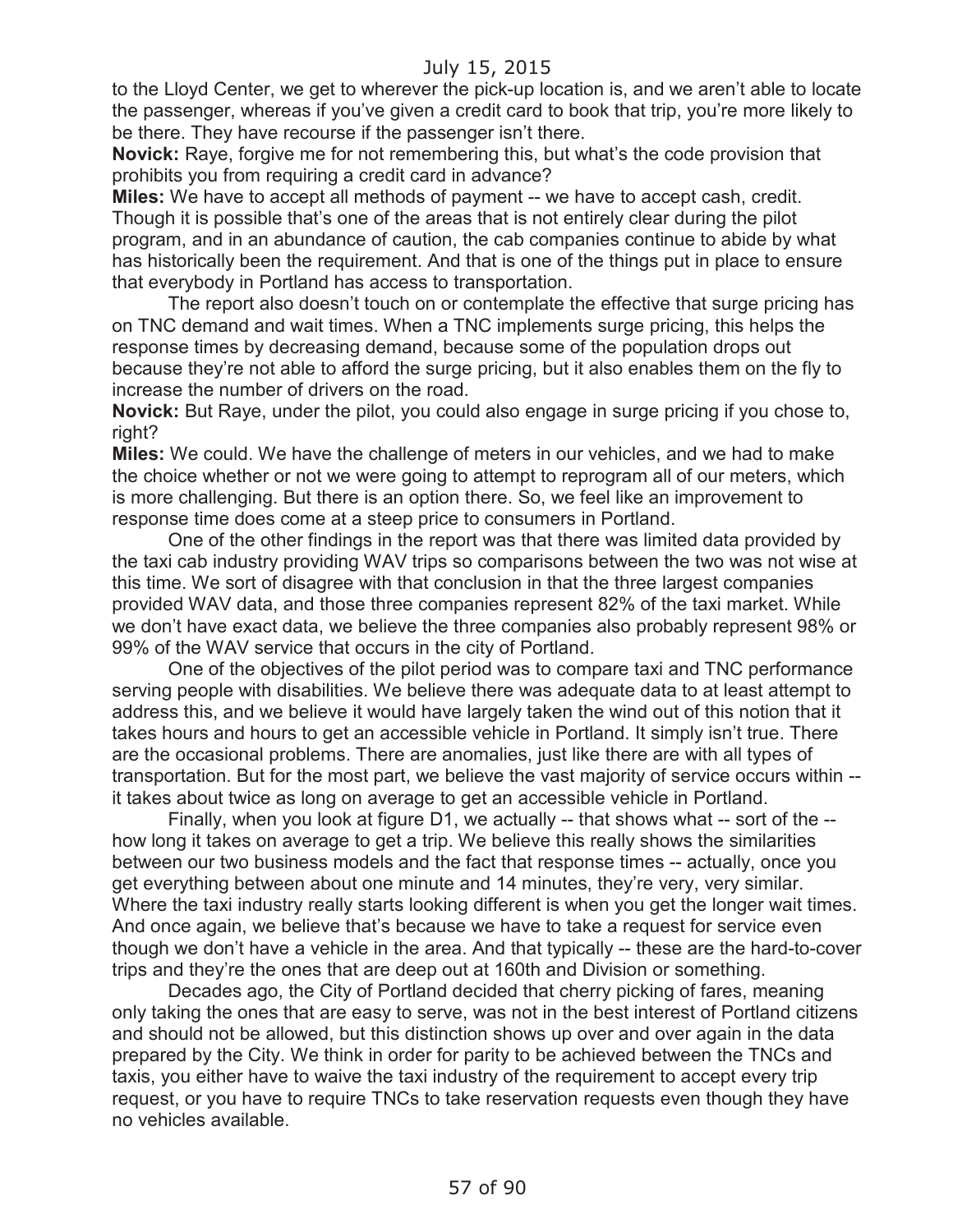to the Lloyd Center, we get to wherever the pick-up location is, and we aren't able to locate the passenger, whereas if you've given a credit card to book that trip, you're more likely to be there. They have recourse if the passenger isn't there.

**Novick:** Raye, forgive me for not remembering this, but what's the code provision that prohibits you from requiring a credit card in advance?

**Miles:** We have to accept all methods of payment -- we have to accept cash, credit. Though it is possible that's one of the areas that is not entirely clear during the pilot program, and in an abundance of caution, the cab companies continue to abide by what has historically been the requirement. And that is one of the things put in place to ensure that everybody in Portland has access to transportation.

The report also doesn't touch on or contemplate the effective that surge pricing has on TNC demand and wait times. When a TNC implements surge pricing, this helps the response times by decreasing demand, because some of the population drops out because they're not able to afford the surge pricing, but it also enables them on the fly to increase the number of drivers on the road.

**Novick:** But Raye, under the pilot, you could also engage in surge pricing if you chose to, right?

**Miles:** We could. We have the challenge of meters in our vehicles, and we had to make the choice whether or not we were going to attempt to reprogram all of our meters, which is more challenging. But there is an option there. So, we feel like an improvement to response time does come at a steep price to consumers in Portland.

One of the other findings in the report was that there was limited data provided by the taxi cab industry providing WAV trips so comparisons between the two was not wise at this time. We sort of disagree with that conclusion in that the three largest companies provided WAV data, and those three companies represent 82% of the taxi market. While we don't have exact data, we believe the three companies also probably represent 98% or 99% of the WAV service that occurs in the city of Portland.

One of the objectives of the pilot period was to compare taxi and TNC performance serving people with disabilities. We believe there was adequate data to at least attempt to address this, and we believe it would have largely taken the wind out of this notion that it takes hours and hours to get an accessible vehicle in Portland. It simply isn't true. There are the occasional problems. There are anomalies, just like there are with all types of transportation. But for the most part, we believe the vast majority of service occurs within -- it takes about twice as long on average to get an accessible vehicle in Portland.

Finally, when you look at figure D1, we actually -- that shows what -- sort of the -- how long it takes on average to get a trip. We believe this really shows the similarities between our two business models and the fact that response times -- actually, once you get everything between about one minute and 14 minutes, they're very, very similar. Where the taxi industry really starts looking different is when you get the longer wait times. And once again, we believe that's because we have to take a request for service even though we don't have a vehicle in the area. And that typically -- these are the hard-to-cover trips and they're the ones that are deep out at 160th and Division or something.

Decades ago, the City of Portland decided that cherry picking of fares, meaning only taking the ones that are easy to serve, was not in the best interest of Portland citizens and should not be allowed, but this distinction shows up over and over again in the data prepared by the City. We think in order for parity to be achieved between the TNCs and taxis, you either have to waive the taxi industry of the requirement to accept every trip request, or you have to require TNCs to take reservation requests even though they have no vehicles available.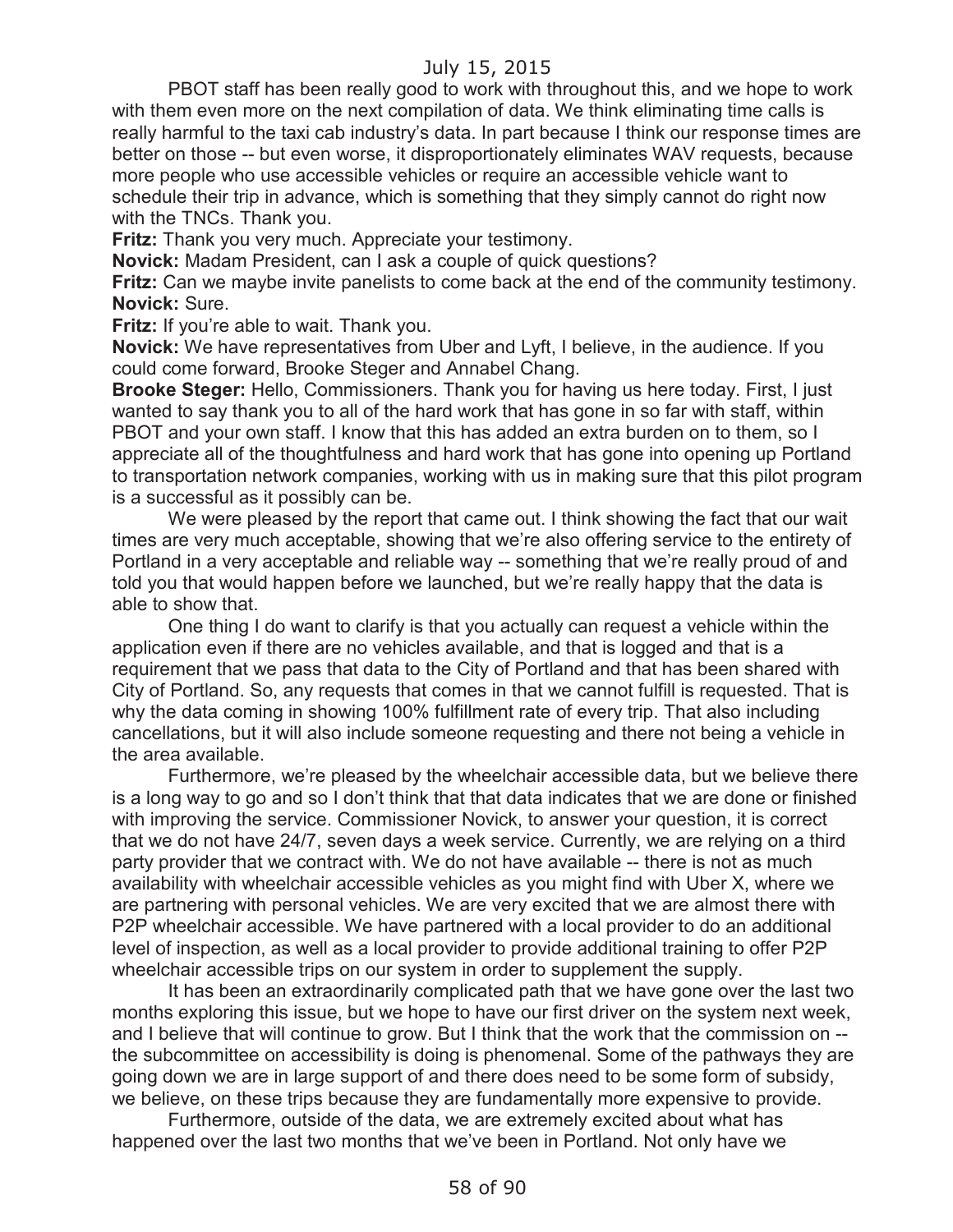PBOT staff has been really good to work with throughout this, and we hope to work with them even more on the next compilation of data. We think eliminating time calls is really harmful to the taxi cab industry's data. In part because I think our response times are better on those -- but even worse, it disproportionately eliminates WAV requests, because more people who use accessible vehicles or require an accessible vehicle want to schedule their trip in advance, which is something that they simply cannot do right now with the TNCs. Thank you.

**Fritz:** Thank you very much. Appreciate your testimony.

**Novick:** Madam President, can I ask a couple of quick questions?

**Fritz:** Can we maybe invite panelists to come back at the end of the community testimony.

**Novick:** Sure.

**Fritz:** If you're able to wait. Thank you.

**Novick:** We have representatives from Uber and Lyft, I believe, in the audience. If you could come forward, Brooke Steger and Annabel Chang.

**Brooke Steger:** Hello, Commissioners. Thank you for having us here today. First, I just wanted to say thank you to all of the hard work that has gone in so far with staff, within PBOT and your own staff. I know that this has added an extra burden on to them, so I appreciate all of the thoughtfulness and hard work that has gone into opening up Portland to transportation network companies, working with us in making sure that this pilot program is a successful as it possibly can be.

We were pleased by the report that came out. I think showing the fact that our wait times are very much acceptable, showing that we're also offering service to the entirety of Portland in a very acceptable and reliable way -- something that we're really proud of and told you that would happen before we launched, but we're really happy that the data is able to show that.

One thing I do want to clarify is that you actually can request a vehicle within the application even if there are no vehicles available, and that is logged and that is a requirement that we pass that data to the City of Portland and that has been shared with City of Portland. So, any requests that comes in that we cannot fulfill is requested. That is why the data coming in showing 100% fulfillment rate of every trip. That also including cancellations, but it will also include someone requesting and there not being a vehicle in the area available.

Furthermore, we're pleased by the wheelchair accessible data, but we believe there is a long way to go and so I don't think that that data indicates that we are done or finished with improving the service. Commissioner Novick, to answer your question, it is correct that we do not have 24/7, seven days a week service. Currently, we are relying on a third party provider that we contract with. We do not have available -- there is not as much availability with wheelchair accessible vehicles as you might find with Uber X, where we are partnering with personal vehicles. We are very excited that we are almost there with P2P wheelchair accessible. We have partnered with a local provider to do an additional level of inspection, as well as a local provider to provide additional training to offer P2P wheelchair accessible trips on our system in order to supplement the supply.

It has been an extraordinarily complicated path that we have gone over the last two months exploring this issue, but we hope to have our first driver on the system next week, and I believe that will continue to grow. But I think that the work that the commission on -- the subcommittee on accessibility is doing is phenomenal. Some of the pathways they are going down we are in large support of and there does need to be some form of subsidy, we believe, on these trips because they are fundamentally more expensive to provide.

Furthermore, outside of the data, we are extremely excited about what has happened over the last two months that we've been in Portland. Not only have we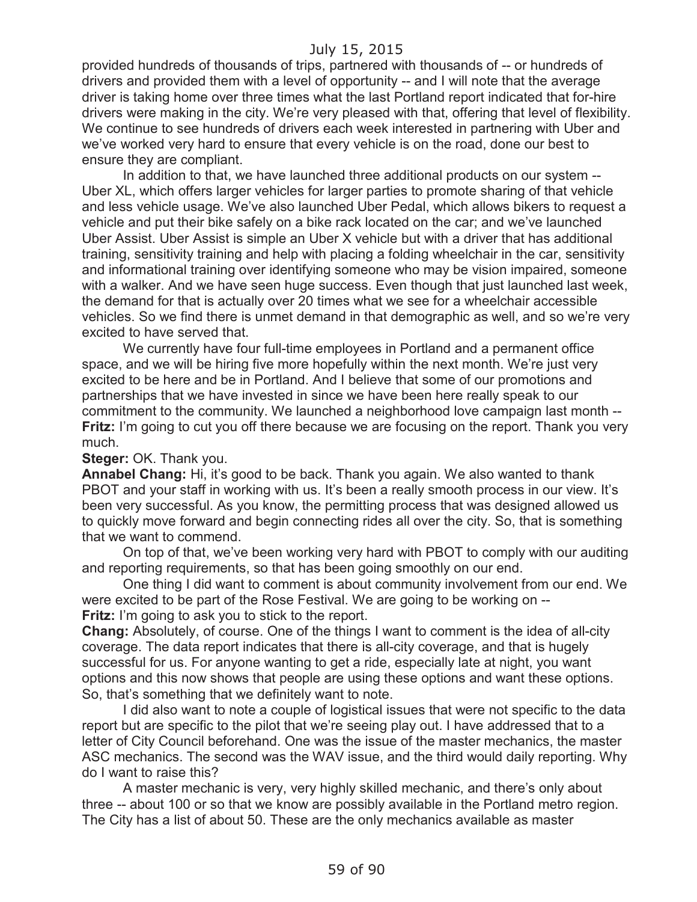provided hundreds of thousands of trips, partnered with thousands of -- or hundreds of drivers and provided them with a level of opportunity -- and I will note that the average driver is taking home over three times what the last Portland report indicated that for-hire drivers were making in the city. We're very pleased with that, offering that level of flexibility. We continue to see hundreds of drivers each week interested in partnering with Uber and we've worked very hard to ensure that every vehicle is on the road, done our best to ensure they are compliant.

In addition to that, we have launched three additional products on our system -- Uber XL, which offers larger vehicles for larger parties to promote sharing of that vehicle and less vehicle usage. We've also launched Uber Pedal, which allows bikers to request a vehicle and put their bike safely on a bike rack located on the car; and we've launched Uber Assist. Uber Assist is simple an Uber X vehicle but with a driver that has additional training, sensitivity training and help with placing a folding wheelchair in the car, sensitivity and informational training over identifying someone who may be vision impaired, someone with a walker. And we have seen huge success. Even though that just launched last week, the demand for that is actually over 20 times what we see for a wheelchair accessible vehicles. So we find there is unmet demand in that demographic as well, and so we're very excited to have served that.

We currently have four full-time employees in Portland and a permanent office space, and we will be hiring five more hopefully within the next month. We're just very excited to be here and be in Portland. And I believe that some of our promotions and partnerships that we have invested in since we have been here really speak to our commitment to the community. We launched a neighborhood love campaign last month --

**Fritz:** I'm going to cut you off there because we are focusing on the report. Thank you very much.

**Steger:** OK. Thank you.

**Annabel Chang:** Hi, it's good to be back. Thank you again. We also wanted to thank PBOT and your staff in working with us. It's been a really smooth process in our view. It's been very successful. As you know, the permitting process that was designed allowed us to quickly move forward and begin connecting rides all over the city. So, that is something that we want to commend.

On top of that, we've been working very hard with PBOT to comply with our auditing and reporting requirements, so that has been going smoothly on our end.

One thing I did want to comment is about community involvement from our end. We were excited to be part of the Rose Festival. We are going to be working on --

**Fritz:** I'm going to ask you to stick to the report.

**Chang:** Absolutely, of course. One of the things I want to comment is the idea of all-city coverage. The data report indicates that there is all-city coverage, and that is hugely successful for us. For anyone wanting to get a ride, especially late at night, you want options and this now shows that people are using these options and want these options. So, that's something that we definitely want to note.

I did also want to note a couple of logistical issues that were not specific to the data report but are specific to the pilot that we're seeing play out. I have addressed that to a letter of City Council beforehand. One was the issue of the master mechanics, the master ASC mechanics. The second was the WAV issue, and the third would daily reporting. Why do I want to raise this?

A master mechanic is very, very highly skilled mechanic, and there's only about three -- about 100 or so that we know are possibly available in the Portland metro region. The City has a list of about 50. These are the only mechanics available as master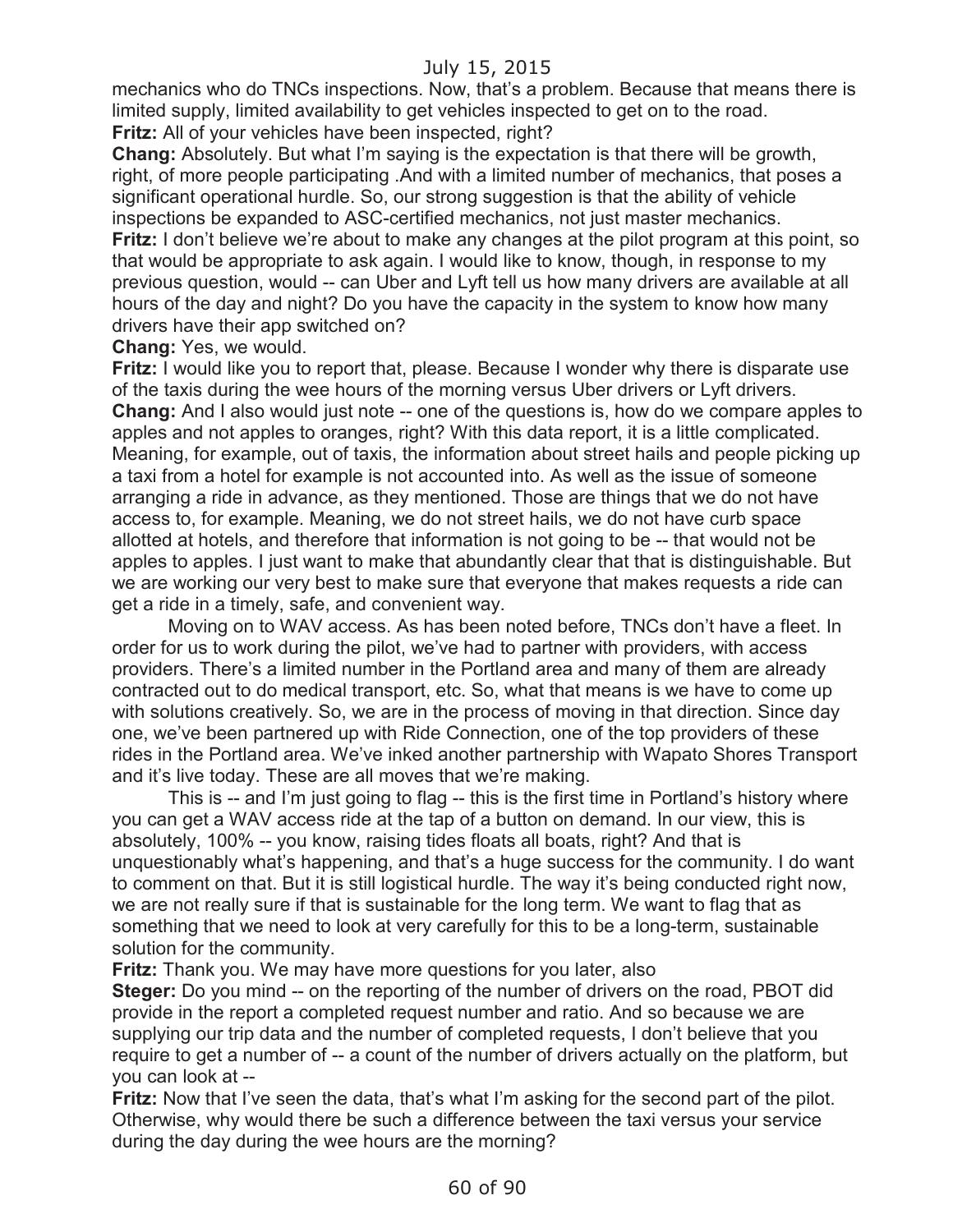mechanics who do TNCs inspections. Now, that's a problem. Because that means there is limited supply, limited availability to get vehicles inspected to get on to the road.

**Fritz:** All of your vehicles have been inspected, right?

**Chang:** Absolutely. But what I'm saying is the expectation is that there will be growth, right, of more people participating .And with a limited number of mechanics, that poses a significant operational hurdle. So, our strong suggestion is that the ability of vehicle inspections be expanded to ASC-certified mechanics, not just master mechanics.

**Fritz:** I don't believe we're about to make any changes at the pilot program at this point, so that would be appropriate to ask again. I would like to know, though, in response to my previous question, would -- can Uber and Lyft tell us how many drivers are available at all hours of the day and night? Do you have the capacity in the system to know how many drivers have their app switched on?

**Chang:** Yes, we would.

**Fritz:** I would like you to report that, please. Because I wonder why there is disparate use of the taxis during the wee hours of the morning versus Uber drivers or Lyft drivers.

**Chang:** And I also would just note -- one of the questions is, how do we compare apples to apples and not apples to oranges, right? With this data report, it is a little complicated. Meaning, for example, out of taxis, the information about street hails and people picking up a taxi from a hotel for example is not accounted into. As well as the issue of someone arranging a ride in advance, as they mentioned. Those are things that we do not have access to, for example. Meaning, we do not street hails, we do not have curb space allotted at hotels, and therefore that information is not going to be -- that would not be apples to apples. I just want to make that abundantly clear that that is distinguishable. But we are working our very best to make sure that everyone that makes requests a ride can get a ride in a timely, safe, and convenient way.

Moving on to WAV access. As has been noted before, TNCs don't have a fleet. In order for us to work during the pilot, we've had to partner with providers, with access providers. There's a limited number in the Portland area and many of them are already contracted out to do medical transport, etc. So, what that means is we have to come up with solutions creatively. So, we are in the process of moving in that direction. Since day one, we've been partnered up with Ride Connection, one of the top providers of these rides in the Portland area. We've inked another partnership with Wapato Shores Transport and it's live today. These are all moves that we're making.

This is -- and I'm just going to flag -- this is the first time in Portland's history where you can get a WAV access ride at the tap of a button on demand. In our view, this is absolutely, 100% -- you know, raising tides floats all boats, right? And that is unquestionably what's happening, and that's a huge success for the community. I do want to comment on that. But it is still logistical hurdle. The way it's being conducted right now, we are not really sure if that is sustainable for the long term. We want to flag that as something that we need to look at very carefully for this to be a long-term, sustainable solution for the community.

**Fritz:** Thank you. We may have more questions for you later, also

**Steger:** Do you mind -- on the reporting of the number of drivers on the road, PBOT did provide in the report a completed request number and ratio. And so because we are supplying our trip data and the number of completed requests, I don't believe that you require to get a number of -- a count of the number of drivers actually on the platform, but you can look at --

**Fritz:** Now that I've seen the data, that's what I'm asking for the second part of the pilot. Otherwise, why would there be such a difference between the taxi versus your service during the day during the wee hours are the morning?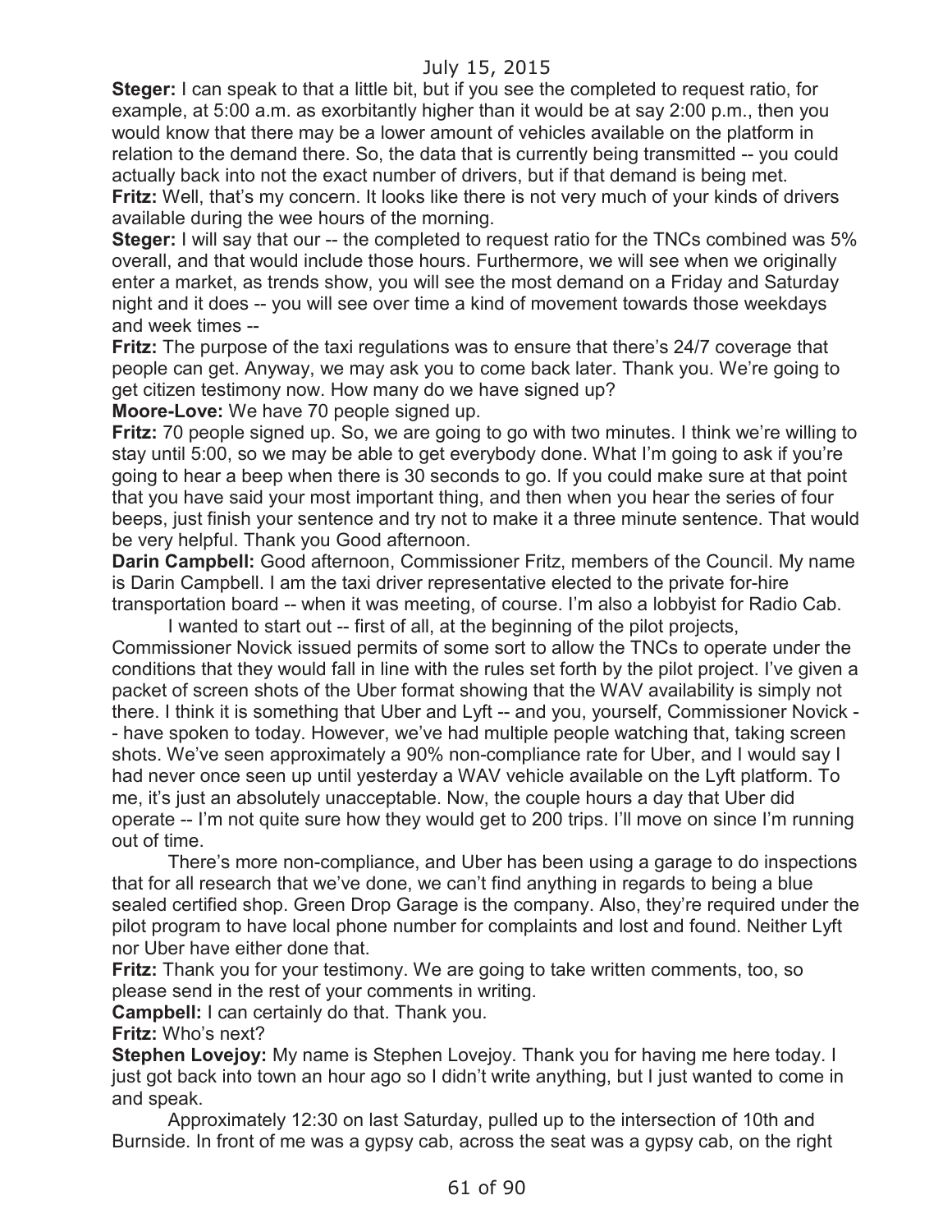**Steger:** I can speak to that a little bit, but if you see the completed to request ratio, for example, at 5:00 a.m. as exorbitantly higher than it would be at say 2:00 p.m., then you would know that there may be a lower amount of vehicles available on the platform in relation to the demand there. So, the data that is currently being transmitted -- you could actually back into not the exact number of drivers, but if that demand is being met.

**Fritz:** Well, that's my concern. It looks like there is not very much of your kinds of drivers available during the wee hours of the morning.

**Steger:** I will say that our -- the completed to request ratio for the TNCs combined was 5% overall, and that would include those hours. Furthermore, we will see when we originally enter a market, as trends show, you will see the most demand on a Friday and Saturday night and it does -- you will see over time a kind of movement towards those weekdays and week times --

**Fritz:** The purpose of the taxi regulations was to ensure that there's 24/7 coverage that people can get. Anyway, we may ask you to come back later. Thank you. We're going to get citizen testimony now. How many do we have signed up?

**Moore-Love:** We have 70 people signed up.

**Fritz:** 70 people signed up. So, we are going to go with two minutes. I think we're willing to stay until 5:00, so we may be able to get everybody done. What I'm going to ask if you're going to hear a beep when there is 30 seconds to go. If you could make sure at that point that you have said your most important thing, and then when you hear the series of four beeps, just finish your sentence and try not to make it a three minute sentence. That would be very helpful. Thank you Good afternoon.

**Darin Campbell:** Good afternoon, Commissioner Fritz, members of the Council. My name is Darin Campbell. I am the taxi driver representative elected to the private for-hire transportation board -- when it was meeting, of course. I'm also a lobbyist for Radio Cab.

I wanted to start out -- first of all, at the beginning of the pilot projects, Commissioner Novick issued permits of some sort to allow the TNCs to operate under the conditions that they would fall in line with the rules set forth by the pilot project. I've given a packet of screen shots of the Uber format showing that the WAV availability is simply not there. I think it is something that Uber and Lyft -- and you, yourself, Commissioner Novick -- have spoken to today. However, we've had multiple people watching that, taking screen shots. We've seen approximately a 90% non-compliance rate for Uber, and I would say I had never once seen up until yesterday a WAV vehicle available on the Lyft platform. To me, it's just an absolutely unacceptable. Now, the couple hours a day that Uber did operate -- I'm not quite sure how they would get to 200 trips. I'll move on since I'm running out of time.

There's more non-compliance, and Uber has been using a garage to do inspections that for all research that we've done, we can't find anything in regards to being a blue sealed certified shop. Green Drop Garage is the company. Also, they're required under the pilot program to have local phone number for complaints and lost and found. Neither Lyft nor Uber have either done that.

**Fritz:** Thank you for your testimony. We are going to take written comments, too, so please send in the rest of your comments in writing.

**Campbell:** I can certainly do that. Thank you.

**Fritz:** Who's next?

**Stephen Lovejoy:** My name is Stephen Lovejoy. Thank you for having me here today. I just got back into town an hour ago so I didn't write anything, but I just wanted to come in and speak.

Approximately 12:30 on last Saturday, pulled up to the intersection of 10th and Burnside. In front of me was a gypsy cab, across the seat was a gypsy cab, on the right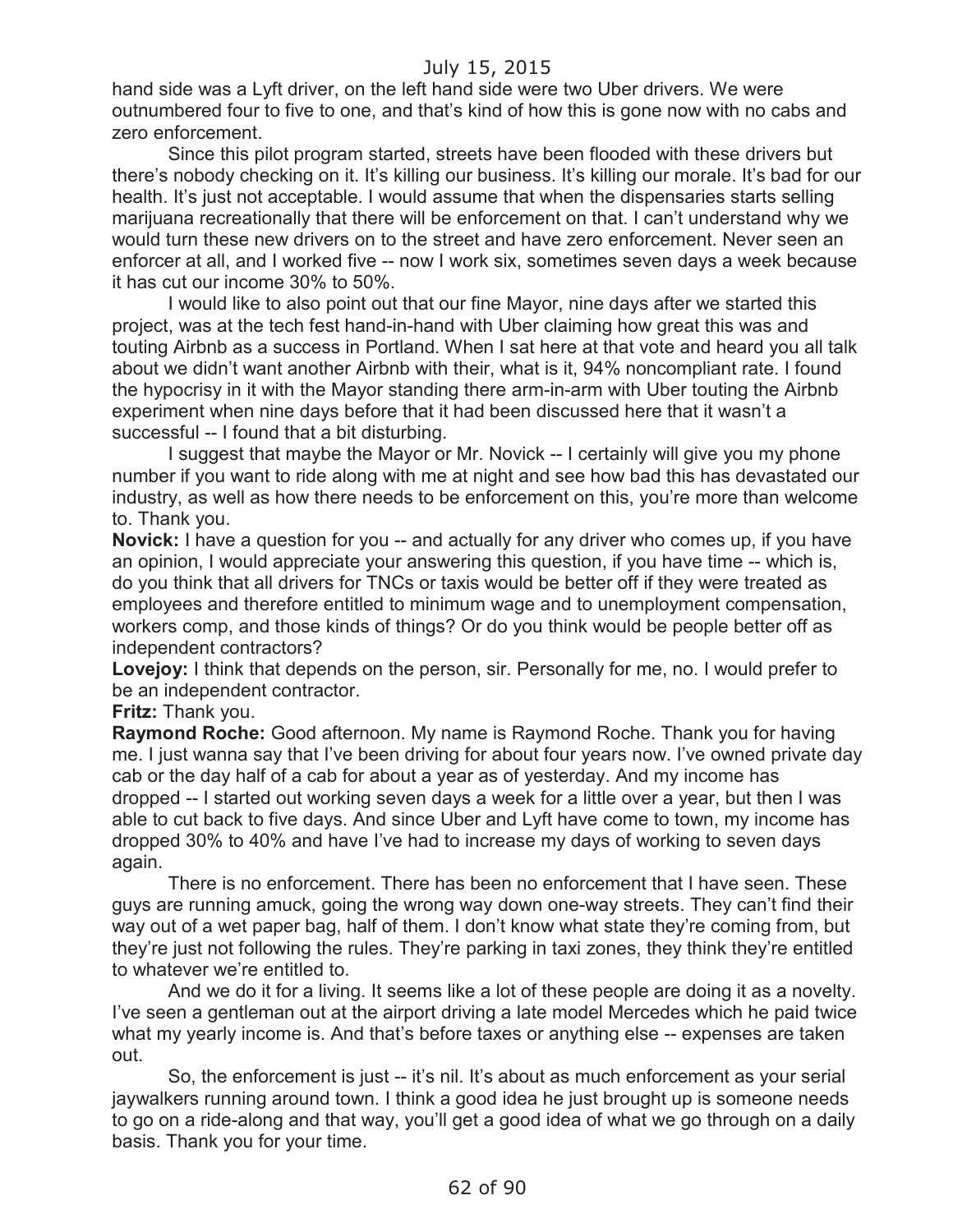hand side was a Lyft driver, on the left hand side were two Uber drivers. We were outnumbered four to five to one, and that's kind of how this is gone now with no cabs and zero enforcement.

Since this pilot program started, streets have been flooded with these drivers but there's nobody checking on it. It's killing our business. It's killing our morale. It's bad for our health. It's just not acceptable. I would assume that when the dispensaries starts selling marijuana recreationally that there will be enforcement on that. I can't understand why we would turn these new drivers on to the street and have zero enforcement. Never seen an enforcer at all, and I worked five -- now I work six, sometimes seven days a week because it has cut our income 30% to 50%.

I would like to also point out that our fine Mayor, nine days after we started this project, was at the tech fest hand-in-hand with Uber claiming how great this was and touting Airbnb as a success in Portland. When I sat here at that vote and heard you all talk about we didn't want another Airbnb with their, what is it, 94% noncompliant rate. I found the hypocrisy in it with the Mayor standing there arm-in-arm with Uber touting the Airbnb experiment when nine days before that it had been discussed here that it wasn't a successful -- I found that a bit disturbing.

I suggest that maybe the Mayor or Mr. Novick -- I certainly will give you my phone number if you want to ride along with me at night and see how bad this has devastated our industry, as well as how there needs to be enforcement on this, you're more than welcome to. Thank you.

**Novick:** I have a question for you -- and actually for any driver who comes up, if you have an opinion, I would appreciate your answering this question, if you have time -- which is, do you think that all drivers for TNCs or taxis would be better off if they were treated as employees and therefore entitled to minimum wage and to unemployment compensation, workers comp, and those kinds of things? Or do you think would be people better off as independent contractors?

**Lovejoy:** I think that depends on the person, sir. Personally for me, no. I would prefer to be an independent contractor.

**Fritz:** Thank you.

**Raymond Roche:** Good afternoon. My name is Raymond Roche. Thank you for having me. I just wanna say that I've been driving for about four years now. I've owned private day cab or the day half of a cab for about a year as of yesterday. And my income has dropped -- I started out working seven days a week for a little over a year, but then I was able to cut back to five days. And since Uber and Lyft have come to town, my income has dropped 30% to 40% and have I've had to increase my days of working to seven days again.

There is no enforcement. There has been no enforcement that I have seen. These guys are running amuck, going the wrong way down one-way streets. They can't find their way out of a wet paper bag, half of them. I don't know what state they're coming from, but they're just not following the rules. They're parking in taxi zones, they think they're entitled to whatever we're entitled to.

And we do it for a living. It seems like a lot of these people are doing it as a novelty. I've seen a gentleman out at the airport driving a late model Mercedes which he paid twice what my yearly income is. And that's before taxes or anything else -- expenses are taken out.

So, the enforcement is just -- it's nil. It's about as much enforcement as your serial jaywalkers running around town. I think a good idea he just brought up is someone needs to go on a ride-along and that way, you'll get a good idea of what we go through on a daily basis. Thank you for your time.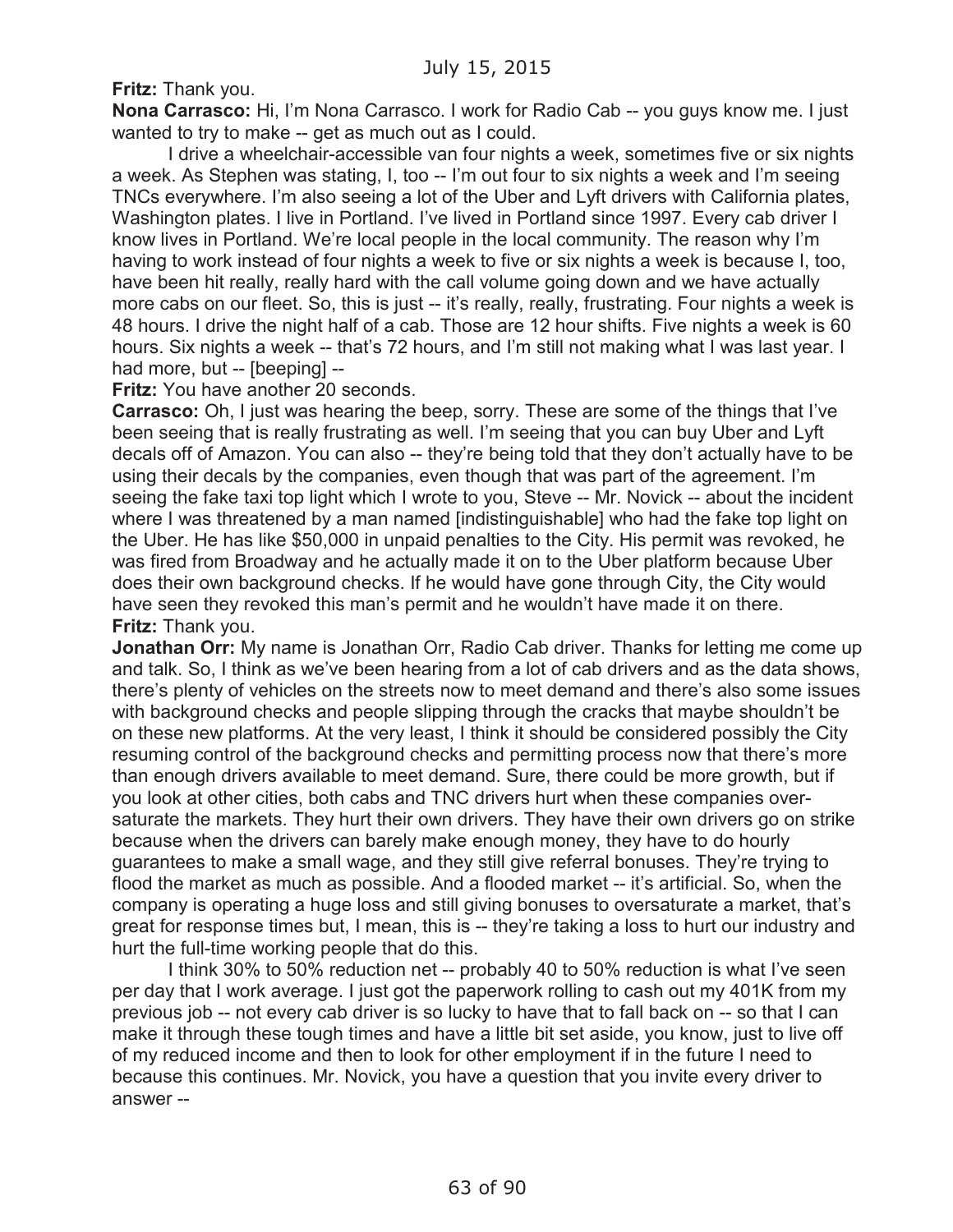**Fritz:** Thank you.

**Nona Carrasco:** Hi, I'm Nona Carrasco. I work for Radio Cab -- you guys know me. I just wanted to try to make -- get as much out as I could.

I drive a wheelchair-accessible van four nights a week, sometimes five or six nights a week. As Stephen was stating, I, too -- I'm out four to six nights a week and I'm seeing TNCs everywhere. I'm also seeing a lot of the Uber and Lyft drivers with California plates, Washington plates. I live in Portland. I've lived in Portland since 1997. Every cab driver I know lives in Portland. We're local people in the local community. The reason why I'm having to work instead of four nights a week to five or six nights a week is because I, too, have been hit really, really hard with the call volume going down and we have actually more cabs on our fleet. So, this is just -- it's really, really, frustrating. Four nights a week is 48 hours. I drive the night half of a cab. Those are 12 hour shifts. Five nights a week is 60 hours. Six nights a week -- that's 72 hours, and I'm still not making what I was last year. I had more, but -- [beeping] --

**Fritz:** You have another 20 seconds.

**Carrasco:** Oh, I just was hearing the beep, sorry. These are some of the things that I've been seeing that is really frustrating as well. I'm seeing that you can buy Uber and Lyft decals off of Amazon. You can also -- they're being told that they don't actually have to be using their decals by the companies, even though that was part of the agreement. I'm seeing the fake taxi top light which I wrote to you, Steve -- Mr. Novick -- about the incident where I was threatened by a man named [indistinguishable] who had the fake top light on the Uber. He has like $50,000 in unpaid penalties to the City. His permit was revoked, he was fired from Broadway and he actually made it on to the Uber platform because Uber does their own background checks. If he would have gone through City, the City would have seen they revoked this man's permit and he wouldn't have made it on there.

**Fritz:** Thank you.

**Jonathan Orr:** My name is Jonathan Orr, Radio Cab driver. Thanks for letting me come up and talk. So, I think as we've been hearing from a lot of cab drivers and as the data shows, there's plenty of vehicles on the streets now to meet demand and there's also some issues with background checks and people slipping through the cracks that maybe shouldn't be on these new platforms. At the very least, I think it should be considered possibly the City resuming control of the background checks and permitting process now that there's more than enough drivers available to meet demand. Sure, there could be more growth, but if you look at other cities, both cabs and TNC drivers hurt when these companies over-saturate the markets. They hurt their own drivers. They have their own drivers go on strike because when the drivers can barely make enough money, they have to do hourly guarantees to make a small wage, and they still give referral bonuses. They're trying to flood the market as much as possible. And a flooded market -- it's artificial. So, when the company is operating a huge loss and still giving bonuses to oversaturate a market, that's great for response times but, I mean, this is -- they're taking a loss to hurt our industry and hurt the full-time working people that do this.

I think 30% to 50% reduction net -- probably 40 to 50% reduction is what I've seen per day that I work average. I just got the paperwork rolling to cash out my 401K from my previous job -- not every cab driver is so lucky to have that to fall back on -- so that I can make it through these tough times and have a little bit set aside, you know, just to live off of my reduced income and then to look for other employment if in the future I need to because this continues. Mr. Novick, you have a question that you invite every driver to answer --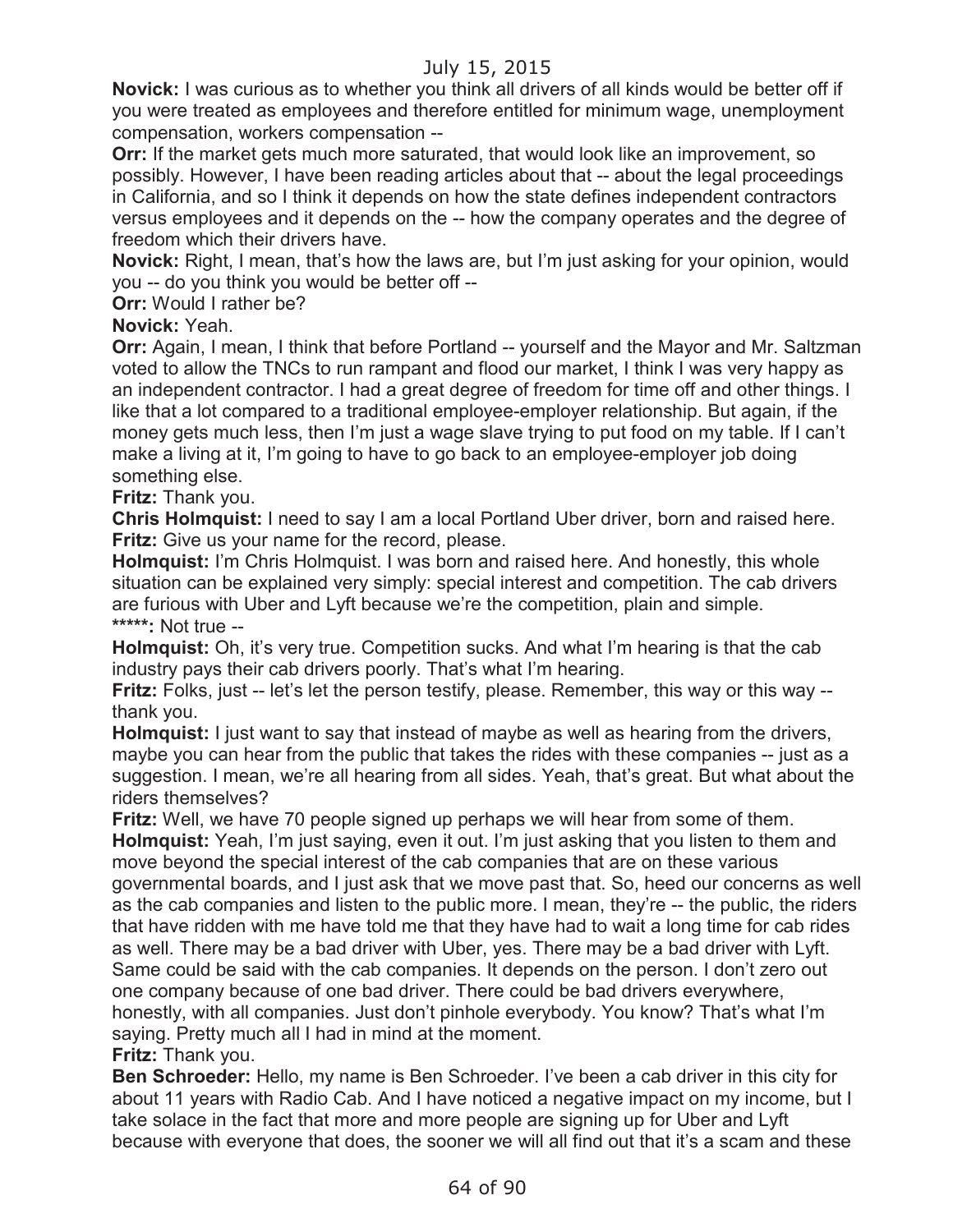**Novick:** I was curious as to whether you think all drivers of all kinds would be better off if you were treated as employees and therefore entitled for minimum wage, unemployment compensation, workers compensation --

**Orr:** If the market gets much more saturated, that would look like an improvement, so possibly. However, I have been reading articles about that -- about the legal proceedings in California, and so I think it depends on how the state defines independent contractors versus employees and it depends on the -- how the company operates and the degree of freedom which their drivers have.

**Novick:** Right, I mean, that's how the laws are, but I'm just asking for your opinion, would you -- do you think you would be better off --

**Orr:** Would I rather be?

**Novick:** Yeah.

**Orr:** Again, I mean, I think that before Portland -- yourself and the Mayor and Mr. Saltzman voted to allow the TNCs to run rampant and flood our market, I think I was very happy as an independent contractor. I had a great degree of freedom for time off and other things. I like that a lot compared to a traditional employee-employer relationship. But again, if the money gets much less, then I'm just a wage slave trying to put food on my table. If I can't make a living at it, I'm going to have to go back to an employee-employer job doing something else.

**Fritz:** Thank you.

**Chris Holmquist:** I need to say I am a local Portland Uber driver, born and raised here.

**Fritz:** Give us your name for the record, please.

**Holmquist:** I'm Chris Holmquist. I was born and raised here. And honestly, this whole situation can be explained very simply: special interest and competition. The cab drivers are furious with Uber and Lyft because we're the competition, plain and simple.

**\*\*\*\*\*:** Not true --

**Holmquist:** Oh, it's very true. Competition sucks. And what I'm hearing is that the cab industry pays their cab drivers poorly. That's what I'm hearing.

**Fritz:** Folks, just -- let's let the person testify, please. Remember, this way or this way -- thank you.

**Holmquist:** I just want to say that instead of maybe as well as hearing from the drivers, maybe you can hear from the public that takes the rides with these companies -- just as a suggestion. I mean, we're all hearing from all sides. Yeah, that's great. But what about the riders themselves?

**Fritz:** Well, we have 70 people signed up perhaps we will hear from some of them.

**Holmquist:** Yeah, I'm just saying, even it out. I'm just asking that you listen to them and move beyond the special interest of the cab companies that are on these various governmental boards, and I just ask that we move past that. So, heed our concerns as well as the cab companies and listen to the public more. I mean, they're -- the public, the riders that have ridden with me have told me that they have had to wait a long time for cab rides as well. There may be a bad driver with Uber, yes. There may be a bad driver with Lyft. Same could be said with the cab companies. It depends on the person. I don't zero out one company because of one bad driver. There could be bad drivers everywhere, honestly, with all companies. Just don't pinhole everybody. You know? That's what I'm saying. Pretty much all I had in mind at the moment.

**Fritz:** Thank you.

**Ben Schroeder:** Hello, my name is Ben Schroeder. I've been a cab driver in this city for about 11 years with Radio Cab. And I have noticed a negative impact on my income, but I take solace in the fact that more and more people are signing up for Uber and Lyft because with everyone that does, the sooner we will all find out that it's a scam and these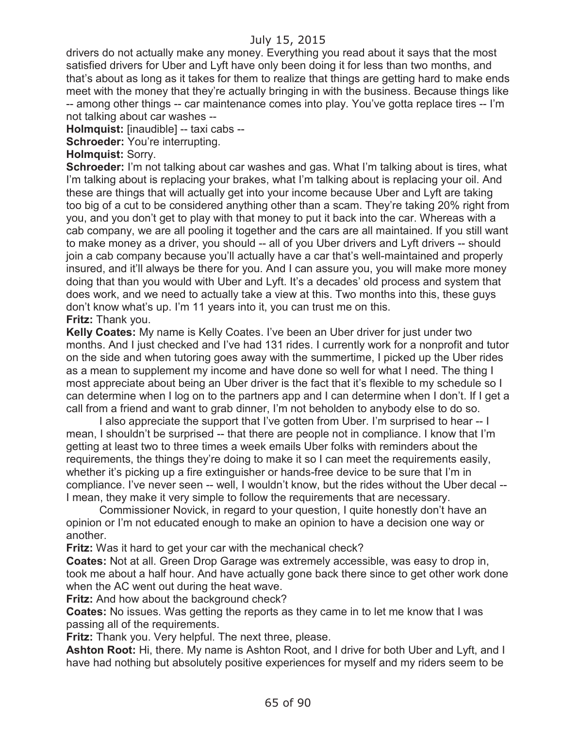drivers do not actually make any money. Everything you read about it says that the most satisfied drivers for Uber and Lyft have only been doing it for less than two months, and that's about as long as it takes for them to realize that things are getting hard to make ends meet with the money that they're actually bringing in with the business. Because things like -- among other things -- car maintenance comes into play. You've gotta replace tires -- I'm not talking about car washes --

**Holmquist:** [inaudible] -- taxi cabs --

**Schroeder:** You're interrupting.

**Holmquist:** Sorry.

**Schroeder:** I'm not talking about car washes and gas. What I'm talking about is tires, what I'm talking about is replacing your brakes, what I'm talking about is replacing your oil. And these are things that will actually get into your income because Uber and Lyft are taking too big of a cut to be considered anything other than a scam. They're taking 20% right from you, and you don't get to play with that money to put it back into the car. Whereas with a cab company, we are all pooling it together and the cars are all maintained. If you still want to make money as a driver, you should -- all of you Uber drivers and Lyft drivers -- should join a cab company because you'll actually have a car that's well-maintained and properly insured, and it'll always be there for you. And I can assure you, you will make more money doing that than you would with Uber and Lyft. It's a decades' old process and system that does work, and we need to actually take a view at this. Two months into this, these guys don't know what's up. I'm 11 years into it, you can trust me on this.

**Fritz:** Thank you.

**Kelly Coates:** My name is Kelly Coates. I've been an Uber driver for just under two months. And I just checked and I've had 131 rides. I currently work for a nonprofit and tutor on the side and when tutoring goes away with the summertime, I picked up the Uber rides as a mean to supplement my income and have done so well for what I need. The thing I most appreciate about being an Uber driver is the fact that it's flexible to my schedule so I can determine when I log on to the partners app and I can determine when I don't. If I get a call from a friend and want to grab dinner, I'm not beholden to anybody else to do so.

I also appreciate the support that I've gotten from Uber. I'm surprised to hear -- I mean, I shouldn't be surprised -- that there are people not in compliance. I know that I'm getting at least two to three times a week emails Uber folks with reminders about the requirements, the things they're doing to make it so I can meet the requirements easily, whether it's picking up a fire extinguisher or hands-free device to be sure that I'm in compliance. I've never seen -- well, I wouldn't know, but the rides without the Uber decal -- I mean, they make it very simple to follow the requirements that are necessary.

Commissioner Novick, in regard to your question, I quite honestly don't have an opinion or I'm not educated enough to make an opinion to have a decision one way or another.

**Fritz:** Was it hard to get your car with the mechanical check?

**Coates:** Not at all. Green Drop Garage was extremely accessible, was easy to drop in, took me about a half hour. And have actually gone back there since to get other work done when the AC went out during the heat wave.

**Fritz:** And how about the background check?

**Coates:** No issues. Was getting the reports as they came in to let me know that I was passing all of the requirements.

**Fritz:** Thank you. Very helpful. The next three, please.

**Ashton Root:** Hi, there. My name is Ashton Root, and I drive for both Uber and Lyft, and I have had nothing but absolutely positive experiences for myself and my riders seem to be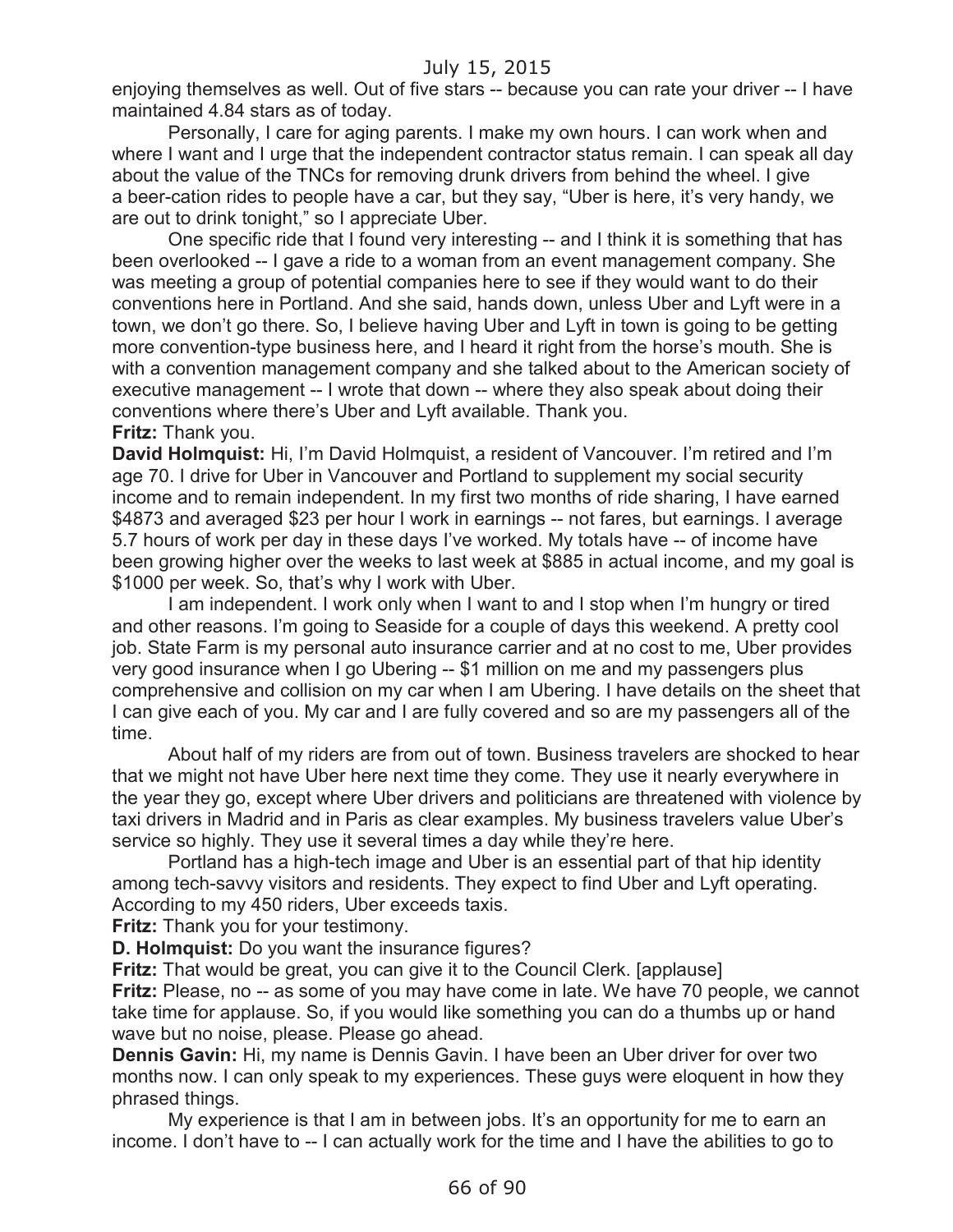enjoying themselves as well. Out of five stars -- because you can rate your driver -- I have maintained 4.84 stars as of today.

Personally, I care for aging parents. I make my own hours. I can work when and where I want and I urge that the independent contractor status remain. I can speak all day about the value of the TNCs for removing drunk drivers from behind the wheel. I give a beer-cation rides to people have a car, but they say, "Uber is here, it's very handy, we are out to drink tonight," so I appreciate Uber.

One specific ride that I found very interesting -- and I think it is something that has been overlooked -- I gave a ride to a woman from an event management company. She was meeting a group of potential companies here to see if they would want to do their conventions here in Portland. And she said, hands down, unless Uber and Lyft were in a town, we don't go there. So, I believe having Uber and Lyft in town is going to be getting more convention-type business here, and I heard it right from the horse's mouth. She is with a convention management company and she talked about to the American society of executive management -- I wrote that down -- where they also speak about doing their conventions where there's Uber and Lyft available. Thank you.

**Fritz:** Thank you.

**David Holmquist:** Hi, I'm David Holmquist, a resident of Vancouver. I'm retired and I'm age 70. I drive for Uber in Vancouver and Portland to supplement my social security income and to remain independent. In my first two months of ride sharing, I have earned $4873 and averaged $23 per hour I work in earnings -- not fares, but earnings. I average 5.7 hours of work per day in these days I've worked. My totals have -- of income have been growing higher over the weeks to last week at $885 in actual income, and my goal is $1000 per week. So, that's why I work with Uber.

I am independent. I work only when I want to and I stop when I'm hungry or tired and other reasons. I'm going to Seaside for a couple of days this weekend. A pretty cool job. State Farm is my personal auto insurance carrier and at no cost to me, Uber provides very good insurance when I go Ubering -- $1 million on me and my passengers plus comprehensive and collision on my car when I am Ubering. I have details on the sheet that I can give each of you. My car and I are fully covered and so are my passengers all of the time.

About half of my riders are from out of town. Business travelers are shocked to hear that we might not have Uber here next time they come. They use it nearly everywhere in the year they go, except where Uber drivers and politicians are threatened with violence by taxi drivers in Madrid and in Paris as clear examples. My business travelers value Uber's service so highly. They use it several times a day while they're here.

Portland has a high-tech image and Uber is an essential part of that hip identity among tech-savvy visitors and residents. They expect to find Uber and Lyft operating. According to my 450 riders, Uber exceeds taxis.

**Fritz:** Thank you for your testimony.

**D. Holmquist:** Do you want the insurance figures?

**Fritz:** That would be great, you can give it to the Council Clerk. [applause]

**Fritz:** Please, no -- as some of you may have come in late. We have 70 people, we cannot take time for applause. So, if you would like something you can do a thumbs up or hand wave but no noise, please. Please go ahead.

**Dennis Gavin:** Hi, my name is Dennis Gavin. I have been an Uber driver for over two months now. I can only speak to my experiences. These guys were eloquent in how they phrased things.

My experience is that I am in between jobs. It's an opportunity for me to earn an income. I don't have to -- I can actually work for the time and I have the abilities to go to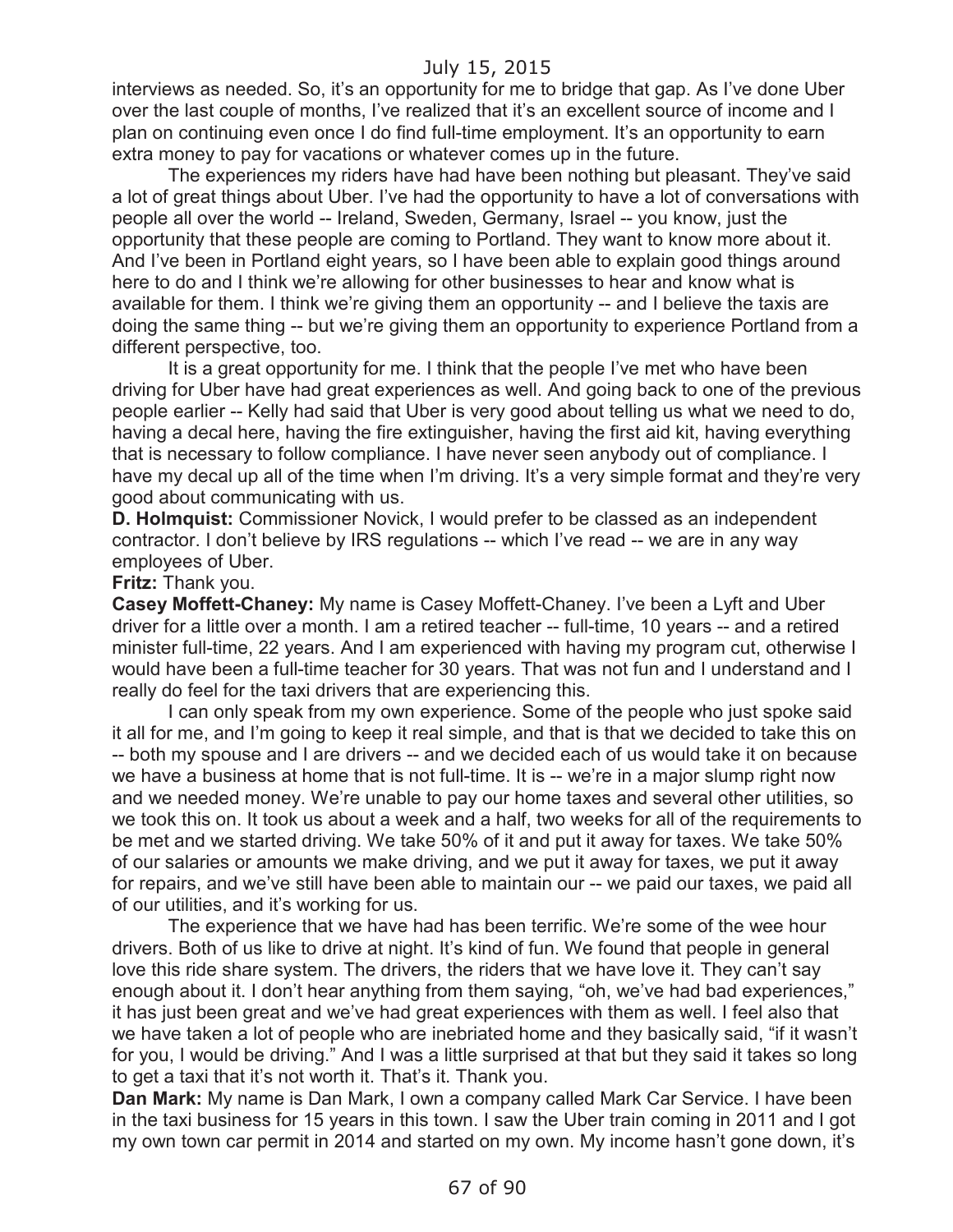interviews as needed. So, it's an opportunity for me to bridge that gap. As I've done Uber over the last couple of months, I've realized that it's an excellent source of income and I plan on continuing even once I do find full-time employment. It's an opportunity to earn extra money to pay for vacations or whatever comes up in the future.

The experiences my riders have had have been nothing but pleasant. They've said a lot of great things about Uber. I've had the opportunity to have a lot of conversations with people all over the world -- Ireland, Sweden, Germany, Israel -- you know, just the opportunity that these people are coming to Portland. They want to know more about it. And I've been in Portland eight years, so I have been able to explain good things around here to do and I think we're allowing for other businesses to hear and know what is available for them. I think we're giving them an opportunity -- and I believe the taxis are doing the same thing -- but we're giving them an opportunity to experience Portland from a different perspective, too.

It is a great opportunity for me. I think that the people I've met who have been driving for Uber have had great experiences as well. And going back to one of the previous people earlier -- Kelly had said that Uber is very good about telling us what we need to do, having a decal here, having the fire extinguisher, having the first aid kit, having everything that is necessary to follow compliance. I have never seen anybody out of compliance. I have my decal up all of the time when I'm driving. It's a very simple format and they're very good about communicating with us.

**D. Holmquist:** Commissioner Novick, I would prefer to be classed as an independent contractor. I don't believe by IRS regulations -- which I've read -- we are in any way employees of Uber.

**Fritz:** Thank you.

**Casey Moffett-Chaney:** My name is Casey Moffett-Chaney. I've been a Lyft and Uber driver for a little over a month. I am a retired teacher -- full-time, 10 years -- and a retired minister full-time, 22 years. And I am experienced with having my program cut, otherwise I would have been a full-time teacher for 30 years. That was not fun and I understand and I really do feel for the taxi drivers that are experiencing this.

I can only speak from my own experience. Some of the people who just spoke said it all for me, and I'm going to keep it real simple, and that is that we decided to take this on -- both my spouse and I are drivers -- and we decided each of us would take it on because we have a business at home that is not full-time. It is -- we're in a major slump right now and we needed money. We're unable to pay our home taxes and several other utilities, so we took this on. It took us about a week and a half, two weeks for all of the requirements to be met and we started driving. We take 50% of it and put it away for taxes. We take 50% of our salaries or amounts we make driving, and we put it away for taxes, we put it away for repairs, and we've still have been able to maintain our -- we paid our taxes, we paid all of our utilities, and it's working for us.

The experience that we have had has been terrific. We're some of the wee hour drivers. Both of us like to drive at night. It's kind of fun. We found that people in general love this ride share system. The drivers, the riders that we have love it. They can't say enough about it. I don't hear anything from them saying, "oh, we've had bad experiences," it has just been great and we've had great experiences with them as well. I feel also that we have taken a lot of people who are inebriated home and they basically said, "if it wasn't for you, I would be driving." And I was a little surprised at that but they said it takes so long to get a taxi that it's not worth it. That's it. Thank you.

**Dan Mark:** My name is Dan Mark, I own a company called Mark Car Service. I have been in the taxi business for 15 years in this town. I saw the Uber train coming in 2011 and I got my own town car permit in 2014 and started on my own. My income hasn't gone down, it's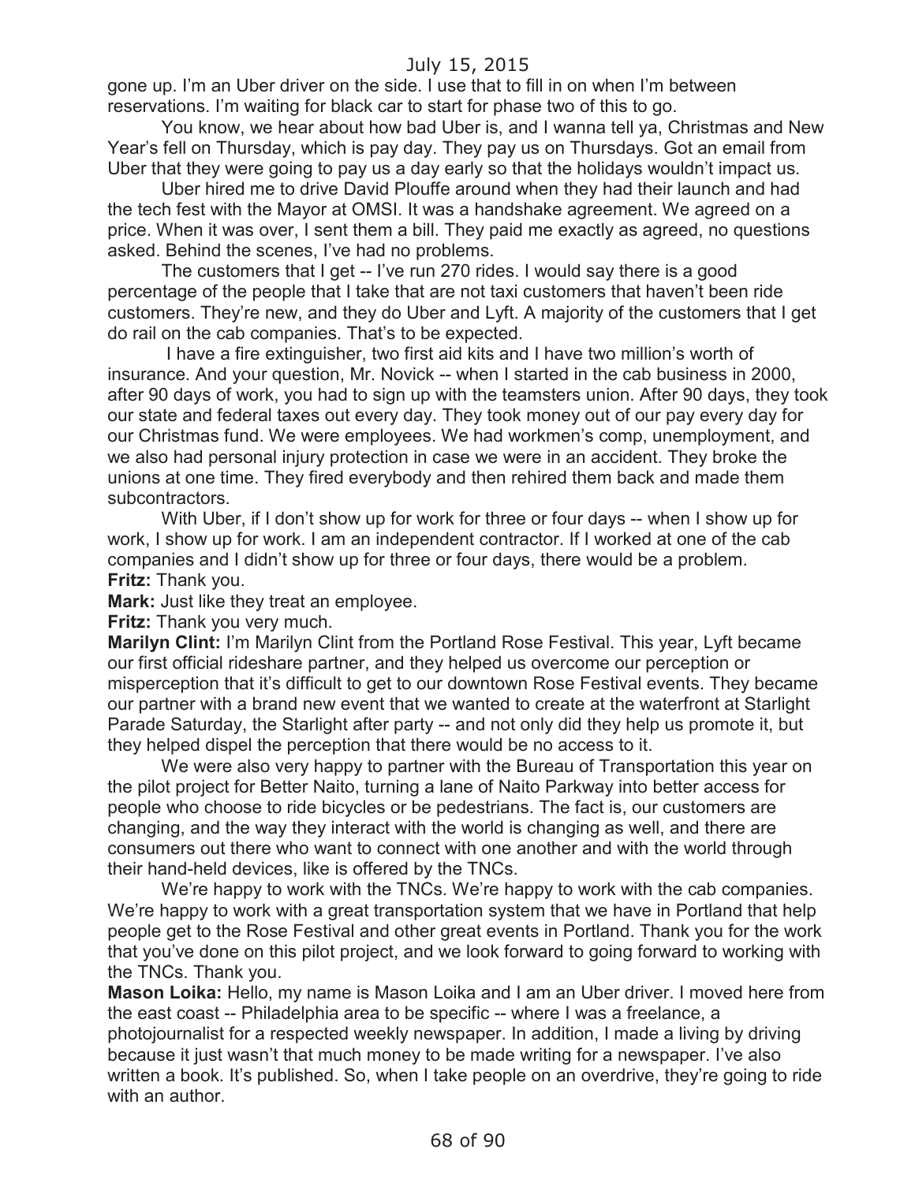gone up. I'm an Uber driver on the side. I use that to fill in on when I'm between reservations. I'm waiting for black car to start for phase two of this to go.

You know, we hear about how bad Uber is, and I wanna tell ya, Christmas and New Year's fell on Thursday, which is pay day. They pay us on Thursdays. Got an email from Uber that they were going to pay us a day early so that the holidays wouldn't impact us.

Uber hired me to drive David Plouffe around when they had their launch and had the tech fest with the Mayor at OMSI. It was a handshake agreement. We agreed on a price. When it was over, I sent them a bill. They paid me exactly as agreed, no questions asked. Behind the scenes, I've had no problems.

The customers that I get -- I've run 270 rides. I would say there is a good percentage of the people that I take that are not taxi customers that haven't been ride customers. They're new, and they do Uber and Lyft. A majority of the customers that I get do rail on the cab companies. That's to be expected.

I have a fire extinguisher, two first aid kits and I have two million's worth of insurance. And your question, Mr. Novick -- when I started in the cab business in 2000, after 90 days of work, you had to sign up with the teamsters union. After 90 days, they took our state and federal taxes out every day. They took money out of our pay every day for our Christmas fund. We were employees. We had workmen's comp, unemployment, and we also had personal injury protection in case we were in an accident. They broke the unions at one time. They fired everybody and then rehired them back and made them subcontractors.

With Uber, if I don't show up for work for three or four days -- when I show up for work, I show up for work. I am an independent contractor. If I worked at one of the cab companies and I didn't show up for three or four days, there would be a problem.

**Fritz:** Thank you.

**Mark:** Just like they treat an employee.

**Fritz:** Thank you very much.

**Marilyn Clint:** I'm Marilyn Clint from the Portland Rose Festival. This year, Lyft became our first official rideshare partner, and they helped us overcome our perception or misperception that it's difficult to get to our downtown Rose Festival events. They became our partner with a brand new event that we wanted to create at the waterfront at Starlight Parade Saturday, the Starlight after party -- and not only did they help us promote it, but they helped dispel the perception that there would be no access to it.

We were also very happy to partner with the Bureau of Transportation this year on the pilot project for Better Naito, turning a lane of Naito Parkway into better access for people who choose to ride bicycles or be pedestrians. The fact is, our customers are changing, and the way they interact with the world is changing as well, and there are consumers out there who want to connect with one another and with the world through their hand-held devices, like is offered by the TNCs.

We're happy to work with the TNCs. We're happy to work with the cab companies. We're happy to work with a great transportation system that we have in Portland that help people get to the Rose Festival and other great events in Portland. Thank you for the work that you've done on this pilot project, and we look forward to going forward to working with the TNCs. Thank you.

**Mason Loika:** Hello, my name is Mason Loika and I am an Uber driver. I moved here from the east coast -- Philadelphia area to be specific -- where I was a freelance, a photojournalist for a respected weekly newspaper. In addition, I made a living by driving because it just wasn't that much money to be made writing for a newspaper. I've also written a book. It's published. So, when I take people on an overdrive, they're going to ride with an author.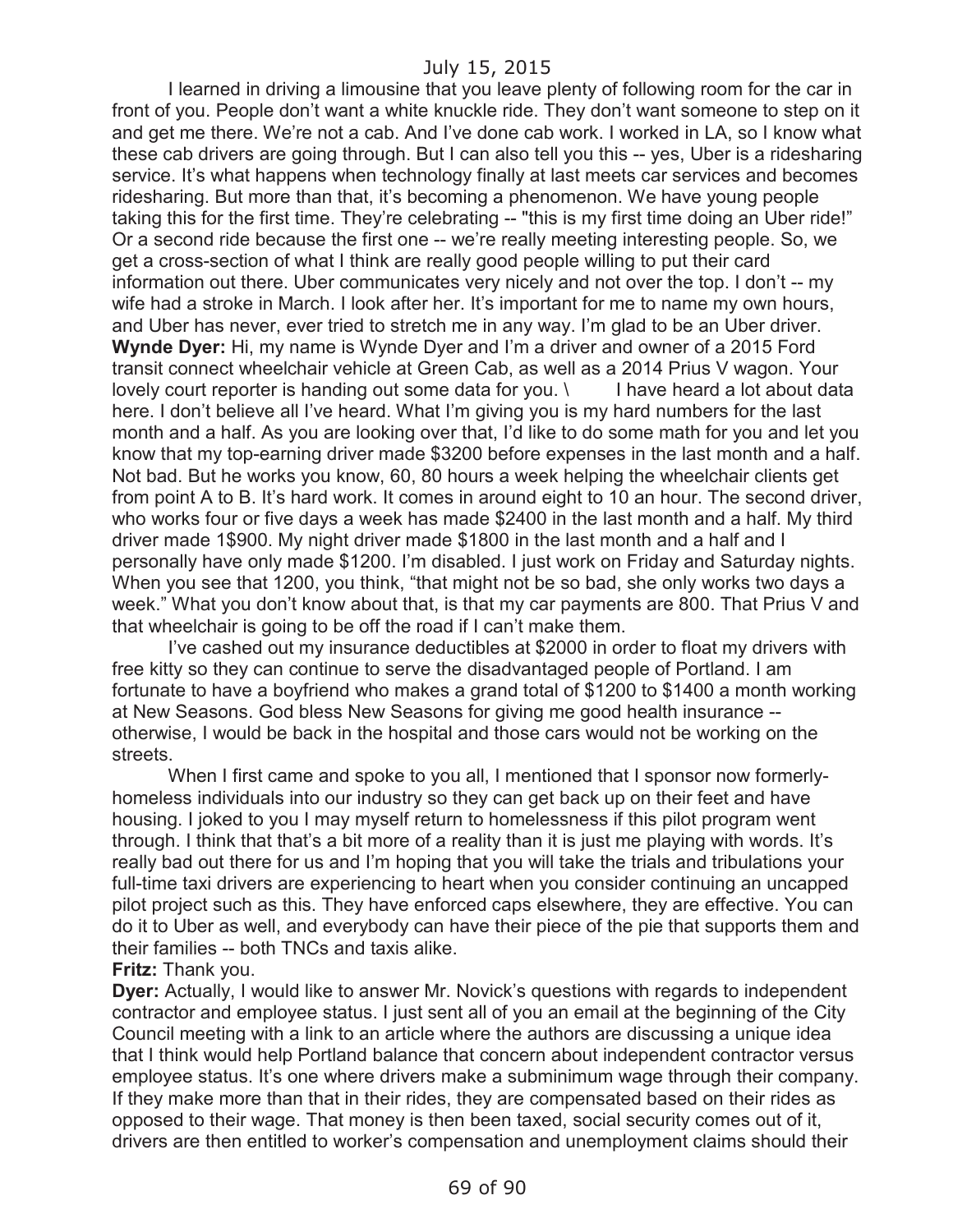I learned in driving a limousine that you leave plenty of following room for the car in front of you. People don't want a white knuckle ride. They don't want someone to step on it and get me there. We're not a cab. And I've done cab work. I worked in LA, so I know what these cab drivers are going through. But I can also tell you this -- yes, Uber is a ridesharing service. It's what happens when technology finally at last meets car services and becomes ridesharing. But more than that, it's becoming a phenomenon. We have young people taking this for the first time. They're celebrating -- "this is my first time doing an Uber ride!" Or a second ride because the first one -- we're really meeting interesting people. So, we get a cross-section of what I think are really good people willing to put their card information out there. Uber communicates very nicely and not over the top. I don't -- my wife had a stroke in March. I look after her. It's important for me to name my own hours, and Uber has never, ever tried to stretch me in any way. I'm glad to be an Uber driver.

**Wynde Dyer:** Hi, my name is Wynde Dyer and I'm a driver and owner of a 2015 Ford transit connect wheelchair vehicle at Green Cab, as well as a 2014 Prius V wagon. Your lovely court reporter is handing out some data for you. \ I have heard a lot about data here. I don't believe all I've heard. What I'm giving you is my hard numbers for the last month and a half. As you are looking over that, I'd like to do some math for you and let you know that my top-earning driver made $3200 before expenses in the last month and a half. Not bad. But he works you know, 60, 80 hours a week helping the wheelchair clients get from point A to B. It's hard work. It comes in around eight to 10 an hour. The second driver, who works four or five days a week has made $2400 in the last month and a half. My third driver made 1$900. My night driver made $1800 in the last month and a half and I personally have only made $1200. I'm disabled. I just work on Friday and Saturday nights. When you see that 1200, you think, "that might not be so bad, she only works two days a week." What you don't know about that, is that my car payments are 800. That Prius V and that wheelchair is going to be off the road if I can't make them.

I've cashed out my insurance deductibles at $2000 in order to float my drivers with free kitty so they can continue to serve the disadvantaged people of Portland. I am fortunate to have a boyfriend who makes a grand total of $1200 to $1400 a month working at New Seasons. God bless New Seasons for giving me good health insurance -- otherwise, I would be back in the hospital and those cars would not be working on the streets.

When I first came and spoke to you all, I mentioned that I sponsor now formerly-homeless individuals into our industry so they can get back up on their feet and have housing. I joked to you I may myself return to homelessness if this pilot program went through. I think that that's a bit more of a reality than it is just me playing with words. It's really bad out there for us and I'm hoping that you will take the trials and tribulations your full-time taxi drivers are experiencing to heart when you consider continuing an uncapped pilot project such as this. They have enforced caps elsewhere, they are effective. You can do it to Uber as well, and everybody can have their piece of the pie that supports them and their families -- both TNCs and taxis alike.

**Fritz:** Thank you.

**Dyer:** Actually, I would like to answer Mr. Novick's questions with regards to independent contractor and employee status. I just sent all of you an email at the beginning of the City Council meeting with a link to an article where the authors are discussing a unique idea that I think would help Portland balance that concern about independent contractor versus employee status. It's one where drivers make a subminimum wage through their company. If they make more than that in their rides, they are compensated based on their rides as opposed to their wage. That money is then been taxed, social security comes out of it, drivers are then entitled to worker's compensation and unemployment claims should their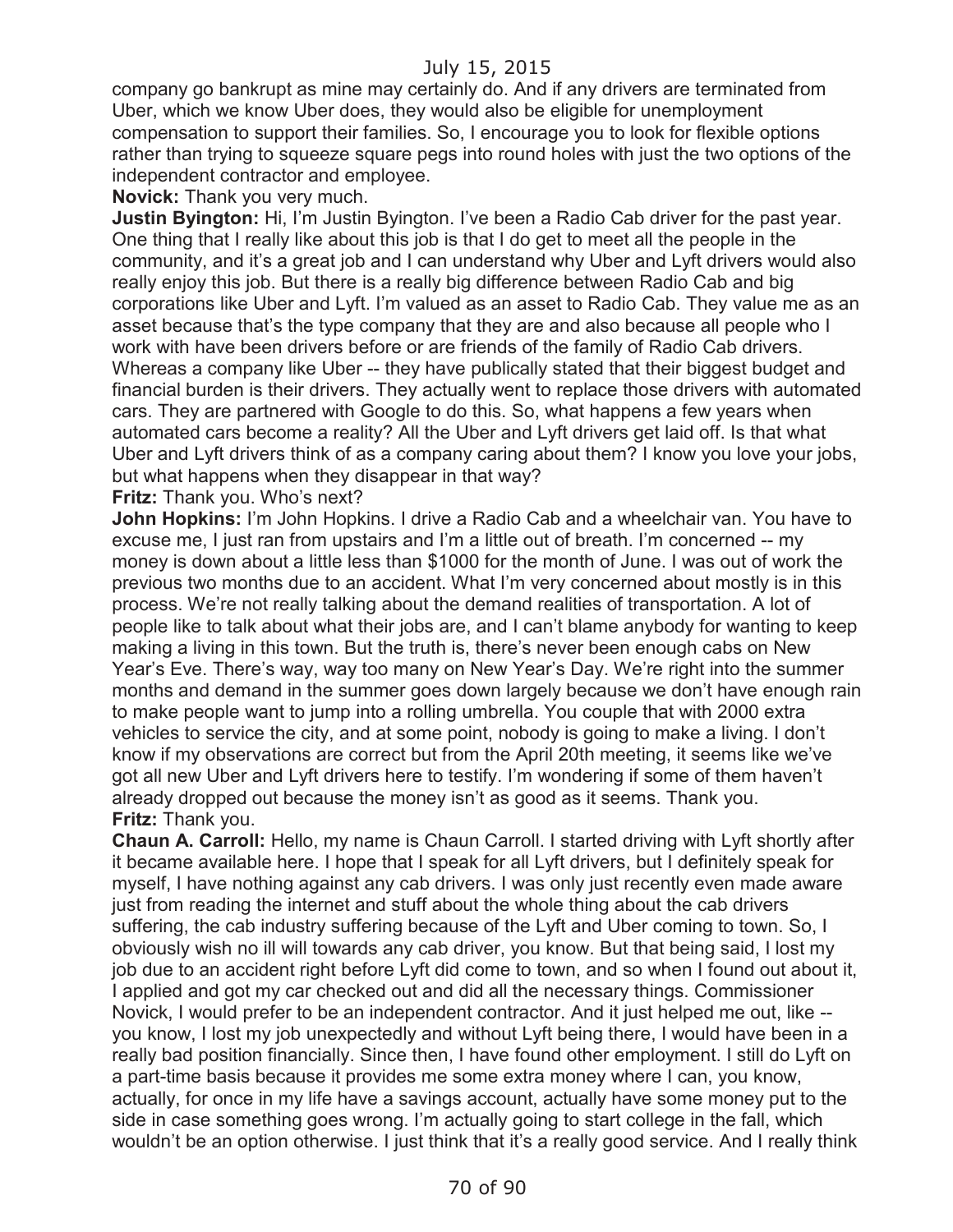company go bankrupt as mine may certainly do. And if any drivers are terminated from Uber, which we know Uber does, they would also be eligible for unemployment compensation to support their families. So, I encourage you to look for flexible options rather than trying to squeeze square pegs into round holes with just the two options of the independent contractor and employee.

**Novick:** Thank you very much.

**Justin Byington:** Hi, I'm Justin Byington. I've been a Radio Cab driver for the past year. One thing that I really like about this job is that I do get to meet all the people in the community, and it's a great job and I can understand why Uber and Lyft drivers would also really enjoy this job. But there is a really big difference between Radio Cab and big corporations like Uber and Lyft. I'm valued as an asset to Radio Cab. They value me as an asset because that's the type company that they are and also because all people who I work with have been drivers before or are friends of the family of Radio Cab drivers. Whereas a company like Uber -- they have publically stated that their biggest budget and financial burden is their drivers. They actually went to replace those drivers with automated cars. They are partnered with Google to do this. So, what happens a few years when automated cars become a reality? All the Uber and Lyft drivers get laid off. Is that what Uber and Lyft drivers think of as a company caring about them? I know you love your jobs, but what happens when they disappear in that way?

**Fritz:** Thank you. Who's next?

**John Hopkins:** I'm John Hopkins. I drive a Radio Cab and a wheelchair van. You have to excuse me, I just ran from upstairs and I'm a little out of breath. I'm concerned -- my money is down about a little less than $1000 for the month of June. I was out of work the previous two months due to an accident. What I'm very concerned about mostly is in this process. We're not really talking about the demand realities of transportation. A lot of people like to talk about what their jobs are, and I can't blame anybody for wanting to keep making a living in this town. But the truth is, there's never been enough cabs on New Year's Eve. There's way, way too many on New Year's Day. We're right into the summer months and demand in the summer goes down largely because we don't have enough rain to make people want to jump into a rolling umbrella. You couple that with 2000 extra vehicles to service the city, and at some point, nobody is going to make a living. I don't know if my observations are correct but from the April 20th meeting, it seems like we've got all new Uber and Lyft drivers here to testify. I'm wondering if some of them haven't already dropped out because the money isn't as good as it seems. Thank you.

**Fritz:** Thank you.

**Chaun A. Carroll:** Hello, my name is Chaun Carroll. I started driving with Lyft shortly after it became available here. I hope that I speak for all Lyft drivers, but I definitely speak for myself, I have nothing against any cab drivers. I was only just recently even made aware just from reading the internet and stuff about the whole thing about the cab drivers suffering, the cab industry suffering because of the Lyft and Uber coming to town. So, I obviously wish no ill will towards any cab driver, you know. But that being said, I lost my job due to an accident right before Lyft did come to town, and so when I found out about it, I applied and got my car checked out and did all the necessary things. Commissioner Novick, I would prefer to be an independent contractor. And it just helped me out, like -- you know, I lost my job unexpectedly and without Lyft being there, I would have been in a really bad position financially. Since then, I have found other employment. I still do Lyft on a part-time basis because it provides me some extra money where I can, you know, actually, for once in my life have a savings account, actually have some money put to the side in case something goes wrong. I'm actually going to start college in the fall, which wouldn't be an option otherwise. I just think that it's a really good service. And I really think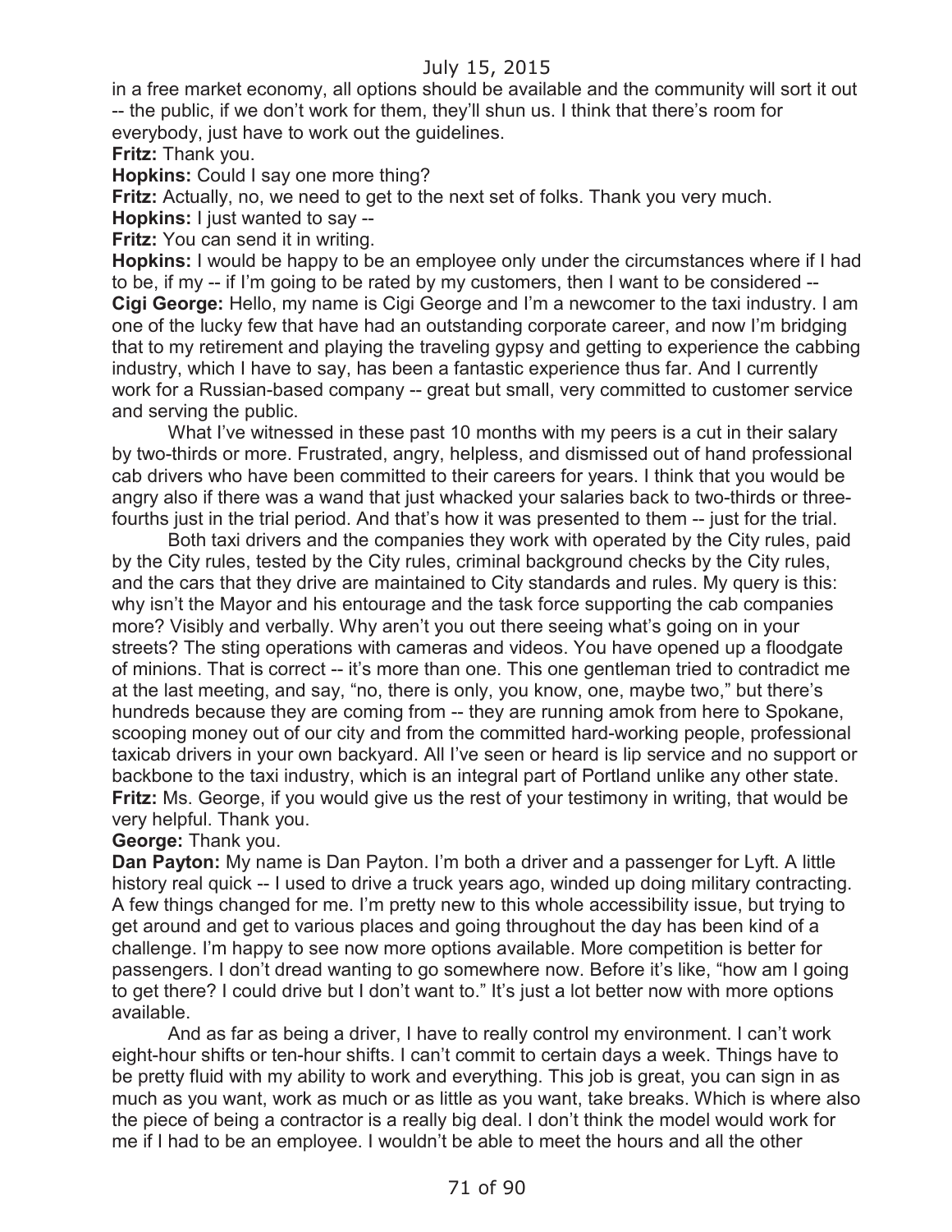in a free market economy, all options should be available and the community will sort it out -- the public, if we don't work for them, they'll shun us. I think that there's room for everybody, just have to work out the guidelines.

**Fritz:** Thank you.

**Hopkins:** Could I say one more thing?

**Fritz:** Actually, no, we need to get to the next set of folks. Thank you very much.

**Hopkins:** I just wanted to say --

**Fritz:** You can send it in writing.

**Hopkins:** I would be happy to be an employee only under the circumstances where if I had to be, if my -- if I'm going to be rated by my customers, then I want to be considered --

**Cigi George:** Hello, my name is Cigi George and I'm a newcomer to the taxi industry. I am one of the lucky few that have had an outstanding corporate career, and now I'm bridging that to my retirement and playing the traveling gypsy and getting to experience the cabbing industry, which I have to say, has been a fantastic experience thus far. And I currently work for a Russian-based company -- great but small, very committed to customer service and serving the public.

What I've witnessed in these past 10 months with my peers is a cut in their salary by two-thirds or more. Frustrated, angry, helpless, and dismissed out of hand professional cab drivers who have been committed to their careers for years. I think that you would be angry also if there was a wand that just whacked your salaries back to two-thirds or three-fourths just in the trial period. And that's how it was presented to them -- just for the trial.

Both taxi drivers and the companies they work with operated by the City rules, paid by the City rules, tested by the City rules, criminal background checks by the City rules, and the cars that they drive are maintained to City standards and rules. My query is this: why isn't the Mayor and his entourage and the task force supporting the cab companies more? Visibly and verbally. Why aren't you out there seeing what's going on in your streets? The sting operations with cameras and videos. You have opened up a floodgate of minions. That is correct -- it's more than one. This one gentleman tried to contradict me at the last meeting, and say, "no, there is only, you know, one, maybe two," but there's hundreds because they are coming from -- they are running amok from here to Spokane, scooping money out of our city and from the committed hard-working people, professional taxicab drivers in your own backyard. All I've seen or heard is lip service and no support or backbone to the taxi industry, which is an integral part of Portland unlike any other state.

**Fritz:** Ms. George, if you would give us the rest of your testimony in writing, that would be very helpful. Thank you.

**George:** Thank you.

**Dan Payton:** My name is Dan Payton. I'm both a driver and a passenger for Lyft. A little history real quick -- I used to drive a truck years ago, winded up doing military contracting. A few things changed for me. I'm pretty new to this whole accessibility issue, but trying to get around and get to various places and going throughout the day has been kind of a challenge. I'm happy to see now more options available. More competition is better for passengers. I don't dread wanting to go somewhere now. Before it's like, "how am I going to get there? I could drive but I don't want to." It's just a lot better now with more options available.

And as far as being a driver, I have to really control my environment. I can't work eight-hour shifts or ten-hour shifts. I can't commit to certain days a week. Things have to be pretty fluid with my ability to work and everything. This job is great, you can sign in as much as you want, work as much or as little as you want, take breaks. Which is where also the piece of being a contractor is a really big deal. I don't think the model would work for me if I had to be an employee. I wouldn't be able to meet the hours and all the other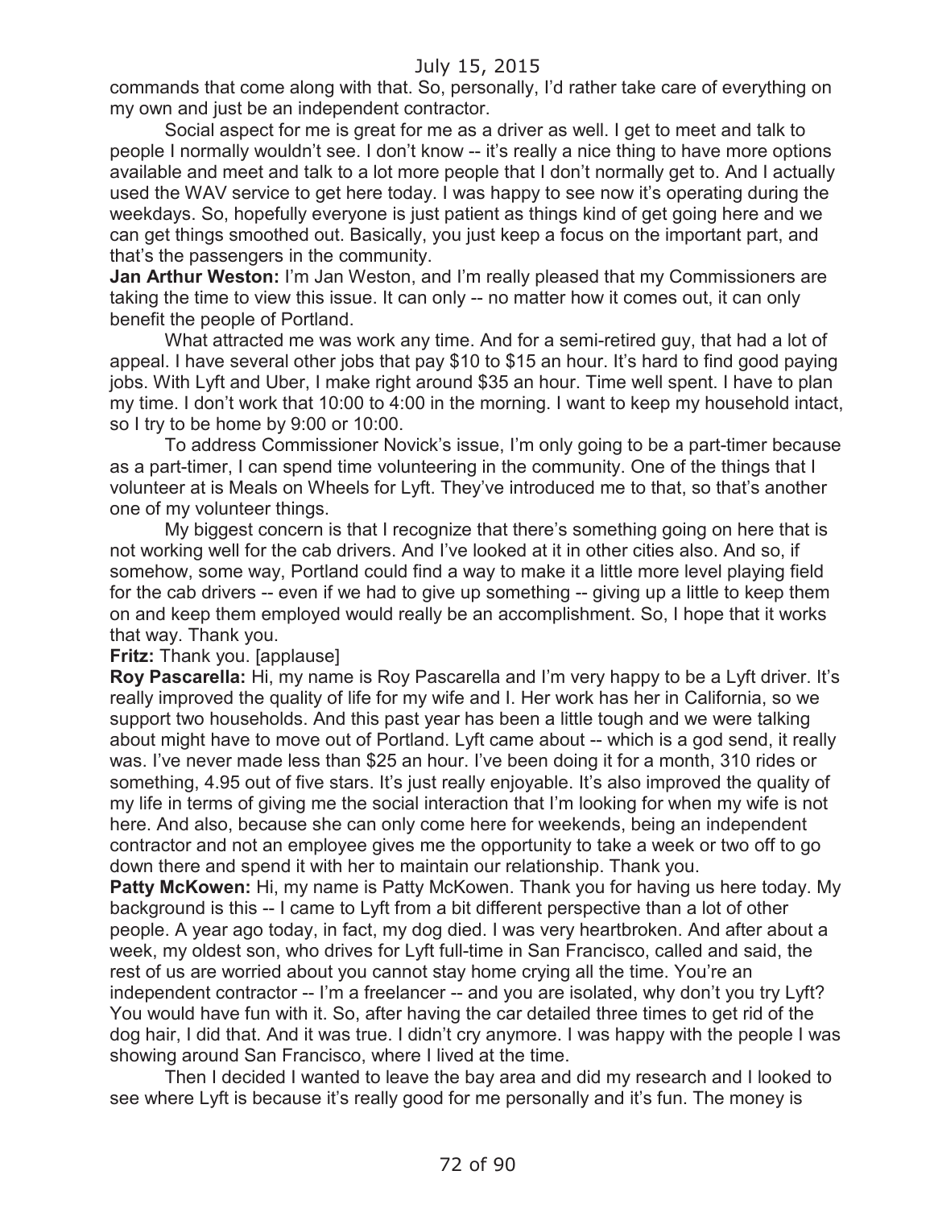commands that come along with that. So, personally, I'd rather take care of everything on my own and just be an independent contractor.

Social aspect for me is great for me as a driver as well. I get to meet and talk to people I normally wouldn't see. I don't know -- it's really a nice thing to have more options available and meet and talk to a lot more people that I don't normally get to. And I actually used the WAV service to get here today. I was happy to see now it's operating during the weekdays. So, hopefully everyone is just patient as things kind of get going here and we can get things smoothed out. Basically, you just keep a focus on the important part, and that's the passengers in the community.

**Jan Arthur Weston:** I'm Jan Weston, and I'm really pleased that my Commissioners are taking the time to view this issue. It can only -- no matter how it comes out, it can only benefit the people of Portland.

What attracted me was work any time. And for a semi-retired guy, that had a lot of appeal. I have several other jobs that pay $10 to $15 an hour. It's hard to find good paying jobs. With Lyft and Uber, I make right around $35 an hour. Time well spent. I have to plan my time. I don't work that 10:00 to 4:00 in the morning. I want to keep my household intact, so I try to be home by 9:00 or 10:00.

To address Commissioner Novick's issue, I'm only going to be a part-timer because as a part-timer, I can spend time volunteering in the community. One of the things that I volunteer at is Meals on Wheels for Lyft. They've introduced me to that, so that's another one of my volunteer things.

My biggest concern is that I recognize that there's something going on here that is not working well for the cab drivers. And I've looked at it in other cities also. And so, if somehow, some way, Portland could find a way to make it a little more level playing field for the cab drivers -- even if we had to give up something -- giving up a little to keep them on and keep them employed would really be an accomplishment. So, I hope that it works that way. Thank you.

**Fritz:** Thank you. [applause]

**Roy Pascarella:** Hi, my name is Roy Pascarella and I'm very happy to be a Lyft driver. It's really improved the quality of life for my wife and I. Her work has her in California, so we support two households. And this past year has been a little tough and we were talking about might have to move out of Portland. Lyft came about -- which is a god send, it really was. I've never made less than $25 an hour. I've been doing it for a month, 310 rides or something, 4.95 out of five stars. It's just really enjoyable. It's also improved the quality of my life in terms of giving me the social interaction that I'm looking for when my wife is not here. And also, because she can only come here for weekends, being an independent contractor and not an employee gives me the opportunity to take a week or two off to go down there and spend it with her to maintain our relationship. Thank you.

**Patty McKowen:** Hi, my name is Patty McKowen. Thank you for having us here today. My background is this -- I came to Lyft from a bit different perspective than a lot of other people. A year ago today, in fact, my dog died. I was very heartbroken. And after about a week, my oldest son, who drives for Lyft full-time in San Francisco, called and said, the rest of us are worried about you cannot stay home crying all the time. You're an independent contractor -- I'm a freelancer -- and you are isolated, why don't you try Lyft? You would have fun with it. So, after having the car detailed three times to get rid of the dog hair, I did that. And it was true. I didn't cry anymore. I was happy with the people I was showing around San Francisco, where I lived at the time.

Then I decided I wanted to leave the bay area and did my research and I looked to see where Lyft is because it's really good for me personally and it's fun. The money is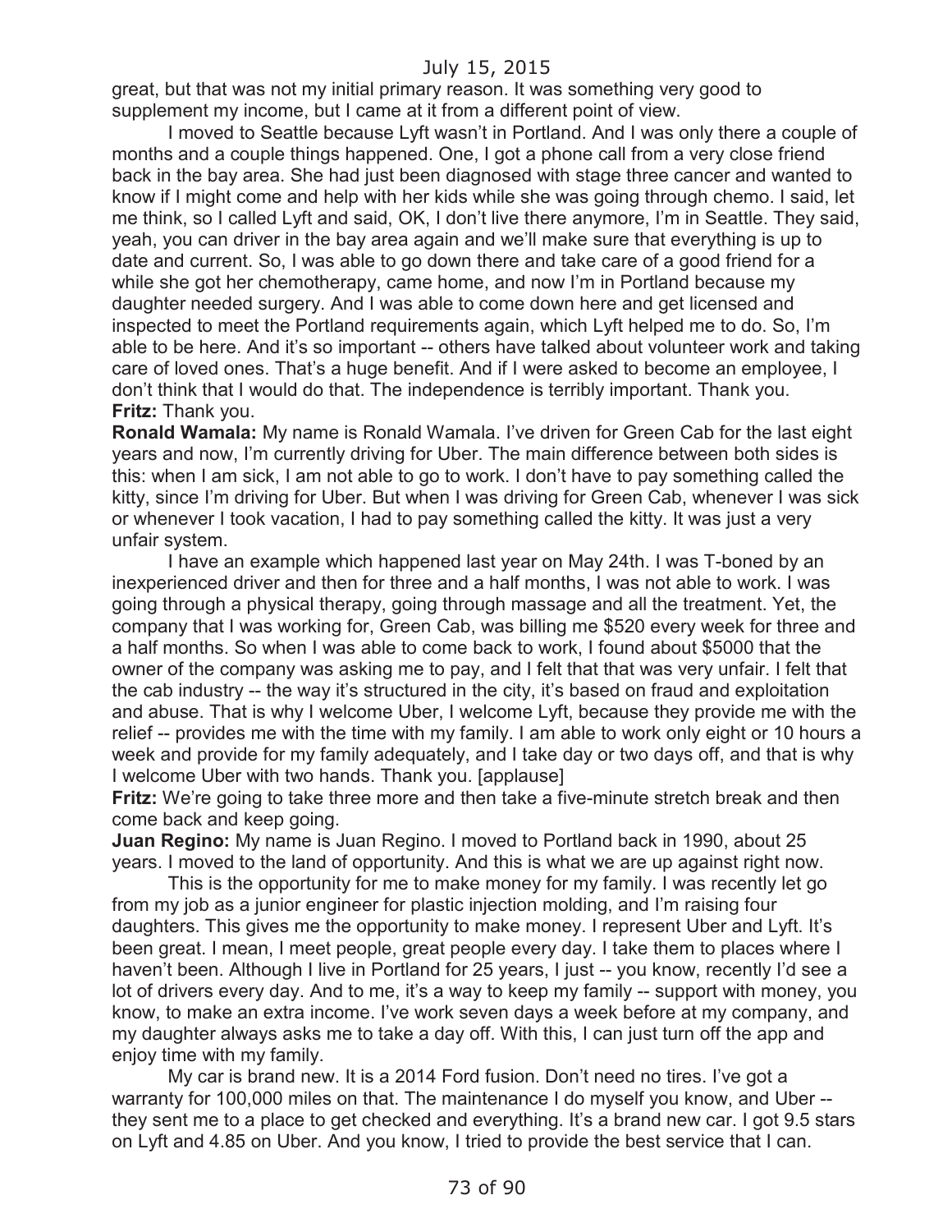great, but that was not my initial primary reason. It was something very good to supplement my income, but I came at it from a different point of view.

I moved to Seattle because Lyft wasn't in Portland. And I was only there a couple of months and a couple things happened. One, I got a phone call from a very close friend back in the bay area. She had just been diagnosed with stage three cancer and wanted to know if I might come and help with her kids while she was going through chemo. I said, let me think, so I called Lyft and said, OK, I don't live there anymore, I'm in Seattle. They said, yeah, you can driver in the bay area again and we'll make sure that everything is up to date and current. So, I was able to go down there and take care of a good friend for a while she got her chemotherapy, came home, and now I'm in Portland because my daughter needed surgery. And I was able to come down here and get licensed and inspected to meet the Portland requirements again, which Lyft helped me to do. So, I'm able to be here. And it's so important -- others have talked about volunteer work and taking care of loved ones. That's a huge benefit. And if I were asked to become an employee, I don't think that I would do that. The independence is terribly important. Thank you.

**Fritz:** Thank you.

**Ronald Wamala:** My name is Ronald Wamala. I've driven for Green Cab for the last eight years and now, I'm currently driving for Uber. The main difference between both sides is this: when I am sick, I am not able to go to work. I don't have to pay something called the kitty, since I'm driving for Uber. But when I was driving for Green Cab, whenever I was sick or whenever I took vacation, I had to pay something called the kitty. It was just a very unfair system.

I have an example which happened last year on May 24th. I was T-boned by an inexperienced driver and then for three and a half months, I was not able to work. I was going through a physical therapy, going through massage and all the treatment. Yet, the company that I was working for, Green Cab, was billing me $520 every week for three and a half months. So when I was able to come back to work, I found about $5000 that the owner of the company was asking me to pay, and I felt that that was very unfair. I felt that the cab industry -- the way it's structured in the city, it's based on fraud and exploitation and abuse. That is why I welcome Uber, I welcome Lyft, because they provide me with the relief -- provides me with the time with my family. I am able to work only eight or 10 hours a week and provide for my family adequately, and I take day or two days off, and that is why I welcome Uber with two hands. Thank you. [applause]

**Fritz:** We're going to take three more and then take a five-minute stretch break and then come back and keep going.

**Juan Regino:** My name is Juan Regino. I moved to Portland back in 1990, about 25 years. I moved to the land of opportunity. And this is what we are up against right now.

This is the opportunity for me to make money for my family. I was recently let go from my job as a junior engineer for plastic injection molding, and I'm raising four daughters. This gives me the opportunity to make money. I represent Uber and Lyft. It's been great. I mean, I meet people, great people every day. I take them to places where I haven't been. Although I live in Portland for 25 years, I just -- you know, recently I'd see a lot of drivers every day. And to me, it's a way to keep my family -- support with money, you know, to make an extra income. I've work seven days a week before at my company, and my daughter always asks me to take a day off. With this, I can just turn off the app and enjoy time with my family.

My car is brand new. It is a 2014 Ford fusion. Don't need no tires. I've got a warranty for 100,000 miles on that. The maintenance I do myself you know, and Uber -- they sent me to a place to get checked and everything. It's a brand new car. I got 9.5 stars on Lyft and 4.85 on Uber. And you know, I tried to provide the best service that I can.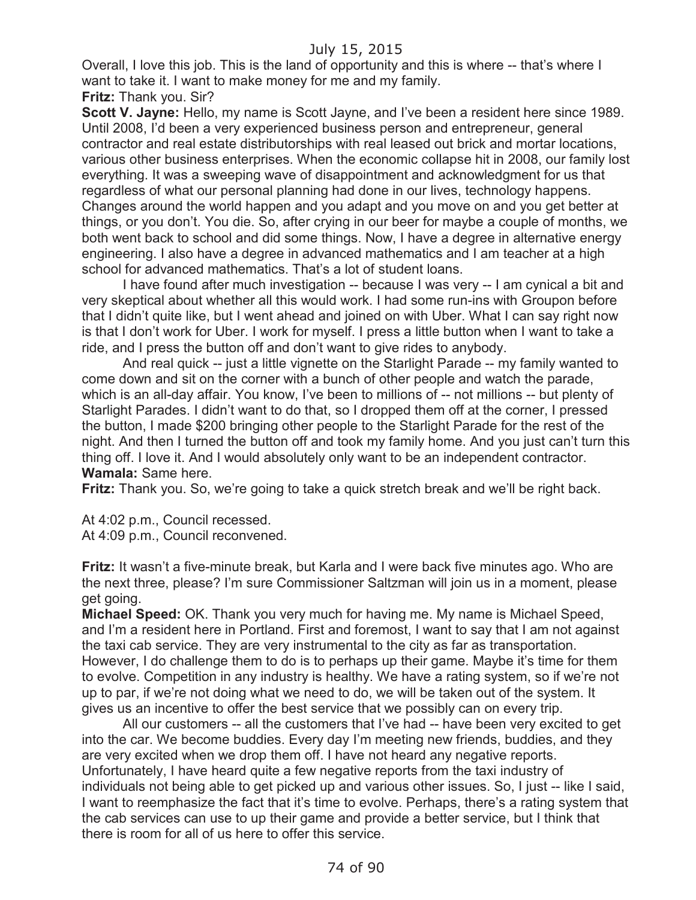Overall, I love this job. This is the land of opportunity and this is where -- that's where I want to take it. I want to make money for me and my family.

**Fritz:** Thank you. Sir?

**Scott V. Jayne:** Hello, my name is Scott Jayne, and I've been a resident here since 1989. Until 2008, I'd been a very experienced business person and entrepreneur, general contractor and real estate distributorships with real leased out brick and mortar locations, various other business enterprises. When the economic collapse hit in 2008, our family lost everything. It was a sweeping wave of disappointment and acknowledgment for us that regardless of what our personal planning had done in our lives, technology happens. Changes around the world happen and you adapt and you move on and you get better at things, or you don't. You die. So, after crying in our beer for maybe a couple of months, we both went back to school and did some things. Now, I have a degree in alternative energy engineering. I also have a degree in advanced mathematics and I am teacher at a high school for advanced mathematics. That's a lot of student loans.

I have found after much investigation -- because I was very -- I am cynical a bit and very skeptical about whether all this would work. I had some run-ins with Groupon before that I didn't quite like, but I went ahead and joined on with Uber. What I can say right now is that I don't work for Uber. I work for myself. I press a little button when I want to take a ride, and I press the button off and don't want to give rides to anybody.

And real quick -- just a little vignette on the Starlight Parade -- my family wanted to come down and sit on the corner with a bunch of other people and watch the parade, which is an all-day affair. You know, I've been to millions of -- not millions -- but plenty of Starlight Parades. I didn't want to do that, so I dropped them off at the corner, I pressed the button, I made $200 bringing other people to the Starlight Parade for the rest of the night. And then I turned the button off and took my family home. And you just can't turn this thing off. I love it. And I would absolutely only want to be an independent contractor.

**Wamala:** Same here.

**Fritz:** Thank you. So, we're going to take a quick stretch break and we'll be right back.

At 4:02 p.m., Council recessed.
At 4:09 p.m., Council reconvened.

**Fritz:** It wasn't a five-minute break, but Karla and I were back five minutes ago. Who are the next three, please? I'm sure Commissioner Saltzman will join us in a moment, please get going.

**Michael Speed:** OK. Thank you very much for having me. My name is Michael Speed, and I'm a resident here in Portland. First and foremost, I want to say that I am not against the taxi cab service. They are very instrumental to the city as far as transportation. However, I do challenge them to do is to perhaps up their game. Maybe it's time for them to evolve. Competition in any industry is healthy. We have a rating system, so if we're not up to par, if we're not doing what we need to do, we will be taken out of the system. It gives us an incentive to offer the best service that we possibly can on every trip.

All our customers -- all the customers that I've had -- have been very excited to get into the car. We become buddies. Every day I'm meeting new friends, buddies, and they are very excited when we drop them off. I have not heard any negative reports. Unfortunately, I have heard quite a few negative reports from the taxi industry of individuals not being able to get picked up and various other issues. So, I just -- like I said, I want to reemphasize the fact that it's time to evolve. Perhaps, there's a rating system that the cab services can use to up their game and provide a better service, but I think that there is room for all of us here to offer this service.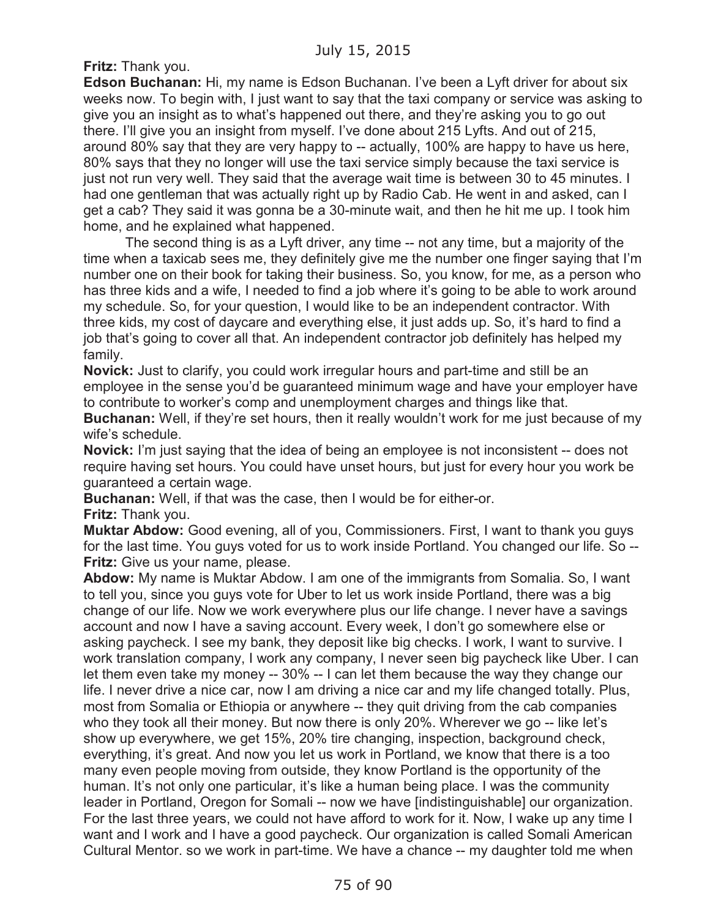**Fritz:** Thank you.

**Edson Buchanan:** Hi, my name is Edson Buchanan. I've been a Lyft driver for about six weeks now. To begin with, I just want to say that the taxi company or service was asking to give you an insight as to what's happened out there, and they're asking you to go out there. I'll give you an insight from myself. I've done about 215 Lyfts. And out of 215, around 80% say that they are very happy to -- actually, 100% are happy to have us here, 80% says that they no longer will use the taxi service simply because the taxi service is just not run very well. They said that the average wait time is between 30 to 45 minutes. I had one gentleman that was actually right up by Radio Cab. He went in and asked, can I get a cab? They said it was gonna be a 30-minute wait, and then he hit me up. I took him home, and he explained what happened.

The second thing is as a Lyft driver, any time -- not any time, but a majority of the time when a taxicab sees me, they definitely give me the number one finger saying that I'm number one on their book for taking their business. So, you know, for me, as a person who has three kids and a wife, I needed to find a job where it's going to be able to work around my schedule. So, for your question, I would like to be an independent contractor. With three kids, my cost of daycare and everything else, it just adds up. So, it's hard to find a job that's going to cover all that. An independent contractor job definitely has helped my family.

**Novick:** Just to clarify, you could work irregular hours and part-time and still be an employee in the sense you'd be guaranteed minimum wage and have your employer have to contribute to worker's comp and unemployment charges and things like that.

**Buchanan:** Well, if they're set hours, then it really wouldn't work for me just because of my wife's schedule.

**Novick:** I'm just saying that the idea of being an employee is not inconsistent -- does not require having set hours. You could have unset hours, but just for every hour you work be guaranteed a certain wage.

**Buchanan:** Well, if that was the case, then I would be for either-or.

**Fritz:** Thank you.

**Muktar Abdow:** Good evening, all of you, Commissioners. First, I want to thank you guys for the last time. You guys voted for us to work inside Portland. You changed our life. So --

**Fritz:** Give us your name, please.

**Abdow:** My name is Muktar Abdow. I am one of the immigrants from Somalia. So, I want to tell you, since you guys vote for Uber to let us work inside Portland, there was a big change of our life. Now we work everywhere plus our life change. I never have a savings account and now I have a saving account. Every week, I don't go somewhere else or asking paycheck. I see my bank, they deposit like big checks. I work, I want to survive. I work translation company, I work any company, I never seen big paycheck like Uber. I can let them even take my money -- 30% -- I can let them because the way they change our life. I never drive a nice car, now I am driving a nice car and my life changed totally. Plus, most from Somalia or Ethiopia or anywhere -- they quit driving from the cab companies who they took all their money. But now there is only 20%. Wherever we go -- like let's show up everywhere, we get 15%, 20% tire changing, inspection, background check, everything, it's great. And now you let us work in Portland, we know that there is a too many even people moving from outside, they know Portland is the opportunity of the human. It's not only one particular, it's like a human being place. I was the community leader in Portland, Oregon for Somali -- now we have [indistinguishable] our organization. For the last three years, we could not have afford to work for it. Now, I wake up any time I want and I work and I have a good paycheck. Our organization is called Somali American Cultural Mentor. so we work in part-time. We have a chance -- my daughter told me when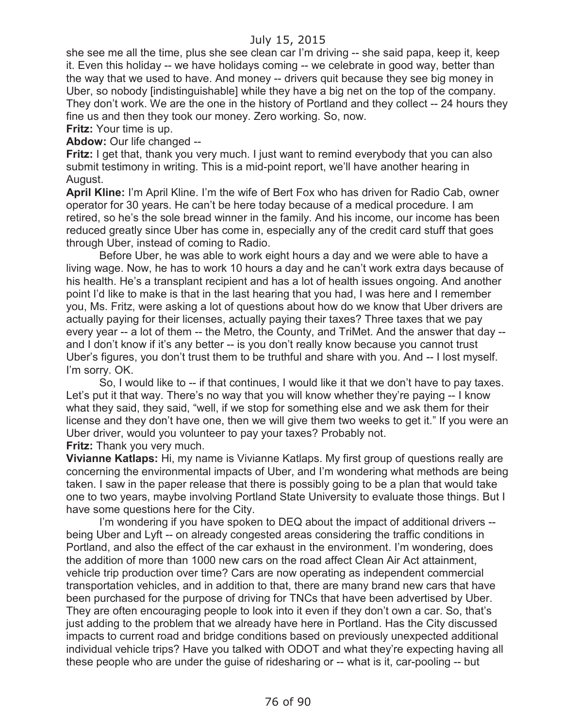she see me all the time, plus she see clean car I'm driving -- she said papa, keep it, keep it. Even this holiday -- we have holidays coming -- we celebrate in good way, better than the way that we used to have. And money -- drivers quit because they see big money in Uber, so nobody [indistinguishable] while they have a big net on the top of the company. They don't work. We are the one in the history of Portland and they collect -- 24 hours they fine us and then they took our money. Zero working. So, now.

**Fritz:** Your time is up.

**Abdow:** Our life changed --

**Fritz:** I get that, thank you very much. I just want to remind everybody that you can also submit testimony in writing. This is a mid-point report, we'll have another hearing in August.

**April Kline:** I'm April Kline. I'm the wife of Bert Fox who has driven for Radio Cab, owner operator for 30 years. He can't be here today because of a medical procedure. I am retired, so he's the sole bread winner in the family. And his income, our income has been reduced greatly since Uber has come in, especially any of the credit card stuff that goes through Uber, instead of coming to Radio.

Before Uber, he was able to work eight hours a day and we were able to have a living wage. Now, he has to work 10 hours a day and he can't work extra days because of his health. He's a transplant recipient and has a lot of health issues ongoing. And another point I'd like to make is that in the last hearing that you had, I was here and I remember you, Ms. Fritz, were asking a lot of questions about how do we know that Uber drivers are actually paying for their licenses, actually paying their taxes? Three taxes that we pay every year -- a lot of them -- the Metro, the County, and TriMet. And the answer that day -- and I don't know if it's any better -- is you don't really know because you cannot trust Uber's figures, you don't trust them to be truthful and share with you. And -- I lost myself. I'm sorry. OK.

So, I would like to -- if that continues, I would like it that we don't have to pay taxes. Let's put it that way. There's no way that you will know whether they're paying -- I know what they said, they said, "well, if we stop for something else and we ask them for their license and they don't have one, then we will give them two weeks to get it." If you were an Uber driver, would you volunteer to pay your taxes? Probably not.

**Fritz:** Thank you very much.

**Vivianne Katlaps:** Hi, my name is Vivianne Katlaps. My first group of questions really are concerning the environmental impacts of Uber, and I'm wondering what methods are being taken. I saw in the paper release that there is possibly going to be a plan that would take one to two years, maybe involving Portland State University to evaluate those things. But I have some questions here for the City.

I'm wondering if you have spoken to DEQ about the impact of additional drivers -- being Uber and Lyft -- on already congested areas considering the traffic conditions in Portland, and also the effect of the car exhaust in the environment. I'm wondering, does the addition of more than 1000 new cars on the road affect Clean Air Act attainment, vehicle trip production over time? Cars are now operating as independent commercial transportation vehicles, and in addition to that, there are many brand new cars that have been purchased for the purpose of driving for TNCs that have been advertised by Uber. They are often encouraging people to look into it even if they don't own a car. So, that's just adding to the problem that we already have here in Portland. Has the City discussed impacts to current road and bridge conditions based on previously unexpected additional individual vehicle trips? Have you talked with ODOT and what they're expecting having all these people who are under the guise of ridesharing or -- what is it, car-pooling -- but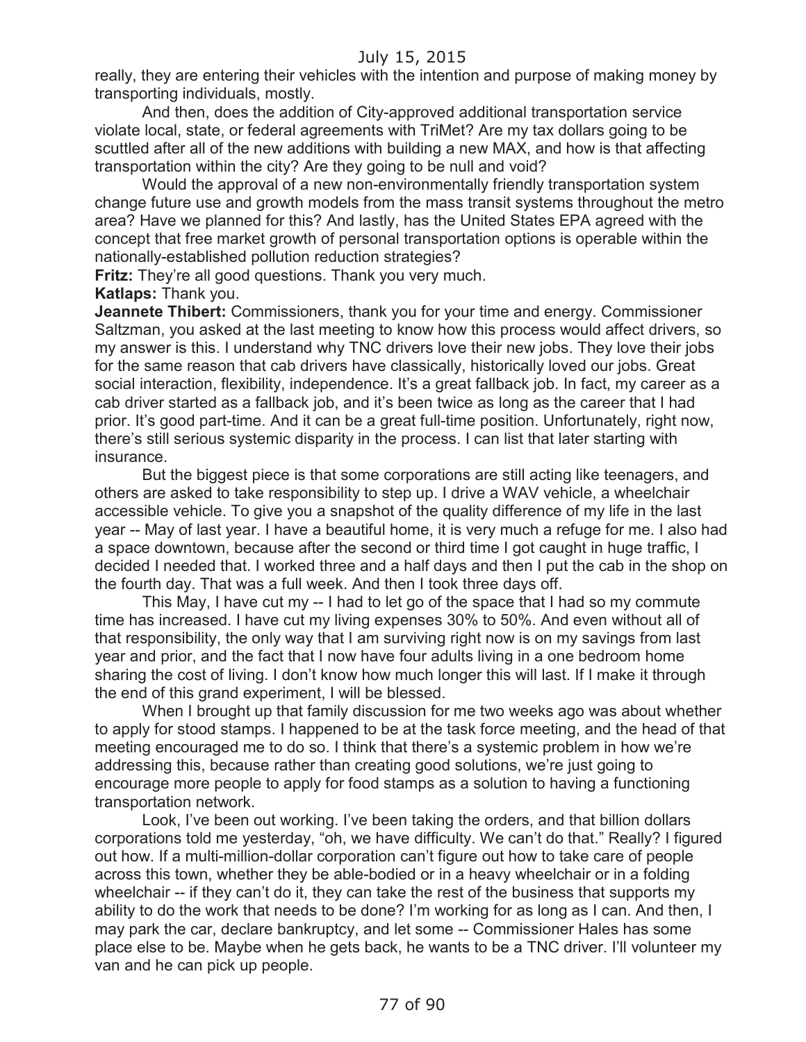really, they are entering their vehicles with the intention and purpose of making money by transporting individuals, mostly.

And then, does the addition of City-approved additional transportation service violate local, state, or federal agreements with TriMet? Are my tax dollars going to be scuttled after all of the new additions with building a new MAX, and how is that affecting transportation within the city? Are they going to be null and void?

Would the approval of a new non-environmentally friendly transportation system change future use and growth models from the mass transit systems throughout the metro area? Have we planned for this? And lastly, has the United States EPA agreed with the concept that free market growth of personal transportation options is operable within the nationally-established pollution reduction strategies?

**Fritz:** They're all good questions. Thank you very much.

**Katlaps:** Thank you.

**Jeannete Thibert:** Commissioners, thank you for your time and energy. Commissioner Saltzman, you asked at the last meeting to know how this process would affect drivers, so my answer is this. I understand why TNC drivers love their new jobs. They love their jobs for the same reason that cab drivers have classically, historically loved our jobs. Great social interaction, flexibility, independence. It's a great fallback job. In fact, my career as a cab driver started as a fallback job, and it's been twice as long as the career that I had prior. It's good part-time. And it can be a great full-time position. Unfortunately, right now, there's still serious systemic disparity in the process. I can list that later starting with insurance.

But the biggest piece is that some corporations are still acting like teenagers, and others are asked to take responsibility to step up. I drive a WAV vehicle, a wheelchair accessible vehicle. To give you a snapshot of the quality difference of my life in the last year -- May of last year. I have a beautiful home, it is very much a refuge for me. I also had a space downtown, because after the second or third time I got caught in huge traffic, I decided I needed that. I worked three and a half days and then I put the cab in the shop on the fourth day. That was a full week. And then I took three days off.

This May, I have cut my -- I had to let go of the space that I had so my commute time has increased. I have cut my living expenses 30% to 50%. And even without all of that responsibility, the only way that I am surviving right now is on my savings from last year and prior, and the fact that I now have four adults living in a one bedroom home sharing the cost of living. I don't know how much longer this will last. If I make it through the end of this grand experiment, I will be blessed.

When I brought up that family discussion for me two weeks ago was about whether to apply for stood stamps. I happened to be at the task force meeting, and the head of that meeting encouraged me to do so. I think that there's a systemic problem in how we're addressing this, because rather than creating good solutions, we're just going to encourage more people to apply for food stamps as a solution to having a functioning transportation network.

Look, I've been out working. I've been taking the orders, and that billion dollars corporations told me yesterday, "oh, we have difficulty. We can't do that." Really? I figured out how. If a multi-million-dollar corporation can't figure out how to take care of people across this town, whether they be able-bodied or in a heavy wheelchair or in a folding wheelchair -- if they can't do it, they can take the rest of the business that supports my ability to do the work that needs to be done? I'm working for as long as I can. And then, I may park the car, declare bankruptcy, and let some -- Commissioner Hales has some place else to be. Maybe when he gets back, he wants to be a TNC driver. I'll volunteer my van and he can pick up people.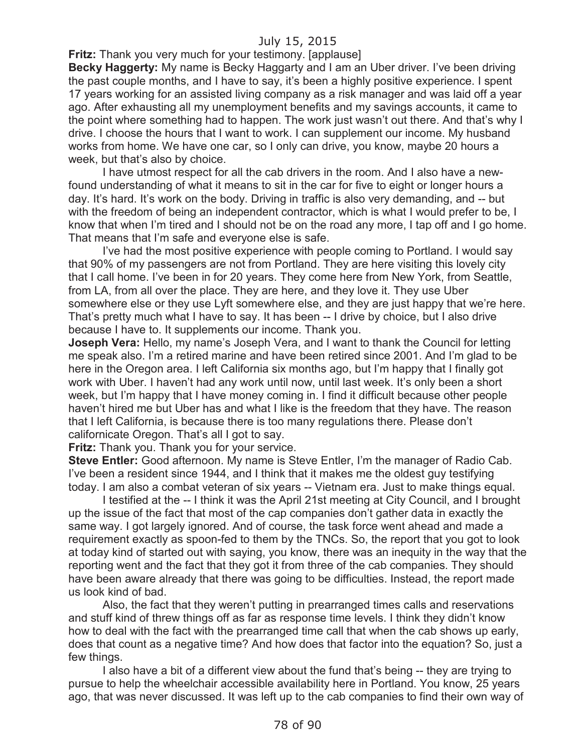**Fritz:** Thank you very much for your testimony. [applause]

**Becky Haggerty:** My name is Becky Haggarty and I am an Uber driver. I've been driving the past couple months, and I have to say, it's been a highly positive experience. I spent 17 years working for an assisted living company as a risk manager and was laid off a year ago. After exhausting all my unemployment benefits and my savings accounts, it came to the point where something had to happen. The work just wasn't out there. And that's why I drive. I choose the hours that I want to work. I can supplement our income. My husband works from home. We have one car, so I only can drive, you know, maybe 20 hours a week, but that's also by choice.

I have utmost respect for all the cab drivers in the room. And I also have a new-found understanding of what it means to sit in the car for five to eight or longer hours a day. It's hard. It's work on the body. Driving in traffic is also very demanding, and -- but with the freedom of being an independent contractor, which is what I would prefer to be, I know that when I'm tired and I should not be on the road any more, I tap off and I go home. That means that I'm safe and everyone else is safe.

I've had the most positive experience with people coming to Portland. I would say that 90% of my passengers are not from Portland. They are here visiting this lovely city that I call home. I've been in for 20 years. They come here from New York, from Seattle, from LA, from all over the place. They are here, and they love it. They use Uber somewhere else or they use Lyft somewhere else, and they are just happy that we're here. That's pretty much what I have to say. It has been -- I drive by choice, but I also drive because I have to. It supplements our income. Thank you.

**Joseph Vera:** Hello, my name's Joseph Vera, and I want to thank the Council for letting me speak also. I'm a retired marine and have been retired since 2001. And I'm glad to be here in the Oregon area. I left California six months ago, but I'm happy that I finally got work with Uber. I haven't had any work until now, until last week. It's only been a short week, but I'm happy that I have money coming in. I find it difficult because other people haven't hired me but Uber has and what I like is the freedom that they have. The reason that I left California, is because there is too many regulations there. Please don't californicate Oregon. That's all I got to say.

**Fritz:** Thank you. Thank you for your service.

**Steve Entler:** Good afternoon. My name is Steve Entler, I'm the manager of Radio Cab. I've been a resident since 1944, and I think that it makes me the oldest guy testifying today. I am also a combat veteran of six years -- Vietnam era. Just to make things equal.

I testified at the -- I think it was the April 21st meeting at City Council, and I brought up the issue of the fact that most of the cap companies don't gather data in exactly the same way. I got largely ignored. And of course, the task force went ahead and made a requirement exactly as spoon-fed to them by the TNCs. So, the report that you got to look at today kind of started out with saying, you know, there was an inequity in the way that the reporting went and the fact that they got it from three of the cab companies. They should have been aware already that there was going to be difficulties. Instead, the report made us look kind of bad.

Also, the fact that they weren't putting in prearranged times calls and reservations and stuff kind of threw things off as far as response time levels. I think they didn't know how to deal with the fact with the prearranged time call that when the cab shows up early, does that count as a negative time? And how does that factor into the equation? So, just a few things.

I also have a bit of a different view about the fund that's being -- they are trying to pursue to help the wheelchair accessible availability here in Portland. You know, 25 years ago, that was never discussed. It was left up to the cab companies to find their own way of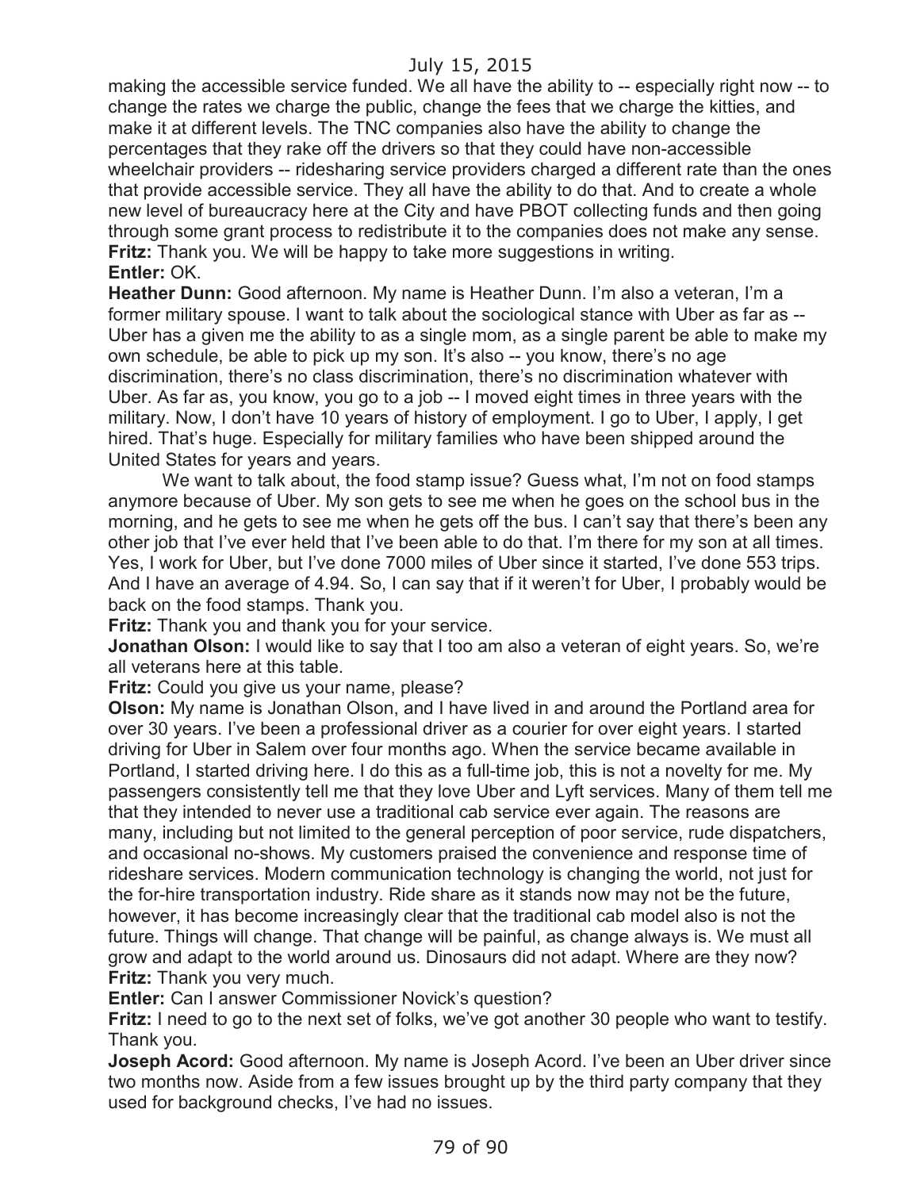making the accessible service funded. We all have the ability to -- especially right now -- to change the rates we charge the public, change the fees that we charge the kitties, and make it at different levels. The TNC companies also have the ability to change the percentages that they rake off the drivers so that they could have non-accessible wheelchair providers -- ridesharing service providers charged a different rate than the ones that provide accessible service. They all have the ability to do that. And to create a whole new level of bureaucracy here at the City and have PBOT collecting funds and then going through some grant process to redistribute it to the companies does not make any sense.

**Fritz:** Thank you. We will be happy to take more suggestions in writing.

**Entler:** OK.

**Heather Dunn:** Good afternoon. My name is Heather Dunn. I'm also a veteran, I'm a former military spouse. I want to talk about the sociological stance with Uber as far as -- Uber has a given me the ability to as a single mom, as a single parent be able to make my own schedule, be able to pick up my son. It's also -- you know, there's no age discrimination, there's no class discrimination, there's no discrimination whatever with Uber. As far as, you know, you go to a job -- I moved eight times in three years with the military. Now, I don't have 10 years of history of employment. I go to Uber, I apply, I get hired. That's huge. Especially for military families who have been shipped around the United States for years and years.

We want to talk about, the food stamp issue? Guess what, I'm not on food stamps anymore because of Uber. My son gets to see me when he goes on the school bus in the morning, and he gets to see me when he gets off the bus. I can't say that there's been any other job that I've ever held that I've been able to do that. I'm there for my son at all times. Yes, I work for Uber, but I've done 7000 miles of Uber since it started, I've done 553 trips. And I have an average of 4.94. So, I can say that if it weren't for Uber, I probably would be back on the food stamps. Thank you.

**Fritz:** Thank you and thank you for your service.

**Jonathan Olson:** I would like to say that I too am also a veteran of eight years. So, we're all veterans here at this table.

**Fritz:** Could you give us your name, please?

**Olson:** My name is Jonathan Olson, and I have lived in and around the Portland area for over 30 years. I've been a professional driver as a courier for over eight years. I started driving for Uber in Salem over four months ago. When the service became available in Portland, I started driving here. I do this as a full-time job, this is not a novelty for me. My passengers consistently tell me that they love Uber and Lyft services. Many of them tell me that they intended to never use a traditional cab service ever again. The reasons are many, including but not limited to the general perception of poor service, rude dispatchers, and occasional no-shows. My customers praised the convenience and response time of rideshare services. Modern communication technology is changing the world, not just for the for-hire transportation industry. Ride share as it stands now may not be the future, however, it has become increasingly clear that the traditional cab model also is not the future. Things will change. That change will be painful, as change always is. We must all grow and adapt to the world around us. Dinosaurs did not adapt. Where are they now?

**Fritz:** Thank you very much.

**Entler:** Can I answer Commissioner Novick's question?

**Fritz:** I need to go to the next set of folks, we've got another 30 people who want to testify. Thank you.

**Joseph Acord:** Good afternoon. My name is Joseph Acord. I've been an Uber driver since two months now. Aside from a few issues brought up by the third party company that they used for background checks, I've had no issues.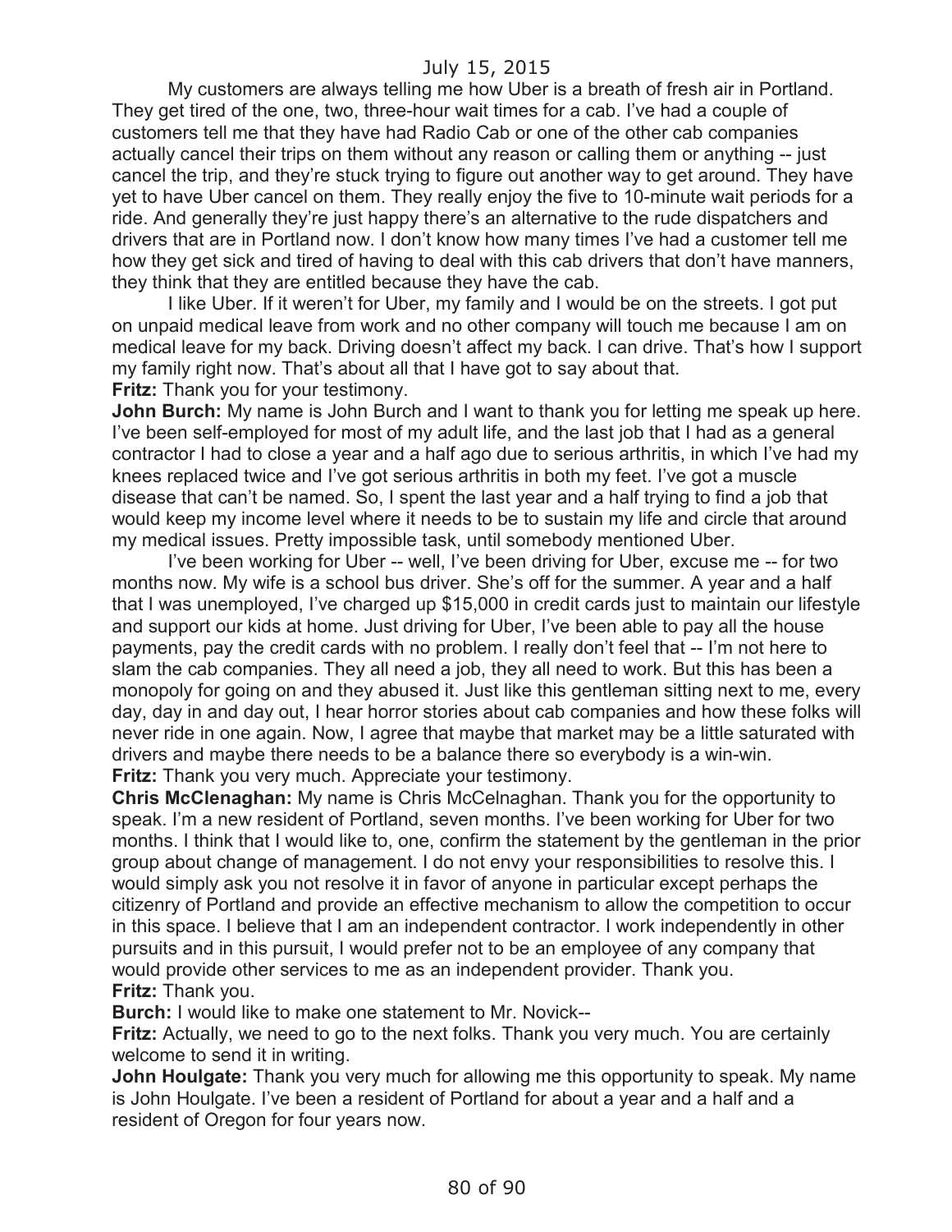My customers are always telling me how Uber is a breath of fresh air in Portland. They get tired of the one, two, three-hour wait times for a cab. I've had a couple of customers tell me that they have had Radio Cab or one of the other cab companies actually cancel their trips on them without any reason or calling them or anything -- just cancel the trip, and they're stuck trying to figure out another way to get around. They have yet to have Uber cancel on them. They really enjoy the five to 10-minute wait periods for a ride. And generally they're just happy there's an alternative to the rude dispatchers and drivers that are in Portland now. I don't know how many times I've had a customer tell me how they get sick and tired of having to deal with this cab drivers that don't have manners, they think that they are entitled because they have the cab.

I like Uber. If it weren't for Uber, my family and I would be on the streets. I got put on unpaid medical leave from work and no other company will touch me because I am on medical leave for my back. Driving doesn't affect my back. I can drive. That's how I support my family right now. That's about all that I have got to say about that.

**Fritz:** Thank you for your testimony.

**John Burch:** My name is John Burch and I want to thank you for letting me speak up here. I've been self-employed for most of my adult life, and the last job that I had as a general contractor I had to close a year and a half ago due to serious arthritis, in which I've had my knees replaced twice and I've got serious arthritis in both my feet. I've got a muscle disease that can't be named. So, I spent the last year and a half trying to find a job that would keep my income level where it needs to be to sustain my life and circle that around my medical issues. Pretty impossible task, until somebody mentioned Uber.

I've been working for Uber -- well, I've been driving for Uber, excuse me -- for two months now. My wife is a school bus driver. She's off for the summer. A year and a half that I was unemployed, I've charged up $15,000 in credit cards just to maintain our lifestyle and support our kids at home. Just driving for Uber, I've been able to pay all the house payments, pay the credit cards with no problem. I really don't feel that -- I'm not here to slam the cab companies. They all need a job, they all need to work. But this has been a monopoly for going on and they abused it. Just like this gentleman sitting next to me, every day, day in and day out, I hear horror stories about cab companies and how these folks will never ride in one again. Now, I agree that maybe that market may be a little saturated with drivers and maybe there needs to be a balance there so everybody is a win-win.

**Fritz:** Thank you very much. Appreciate your testimony.

**Chris McClenaghan:** My name is Chris McCelnaghan. Thank you for the opportunity to speak. I'm a new resident of Portland, seven months. I've been working for Uber for two months. I think that I would like to, one, confirm the statement by the gentleman in the prior group about change of management. I do not envy your responsibilities to resolve this. I would simply ask you not resolve it in favor of anyone in particular except perhaps the citizenry of Portland and provide an effective mechanism to allow the competition to occur in this space. I believe that I am an independent contractor. I work independently in other pursuits and in this pursuit, I would prefer not to be an employee of any company that would provide other services to me as an independent provider. Thank you.

**Fritz:** Thank you.

**Burch:** I would like to make one statement to Mr. Novick--

**Fritz:** Actually, we need to go to the next folks. Thank you very much. You are certainly welcome to send it in writing.

**John Houlgate:** Thank you very much for allowing me this opportunity to speak. My name is John Houlgate. I've been a resident of Portland for about a year and a half and a resident of Oregon for four years now.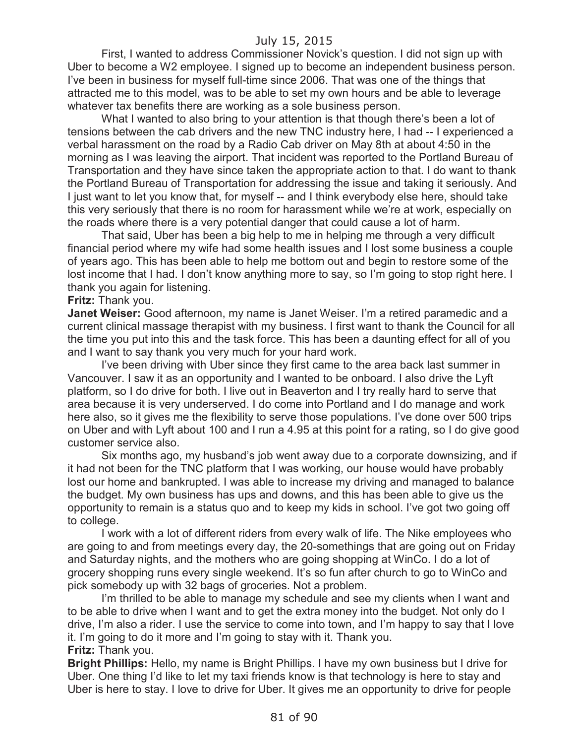First, I wanted to address Commissioner Novick's question. I did not sign up with Uber to become a W2 employee. I signed up to become an independent business person. I've been in business for myself full-time since 2006. That was one of the things that attracted me to this model, was to be able to set my own hours and be able to leverage whatever tax benefits there are working as a sole business person.

What I wanted to also bring to your attention is that though there's been a lot of tensions between the cab drivers and the new TNC industry here, I had -- I experienced a verbal harassment on the road by a Radio Cab driver on May 8th at about 4:50 in the morning as I was leaving the airport. That incident was reported to the Portland Bureau of Transportation and they have since taken the appropriate action to that. I do want to thank the Portland Bureau of Transportation for addressing the issue and taking it seriously. And I just want to let you know that, for myself -- and I think everybody else here, should take this very seriously that there is no room for harassment while we're at work, especially on the roads where there is a very potential danger that could cause a lot of harm.

That said, Uber has been a big help to me in helping me through a very difficult financial period where my wife had some health issues and I lost some business a couple of years ago. This has been able to help me bottom out and begin to restore some of the lost income that I had. I don't know anything more to say, so I'm going to stop right here. I thank you again for listening.

**Fritz:** Thank you.

**Janet Weiser:** Good afternoon, my name is Janet Weiser. I'm a retired paramedic and a current clinical massage therapist with my business. I first want to thank the Council for all the time you put into this and the task force. This has been a daunting effect for all of you and I want to say thank you very much for your hard work.

I've been driving with Uber since they first came to the area back last summer in Vancouver. I saw it as an opportunity and I wanted to be onboard. I also drive the Lyft platform, so I do drive for both. I live out in Beaverton and I try really hard to serve that area because it is very underserved. I do come into Portland and I do manage and work here also, so it gives me the flexibility to serve those populations. I've done over 500 trips on Uber and with Lyft about 100 and I run a 4.95 at this point for a rating, so I do give good customer service also.

Six months ago, my husband's job went away due to a corporate downsizing, and if it had not been for the TNC platform that I was working, our house would have probably lost our home and bankrupted. I was able to increase my driving and managed to balance the budget. My own business has ups and downs, and this has been able to give us the opportunity to remain is a status quo and to keep my kids in school. I've got two going off to college.

I work with a lot of different riders from every walk of life. The Nike employees who are going to and from meetings every day, the 20-somethings that are going out on Friday and Saturday nights, and the mothers who are going shopping at WinCo. I do a lot of grocery shopping runs every single weekend. It's so fun after church to go to WinCo and pick somebody up with 32 bags of groceries. Not a problem.

I'm thrilled to be able to manage my schedule and see my clients when I want and to be able to drive when I want and to get the extra money into the budget. Not only do I drive, I'm also a rider. I use the service to come into town, and I'm happy to say that I love it. I'm going to do it more and I'm going to stay with it. Thank you.

**Fritz:** Thank you.

**Bright Phillips:** Hello, my name is Bright Phillips. I have my own business but I drive for Uber. One thing I'd like to let my taxi friends know is that technology is here to stay and Uber is here to stay. I love to drive for Uber. It gives me an opportunity to drive for people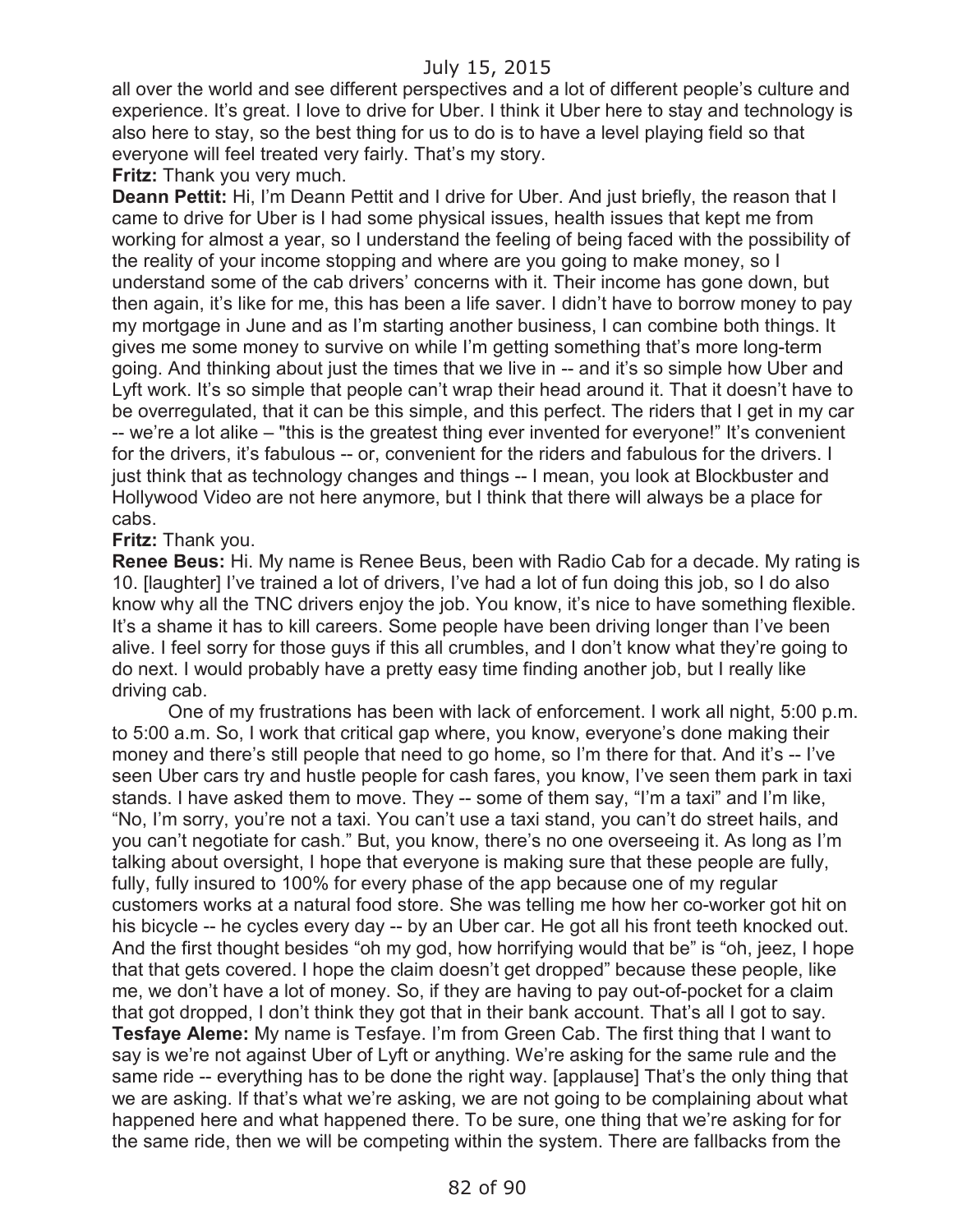all over the world and see different perspectives and a lot of different people's culture and experience. It's great. I love to drive for Uber. I think it Uber here to stay and technology is also here to stay, so the best thing for us to do is to have a level playing field so that everyone will feel treated very fairly. That's my story.

**Fritz:** Thank you very much.

**Deann Pettit:** Hi, I'm Deann Pettit and I drive for Uber. And just briefly, the reason that I came to drive for Uber is I had some physical issues, health issues that kept me from working for almost a year, so I understand the feeling of being faced with the possibility of the reality of your income stopping and where are you going to make money, so I understand some of the cab drivers' concerns with it. Their income has gone down, but then again, it's like for me, this has been a life saver. I didn't have to borrow money to pay my mortgage in June and as I'm starting another business, I can combine both things. It gives me some money to survive on while I'm getting something that's more long-term going. And thinking about just the times that we live in -- and it's so simple how Uber and Lyft work. It's so simple that people can't wrap their head around it. That it doesn't have to be overregulated, that it can be this simple, and this perfect. The riders that I get in my car -- we're a lot alike – "this is the greatest thing ever invented for everyone!" It's convenient for the drivers, it's fabulous -- or, convenient for the riders and fabulous for the drivers. I just think that as technology changes and things -- I mean, you look at Blockbuster and Hollywood Video are not here anymore, but I think that there will always be a place for cabs.

**Fritz:** Thank you.

**Renee Beus:** Hi. My name is Renee Beus, been with Radio Cab for a decade. My rating is 10. [laughter] I've trained a lot of drivers, I've had a lot of fun doing this job, so I do also know why all the TNC drivers enjoy the job. You know, it's nice to have something flexible. It's a shame it has to kill careers. Some people have been driving longer than I've been alive. I feel sorry for those guys if this all crumbles, and I don't know what they're going to do next. I would probably have a pretty easy time finding another job, but I really like driving cab.

One of my frustrations has been with lack of enforcement. I work all night, 5:00 p.m. to 5:00 a.m. So, I work that critical gap where, you know, everyone's done making their money and there's still people that need to go home, so I'm there for that. And it's -- I've seen Uber cars try and hustle people for cash fares, you know, I've seen them park in taxi stands. I have asked them to move. They -- some of them say, "I'm a taxi" and I'm like, "No, I'm sorry, you're not a taxi. You can't use a taxi stand, you can't do street hails, and you can't negotiate for cash." But, you know, there's no one overseeing it. As long as I'm talking about oversight, I hope that everyone is making sure that these people are fully, fully, fully insured to 100% for every phase of the app because one of my regular customers works at a natural food store. She was telling me how her co-worker got hit on his bicycle -- he cycles every day -- by an Uber car. He got all his front teeth knocked out. And the first thought besides "oh my god, how horrifying would that be" is "oh, jeez, I hope that that gets covered. I hope the claim doesn't get dropped" because these people, like me, we don't have a lot of money. So, if they are having to pay out-of-pocket for a claim that got dropped, I don't think they got that in their bank account. That's all I got to say.

**Tesfaye Aleme:** My name is Tesfaye. I'm from Green Cab. The first thing that I want to say is we're not against Uber of Lyft or anything. We're asking for the same rule and the same ride -- everything has to be done the right way. [applause] That's the only thing that we are asking. If that's what we're asking, we are not going to be complaining about what happened here and what happened there. To be sure, one thing that we're asking for for the same ride, then we will be competing within the system. There are fallbacks from the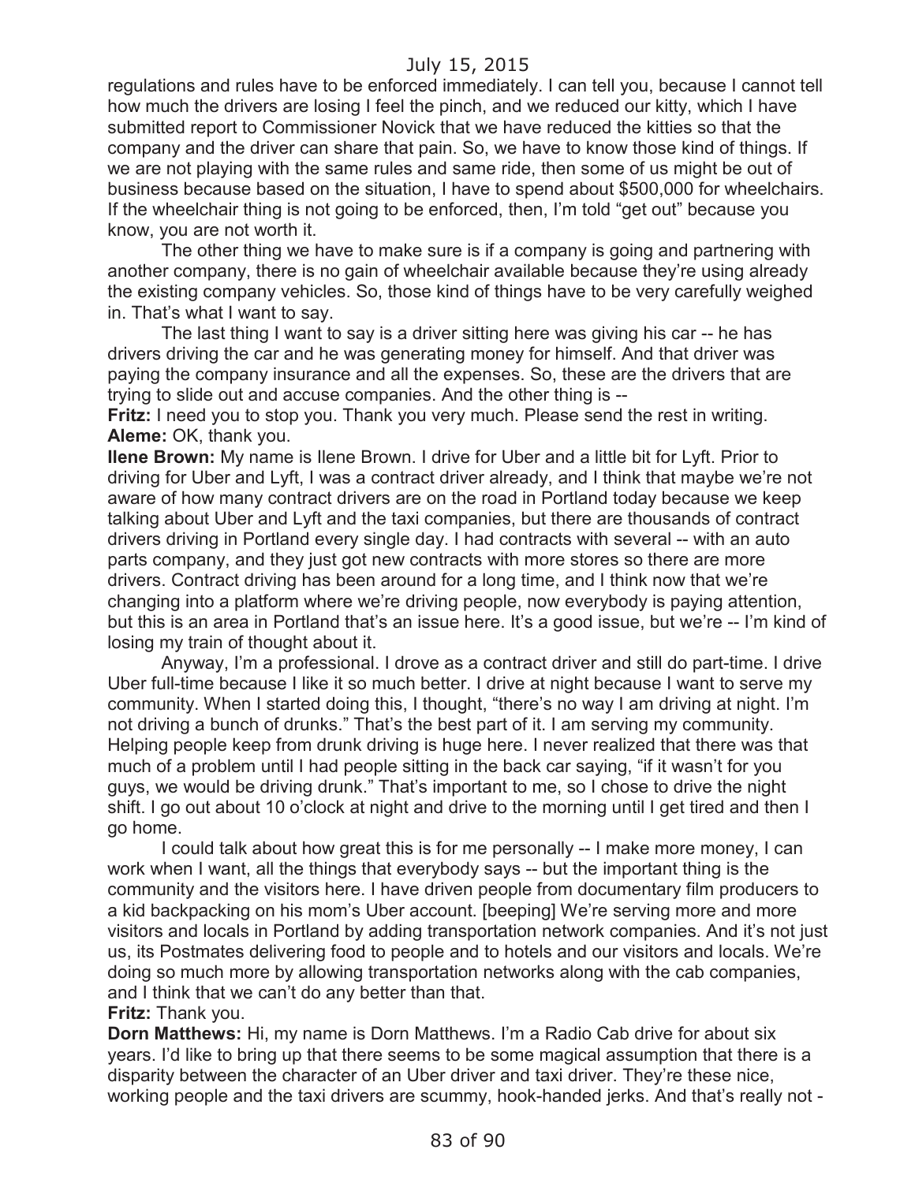regulations and rules have to be enforced immediately. I can tell you, because I cannot tell how much the drivers are losing I feel the pinch, and we reduced our kitty, which I have submitted report to Commissioner Novick that we have reduced the kitties so that the company and the driver can share that pain. So, we have to know those kind of things. If we are not playing with the same rules and same ride, then some of us might be out of business because based on the situation, I have to spend about $500,000 for wheelchairs. If the wheelchair thing is not going to be enforced, then, I'm told "get out" because you know, you are not worth it.

The other thing we have to make sure is if a company is going and partnering with another company, there is no gain of wheelchair available because they're using already the existing company vehicles. So, those kind of things have to be very carefully weighed in. That's what I want to say.

The last thing I want to say is a driver sitting here was giving his car -- he has drivers driving the car and he was generating money for himself. And that driver was paying the company insurance and all the expenses. So, these are the drivers that are trying to slide out and accuse companies. And the other thing is --

**Fritz:** I need you to stop you. Thank you very much. Please send the rest in writing.

**Aleme:** OK, thank you.

**Ilene Brown:** My name is Ilene Brown. I drive for Uber and a little bit for Lyft. Prior to driving for Uber and Lyft, I was a contract driver already, and I think that maybe we're not aware of how many contract drivers are on the road in Portland today because we keep talking about Uber and Lyft and the taxi companies, but there are thousands of contract drivers driving in Portland every single day. I had contracts with several -- with an auto parts company, and they just got new contracts with more stores so there are more drivers. Contract driving has been around for a long time, and I think now that we're changing into a platform where we're driving people, now everybody is paying attention, but this is an area in Portland that's an issue here. It's a good issue, but we're -- I'm kind of losing my train of thought about it.

Anyway, I'm a professional. I drove as a contract driver and still do part-time. I drive Uber full-time because I like it so much better. I drive at night because I want to serve my community. When I started doing this, I thought, "there's no way I am driving at night. I'm not driving a bunch of drunks." That's the best part of it. I am serving my community. Helping people keep from drunk driving is huge here. I never realized that there was that much of a problem until I had people sitting in the back car saying, "if it wasn't for you guys, we would be driving drunk." That's important to me, so I chose to drive the night shift. I go out about 10 o'clock at night and drive to the morning until I get tired and then I go home.

I could talk about how great this is for me personally -- I make more money, I can work when I want, all the things that everybody says -- but the important thing is the community and the visitors here. I have driven people from documentary film producers to a kid backpacking on his mom's Uber account. [beeping] We're serving more and more visitors and locals in Portland by adding transportation network companies. And it's not just us, its Postmates delivering food to people and to hotels and our visitors and locals. We're doing so much more by allowing transportation networks along with the cab companies, and I think that we can't do any better than that.

**Fritz:** Thank you.

**Dorn Matthews:** Hi, my name is Dorn Matthews. I'm a Radio Cab drive for about six years. I'd like to bring up that there seems to be some magical assumption that there is a disparity between the character of an Uber driver and taxi driver. They're these nice, working people and the taxi drivers are scummy, hook-handed jerks. And that's really not -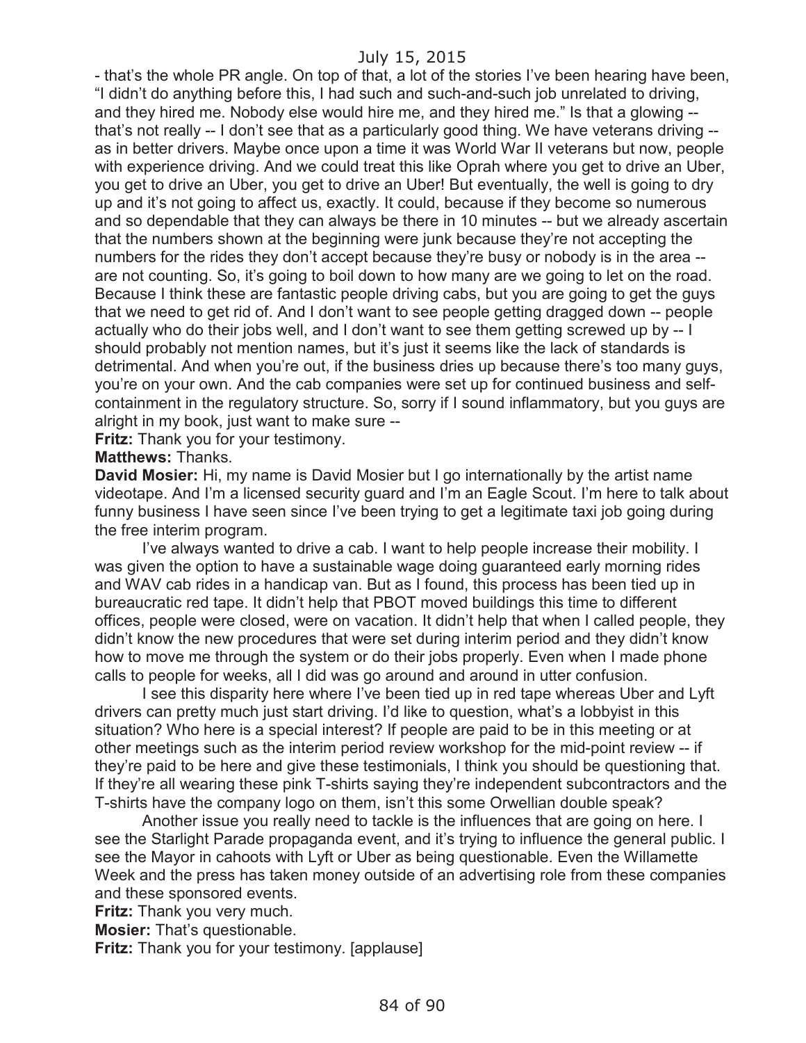- that's the whole PR angle. On top of that, a lot of the stories I've been hearing have been, "I didn't do anything before this, I had such and such-and-such job unrelated to driving, and they hired me. Nobody else would hire me, and they hired me." Is that a glowing -- that's not really -- I don't see that as a particularly good thing. We have veterans driving -- as in better drivers. Maybe once upon a time it was World War II veterans but now, people with experience driving. And we could treat this like Oprah where you get to drive an Uber, you get to drive an Uber, you get to drive an Uber! But eventually, the well is going to dry up and it's not going to affect us, exactly. It could, because if they become so numerous and so dependable that they can always be there in 10 minutes -- but we already ascertain that the numbers shown at the beginning were junk because they're not accepting the numbers for the rides they don't accept because they're busy or nobody is in the area -- are not counting. So, it's going to boil down to how many are we going to let on the road. Because I think these are fantastic people driving cabs, but you are going to get the guys that we need to get rid of. And I don't want to see people getting dragged down -- people actually who do their jobs well, and I don't want to see them getting screwed up by -- I should probably not mention names, but it's just it seems like the lack of standards is detrimental. And when you're out, if the business dries up because there's too many guys, you're on your own. And the cab companies were set up for continued business and self-containment in the regulatory structure. So, sorry if I sound inflammatory, but you guys are alright in my book, just want to make sure --

**Fritz:** Thank you for your testimony.

**Matthews:** Thanks.

**David Mosier:** Hi, my name is David Mosier but I go internationally by the artist name videotape. And I'm a licensed security guard and I'm an Eagle Scout. I'm here to talk about funny business I have seen since I've been trying to get a legitimate taxi job going during the free interim program.

I've always wanted to drive a cab. I want to help people increase their mobility. I was given the option to have a sustainable wage doing guaranteed early morning rides and WAV cab rides in a handicap van. But as I found, this process has been tied up in bureaucratic red tape. It didn't help that PBOT moved buildings this time to different offices, people were closed, were on vacation. It didn't help that when I called people, they didn't know the new procedures that were set during interim period and they didn't know how to move me through the system or do their jobs properly. Even when I made phone calls to people for weeks, all I did was go around and around in utter confusion.

I see this disparity here where I've been tied up in red tape whereas Uber and Lyft drivers can pretty much just start driving. I'd like to question, what's a lobbyist in this situation? Who here is a special interest? If people are paid to be in this meeting or at other meetings such as the interim period review workshop for the mid-point review -- if they're paid to be here and give these testimonials, I think you should be questioning that. If they're all wearing these pink T-shirts saying they're independent subcontractors and the T-shirts have the company logo on them, isn't this some Orwellian double speak?

Another issue you really need to tackle is the influences that are going on here. I see the Starlight Parade propaganda event, and it's trying to influence the general public. I see the Mayor in cahoots with Lyft or Uber as being questionable. Even the Willamette Week and the press has taken money outside of an advertising role from these companies and these sponsored events.

**Fritz:** Thank you very much.

**Mosier:** That's questionable.

**Fritz:** Thank you for your testimony. [applause]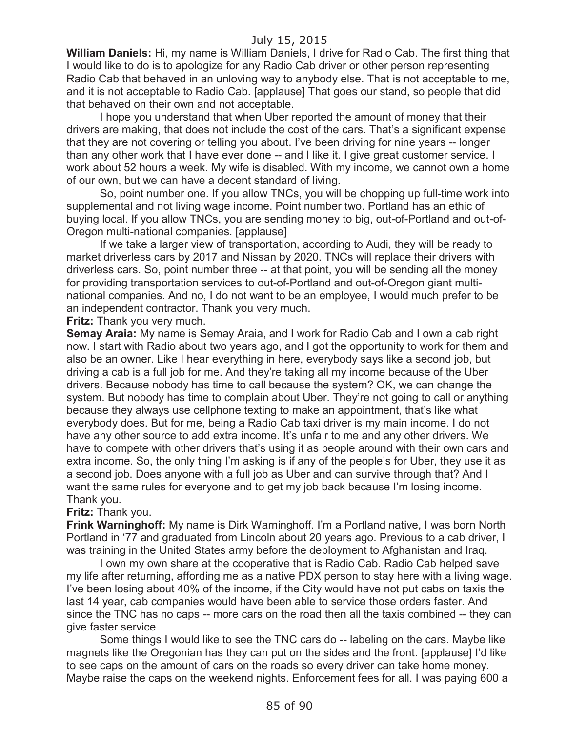**William Daniels:** Hi, my name is William Daniels, I drive for Radio Cab. The first thing that I would like to do is to apologize for any Radio Cab driver or other person representing Radio Cab that behaved in an unloving way to anybody else. That is not acceptable to me, and it is not acceptable to Radio Cab. [applause] That goes our stand, so people that did that behaved on their own and not acceptable.

I hope you understand that when Uber reported the amount of money that their drivers are making, that does not include the cost of the cars. That's a significant expense that they are not covering or telling you about. I've been driving for nine years -- longer than any other work that I have ever done -- and I like it. I give great customer service. I work about 52 hours a week. My wife is disabled. With my income, we cannot own a home of our own, but we can have a decent standard of living.

So, point number one. If you allow TNCs, you will be chopping up full-time work into supplemental and not living wage income. Point number two. Portland has an ethic of buying local. If you allow TNCs, you are sending money to big, out-of-Portland and out-of-Oregon multi-national companies. [applause]

If we take a larger view of transportation, according to Audi, they will be ready to market driverless cars by 2017 and Nissan by 2020. TNCs will replace their drivers with driverless cars. So, point number three -- at that point, you will be sending all the money for providing transportation services to out-of-Portland and out-of-Oregon giant multi-national companies. And no, I do not want to be an employee, I would much prefer to be an independent contractor. Thank you very much.

**Fritz:** Thank you very much.

**Semay Araia:** My name is Semay Araia, and I work for Radio Cab and I own a cab right now. I start with Radio about two years ago, and I got the opportunity to work for them and also be an owner. Like I hear everything in here, everybody says like a second job, but driving a cab is a full job for me. And they're taking all my income because of the Uber drivers. Because nobody has time to call because the system? OK, we can change the system. But nobody has time to complain about Uber. They're not going to call or anything because they always use cellphone texting to make an appointment, that's like what everybody does. But for me, being a Radio Cab taxi driver is my main income. I do not have any other source to add extra income. It's unfair to me and any other drivers. We have to compete with other drivers that's using it as people around with their own cars and extra income. So, the only thing I'm asking is if any of the people's for Uber, they use it as a second job. Does anyone with a full job as Uber and can survive through that? And I want the same rules for everyone and to get my job back because I'm losing income. Thank you.

**Fritz:** Thank you.

**Frink Warninghoff:** My name is Dirk Warninghoff. I'm a Portland native, I was born North Portland in '77 and graduated from Lincoln about 20 years ago. Previous to a cab driver, I was training in the United States army before the deployment to Afghanistan and Iraq.

I own my own share at the cooperative that is Radio Cab. Radio Cab helped save my life after returning, affording me as a native PDX person to stay here with a living wage. I've been losing about 40% of the income, if the City would have not put cabs on taxis the last 14 year, cab companies would have been able to service those orders faster. And since the TNC has no caps -- more cars on the road then all the taxis combined -- they can give faster service

Some things I would like to see the TNC cars do -- labeling on the cars. Maybe like magnets like the Oregonian has they can put on the sides and the front. [applause] I'd like to see caps on the amount of cars on the roads so every driver can take home money. Maybe raise the caps on the weekend nights. Enforcement fees for all. I was paying 600 a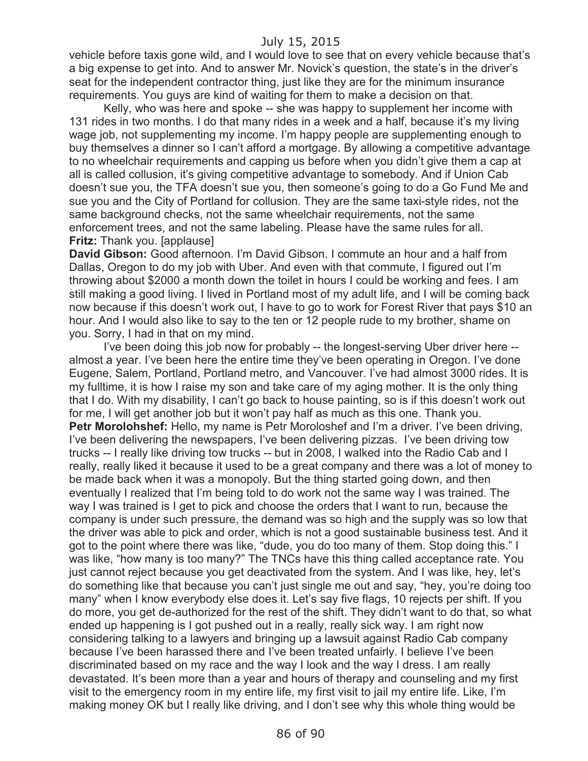vehicle before taxis gone wild, and I would love to see that on every vehicle because that's a big expense to get into. And to answer Mr. Novick's question, the state's in the driver's seat for the independent contractor thing, just like they are for the minimum insurance requirements. You guys are kind of waiting for them to make a decision on that.

Kelly, who was here and spoke -- she was happy to supplement her income with 131 rides in two months. I do that many rides in a week and a half, because it's my living wage job, not supplementing my income. I'm happy people are supplementing enough to buy themselves a dinner so I can't afford a mortgage. By allowing a competitive advantage to no wheelchair requirements and capping us before when you didn't give them a cap at all is called collusion, it's giving competitive advantage to somebody. And if Union Cab doesn't sue you, the TFA doesn't sue you, then someone's going to do a Go Fund Me and sue you and the City of Portland for collusion. They are the same taxi-style rides, not the same background checks, not the same wheelchair requirements, not the same enforcement trees, and not the same labeling. Please have the same rules for all.

**Fritz:** Thank you. [applause]

**David Gibson:** Good afternoon. I'm David Gibson. I commute an hour and a half from Dallas, Oregon to do my job with Uber. And even with that commute, I figured out I'm throwing about $2000 a month down the toilet in hours I could be working and fees. I am still making a good living. I lived in Portland most of my adult life, and I will be coming back now because if this doesn't work out, I have to go to work for Forest River that pays $10 an hour. And I would also like to say to the ten or 12 people rude to my brother, shame on you. Sorry, I had in that on my mind.

I've been doing this job now for probably -- the longest-serving Uber driver here -- almost a year. I've been here the entire time they've been operating in Oregon. I've done Eugene, Salem, Portland, Portland metro, and Vancouver. I've had almost 3000 rides. It is my fulltime, it is how I raise my son and take care of my aging mother. It is the only thing that I do. With my disability, I can't go back to house painting, so is if this doesn't work out for me, I will get another job but it won't pay half as much as this one. Thank you.

**Petr Morolohshef:** Hello, my name is Petr Moroloshef and I'm a driver. I've been driving, I've been delivering the newspapers, I've been delivering pizzas. I've been driving tow trucks -- I really like driving tow trucks -- but in 2008, I walked into the Radio Cab and I really, really liked it because it used to be a great company and there was a lot of money to be made back when it was a monopoly. But the thing started going down, and then eventually I realized that I'm being told to do work not the same way I was trained. The way I was trained is I get to pick and choose the orders that I want to run, because the company is under such pressure, the demand was so high and the supply was so low that the driver was able to pick and order, which is not a good sustainable business test. And it got to the point where there was like, "dude, you do too many of them. Stop doing this." I was like, "how many is too many?" The TNCs have this thing called acceptance rate. You just cannot reject because you get deactivated from the system. And I was like, hey, let's do something like that because you can't just single me out and say, "hey, you're doing too many" when I know everybody else does it. Let's say five flags, 10 rejects per shift. If you do more, you get de-authorized for the rest of the shift. They didn't want to do that, so what ended up happening is I got pushed out in a really, really sick way. I am right now considering talking to a lawyers and bringing up a lawsuit against Radio Cab company because I've been harassed there and I've been treated unfairly. I believe I've been discriminated based on my race and the way I look and the way I dress. I am really devastated. It's been more than a year and hours of therapy and counseling and my first visit to the emergency room in my entire life, my first visit to jail my entire life. Like, I'm making money OK but I really like driving, and I don't see why this whole thing would be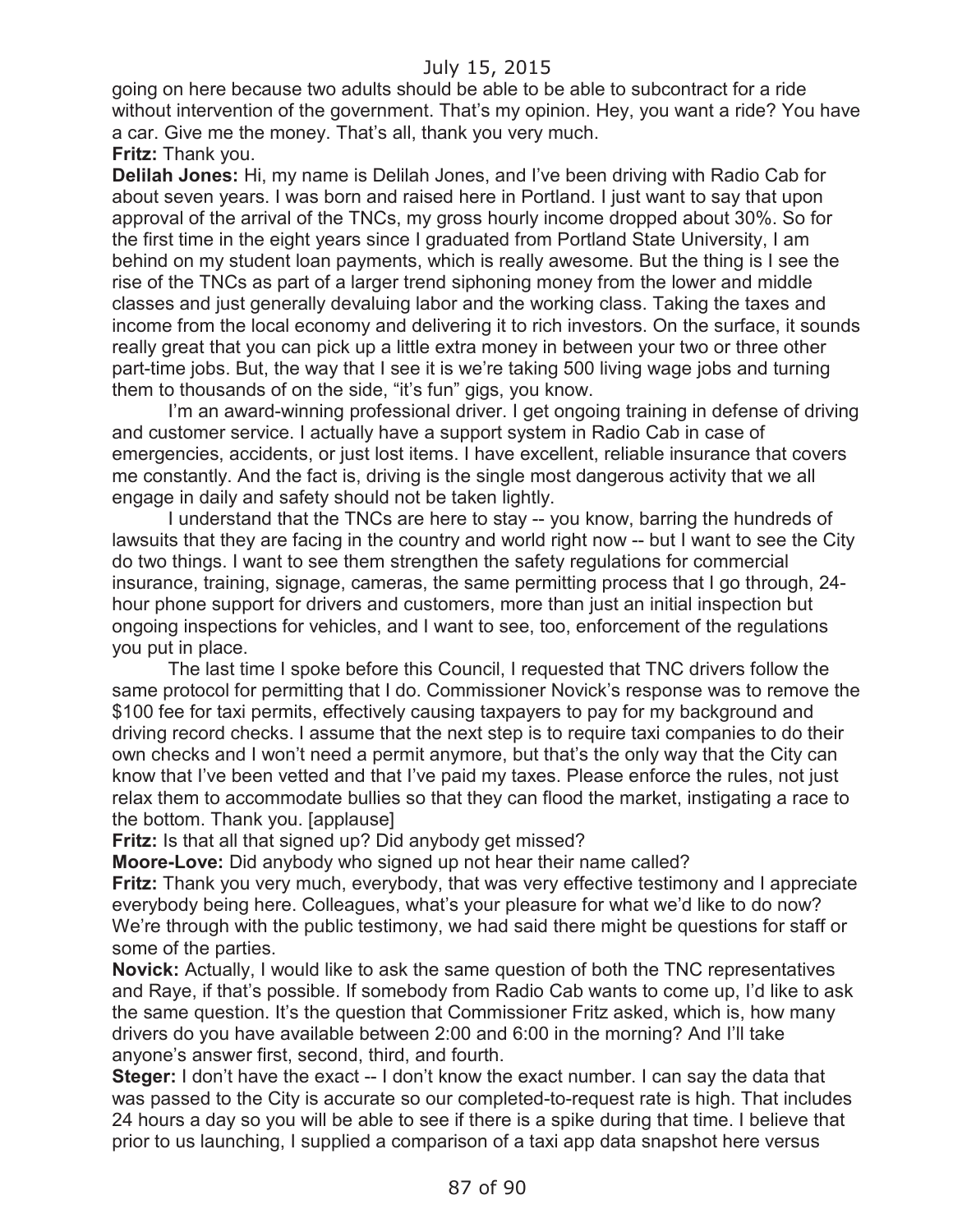going on here because two adults should be able to be able to subcontract for a ride without intervention of the government. That's my opinion. Hey, you want a ride? You have a car. Give me the money. That's all, thank you very much.

**Fritz:** Thank you.

**Delilah Jones:** Hi, my name is Delilah Jones, and I've been driving with Radio Cab for about seven years. I was born and raised here in Portland. I just want to say that upon approval of the arrival of the TNCs, my gross hourly income dropped about 30%. So for the first time in the eight years since I graduated from Portland State University, I am behind on my student loan payments, which is really awesome. But the thing is I see the rise of the TNCs as part of a larger trend siphoning money from the lower and middle classes and just generally devaluing labor and the working class. Taking the taxes and income from the local economy and delivering it to rich investors. On the surface, it sounds really great that you can pick up a little extra money in between your two or three other part-time jobs. But, the way that I see it is we're taking 500 living wage jobs and turning them to thousands of on the side, "it's fun" gigs, you know.

I'm an award-winning professional driver. I get ongoing training in defense of driving and customer service. I actually have a support system in Radio Cab in case of emergencies, accidents, or just lost items. I have excellent, reliable insurance that covers me constantly. And the fact is, driving is the single most dangerous activity that we all engage in daily and safety should not be taken lightly.

I understand that the TNCs are here to stay -- you know, barring the hundreds of lawsuits that they are facing in the country and world right now -- but I want to see the City do two things. I want to see them strengthen the safety regulations for commercial insurance, training, signage, cameras, the same permitting process that I go through, 24-hour phone support for drivers and customers, more than just an initial inspection but ongoing inspections for vehicles, and I want to see, too, enforcement of the regulations you put in place.

The last time I spoke before this Council, I requested that TNC drivers follow the same protocol for permitting that I do. Commissioner Novick's response was to remove the $100 fee for taxi permits, effectively causing taxpayers to pay for my background and driving record checks. I assume that the next step is to require taxi companies to do their own checks and I won't need a permit anymore, but that's the only way that the City can know that I've been vetted and that I've paid my taxes. Please enforce the rules, not just relax them to accommodate bullies so that they can flood the market, instigating a race to the bottom. Thank you. [applause]

**Fritz:** Is that all that signed up? Did anybody get missed?

**Moore-Love:** Did anybody who signed up not hear their name called?

**Fritz:** Thank you very much, everybody, that was very effective testimony and I appreciate everybody being here. Colleagues, what's your pleasure for what we'd like to do now? We're through with the public testimony, we had said there might be questions for staff or some of the parties.

**Novick:** Actually, I would like to ask the same question of both the TNC representatives and Raye, if that's possible. If somebody from Radio Cab wants to come up, I'd like to ask the same question. It's the question that Commissioner Fritz asked, which is, how many drivers do you have available between 2:00 and 6:00 in the morning? And I'll take anyone's answer first, second, third, and fourth.

**Steger:** I don't have the exact -- I don't know the exact number. I can say the data that was passed to the City is accurate so our completed-to-request rate is high. That includes 24 hours a day so you will be able to see if there is a spike during that time. I believe that prior to us launching, I supplied a comparison of a taxi app data snapshot here versus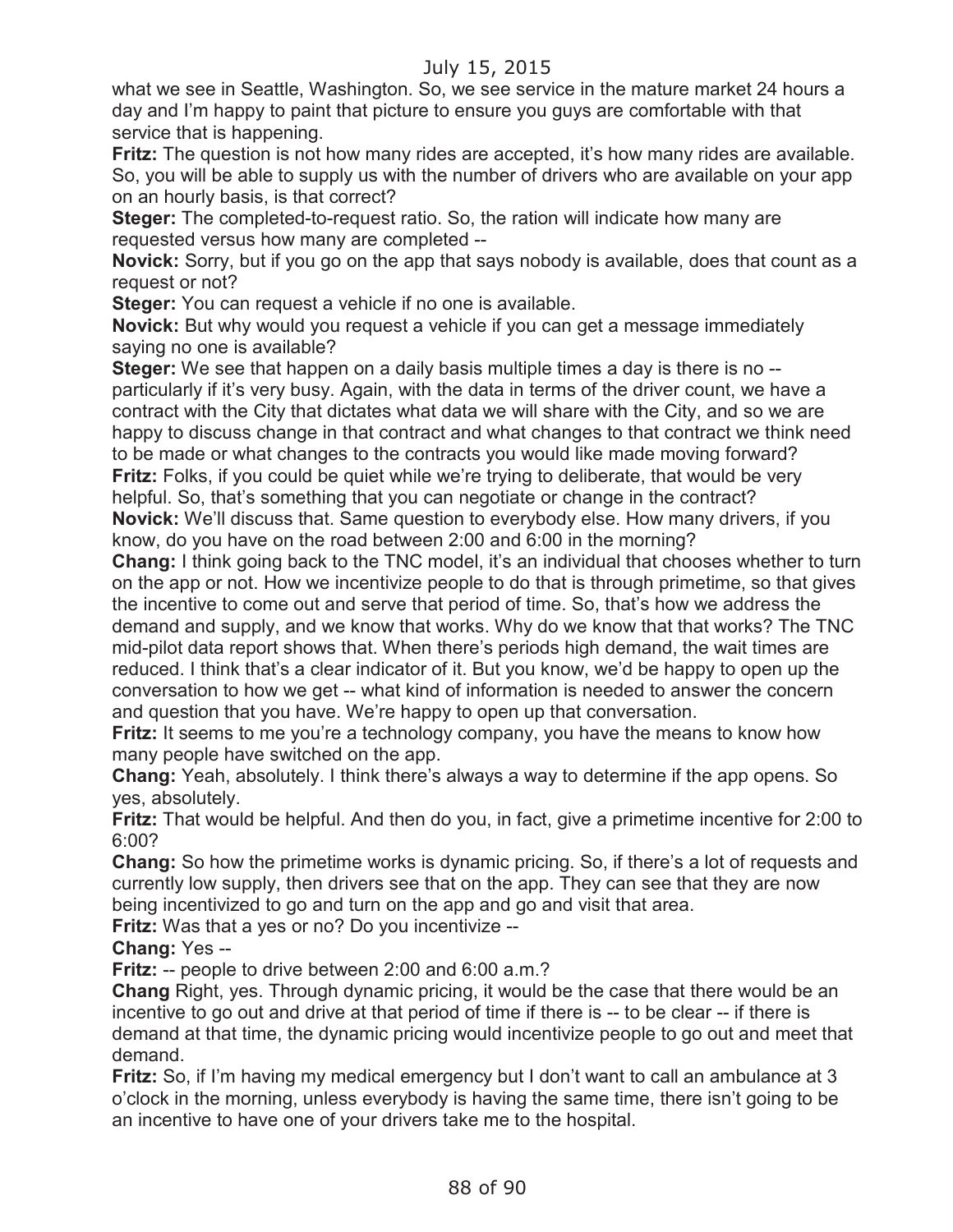what we see in Seattle, Washington. So, we see service in the mature market 24 hours a day and I'm happy to paint that picture to ensure you guys are comfortable with that service that is happening.

**Fritz:** The question is not how many rides are accepted, it's how many rides are available. So, you will be able to supply us with the number of drivers who are available on your app on an hourly basis, is that correct?

**Steger:** The completed-to-request ratio. So, the ration will indicate how many are requested versus how many are completed --

**Novick:** Sorry, but if you go on the app that says nobody is available, does that count as a request or not?

**Steger:** You can request a vehicle if no one is available.

**Novick:** But why would you request a vehicle if you can get a message immediately saying no one is available?

**Steger:** We see that happen on a daily basis multiple times a day is there is no -- particularly if it's very busy. Again, with the data in terms of the driver count, we have a contract with the City that dictates what data we will share with the City, and so we are happy to discuss change in that contract and what changes to that contract we think need to be made or what changes to the contracts you would like made moving forward?

**Fritz:** Folks, if you could be quiet while we're trying to deliberate, that would be very helpful. So, that's something that you can negotiate or change in the contract?

**Novick:** We'll discuss that. Same question to everybody else. How many drivers, if you know, do you have on the road between 2:00 and 6:00 in the morning?

**Chang:** I think going back to the TNC model, it's an individual that chooses whether to turn on the app or not. How we incentivize people to do that is through primetime, so that gives the incentive to come out and serve that period of time. So, that's how we address the demand and supply, and we know that works. Why do we know that that works? The TNC mid-pilot data report shows that. When there's periods high demand, the wait times are reduced. I think that's a clear indicator of it. But you know, we'd be happy to open up the conversation to how we get -- what kind of information is needed to answer the concern and question that you have. We're happy to open up that conversation.

**Fritz:** It seems to me you're a technology company, you have the means to know how many people have switched on the app.

**Chang:** Yeah, absolutely. I think there's always a way to determine if the app opens. So yes, absolutely.

**Fritz:** That would be helpful. And then do you, in fact, give a primetime incentive for 2:00 to 6:00?

**Chang:** So how the primetime works is dynamic pricing. So, if there's a lot of requests and currently low supply, then drivers see that on the app. They can see that they are now being incentivized to go and turn on the app and go and visit that area.

**Fritz:** Was that a yes or no? Do you incentivize --

**Chang:** Yes --

**Fritz:** -- people to drive between 2:00 and 6:00 a.m.?

**Chang** Right, yes. Through dynamic pricing, it would be the case that there would be an incentive to go out and drive at that period of time if there is -- to be clear -- if there is demand at that time, the dynamic pricing would incentivize people to go out and meet that demand.

**Fritz:** So, if I'm having my medical emergency but I don't want to call an ambulance at 3 o'clock in the morning, unless everybody is having the same time, there isn't going to be an incentive to have one of your drivers take me to the hospital.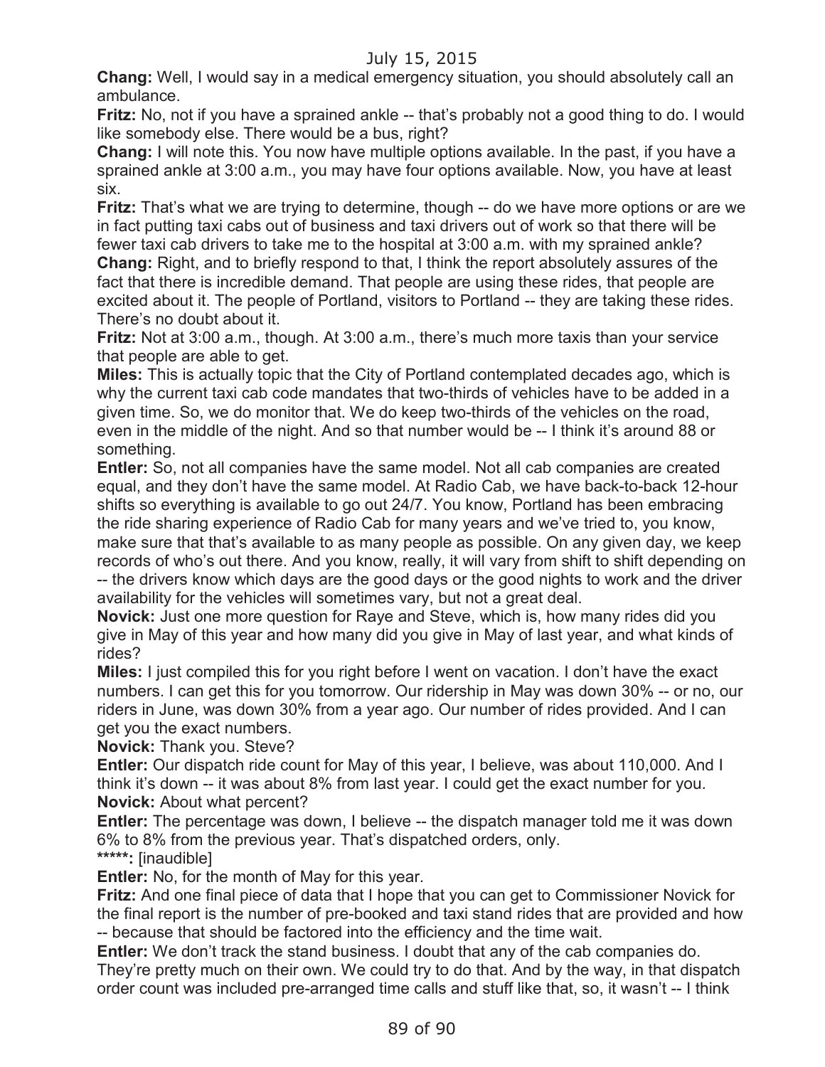**Chang:** Well, I would say in a medical emergency situation, you should absolutely call an ambulance.

**Fritz:** No, not if you have a sprained ankle -- that's probably not a good thing to do. I would like somebody else. There would be a bus, right?

**Chang:** I will note this. You now have multiple options available. In the past, if you have a sprained ankle at 3:00 a.m., you may have four options available. Now, you have at least six.

**Fritz:** That's what we are trying to determine, though -- do we have more options or are we in fact putting taxi cabs out of business and taxi drivers out of work so that there will be fewer taxi cab drivers to take me to the hospital at 3:00 a.m. with my sprained ankle?

**Chang:** Right, and to briefly respond to that, I think the report absolutely assures of the fact that there is incredible demand. That people are using these rides, that people are excited about it. The people of Portland, visitors to Portland -- they are taking these rides. There's no doubt about it.

**Fritz:** Not at 3:00 a.m., though. At 3:00 a.m., there's much more taxis than your service that people are able to get.

**Miles:** This is actually topic that the City of Portland contemplated decades ago, which is why the current taxi cab code mandates that two-thirds of vehicles have to be added in a given time. So, we do monitor that. We do keep two-thirds of the vehicles on the road, even in the middle of the night. And so that number would be -- I think it's around 88 or something.

**Entler:** So, not all companies have the same model. Not all cab companies are created equal, and they don't have the same model. At Radio Cab, we have back-to-back 12-hour shifts so everything is available to go out 24/7. You know, Portland has been embracing the ride sharing experience of Radio Cab for many years and we've tried to, you know, make sure that that's available to as many people as possible. On any given day, we keep records of who's out there. And you know, really, it will vary from shift to shift depending on -- the drivers know which days are the good days or the good nights to work and the driver availability for the vehicles will sometimes vary, but not a great deal.

**Novick:** Just one more question for Raye and Steve, which is, how many rides did you give in May of this year and how many did you give in May of last year, and what kinds of rides?

**Miles:** I just compiled this for you right before I went on vacation. I don't have the exact numbers. I can get this for you tomorrow. Our ridership in May was down 30% -- or no, our riders in June, was down 30% from a year ago. Our number of rides provided. And I can get you the exact numbers.

**Novick:** Thank you. Steve?

**Entler:** Our dispatch ride count for May of this year, I believe, was about 110,000. And I think it's down -- it was about 8% from last year. I could get the exact number for you.

**Novick:** About what percent?

**Entler:** The percentage was down, I believe -- the dispatch manager told me it was down 6% to 8% from the previous year. That's dispatched orders, only.

*****: [inaudible]

**Entler:** No, for the month of May for this year.

**Fritz:** And one final piece of data that I hope that you can get to Commissioner Novick for the final report is the number of pre-booked and taxi stand rides that are provided and how -- because that should be factored into the efficiency and the time wait.

**Entler:** We don't track the stand business. I doubt that any of the cab companies do. They're pretty much on their own. We could try to do that. And by the way, in that dispatch order count was included pre-arranged time calls and stuff like that, so, it wasn't -- I think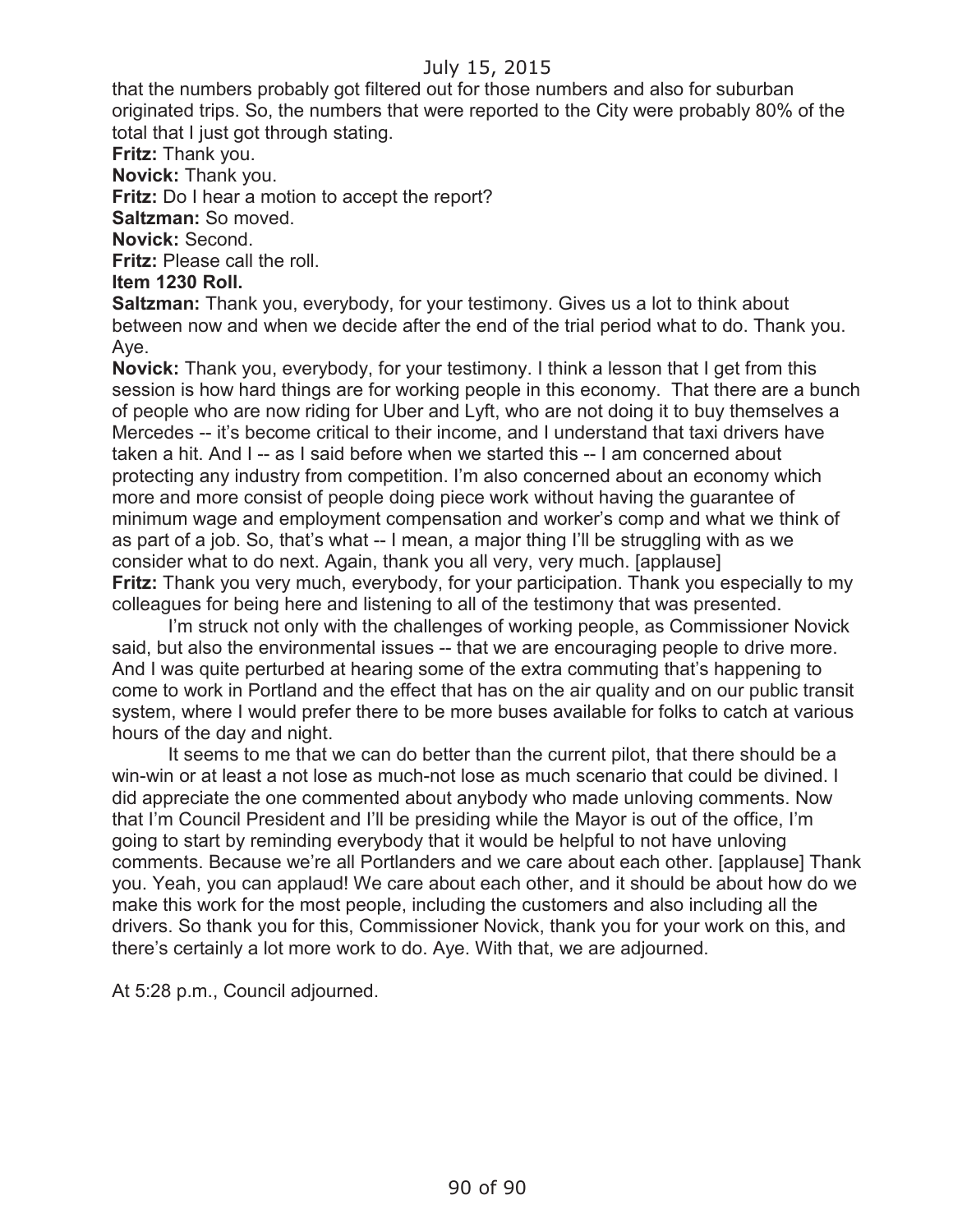that the numbers probably got filtered out for those numbers and also for suburban originated trips. So, the numbers that were reported to the City were probably 80% of the total that I just got through stating.

**Fritz:** Thank you.

**Novick:** Thank you.

**Fritz:** Do I hear a motion to accept the report?

**Saltzman:** So moved.

**Novick:** Second.

**Fritz:** Please call the roll.

**Item 1230 Roll.**

**Saltzman:** Thank you, everybody, for your testimony. Gives us a lot to think about between now and when we decide after the end of the trial period what to do. Thank you. Aye.

**Novick:** Thank you, everybody, for your testimony. I think a lesson that I get from this session is how hard things are for working people in this economy. That there are a bunch of people who are now riding for Uber and Lyft, who are not doing it to buy themselves a Mercedes -- it's become critical to their income, and I understand that taxi drivers have taken a hit. And I -- as I said before when we started this -- I am concerned about protecting any industry from competition. I'm also concerned about an economy which more and more consist of people doing piece work without having the guarantee of minimum wage and employment compensation and worker's comp and what we think of as part of a job. So, that's what -- I mean, a major thing I'll be struggling with as we consider what to do next. Again, thank you all very, very much. [applause]

**Fritz:** Thank you very much, everybody, for your participation. Thank you especially to my colleagues for being here and listening to all of the testimony that was presented.

I'm struck not only with the challenges of working people, as Commissioner Novick said, but also the environmental issues -- that we are encouraging people to drive more. And I was quite perturbed at hearing some of the extra commuting that's happening to come to work in Portland and the effect that has on the air quality and on our public transit system, where I would prefer there to be more buses available for folks to catch at various hours of the day and night.

It seems to me that we can do better than the current pilot, that there should be a win-win or at least a not lose as much-not lose as much scenario that could be divined. I did appreciate the one commented about anybody who made unloving comments. Now that I'm Council President and I'll be presiding while the Mayor is out of the office, I'm going to start by reminding everybody that it would be helpful to not have unloving comments. Because we're all Portlanders and we care about each other. [applause] Thank you. Yeah, you can applaud! We care about each other, and it should be about how do we make this work for the most people, including the customers and also including all the drivers. So thank you for this, Commissioner Novick, thank you for your work on this, and there's certainly a lot more work to do. Aye. With that, we are adjourned.

At 5:28 p.m., Council adjourned.